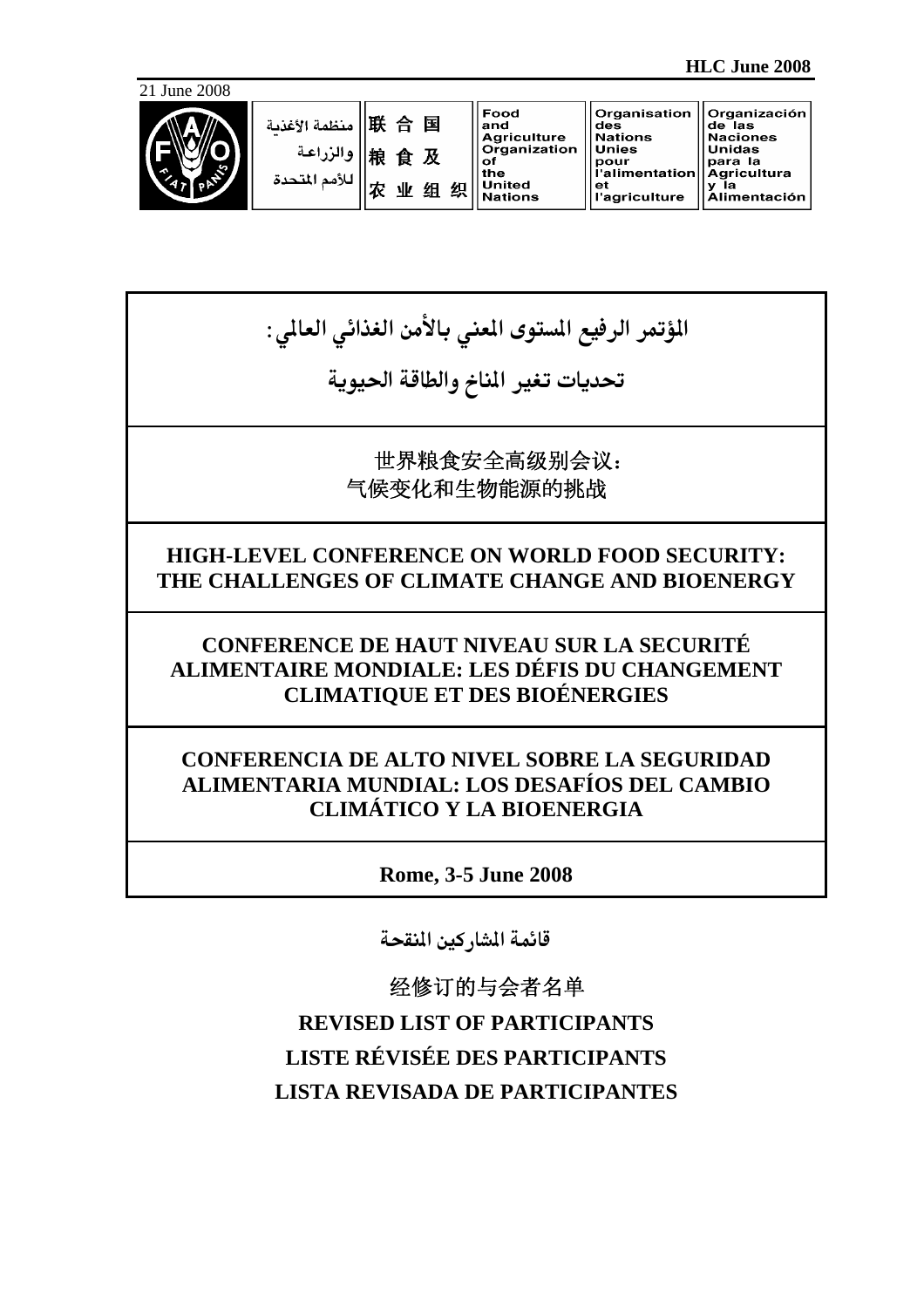HLC June 2008

21 June 2008

| منظمة الأغذية والزراعة للأمم المتحدة | 联合国粮食及农业组织 | Food and Agriculture Organization of the United Nations | Organisation des Nations Unies pour l'alimentation et l'agriculture | Organización de las Naciones Unidas para la Agricultura y la Alimentación |
|---|---|---|---|---|

# المؤتمر الرفيع المستوى المعني بالأمن الغذائي العالمي: تحديات تغير المناخ والطاقة الحيوية

# 世界粮食安全高级别会议：气候变化和生物能源的挑战

# HIGH-LEVEL CONFERENCE ON WORLD FOOD SECURITY: THE CHALLENGES OF CLIMATE CHANGE AND BIOENERGY

# CONFERENCE DE HAUT NIVEAU SUR LA SECURITÉ ALIMENTAIRE MONDIALE: LES DÉFIS DU CHANGEMENT CLIMATIQUE ET DES BIOÉNERGIES

# CONFERENCIA DE ALTO NIVEL SOBRE LA SEGURIDAD ALIMENTARIA MUNDIAL: LOS DESAFÍOS DEL CAMBIO CLIMÁTICO Y LA BIOENERGIA

**Rome, 3-5 June 2008**

## قائمة المشاركين المنقحة

## 经修订的与会者名单

## REVISED LIST OF PARTICIPANTS

## LISTE RÉVISÉE DES PARTICIPANTS

## LISTA REVISADA DE PARTICIPANTES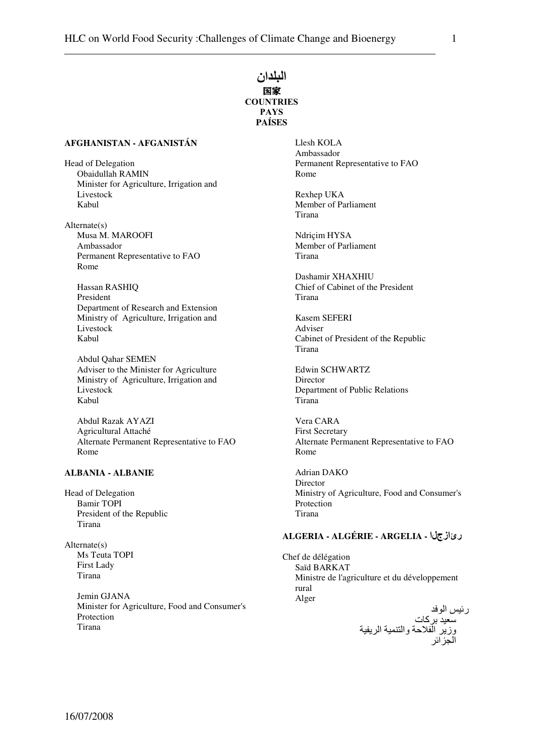# البلدان
# 国家
# COUNTRIES
# PAYS
# PAÍSES

### AFGHANISTAN - AFGANISTÁN

Head of Delegation
Obaidullah RAMIN
Minister for Agriculture, Irrigation and Livestock
Kabul

Alternate(s)
Musa M. MAROOFI
Ambassador
Permanent Representative to FAO
Rome

Hassan RASHIQ
President
Department of Research and Extension
Ministry of Agriculture, Irrigation and Livestock
Kabul

Abdul Qahar SEMEN
Adviser to the Minister for Agriculture
Ministry of Agriculture, Irrigation and Livestock
Kabul

Abdul Razak AYAZI
Agricultural Attaché
Alternate Permanent Representative to FAO
Rome

### ALBANIA - ALBANIE

Head of Delegation
Bamir TOPI
President of the Republic
Tirana

Alternate(s)
Ms Teuta TOPI
First Lady
Tirana

Jemin GJANA
Minister for Agriculture, Food and Consumer's Protection
Tirana

Llesh KOLA
Ambassador
Permanent Representative to FAO
Rome

Rexhep UKA
Member of Parliament
Tirana

Ndriçim HYSA
Member of Parliament
Tirana

Dashamir XHAXHIU
Chief of Cabinet of the President
Tirana

Kasem SEFERI
Adviser
Cabinet of President of the Republic
Tirana

Edwin SCHWARTZ
Director
Department of Public Relations
Tirana

Vera CARA
First Secretary
Alternate Permanent Representative to FAO
Rome

Adrian DAKO
Director
Ministry of Agriculture, Food and Consumer's Protection
Tirana

### ALGERIA - ALGÉRIE - ARGELIA - الجزائر

Chef de délégation
Saïd BARKAT
Ministre de l'agriculture et du développement rural
Alger

رئيس الوفد
سعيد بركات
وزير الفلاحة والتنمية الريفية
الجزائر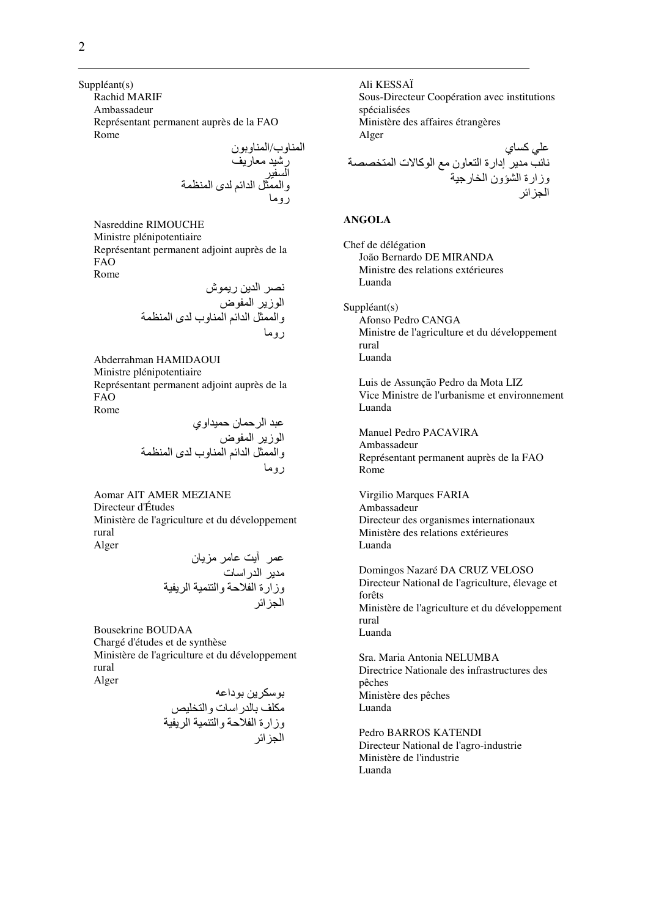Suppléant(s)

Rachid MARIF
Ambassadeur
Représentant permanent auprès de la FAO
Rome

المناوب/المناوبون
رشيد معاريف
السفير
والممثل الدائم لدى المنظمة
روما

Nasreddine RIMOUCHE
Ministre plénipotentiaire
Représentant permanent adjoint auprès de la FAO
Rome

نصر الدين ريموش
الوزير المفوض
والممثل الدائم المناوب لدى المنظمة
روما

Abderrahman HAMIDAOUI
Ministre plénipotentiaire
Représentant permanent adjoint auprès de la FAO
Rome

عبد الرحمان حميداوي
الوزير المفوض
والممثل الدائم المناوب لدى المنظمة
روما

Aomar AIT AMER MEZIANE
Directeur d'Études
Ministère de l'agriculture et du développement rural
Alger

عمر آيت عامر مزيان
مدير الدراسات
وزارة الفلاحة والتنمية الريفية
الجزائر

Bousekrine BOUDAA
Chargé d'études et de synthèse
Ministère de l'agriculture et du développement rural
Alger

بوسكرين بوداعه
مكلف بالدراسات والتخليص
وزارة الفلاحة والتنمية الريفية
الجزائر

Ali KESSAÏ
Sous-Directeur Coopération avec institutions spécialisées
Ministère des affaires étrangères
Alger

علي كساي
نائب مدير إدارة التعاون مع الوكالات المتخصصة
وزارة الشؤون الخارجية
الجزائر

**ANGOLA**

Chef de délégation

João Bernardo DE MIRANDA
Ministre des relations extérieures
Luanda

Suppléant(s)

Afonso Pedro CANGA
Ministre de l'agriculture et du développement rural
Luanda

Luis de Assunção Pedro da Mota LIZ
Vice Ministre de l'urbanisme et environnement
Luanda

Manuel Pedro PACAVIRA
Ambassadeur
Représentant permanent auprès de la FAO
Rome

Virgilio Marques FARIA
Ambassadeur
Directeur des organismes internationaux
Ministère des relations extérieures
Luanda

Domingos Nazaré DA CRUZ VELOSO
Directeur National de l'agriculture, élevage et forêts
Ministère de l'agriculture et du développement rural
Luanda

Sra. Maria Antonia NELUMBA
Directrice Nationale des infrastructures des pêches
Ministère des pêches
Luanda

Pedro BARROS KATENDI
Directeur National de l'agro-industrie
Ministère de l'industrie
Luanda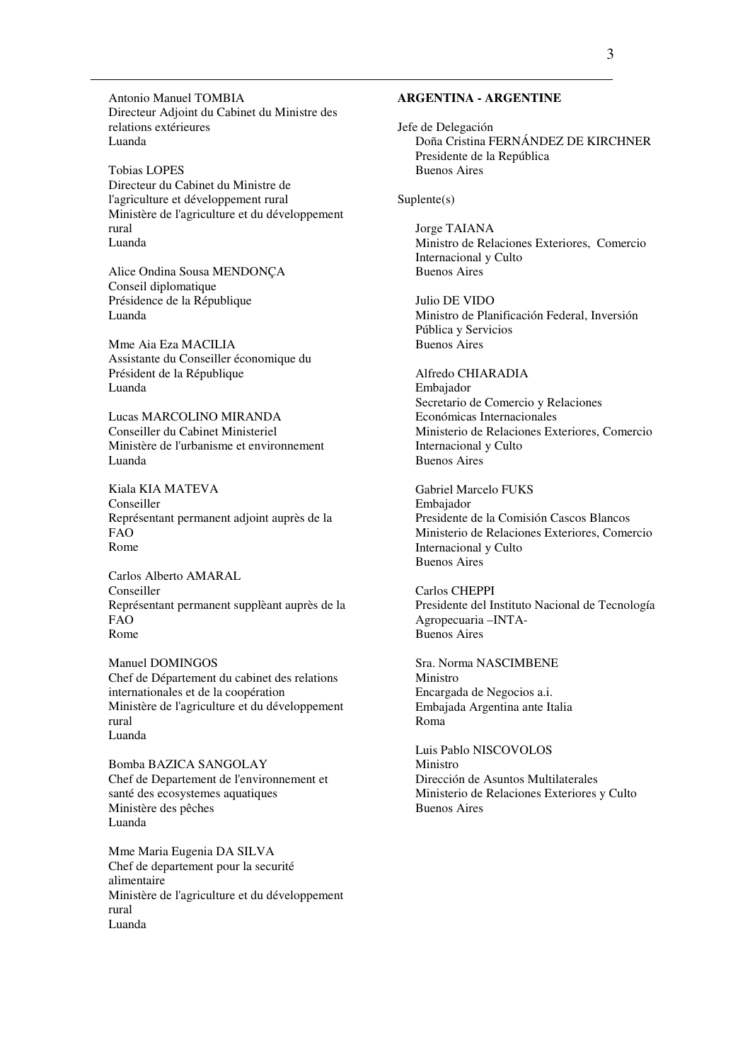Antonio Manuel TOMBIA
Directeur Adjoint du Cabinet du Ministre des relations extérieures
Luanda

Tobias LOPES
Directeur du Cabinet du Ministre de l'agriculture et développement rural
Ministère de l'agriculture et du développement rural
Luanda

Alice Ondina Sousa MENDONÇA
Conseil diplomatique
Présidence de la République
Luanda

Mme Aia Eza MACILIA
Assistante du Conseiller économique du Président de la République
Luanda

Lucas MARCOLINO MIRANDA
Conseiller du Cabinet Ministeriel
Ministère de l'urbanisme et environnement
Luanda

Kiala KIA MATEVA
Conseiller
Représentant permanent adjoint auprès de la FAO
Rome

Carlos Alberto AMARAL
Conseiller
Représentant permanent supplèant auprès de la FAO
Rome

Manuel DOMINGOS
Chef de Département du cabinet des relations internationales et de la coopération
Ministère de l'agriculture et du développement rural
Luanda

Bomba BAZICA SANGOLAY
Chef de Departement de l'environnement et santé des ecosystemes aquatiques
Ministère des pêches
Luanda

Mme Maria Eugenia DA SILVA
Chef de departement pour la securité alimentaire
Ministère de l'agriculture et du développement rural
Luanda

**ARGENTINA - ARGENTINE**

Jefe de Delegación
Doña Cristina FERNÁNDEZ DE KIRCHNER
Presidente de la República
Buenos Aires

Suplente(s)

Jorge TAIANA
Ministro de Relaciones Exteriores, Comercio Internacional y Culto
Buenos Aires

Julio DE VIDO
Ministro de Planificación Federal, Inversión Pública y Servicios
Buenos Aires

Alfredo CHIARADIA
Embajador
Secretario de Comercio y Relaciones Económicas Internacionales
Ministerio de Relaciones Exteriores, Comercio Internacional y Culto
Buenos Aires

Gabriel Marcelo FUKS
Embajador
Presidente de la Comisión Cascos Blancos
Ministerio de Relaciones Exteriores, Comercio Internacional y Culto
Buenos Aires

Carlos CHEPPI
Presidente del Instituto Nacional de Tecnología Agropecuaria –INTA-
Buenos Aires

Sra. Norma NASCIMBENE
Ministro
Encargada de Negocios a.i.
Embajada Argentina ante Italia
Roma

Luis Pablo NISCOVOLOS
Ministro
Dirección de Asuntos Multilaterales
Ministerio de Relaciones Exteriores y Culto
Buenos Aires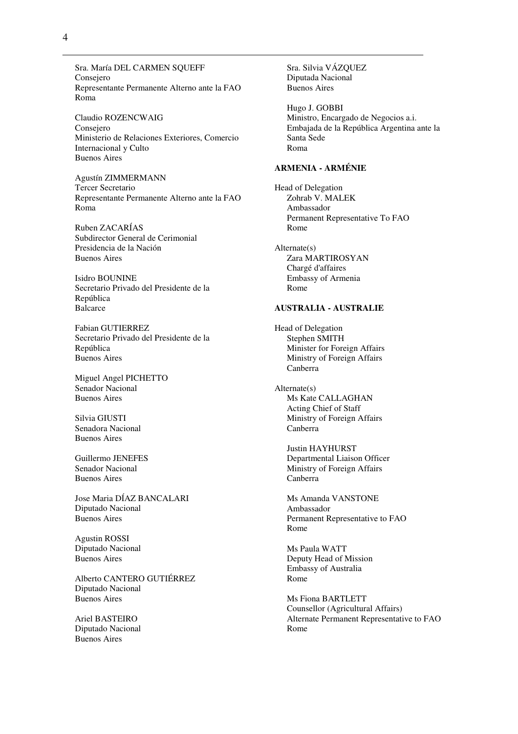Sra. María DEL CARMEN SQUEFF
Consejero
Representante Permanente Alterno ante la FAO
Roma

Claudio ROZENCWAIG
Consejero
Ministerio de Relaciones Exteriores, Comercio Internacional y Culto
Buenos Aires

Agustín ZIMMERMANN
Tercer Secretario
Representante Permanente Alterno ante la FAO
Roma

Ruben ZACARÍAS
Subdirector General de Cerimonial
Presidencia de la Nación
Buenos Aires

Isidro BOUNINE
Secretario Privado del Presidente de la República
Balcarce

Fabian GUTIERREZ
Secretario Privado del Presidente de la República
Buenos Aires

Miguel Angel PICHETTO
Senador Nacional
Buenos Aires

Silvia GIUSTI
Senadora Nacional
Buenos Aires

Guillermo JENEFES
Senador Nacional
Buenos Aires

Jose Maria DÍAZ BANCALARI
Diputado Nacional
Buenos Aires

Agustin ROSSI
Diputado Nacional
Buenos Aires

Alberto CANTERO GUTIÉRREZ
Diputado Nacional
Buenos Aires

Ariel BASTEIRO
Diputado Nacional
Buenos Aires

Sra. Silvia VÁZQUEZ
Diputada Nacional
Buenos Aires

Hugo J. GOBBI
Ministro, Encargado de Negocios a.i.
Embajada de la República Argentina ante la Santa Sede
Roma

**ARMENIA - ARMÉNIE**

Head of Delegation
Zohrab V. MALEK
Ambassador
Permanent Representative To FAO
Rome

Alternate(s)
Zara MARTIROSYAN
Chargé d'affaires
Embassy of Armenia
Rome

**AUSTRALIA - AUSTRALIE**

Head of Delegation
Stephen SMITH
Minister for Foreign Affairs
Ministry of Foreign Affairs
Canberra

Alternate(s)
Ms Kate CALLAGHAN
Acting Chief of Staff
Ministry of Foreign Affairs
Canberra

Justin HAYHURST
Departmental Liaison Officer
Ministry of Foreign Affairs
Canberra

Ms Amanda VANSTONE
Ambassador
Permanent Representative to FAO
Rome

Ms Paula WATT
Deputy Head of Mission
Embassy of Australia
Rome

Ms Fiona BARTLETT
Counsellor (Agricultural Affairs)
Alternate Permanent Representative to FAO
Rome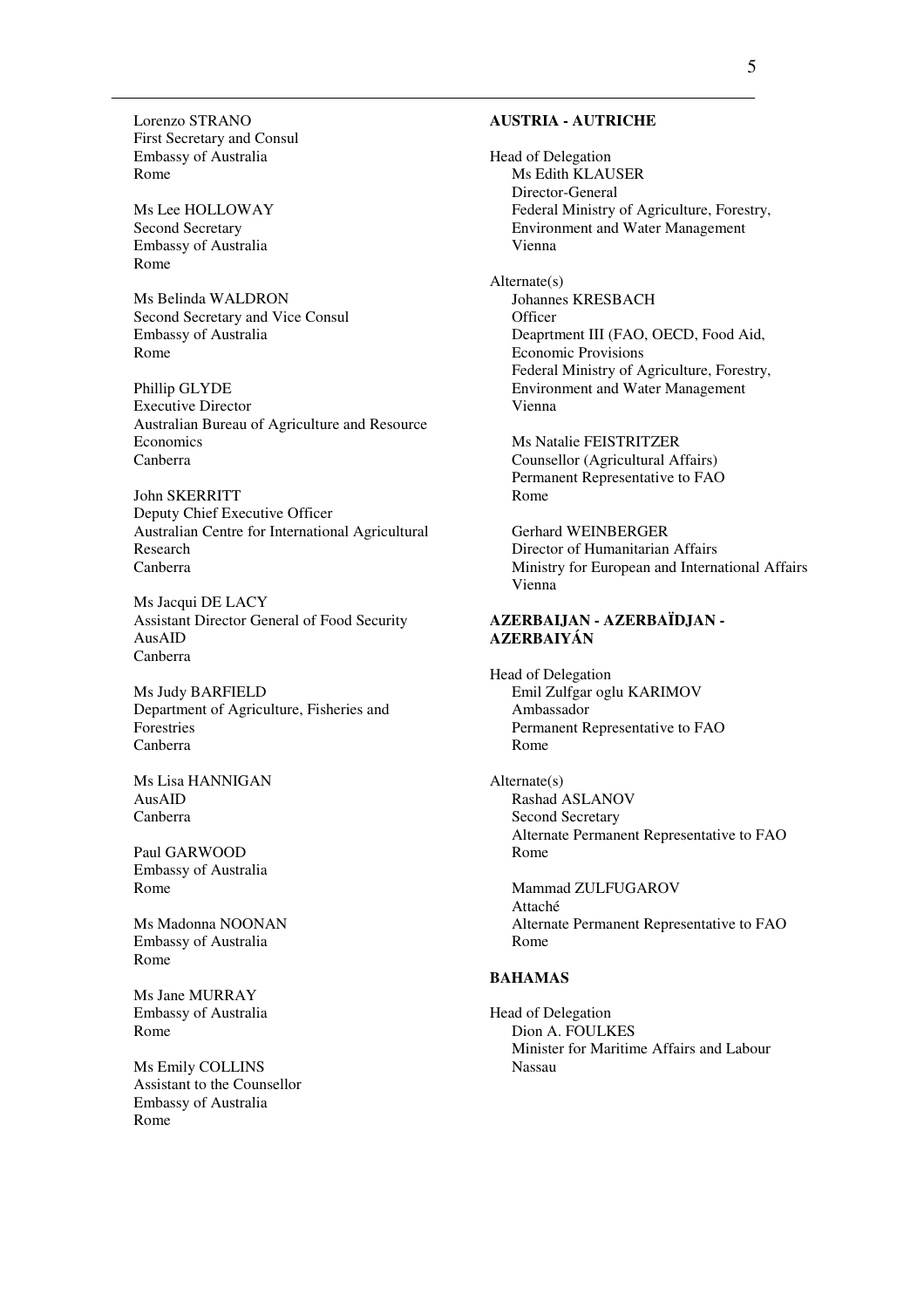Lorenzo STRANO
First Secretary and Consul
Embassy of Australia
Rome

Ms Lee HOLLOWAY
Second Secretary
Embassy of Australia
Rome

Ms Belinda WALDRON
Second Secretary and Vice Consul
Embassy of Australia
Rome

Phillip GLYDE
Executive Director
Australian Bureau of Agriculture and Resource Economics
Canberra

John SKERRITT
Deputy Chief Executive Officer
Australian Centre for International Agricultural Research
Canberra

Ms Jacqui DE LACY
Assistant Director General of Food Security
AusAID
Canberra

Ms Judy BARFIELD
Department of Agriculture, Fisheries and Forestries
Canberra

Ms Lisa HANNIGAN
AusAID
Canberra

Paul GARWOOD
Embassy of Australia
Rome

Ms Madonna NOONAN
Embassy of Australia
Rome

Ms Jane MURRAY
Embassy of Australia
Rome

Ms Emily COLLINS
Assistant to the Counsellor
Embassy of Australia
Rome

**AUSTRIA - AUTRICHE**

Head of Delegation
Ms Edith KLAUSER
Director-General
Federal Ministry of Agriculture, Forestry, Environment and Water Management
Vienna

Alternate(s)
Johannes KRESBACH
Officer
Deaprtment III (FAO, OECD, Food Aid, Economic Provisions
Federal Ministry of Agriculture, Forestry, Environment and Water Management
Vienna

Ms Natalie FEISTRITZER
Counsellor (Agricultural Affairs)
Permanent Representative to FAO
Rome

Gerhard WEINBERGER
Director of Humanitarian Affairs
Ministry for European and International Affairs
Vienna

**AZERBAIJAN - AZERBAÏDJAN - AZERBAIYÁN**

Head of Delegation
Emil Zulfgar oglu KARIMOV
Ambassador
Permanent Representative to FAO
Rome

Alternate(s)
Rashad ASLANOV
Second Secretary
Alternate Permanent Representative to FAO
Rome

Mammad ZULFUGAROV
Attaché
Alternate Permanent Representative to FAO
Rome

**BAHAMAS**

Head of Delegation
Dion A. FOULKES
Minister for Maritime Affairs and Labour
Nassau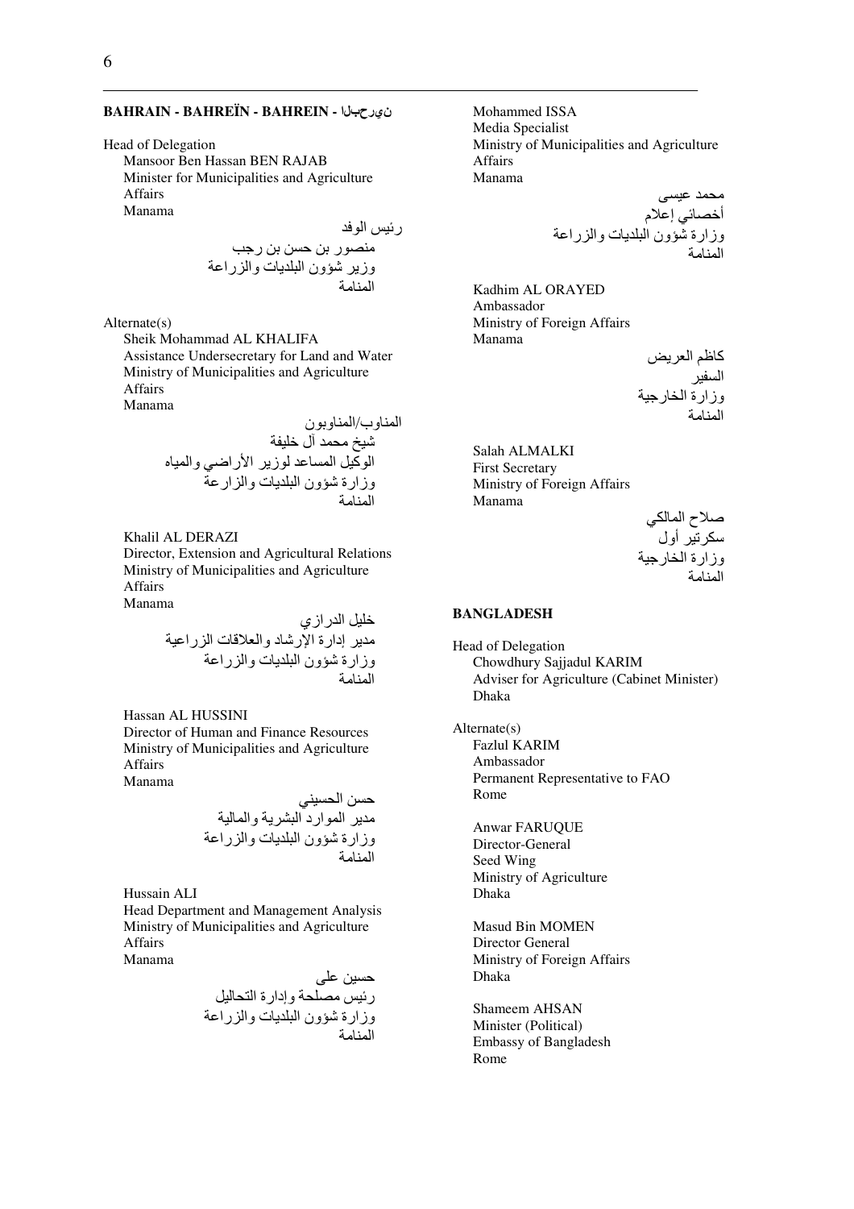**BAHRAIN - BAHREÏN - BAHREIN - البحرين**

Head of Delegation
Mansoor Ben Hassan BEN RAJAB
Minister for Municipalities and Agriculture Affairs
Manama

رئيس الوفد
منصور بن حسن بن رجب
وزير شؤون البلديات والزراعة
المنامة

Alternate(s)
Sheik Mohammad AL KHALIFA
Assistance Undersecretary for Land and Water
Ministry of Municipalities and Agriculture Affairs
Manama

المناوب/المناوبون
شيخ محمد آل خليفة
الوكيل المساعد لوزير الأراضي والمياه
وزارة شؤون البلديات والزراعة
المنامة

Khalil AL DERAZI
Director, Extension and Agricultural Relations
Ministry of Municipalities and Agriculture Affairs
Manama

خليل الدرازي
مدير إدارة الإرشاد والعلاقات الزراعية
وزارة شؤون البلديات والزراعة
المنامة

Hassan AL HUSSINI
Director of Human and Finance Resources
Ministry of Municipalities and Agriculture Affairs
Manama

حسن الحسيني
مدير الموارد البشرية والمالية
وزارة شؤون البلديات والزراعة
المنامة

Hussain ALI
Head Department and Management Analysis
Ministry of Municipalities and Agriculture Affairs
Manama

حسين على
رئيس مصلحة وإدارة التحاليل
وزارة شؤون البلديات والزراعة
المنامة

Mohammed ISSA
Media Specialist
Ministry of Municipalities and Agriculture Affairs
Manama

محمد عيسى
أخصائي إعلام
وزارة شؤون البلديات والزراعة
المنامة

Kadhim AL ORAYED
Ambassador
Ministry of Foreign Affairs
Manama

كاظم العريض
السفير
وزارة الخارجية
المنامة

Salah ALMALKI
First Secretary
Ministry of Foreign Affairs
Manama

صلاح المالكي
سكرتير أول
وزارة الخارجية
المنامة

**BANGLADESH**

Head of Delegation
Chowdhury Sajjadul KARIM
Adviser for Agriculture (Cabinet Minister)
Dhaka

Alternate(s)
Fazlul KARIM
Ambassador
Permanent Representative to FAO
Rome

Anwar FARUQUE
Director-General
Seed Wing
Ministry of Agriculture
Dhaka

Masud Bin MOMEN
Director General
Ministry of Foreign Affairs
Dhaka

Shameem AHSAN
Minister (Political)
Embassy of Bangladesh
Rome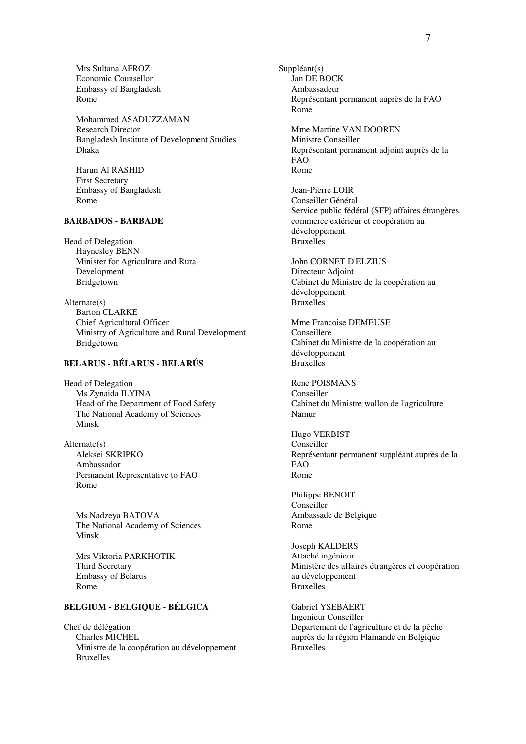Mrs Sultana AFROZ
Economic Counsellor
Embassy of Bangladesh
Rome

Mohammed ASADUZZAMAN
Research Director
Bangladesh Institute of Development Studies
Dhaka

Harun Al RASHID
First Secretary
Embassy of Bangladesh
Rome

**BARBADOS - BARBADE**

Head of Delegation
Haynesley BENN
Minister for Agriculture and Rural Development
Bridgetown

Alternate(s)
Barton CLARKE
Chief Agricultural Officer
Ministry of Agriculture and Rural Development
Bridgetown

**BELARUS - BÉLARUS - BELARÚS**

Head of Delegation
Ms Zynaida ILYINA
Head of the Department of Food Safety
The National Academy of Sciences
Minsk

Alternate(s)
Aleksei SKRIPKO
Ambassador
Permanent Representative to FAO
Rome

Ms Nadzeya BATOVA
The National Academy of Sciences
Minsk

Mrs Viktoria PARKHOTIK
Third Secretary
Embassy of Belarus
Rome

**BELGIUM - BELGIQUE - BÉLGICA**

Chef de délégation
Charles MICHEL
Ministre de la coopération au développement
Bruxelles

Suppléant(s)
Jan DE BOCK
Ambassadeur
Représentant permanent auprès de la FAO
Rome

Mme Martine VAN DOOREN
Ministre Conseiller
Représentant permanent adjoint auprès de la FAO
Rome

Jean-Pierre LOIR
Conseiller Général
Service public fédéral (SFP) affaires étrangères, commerce extérieur et coopération au développement
Bruxelles

John CORNET D'ELZIUS
Directeur Adjoint
Cabinet du Ministre de la coopération au développement
Bruxelles

Mme Francoise DEMEUSE
Conseillere
Cabinet du Ministre de la coopération au développement
Bruxelles

Rene POISMANS
Conseiller
Cabinet du Ministre wallon de l'agriculture
Namur

Hugo VERBIST
Conseiller
Représentant permanent suppléant auprès de la FAO
Rome

Philippe BENOIT
Conseiller
Ambassade de Belgique
Rome

Joseph KALDERS
Attaché ingénieur
Ministère des affaires étrangères et coopération au développement
Bruxelles

Gabriel YSEBAERT
Ingenieur Conseiller
Departement de l'agriculture et de la pêche auprès de la région Flamande en Belgique
Bruxelles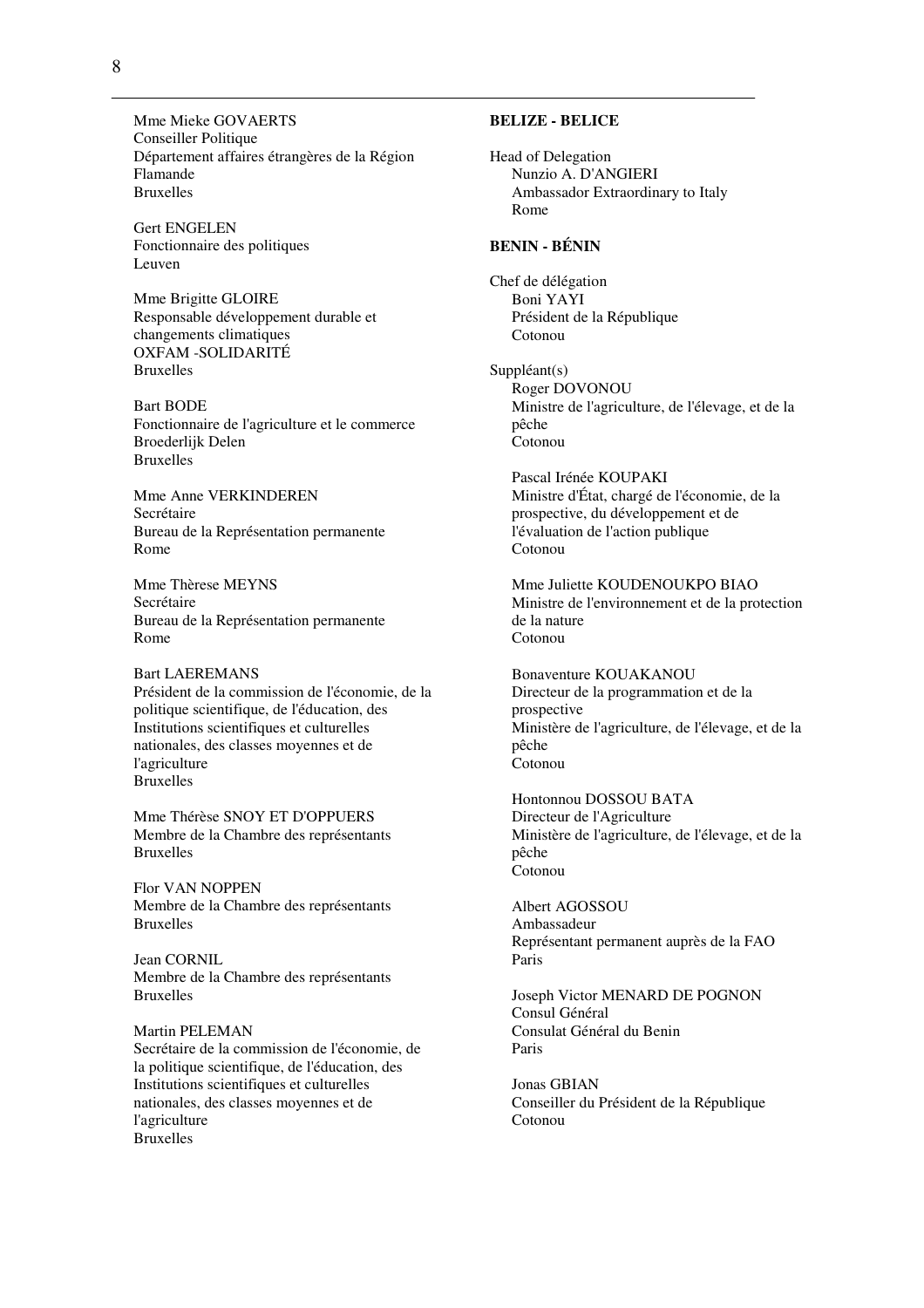Mme Mieke GOVAERTS
Conseiller Politique
Département affaires étrangères de la Région Flamande
Bruxelles

Gert ENGELEN
Fonctionnaire des politiques
Leuven

Mme Brigitte GLOIRE
Responsable développement durable et changements climatiques
OXFAM -SOLIDARITÉ
Bruxelles

Bart BODE
Fonctionnaire de l'agriculture et le commerce
Broederlijk Delen
Bruxelles

Mme Anne VERKINDEREN
Secrétaire
Bureau de la Représentation permanente
Rome

Mme Thèrese MEYNS
Secrétaire
Bureau de la Représentation permanente
Rome

Bart LAEREMANS
Président de la commission de l'économie, de la politique scientifique, de l'éducation, des Institutions scientifiques et culturelles nationales, des classes moyennes et de l'agriculture
Bruxelles

Mme Thérèse SNOY ET D'OPPUERS
Membre de la Chambre des représentants
Bruxelles

Flor VAN NOPPEN
Membre de la Chambre des représentants
Bruxelles

Jean CORNIL
Membre de la Chambre des représentants
Bruxelles

Martin PELEMAN
Secrétaire de la commission de l'économie, de la politique scientifique, de l'éducation, des Institutions scientifiques et culturelles nationales, des classes moyennes et de l'agriculture
Bruxelles

**BELIZE - BELICE**

Head of Delegation
Nunzio A. D'ANGIERI
Ambassador Extraordinary to Italy
Rome

**BENIN - BÉNIN**

Chef de délégation
Boni YAYI
Président de la République
Cotonou

Suppléant(s)
Roger DOVONOU
Ministre de l'agriculture, de l'élevage, et de la pêche
Cotonou

Pascal Irénée KOUPAKI
Ministre d'État, chargé de l'économie, de la prospective, du développement et de l'évaluation de l'action publique
Cotonou

Mme Juliette KOUDENOUKPO BIAO
Ministre de l'environnement et de la protection de la nature
Cotonou

Bonaventure KOUAKANOU
Directeur de la programmation et de la prospective
Ministère de l'agriculture, de l'élevage, et de la pêche
Cotonou

Hontonnou DOSSOU BATA
Directeur de l'Agriculture
Ministère de l'agriculture, de l'élevage, et de la pêche
Cotonou

Albert AGOSSOU
Ambassadeur
Représentant permanent auprès de la FAO
Paris

Joseph Victor MENARD DE POGNON
Consul Général
Consulat Général du Benin
Paris

Jonas GBIAN
Conseiller du Président de la République
Cotonou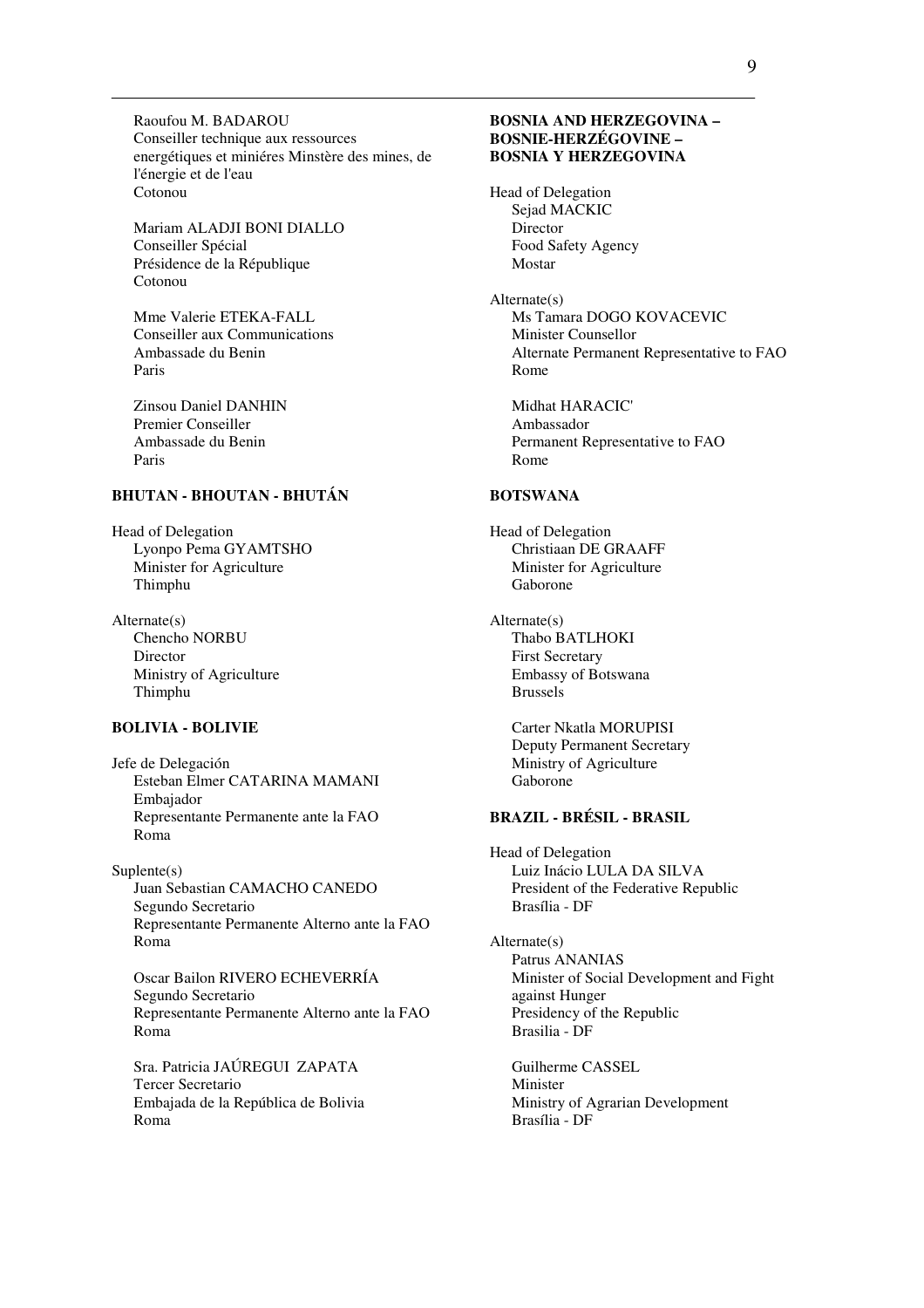Raoufou M. BADAROU
Conseiller technique aux ressources énergétiques et miniéres Minstère des mines, de l'énergie et de l'eau
Cotonou

Mariam ALADJI BONI DIALLO
Conseiller Spécial
Présidence de la République
Cotonou

Mme Valerie ETEKA-FALL
Conseiller aux Communications
Ambassade du Benin
Paris

Zinsou Daniel DANHIN
Premier Conseiller
Ambassade du Benin
Paris

**BHUTAN - BHOUTAN - BHUTÁN**

Head of Delegation
Lyonpo Pema GYAMTSHO
Minister for Agriculture
Thimphu

Alternate(s)
Chencho NORBU
Director
Ministry of Agriculture
Thimphu

**BOLIVIA - BOLIVIE**

Jefe de Delegación
Esteban Elmer CATARINA MAMANI
Embajador
Representante Permanente ante la FAO
Roma

Suplente(s)
Juan Sebastian CAMACHO CANEDO
Segundo Secretario
Representante Permanente Alterno ante la FAO
Roma

Oscar Bailon RIVERO ECHEVERRÍA
Segundo Secretario
Representante Permanente Alterno ante la FAO
Roma

Sra. Patricia JAÚREGUI ZAPATA
Tercer Secretario
Embajada de la República de Bolivia
Roma

**BOSNIA AND HERZEGOVINA – BOSNIE-HERZÉGOVINE – BOSNIA Y HERZEGOVINA**

Head of Delegation
Sejad MACKIC
Director
Food Safety Agency
Mostar

Alternate(s)
Ms Tamara DOGO KOVACEVIC
Minister Counsellor
Alternate Permanent Representative to FAO
Rome

Midhat HARACIC'
Ambassador
Permanent Representative to FAO
Rome

**BOTSWANA**

Head of Delegation
Christiaan DE GRAAFF
Minister for Agriculture
Gaborone

Alternate(s)
Thabo BATLHOKI
First Secretary
Embassy of Botswana
Brussels

Carter Nkatla MORUPISI
Deputy Permanent Secretary
Ministry of Agriculture
Gaborone

**BRAZIL - BRÉSIL - BRASIL**

Head of Delegation
Luiz Inácio LULA DA SILVA
President of the Federative Republic
Brasília - DF

Alternate(s)
Patrus ANANIAS
Minister of Social Development and Fight against Hunger
Presidency of the Republic
Brasilia - DF

Guilherme CASSEL
Minister
Ministry of Agrarian Development
Brasília - DF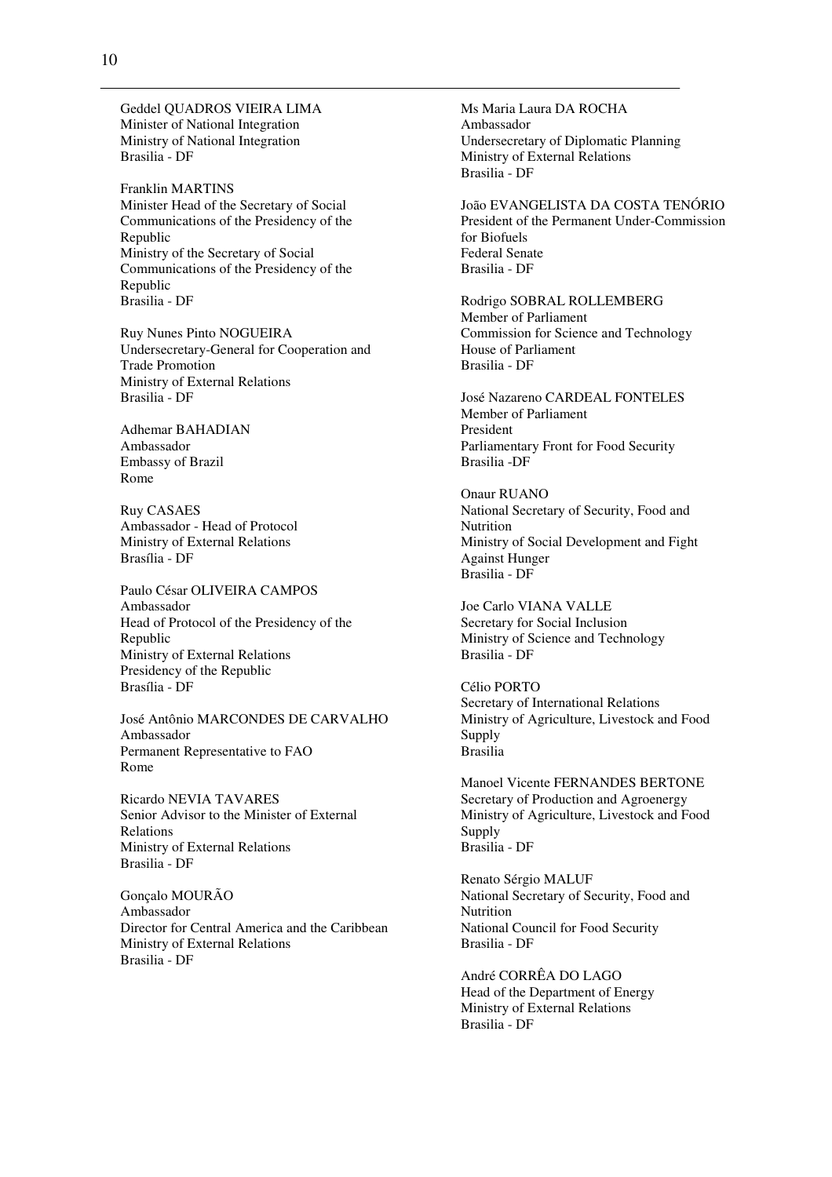Geddel QUADROS VIEIRA LIMA
Minister of National Integration
Ministry of National Integration
Brasilia - DF

Franklin MARTINS
Minister Head of the Secretary of Social Communications of the Presidency of the Republic
Ministry of the Secretary of Social Communications of the Presidency of the Republic
Brasilia - DF

Ruy Nunes Pinto NOGUEIRA
Undersecretary-General for Cooperation and Trade Promotion
Ministry of External Relations
Brasilia - DF

Adhemar BAHADIAN
Ambassador
Embassy of Brazil
Rome

Ruy CASAES
Ambassador - Head of Protocol
Ministry of External Relations
Brasília - DF

Paulo César OLIVEIRA CAMPOS
Ambassador
Head of Protocol of the Presidency of the Republic
Ministry of External Relations
Presidency of the Republic
Brasília - DF

José Antônio MARCONDES DE CARVALHO
Ambassador
Permanent Representative to FAO
Rome

Ricardo NEVIA TAVARES
Senior Advisor to the Minister of External Relations
Ministry of External Relations
Brasilia - DF

Gonçalo MOURÃO
Ambassador
Director for Central America and the Caribbean
Ministry of External Relations
Brasilia - DF

Ms Maria Laura DA ROCHA
Ambassador
Undersecretary of Diplomatic Planning
Ministry of External Relations
Brasilia - DF

João EVANGELISTA DA COSTA TENÓRIO
President of the Permanent Under-Commission for Biofuels
Federal Senate
Brasilia - DF

Rodrigo SOBRAL ROLLEMBERG
Member of Parliament
Commission for Science and Technology
House of Parliament
Brasilia - DF

José Nazareno CARDEAL FONTELES
Member of Parliament
President
Parliamentary Front for Food Security
Brasilia -DF

Onaur RUANO
National Secretary of Security, Food and Nutrition
Ministry of Social Development and Fight Against Hunger
Brasilia - DF

Joe Carlo VIANA VALLE
Secretary for Social Inclusion
Ministry of Science and Technology
Brasilia - DF

Célio PORTO
Secretary of International Relations
Ministry of Agriculture, Livestock and Food Supply
Brasilia

Manoel Vicente FERNANDES BERTONE
Secretary of Production and Agroenergy
Ministry of Agriculture, Livestock and Food Supply
Brasilia - DF

Renato Sérgio MALUF
National Secretary of Security, Food and Nutrition
National Council for Food Security
Brasilia - DF

André CORRÊA DO LAGO
Head of the Department of Energy
Ministry of External Relations
Brasilia - DF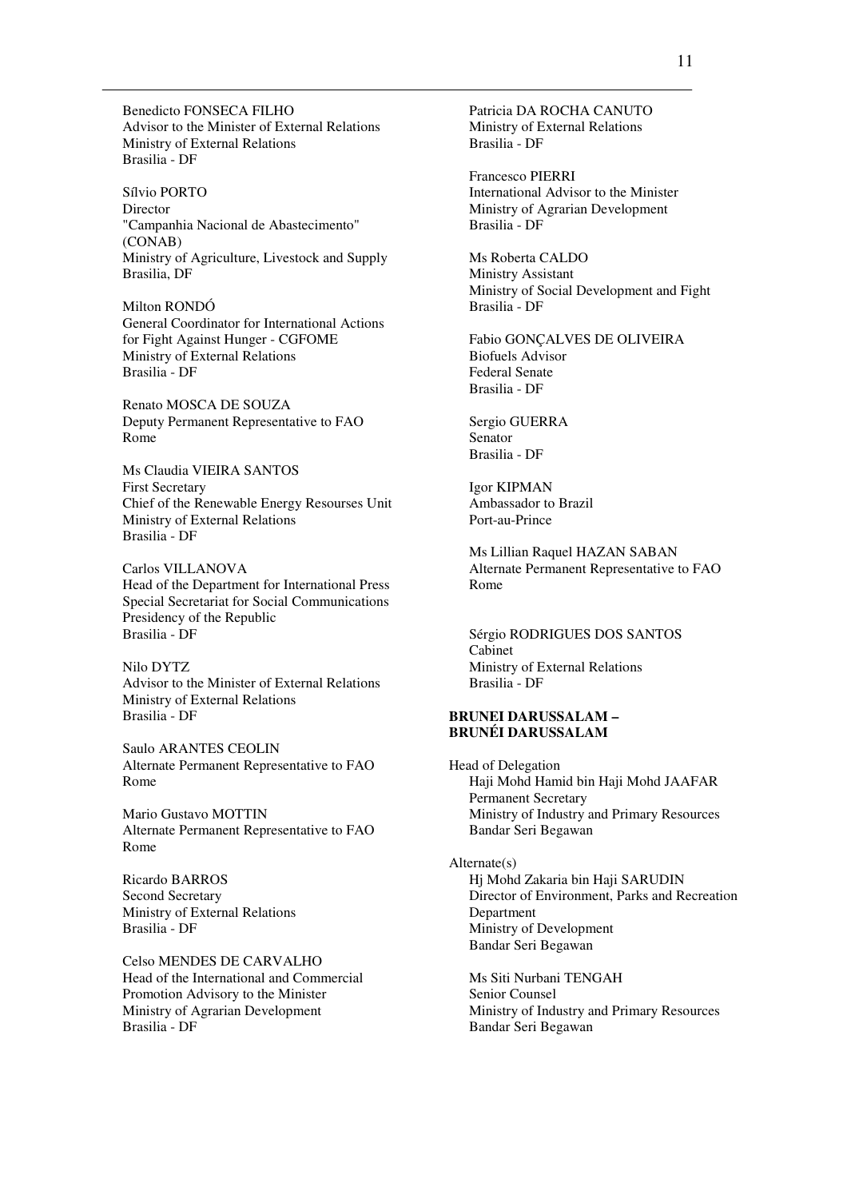Benedicto FONSECA FILHO
Advisor to the Minister of External Relations
Ministry of External Relations
Brasilia - DF

Sílvio PORTO
Director
"Campanhia Nacional de Abastecimento" (CONAB)
Ministry of Agriculture, Livestock and Supply
Brasilia, DF

Milton RONDÓ
General Coordinator for International Actions for Fight Against Hunger - CGFOME
Ministry of External Relations
Brasilia - DF

Renato MOSCA DE SOUZA
Deputy Permanent Representative to FAO
Rome

Ms Claudia VIEIRA SANTOS
First Secretary
Chief of the Renewable Energy Resourses Unit
Ministry of External Relations
Brasilia - DF

Carlos VILLANOVA
Head of the Department for International Press
Special Secretariat for Social Communications
Presidency of the Republic
Brasilia - DF

Nilo DYTZ
Advisor to the Minister of External Relations
Ministry of External Relations
Brasilia - DF

Saulo ARANTES CEOLIN
Alternate Permanent Representative to FAO
Rome

Mario Gustavo MOTTIN
Alternate Permanent Representative to FAO
Rome

Ricardo BARROS
Second Secretary
Ministry of External Relations
Brasilia - DF

Celso MENDES DE CARVALHO
Head of the International and Commercial Promotion Advisory to the Minister
Ministry of Agrarian Development
Brasilia - DF

Patricia DA ROCHA CANUTO
Ministry of External Relations
Brasilia - DF

Francesco PIERRI
International Advisor to the Minister
Ministry of Agrarian Development
Brasilia - DF

Ms Roberta CALDO
Ministry Assistant
Ministry of Social Development and Fight
Brasilia - DF

Fabio GONÇALVES DE OLIVEIRA
Biofuels Advisor
Federal Senate
Brasilia - DF

Sergio GUERRA
Senator
Brasilia - DF

Igor KIPMAN
Ambassador to Brazil
Port-au-Prince

Ms Lillian Raquel HAZAN SABAN
Alternate Permanent Representative to FAO
Rome

Sérgio RODRIGUES DOS SANTOS
Cabinet
Ministry of External Relations
Brasilia - DF

**BRUNEI DARUSSALAM – BRUNÉI DARUSSALAM**

Head of Delegation

Haji Mohd Hamid bin Haji Mohd JAAFAR
Permanent Secretary
Ministry of Industry and Primary Resources
Bandar Seri Begawan

Alternate(s)

Hj Mohd Zakaria bin Haji SARUDIN
Director of Environment, Parks and Recreation Department
Ministry of Development
Bandar Seri Begawan

Ms Siti Nurbani TENGAH
Senior Counsel
Ministry of Industry and Primary Resources
Bandar Seri Begawan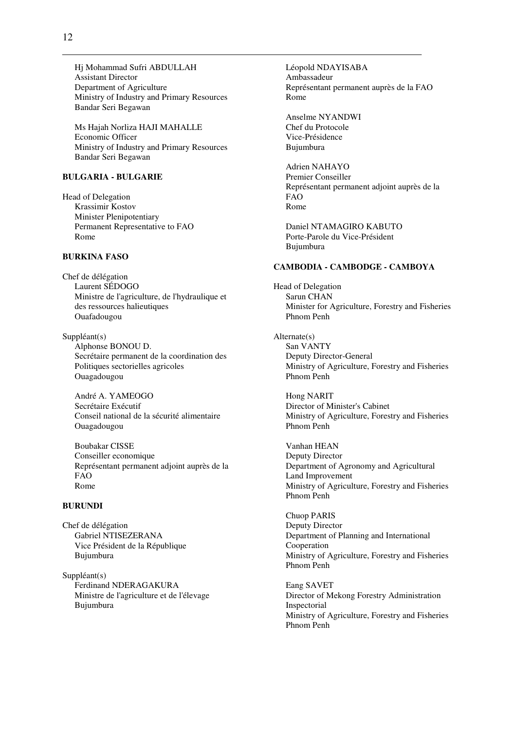Hj Mohammad Sufri ABDULLAH
Assistant Director
Department of Agriculture
Ministry of Industry and Primary Resources
Bandar Seri Begawan

Ms Hajah Norliza HAJI MAHALLE
Economic Officer
Ministry of Industry and Primary Resources
Bandar Seri Begawan

**BULGARIA - BULGARIE**

Head of Delegation
Krassimir Kostov
Minister Plenipotentiary
Permanent Representative to FAO
Rome

**BURKINA FASO**

Chef de délégation
Laurent SÉDOGO
Ministre de l'agriculture, de l'hydraulique et des ressources halieutiques
Ouafadougou

Suppléant(s)
Alphonse BONOU D.
Secrétaire permanent de la coordination des Politiques sectorielles agricoles
Ouagadougou

André A. YAMEOGO
Secrétaire Exécutif
Conseil national de la sécurité alimentaire
Ouagadougou

Boubakar CISSE
Conseiller economique
Représentant permanent adjoint auprès de la FAO
Rome

**BURUNDI**

Chef de délégation
Gabriel NTISEZERANA
Vice Président de la République
Bujumbura

Suppléant(s)
Ferdinand NDERAGAKURA
Ministre de l'agriculture et de l'élevage
Bujumbura

Léopold NDAYISABA
Ambassadeur
Représentant permanent auprès de la FAO
Rome

Anselme NYANDWI
Chef du Protocole
Vice-Présidence
Bujumbura

Adrien NAHAYO
Premier Conseiller
Représentant permanent adjoint auprès de la FAO
Rome

Daniel NTAMAGIRO KABUTO
Porte-Parole du Vice-Président
Bujumbura

**CAMBODIA - CAMBODGE - CAMBOYA**

Head of Delegation
Sarun CHAN
Minister for Agriculture, Forestry and Fisheries
Phnom Penh

Alternate(s)
San VANTY
Deputy Director-General
Ministry of Agriculture, Forestry and Fisheries
Phnom Penh

Hong NARIT
Director of Minister's Cabinet
Ministry of Agriculture, Forestry and Fisheries
Phnom Penh

Vanhan HEAN
Deputy Director
Department of Agronomy and Agricultural Land Improvement
Ministry of Agriculture, Forestry and Fisheries
Phnom Penh

Chuop PARIS
Deputy Director
Department of Planning and International Cooperation
Ministry of Agriculture, Forestry and Fisheries
Phnom Penh

Eang SAVET
Director of Mekong Forestry Administration Inspectorial
Ministry of Agriculture, Forestry and Fisheries
Phnom Penh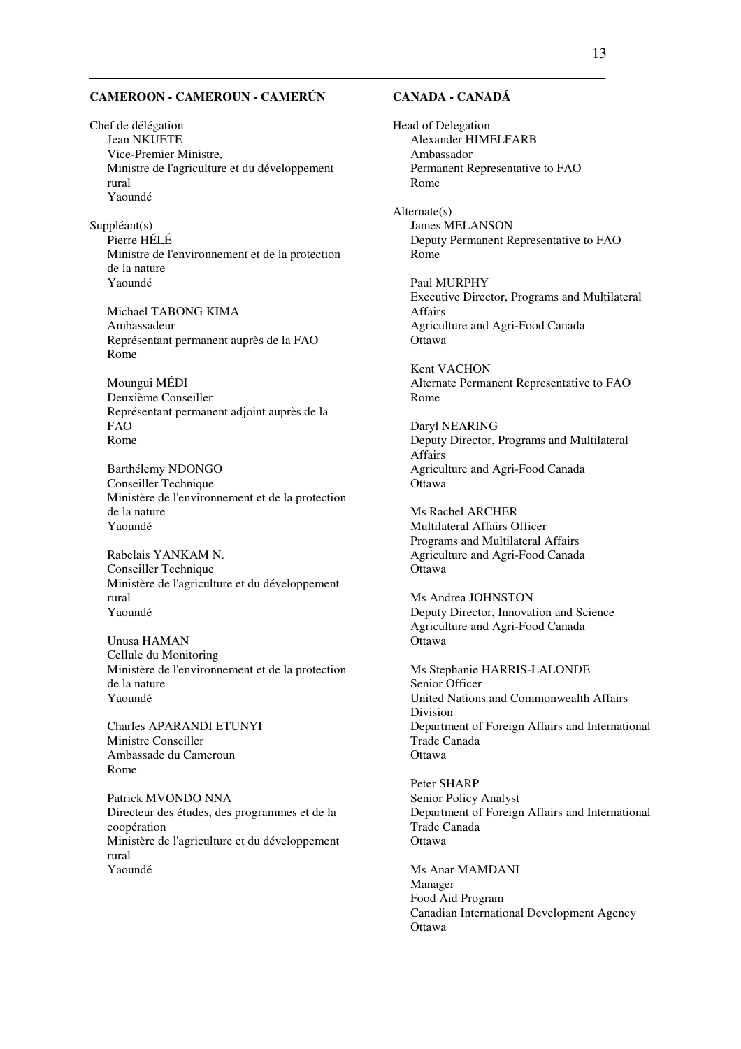**CAMEROON - CAMEROUN - CAMERÚN**

Chef de délégation
Jean NKUETE
Vice-Premier Ministre,
Ministre de l'agriculture et du développement rural
Yaoundé

Suppléant(s)
Pierre HÉLÉ
Ministre de l'environnement et de la protection de la nature
Yaoundé

Michael TABONG KIMA
Ambassadeur
Représentant permanent auprès de la FAO
Rome

Moungui MÉDI
Deuxième Conseiller
Représentant permanent adjoint auprès de la FAO
Rome

Barthélemy NDONGO
Conseiller Technique
Ministère de l'environnement et de la protection de la nature
Yaoundé

Rabelais YANKAM N.
Conseiller Technique
Ministère de l'agriculture et du développement rural
Yaoundé

Unusa HAMAN
Cellule du Monitoring
Ministère de l'environnement et de la protection de la nature
Yaoundé

Charles APARANDI ETUNYI
Ministre Conseiller
Ambassade du Cameroun
Rome

Patrick MVONDO NNA
Directeur des études, des programmes et de la coopération
Ministère de l'agriculture et du développement rural
Yaoundé

**CANADA - CANADÁ**

Head of Delegation
Alexander HIMELFARB
Ambassador
Permanent Representative to FAO
Rome

Alternate(s)
James MELANSON
Deputy Permanent Representative to FAO
Rome

Paul MURPHY
Executive Director, Programs and Multilateral Affairs
Agriculture and Agri-Food Canada
Ottawa

Kent VACHON
Alternate Permanent Representative to FAO
Rome

Daryl NEARING
Deputy Director, Programs and Multilateral Affairs
Agriculture and Agri-Food Canada
Ottawa

Ms Rachel ARCHER
Multilateral Affairs Officer
Programs and Multilateral Affairs
Agriculture and Agri-Food Canada
Ottawa

Ms Andrea JOHNSTON
Deputy Director, Innovation and Science
Agriculture and Agri-Food Canada
Ottawa

Ms Stephanie HARRIS-LALONDE
Senior Officer
United Nations and Commonwealth Affairs Division
Department of Foreign Affairs and International Trade Canada
Ottawa

Peter SHARP
Senior Policy Analyst
Department of Foreign Affairs and International Trade Canada
Ottawa

Ms Anar MAMDANI
Manager
Food Aid Program
Canadian International Development Agency
Ottawa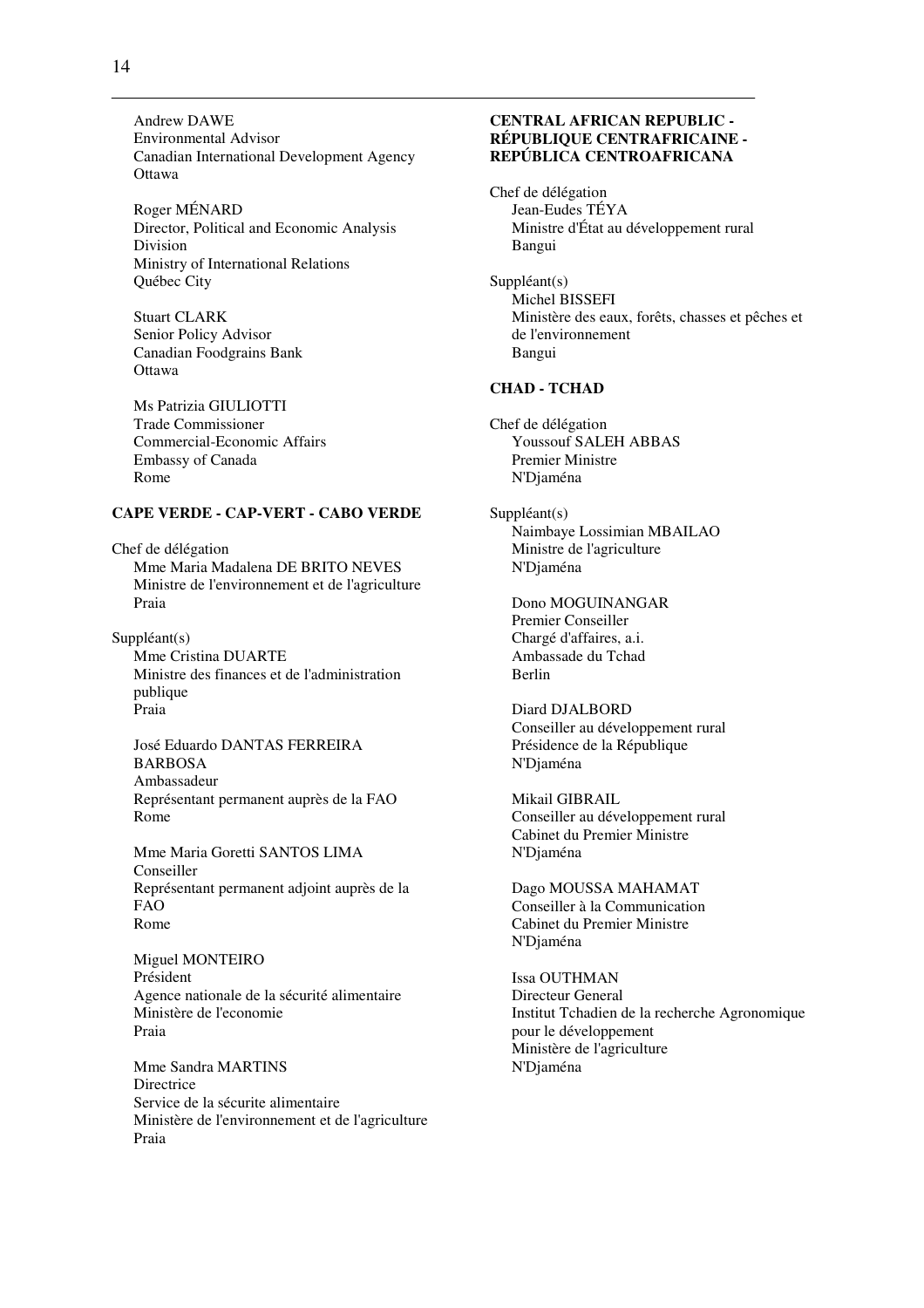Andrew DAWE
Environmental Advisor
Canadian International Development Agency
Ottawa

Roger MÉNARD
Director, Political and Economic Analysis Division
Ministry of International Relations
Québec City

Stuart CLARK
Senior Policy Advisor
Canadian Foodgrains Bank
Ottawa

Ms Patrizia GIULIOTTI
Trade Commissioner
Commercial-Economic Affairs
Embassy of Canada
Rome

**CAPE VERDE - CAP-VERT - CABO VERDE**

Chef de délégation
Mme Maria Madalena DE BRITO NEVES
Ministre de l'environnement et de l'agriculture
Praia

Suppléant(s)
Mme Cristina DUARTE
Ministre des finances et de l'administration publique
Praia

José Eduardo DANTAS FERREIRA BARBOSA
Ambassadeur
Représentant permanent auprès de la FAO
Rome

Mme Maria Goretti SANTOS LIMA
Conseiller
Représentant permanent adjoint auprès de la FAO
Rome

Miguel MONTEIRO
Président
Agence nationale de la sécurité alimentaire
Ministère de l'economie
Praia

Mme Sandra MARTINS
Directrice
Service de la sécurite alimentaire
Ministère de l'environnement et de l'agriculture
Praia

**CENTRAL AFRICAN REPUBLIC - RÉPUBLIQUE CENTRAFRICAINE - REPÚBLICA CENTROAFRICANA**

Chef de délégation
Jean-Eudes TÉYA
Ministre d'État au développement rural
Bangui

Suppléant(s)
Michel BISSEFI
Ministère des eaux, forêts, chasses et pêches et de l'environnement
Bangui

**CHAD - TCHAD**

Chef de délégation
Youssouf SALEH ABBAS
Premier Ministre
N'Djaména

Suppléant(s)
Naimbaye Lossimian MBAILAO
Ministre de l'agriculture
N'Djaména

Dono MOGUINANGAR
Premier Conseiller
Chargé d'affaires, a.i.
Ambassade du Tchad
Berlin

Diard DJALBORD
Conseiller au développement rural
Présidence de la République
N'Djaména

Mikail GIBRAIL
Conseiller au développement rural
Cabinet du Premier Ministre
N'Djaména

Dago MOUSSA MAHAMAT
Conseiller à la Communication
Cabinet du Premier Ministre
N'Djaména

Issa OUTHMAN
Directeur General
Institut Tchadien de la recherche Agronomique pour le développement
Ministère de l'agriculture
N'Djaména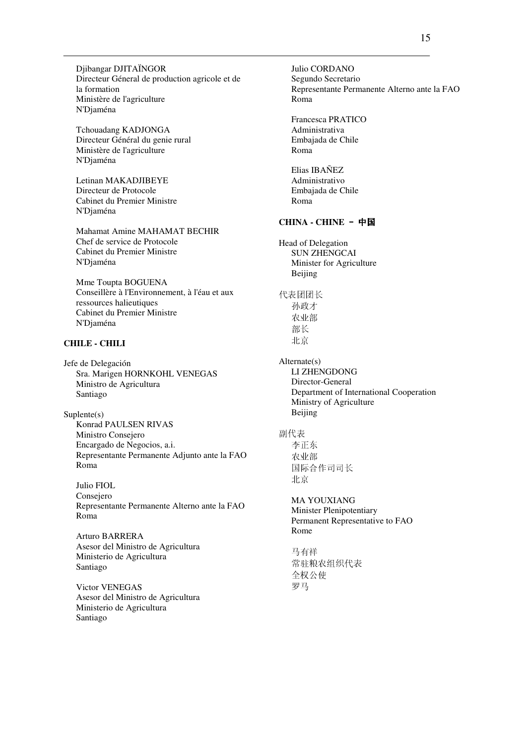Djibangar DJITAÏNGOR
Directeur Géneral de production agricole et de la formation
Ministère de l'agriculture
N'Djaména

Tchouadang KADJONGA
Directeur Général du genie rural
Ministère de l'agriculture
N'Djaména

Letinan MAKADJIBEYE
Directeur de Protocole
Cabinet du Premier Ministre
N'Djaména

Mahamat Amine MAHAMAT BECHIR
Chef de service de Protocole
Cabinet du Premier Ministre
N'Djaména

Mme Toupta BOGUENA
Conseillère à l'Environnement, à l'éau et aux ressources halieutiques
Cabinet du Premier Ministre
N'Djaména

**CHILE - CHILI**

Jefe de Delegación
Sra. Marigen HORNKOHL VENEGAS
Ministro de Agricultura
Santiago

Suplente(s)
Konrad PAULSEN RIVAS
Ministro Consejero
Encargado de Negocios, a.i.
Representante Permanente Adjunto ante la FAO
Roma

Julio FIOL
Consejero
Representante Permanente Alterno ante la FAO
Roma

Arturo BARRERA
Asesor del Ministro de Agricultura
Ministerio de Agricultura
Santiago

Victor VENEGAS
Asesor del Ministro de Agricultura
Ministerio de Agricultura
Santiago

Julio CORDANO
Segundo Secretario
Representante Permanente Alterno ante la FAO
Roma

Francesca PRATICO
Administrativa
Embajada de Chile
Roma

Elias IBAÑEZ
Administrativo
Embajada de Chile
Roma

**CHINA - CHINE – 中国**

Head of Delegation
SUN ZHENGCAI
Minister for Agriculture
Beijing

代表团团长
孙政才
农业部
部长
北京

Alternate(s)
LI ZHENGDONG
Director-General
Department of International Cooperation
Ministry of Agriculture
Beijing

副代表
李正东
农业部
国际合作司司长
北京

MA YOUXIANG
Minister Plenipotentiary
Permanent Representative to FAO
Rome

马有祥
常驻粮农组织代表
全权公使
罗马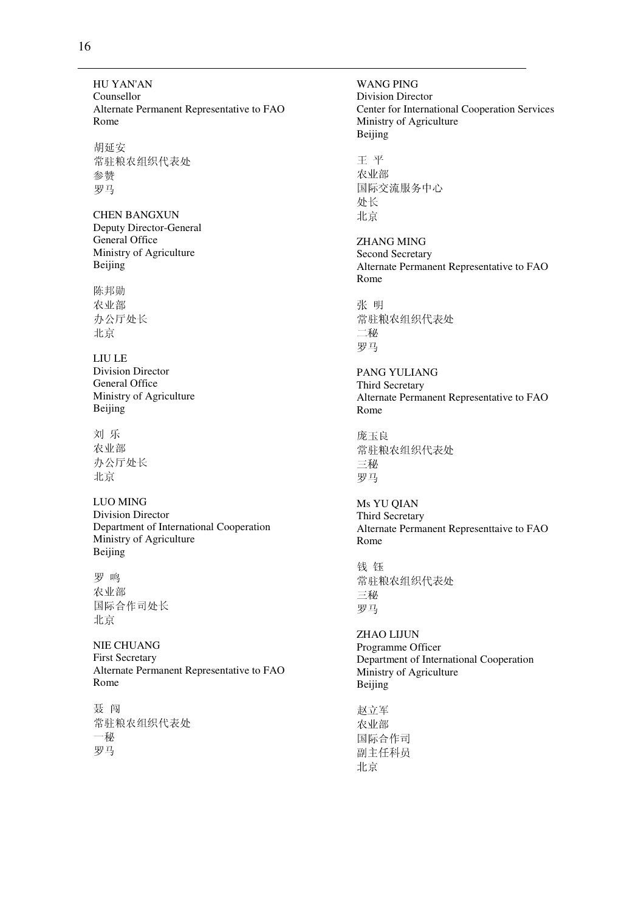HU YAN'AN
Counsellor
Alternate Permanent Representative to FAO
Rome

胡延安
常驻粮农组织代表处
参赞
罗马

CHEN BANGXUN
Deputy Director-General
General Office
Ministry of Agriculture
Beijing

陈邦勋
农业部
办公厅处长
北京

LIU LE
Division Director
General Office
Ministry of Agriculture
Beijing

刘 乐
农业部
办公厅处长
北京

LUO MING
Division Director
Department of International Cooperation
Ministry of Agriculture
Beijing

罗 鸣
农业部
国际合作司处长
北京

NIE CHUANG
First Secretary
Alternate Permanent Representative to FAO
Rome

聂 闯
常驻粮农组织代表处
一秘
罗马

WANG PING
Division Director
Center for International Cooperation Services
Ministry of Agriculture
Beijing

王 平
农业部
国际交流服务中心
处长
北京

ZHANG MING
Second Secretary
Alternate Permanent Representative to FAO
Rome

张 明
常驻粮农组织代表处
二秘
罗马

PANG YULIANG
Third Secretary
Alternate Permanent Representative to FAO
Rome

庞玉良
常驻粮农组织代表处
三秘
罗马

Ms YU QIAN
Third Secretary
Alternate Permanent Representtaive to FAO
Rome

钱 钰
常驻粮农组织代表处
三秘
罗马

ZHAO LIJUN
Programme Officer
Department of International Cooperation
Ministry of Agriculture
Beijing

赵立军
农业部
国际合作司
副主任科员
北京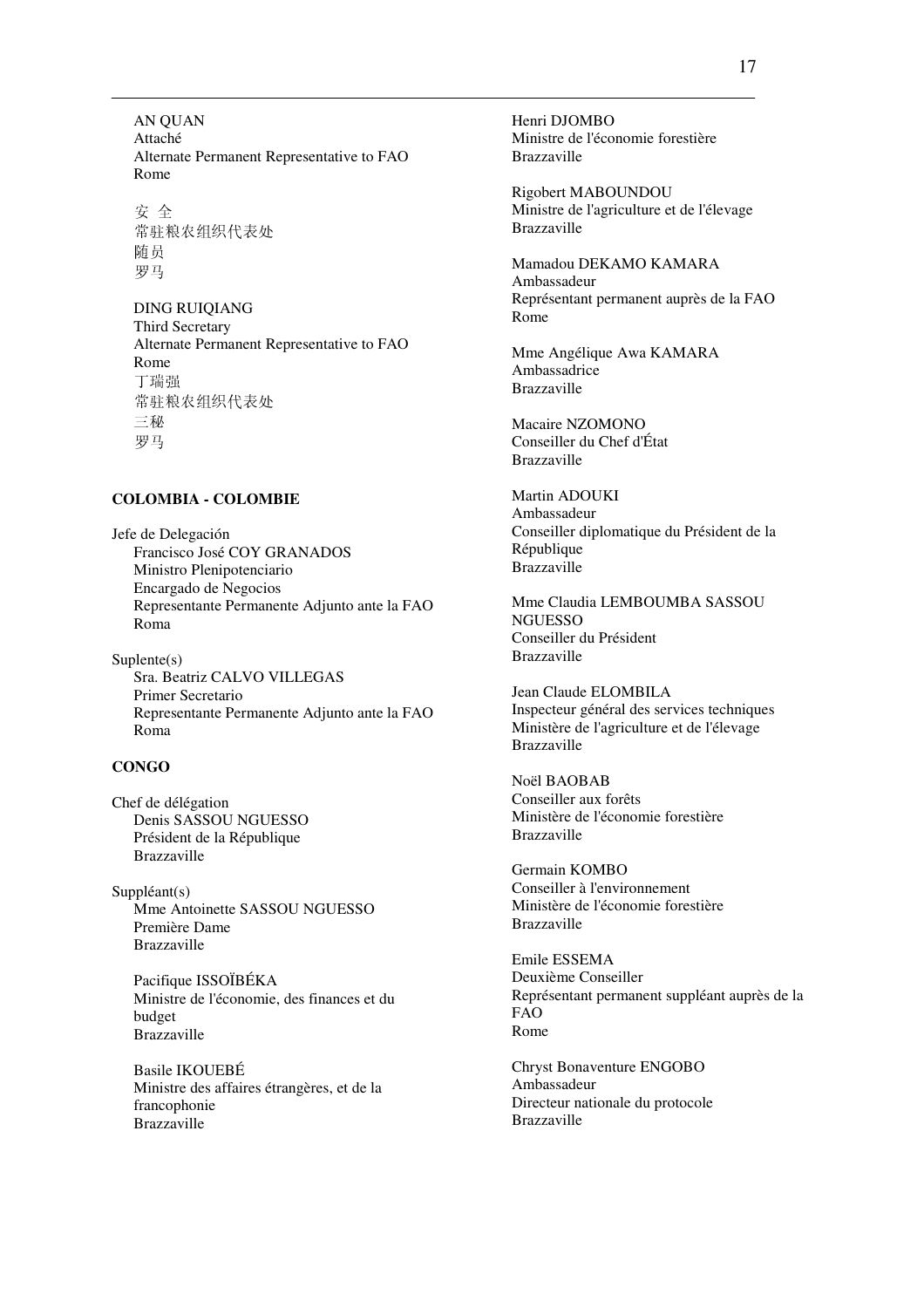AN QUAN
Attaché
Alternate Permanent Representative to FAO
Rome

安 全
常驻粮农组织代表处
随员
罗马

DING RUIQIANG
Third Secretary
Alternate Permanent Representative to FAO
Rome
丁瑞强
常驻粮农组织代表处
三秘
罗马

**COLOMBIA - COLOMBIE**

Jefe de Delegación
Francisco José COY GRANADOS
Ministro Plenipotenciario
Encargado de Negocios
Representante Permanente Adjunto ante la FAO
Roma

Suplente(s)
Sra. Beatriz CALVO VILLEGAS
Primer Secretario
Representante Permanente Adjunto ante la FAO
Roma

**CONGO**

Chef de délégation
Denis SASSOU NGUESSO
Président de la République
Brazzaville

Suppléant(s)
Mme Antoinette SASSOU NGUESSO
Première Dame
Brazzaville

Pacifique ISSOÏBÉKA
Ministre de l'économie, des finances et du budget
Brazzaville

Basile IKOUEBÉ
Ministre des affaires étrangères, et de la francophonie
Brazzaville

Henri DJOMBO
Ministre de l'économie forestière
Brazzaville

Rigobert MABOUNDOU
Ministre de l'agriculture et de l'élevage
Brazzaville

Mamadou DEKAMO KAMARA
Ambassadeur
Représentant permanent auprès de la FAO
Rome

Mme Angélique Awa KAMARA
Ambassadrice
Brazzaville

Macaire NZOMONO
Conseiller du Chef d'État
Brazzaville

Martin ADOUKI
Ambassadeur
Conseiller diplomatique du Président de la République
Brazzaville

Mme Claudia LEMBOUMBA SASSOU NGUESSO
Conseiller du Président
Brazzaville

Jean Claude ELOMBILA
Inspecteur général des services techniques
Ministère de l'agriculture et de l'élevage
Brazzaville

Noël BAOBAB
Conseiller aux forêts
Ministère de l'économie forestière
Brazzaville

Germain KOMBO
Conseiller à l'environnement
Ministère de l'économie forestière
Brazzaville

Emile ESSEMA
Deuxième Conseiller
Représentant permanent suppléant auprès de la FAO
Rome

Chryst Bonaventure ENGOBO
Ambassadeur
Directeur nationale du protocole
Brazzaville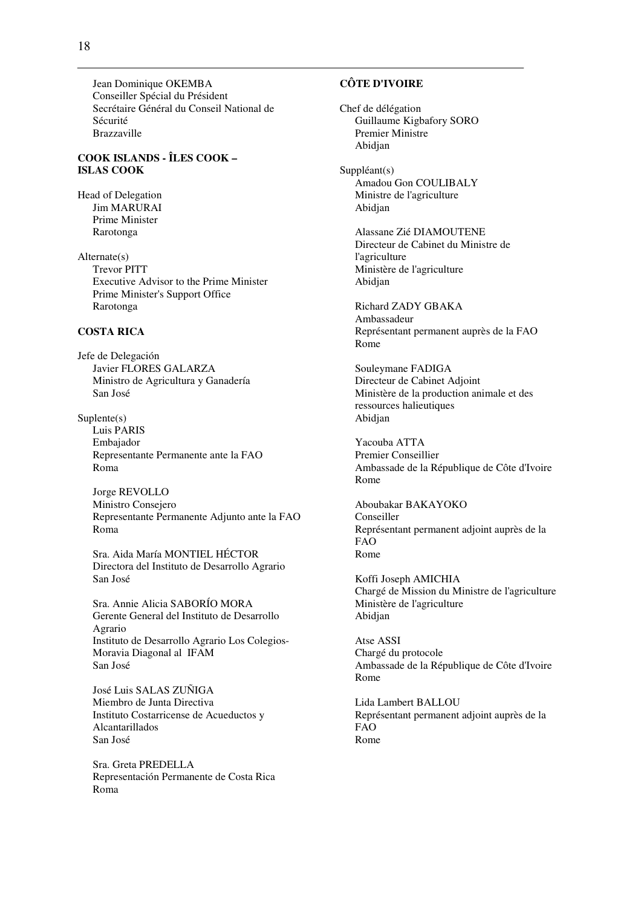Jean Dominique OKEMBA
Conseiller Spécial du Président
Secrétaire Général du Conseil National de Sécurité
Brazzaville

**COOK ISLANDS - ÎLES COOK – ISLAS COOK**

Head of Delegation
Jim MARURAI
Prime Minister
Rarotonga

Alternate(s)
Trevor PITT
Executive Advisor to the Prime Minister
Prime Minister's Support Office
Rarotonga

**COSTA RICA**

Jefe de Delegación
Javier FLORES GALARZA
Ministro de Agricultura y Ganadería
San José

Suplente(s)
Luis PARIS
Embajador
Representante Permanente ante la FAO
Roma

Jorge REVOLLO
Ministro Consejero
Representante Permanente Adjunto ante la FAO
Roma

Sra. Aida María MONTIEL HÉCTOR
Directora del Instituto de Desarrollo Agrario
San José

Sra. Annie Alicia SABORÍO MORA
Gerente General del Instituto de Desarrollo Agrario
Instituto de Desarrollo Agrario Los Colegios-Moravia Diagonal al IFAM
San José

José Luis SALAS ZUÑIGA
Miembro de Junta Directiva
Instituto Costarricense de Acueductos y Alcantarillados
San José

Sra. Greta PREDELLA
Representación Permanente de Costa Rica
Roma

**CÔTE D'IVOIRE**

Chef de délégation
Guillaume Kigbafory SORO
Premier Ministre
Abidjan

Suppléant(s)
Amadou Gon COULIBALY
Ministre de l'agriculture
Abidjan

Alassane Zié DIAMOUTENE
Directeur de Cabinet du Ministre de l'agriculture
Ministère de l'agriculture
Abidjan

Richard ZADY GBAKA
Ambassadeur
Représentant permanent auprès de la FAO
Rome

Souleymane FADIGA
Directeur de Cabinet Adjoint
Ministère de la production animale et des ressources halieutiques
Abidjan

Yacouba ATTA
Premier Conseillier
Ambassade de la République de Côte d'Ivoire
Rome

Aboubakar BAKAYOKO
Conseiller
Représentant permanent adjoint auprès de la FAO
Rome

Koffi Joseph AMICHIA
Chargé de Mission du Ministre de l'agriculture
Ministère de l'agriculture
Abidjan

Atse ASSI
Chargé du protocole
Ambassade de la République de Côte d'Ivoire
Rome

Lida Lambert BALLOU
Représentant permanent adjoint auprès de la FAO
Rome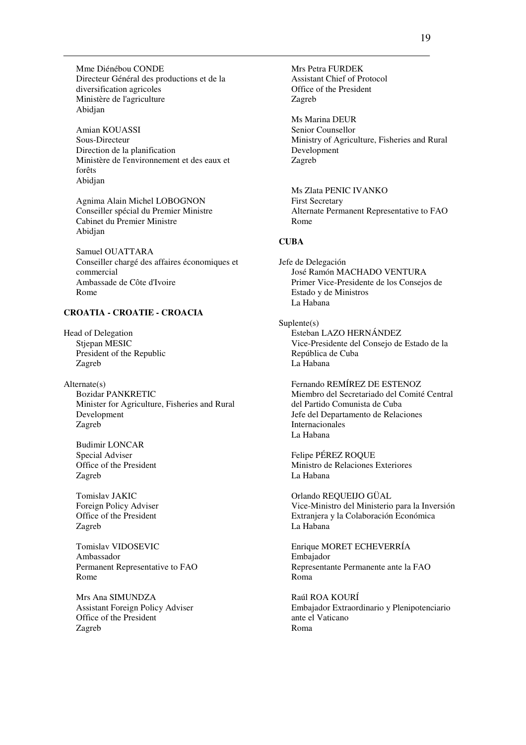Mme Diénébou CONDE
Directeur Général des productions et de la diversification agricoles
Ministère de l'agriculture
Abidjan

Amian KOUASSI
Sous-Directeur
Direction de la planification
Ministère de l'environnement et des eaux et forêts
Abidjan

Agnima Alain Michel LOBOGNON
Conseiller spécial du Premier Ministre
Cabinet du Premier Ministre
Abidjan

Samuel OUATTARA
Conseiller chargé des affaires économiques et commercial
Ambassade de Côte d'Ivoire
Rome

**CROATIA - CROATIE - CROACIA**

Head of Delegation
Stjepan MESIC
President of the Republic
Zagreb

Alternate(s)
Bozidar PANKRETIC
Minister for Agriculture, Fisheries and Rural Development
Zagreb

Budimir LONCAR
Special Adviser
Office of the President
Zagreb

Tomislav JAKIC
Foreign Policy Adviser
Office of the President
Zagreb

Tomislav VIDOSEVIC
Ambassador
Permanent Representative to FAO
Rome

Mrs Ana SIMUNDZA
Assistant Foreign Policy Adviser
Office of the President
Zagreb

Mrs Petra FURDEK
Assistant Chief of Protocol
Office of the President
Zagreb

Ms Marina DEUR
Senior Counsellor
Ministry of Agriculture, Fisheries and Rural Development
Zagreb

Ms Zlata PENIC IVANKO
First Secretary
Alternate Permanent Representative to FAO
Rome

**CUBA**

Jefe de Delegación
José Ramón MACHADO VENTURA
Primer Vice-Presidente de los Consejos de Estado y de Ministros
La Habana

Suplente(s)
Esteban LAZO HERNÁNDEZ
Vice-Presidente del Consejo de Estado de la República de Cuba
La Habana

Fernando REMÍREZ DE ESTENOZ
Miembro del Secretariado del Comité Central del Partido Comunista de Cuba
Jefe del Departamento de Relaciones Internacionales
La Habana

Felipe PÉREZ ROQUE
Ministro de Relaciones Exteriores
La Habana

Orlando REQUEIJO GÜAL
Vice-Ministro del Ministerio para la Inversión Extranjera y la Colaboración Económica
La Habana

Enrique MORET ECHEVERRÍA
Embajador
Representante Permanente ante la FAO
Roma

Raúl ROA KOURÍ
Embajador Extraordinario y Plenipotenciario ante el Vaticano
Roma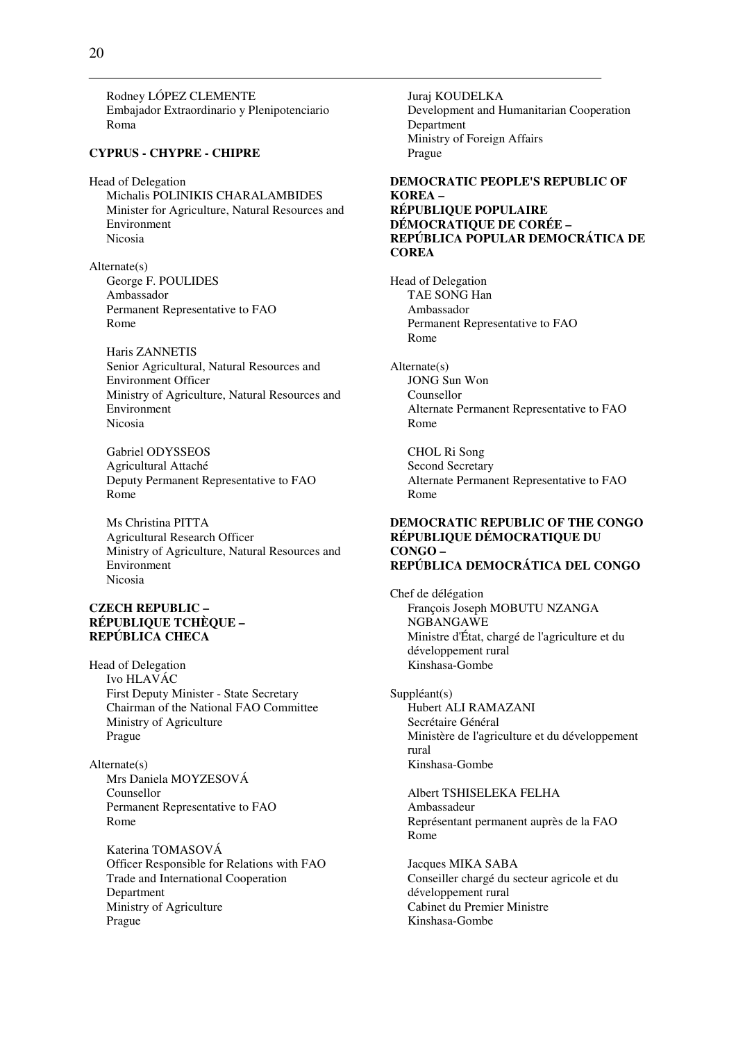Rodney LÓPEZ CLEMENTE
Embajador Extraordinario y Plenipotenciario
Roma

**CYPRUS - CHYPRE - CHIPRE**

Head of Delegation
Michalis POLINIKIS CHARALAMBIDES
Minister for Agriculture, Natural Resources and Environment
Nicosia

Alternate(s)
George F. POULIDES
Ambassador
Permanent Representative to FAO
Rome

Haris ZANNETIS
Senior Agricultural, Natural Resources and Environment Officer
Ministry of Agriculture, Natural Resources and Environment
Nicosia

Gabriel ODYSSEOS
Agricultural Attaché
Deputy Permanent Representative to FAO
Rome

Ms Christina PITTA
Agricultural Research Officer
Ministry of Agriculture, Natural Resources and Environment
Nicosia

**CZECH REPUBLIC – RÉPUBLIQUE TCHÈQUE – REPÚBLICA CHECA**

Head of Delegation
Ivo HLAVÁC
First Deputy Minister - State Secretary
Chairman of the National FAO Committee
Ministry of Agriculture
Prague

Alternate(s)
Mrs Daniela MOYZESOVÁ
Counsellor
Permanent Representative to FAO
Rome

Katerina TOMASOVÁ
Officer Responsible for Relations with FAO
Trade and International Cooperation Department
Ministry of Agriculture
Prague

Juraj KOUDELKA
Development and Humanitarian Cooperation Department
Ministry of Foreign Affairs
Prague

**DEMOCRATIC PEOPLE'S REPUBLIC OF KOREA – RÉPUBLIQUE POPULAIRE DÉMOCRATIQUE DE CORÉE – REPÚBLICA POPULAR DEMOCRÁTICA DE COREA**

Head of Delegation
TAE SONG Han
Ambassador
Permanent Representative to FAO
Rome

Alternate(s)
JONG Sun Won
Counsellor
Alternate Permanent Representative to FAO
Rome

CHOL Ri Song
Second Secretary
Alternate Permanent Representative to FAO
Rome

**DEMOCRATIC REPUBLIC OF THE CONGO RÉPUBLIQUE DÉMOCRATIQUE DU CONGO – REPÚBLICA DEMOCRÁTICA DEL CONGO**

Chef de délégation
François Joseph MOBUTU NZANGA NGBANGAWE
Ministre d'État, chargé de l'agriculture et du développement rural
Kinshasa-Gombe

Suppléant(s)
Hubert ALI RAMAZANI
Secrétaire Général
Ministère de l'agriculture et du développement rural
Kinshasa-Gombe

Albert TSHISELEKA FELHA
Ambassadeur
Représentant permanent auprès de la FAO
Rome

Jacques MIKA SABA
Conseiller chargé du secteur agricole et du développement rural
Cabinet du Premier Ministre
Kinshasa-Gombe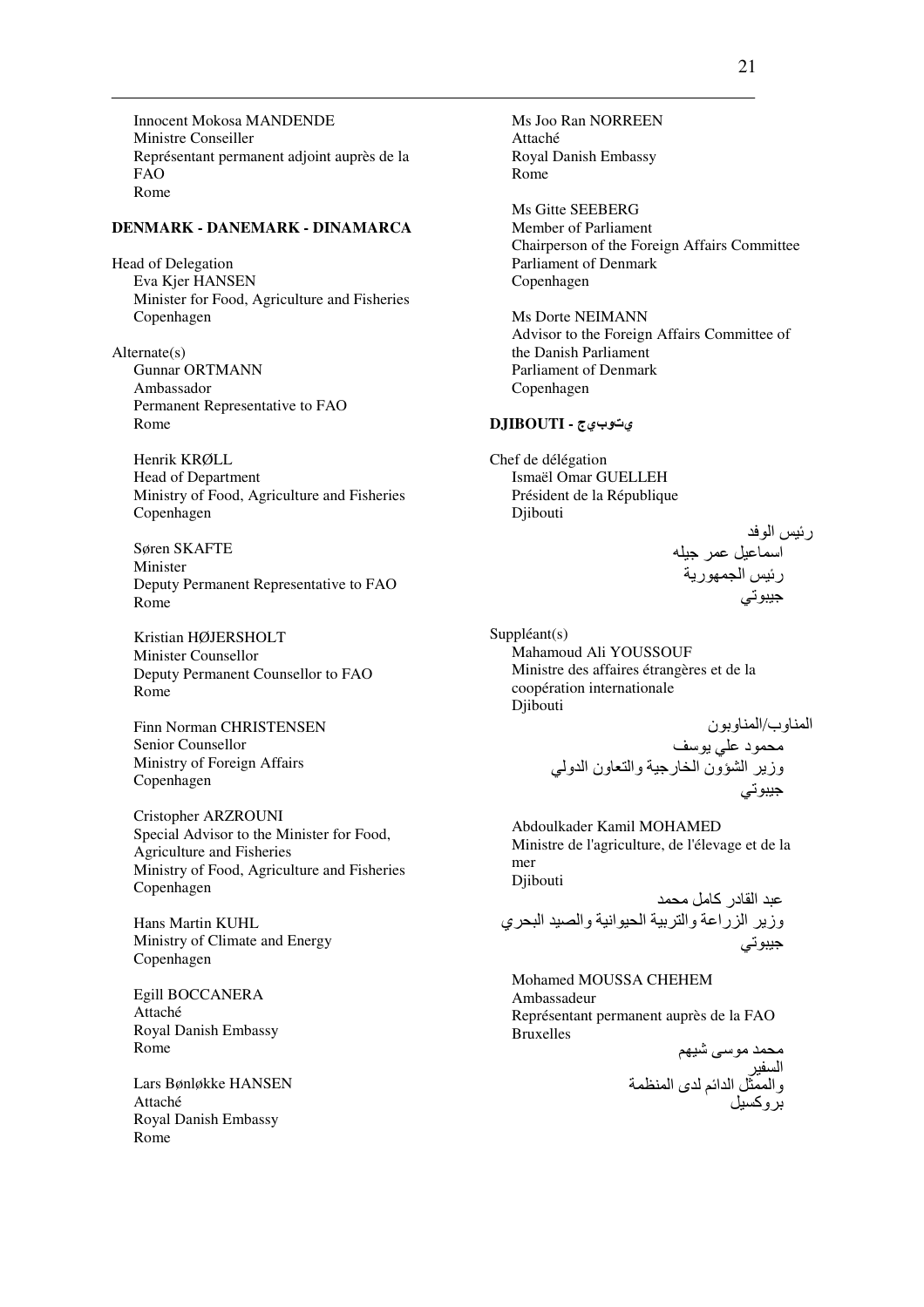Innocent Mokosa MANDENDE
Ministre Conseiller
Représentant permanent adjoint auprès de la FAO
Rome

**DENMARK - DANEMARK - DINAMARCA**

Head of Delegation
Eva Kjer HANSEN
Minister for Food, Agriculture and Fisheries
Copenhagen

Alternate(s)
Gunnar ORTMANN
Ambassador
Permanent Representative to FAO
Rome

Henrik KRØLL
Head of Department
Ministry of Food, Agriculture and Fisheries
Copenhagen

Søren SKAFTE
Minister
Deputy Permanent Representative to FAO
Rome

Kristian HØJERSHOLT
Minister Counsellor
Deputy Permanent Counsellor to FAO
Rome

Finn Norman CHRISTENSEN
Senior Counsellor
Ministry of Foreign Affairs
Copenhagen

Cristopher ARZROUNI
Special Advisor to the Minister for Food, Agriculture and Fisheries
Ministry of Food, Agriculture and Fisheries
Copenhagen

Hans Martin KUHL
Ministry of Climate and Energy
Copenhagen

Egill BOCCANERA
Attaché
Royal Danish Embassy
Rome

Lars Bønløkke HANSEN
Attaché
Royal Danish Embassy
Rome

Ms Joo Ran NORREEN
Attaché
Royal Danish Embassy
Rome

Ms Gitte SEEBERG
Member of Parliament
Chairperson of the Foreign Affairs Committee
Parliament of Denmark
Copenhagen

Ms Dorte NEIMANN
Advisor to the Foreign Affairs Committee of the Danish Parliament
Parliament of Denmark
Copenhagen

**DJIBOUTI - جيبوتي**

Chef de délégation
Ismaël Omar GUELLEH
Président de la République
Djibouti

رئيس الوفد
اسماعيل عمر جيله
رئيس الجمهورية
جيبوتي

Suppléant(s)
Mahamoud Ali YOUSSOUF
Ministre des affaires étrangères et de la coopération internationale
Djibouti

المناوب/المناوبون
محمود علي يوسف
وزير الشؤون الخارجية والتعاون الدولي
جيبوتي

Abdoulkader Kamil MOHAMED
Ministre de l'agriculture, de l'élevage et de la mer
Djibouti

عبد القادر كامل محمد
وزير الزراعة والتربية الحيوانية والصيد البحري
جيبوتي

Mohamed MOUSSA CHEHEM
Ambassadeur
Représentant permanent auprès de la FAO
Bruxelles

محمد موسى شيهم
السفير
والممثل الدائم لدى المنظمة
بروكسيل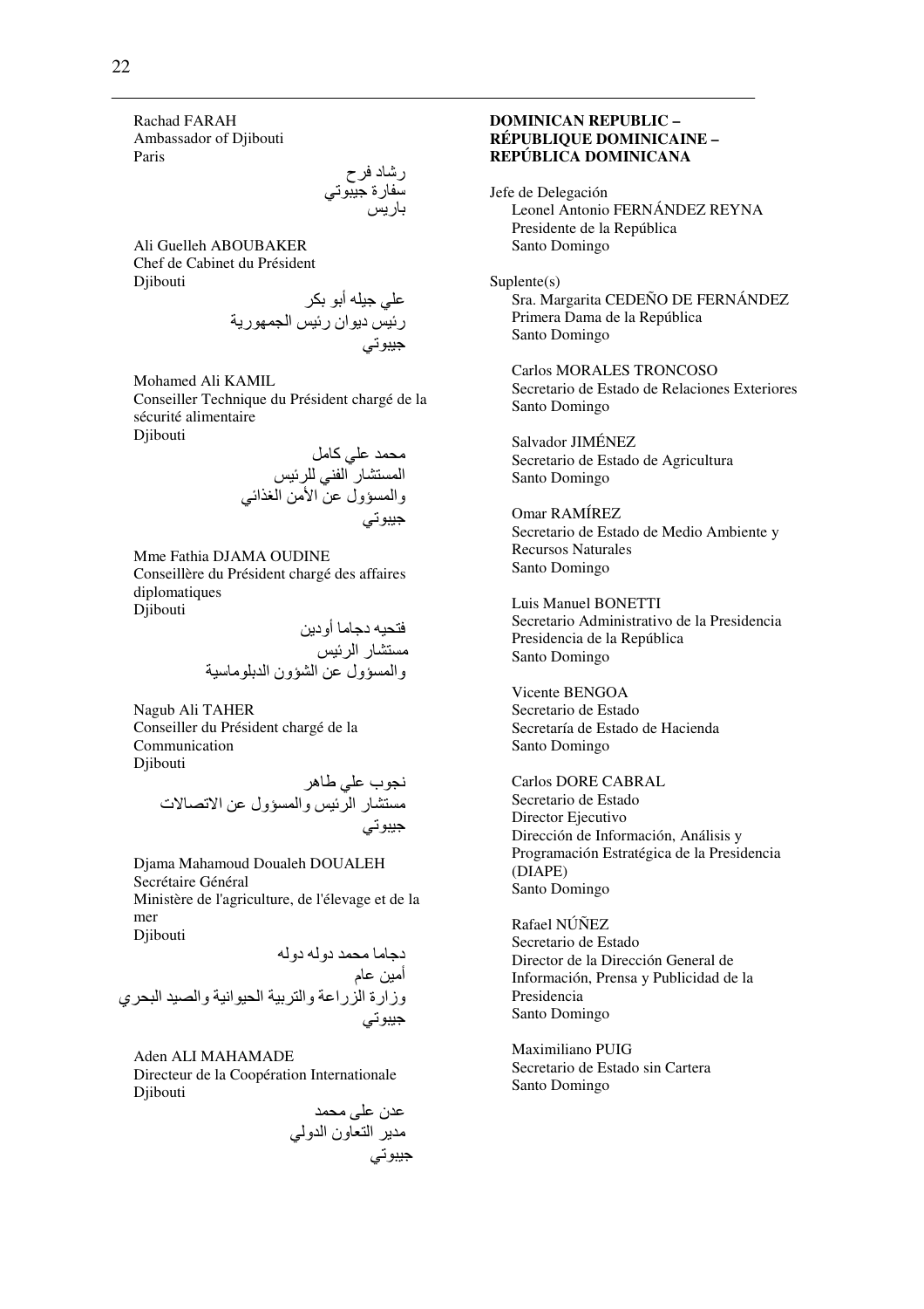Rachad FARAH
Ambassador of Djibouti
Paris

رشاد فرح
سفارة جيبوتي
باريس

Ali Guelleh ABOUBAKER
Chef de Cabinet du Président
Djibouti

علي جيله أبو بكر
رئيس ديوان رئيس الجمهورية
جيبوتي

Mohamed Ali KAMIL
Conseiller Technique du Président chargé de la sécurité alimentaire
Djibouti

محمد علي كامل
المستشار الفني للرئيس
والمسؤول عن الأمن الغذائي
جيبوتي

Mme Fathia DJAMA OUDINE
Conseillère du Président chargé des affaires diplomatiques
Djibouti

فتحيه دجاما أودين
مستشار الرئيس
والمسؤول عن الشؤون الدبلوماسية

Nagub Ali TAHER
Conseiller du Président chargé de la Communication
Djibouti

نجوب علي طاهر
مستشار الرئيس والمسؤول عن الاتصالات
جيبوتي

Djama Mahamoud Doualeh DOUALEH
Secrétaire Général
Ministère de l'agriculture, de l'élevage et de la mer
Djibouti

دجاما محمد دوله دوله
أمين عام
وزارة الزراعة والتربية الحيوانية والصيد البحري
جيبوتي

Aden ALI MAHAMADE
Directeur de la Coopération Internationale
Djibouti

عدن على محمد
مدير التعاون الدولي
جيبوتي

**DOMINICAN REPUBLIC – RÉPUBLIQUE DOMINICAINE – REPÚBLICA DOMINICANA**

Jefe de Delegación
Leonel Antonio FERNÁNDEZ REYNA
Presidente de la República
Santo Domingo

Suplente(s)
Sra. Margarita CEDEÑO DE FERNÁNDEZ
Primera Dama de la República
Santo Domingo

Carlos MORALES TRONCOSO
Secretario de Estado de Relaciones Exteriores
Santo Domingo

Salvador JIMÉNEZ
Secretario de Estado de Agricultura
Santo Domingo

Omar RAMÍREZ
Secretario de Estado de Medio Ambiente y Recursos Naturales
Santo Domingo

Luis Manuel BONETTI
Secretario Administrativo de la Presidencia
Presidencia de la República
Santo Domingo

Vicente BENGOA
Secretario de Estado
Secretaría de Estado de Hacienda
Santo Domingo

Carlos DORE CABRAL
Secretario de Estado
Director Ejecutivo
Dirección de Información, Análisis y Programación Estratégica de la Presidencia (DIAPE)
Santo Domingo

Rafael NÚÑEZ
Secretario de Estado
Director de la Dirección General de Información, Prensa y Publicidad de la Presidencia
Santo Domingo

Maximiliano PUIG
Secretario de Estado sin Cartera
Santo Domingo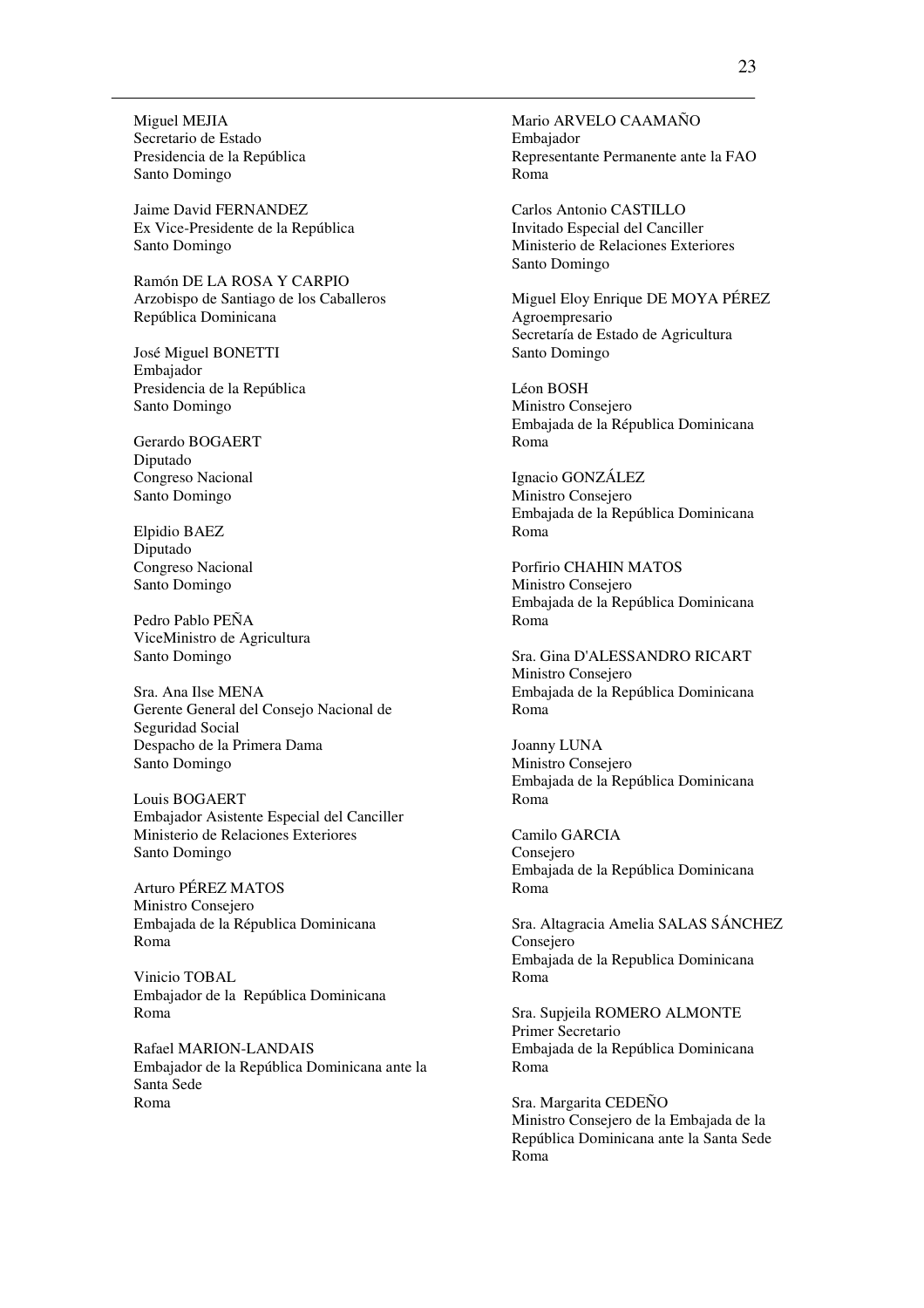Miguel MEJIA
Secretario de Estado
Presidencia de la República
Santo Domingo

Jaime David FERNANDEZ
Ex Vice-Presidente de la República
Santo Domingo

Ramón DE LA ROSA Y CARPIO
Arzobispo de Santiago de los Caballeros
República Dominicana

José Miguel BONETTI
Embajador
Presidencia de la República
Santo Domingo

Gerardo BOGAERT
Diputado
Congreso Nacional
Santo Domingo

Elpidio BAEZ
Diputado
Congreso Nacional
Santo Domingo

Pedro Pablo PEÑA
ViceMinistro de Agricultura
Santo Domingo

Sra. Ana Ilse MENA
Gerente General del Consejo Nacional de Seguridad Social
Despacho de la Primera Dama
Santo Domingo

Louis BOGAERT
Embajador Asistente Especial del Canciller
Ministerio de Relaciones Exteriores
Santo Domingo

Arturo PÉREZ MATOS
Ministro Consejero
Embajada de la Républica Dominicana
Roma

Vinicio TOBAL
Embajador de la República Dominicana
Roma

Rafael MARION-LANDAIS
Embajador de la República Dominicana ante la Santa Sede
Roma

Mario ARVELO CAAMAÑO
Embajador
Representante Permanente ante la FAO
Roma

Carlos Antonio CASTILLO
Invitado Especial del Canciller
Ministerio de Relaciones Exteriores
Santo Domingo

Miguel Eloy Enrique DE MOYA PÉREZ
Agroempresario
Secretaría de Estado de Agricultura
Santo Domingo

Léon BOSH
Ministro Consejero
Embajada de la Républica Dominicana
Roma

Ignacio GONZÁLEZ
Ministro Consejero
Embajada de la República Dominicana
Roma

Porfirio CHAHIN MATOS
Ministro Consejero
Embajada de la República Dominicana
Roma

Sra. Gina D'ALESSANDRO RICART
Ministro Consejero
Embajada de la República Dominicana
Roma

Joanny LUNA
Ministro Consejero
Embajada de la República Dominicana
Roma

Camilo GARCIA
Consejero
Embajada de la República Dominicana
Roma

Sra. Altagracia Amelia SALAS SÁNCHEZ
Consejero
Embajada de la Republica Dominicana
Roma

Sra. Supjeila ROMERO ALMONTE
Primer Secretario
Embajada de la República Dominicana
Roma

Sra. Margarita CEDEÑO
Ministro Consejero de la Embajada de la República Dominicana ante la Santa Sede
Roma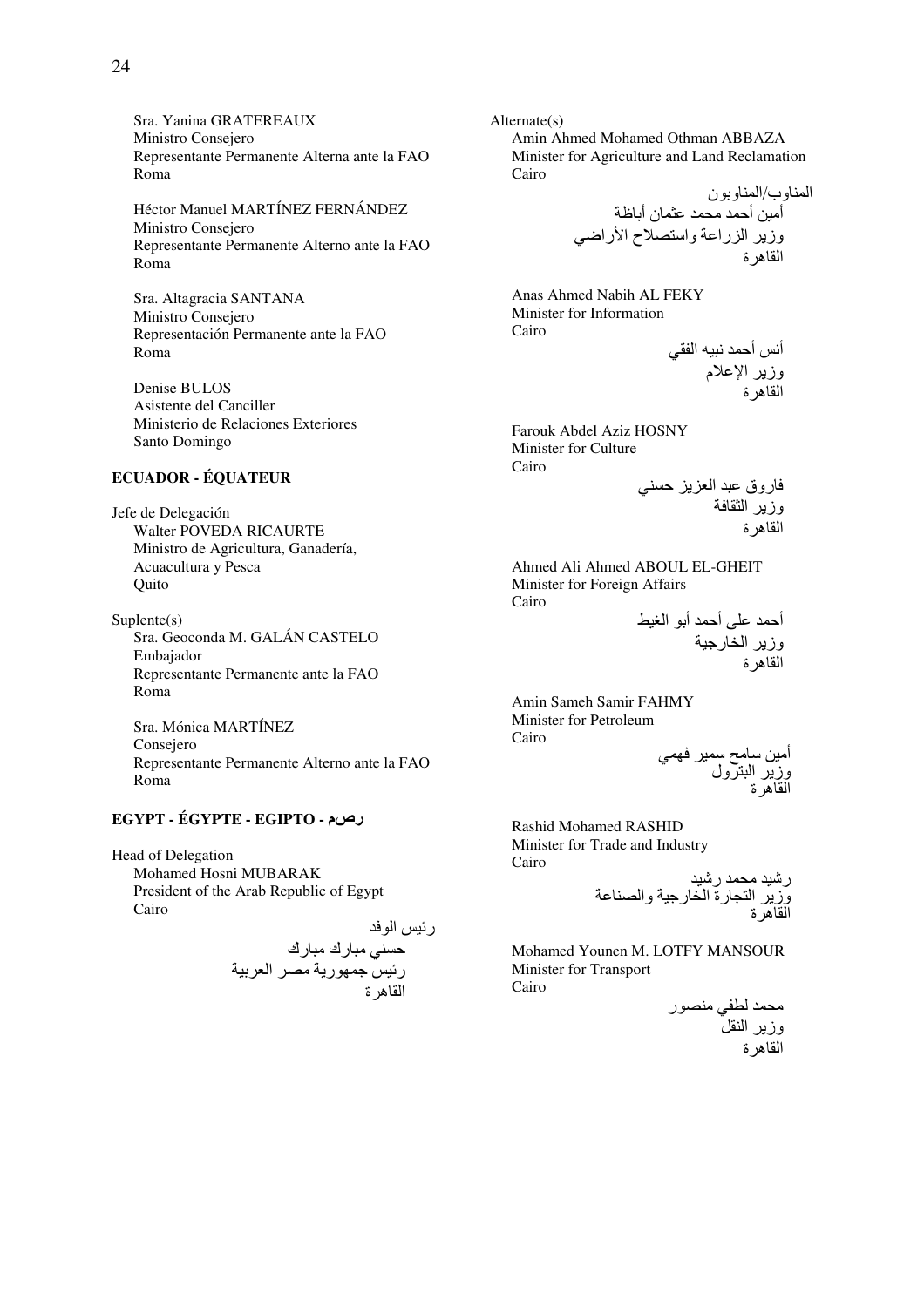Sra. Yanina GRATEREAUX
Ministro Consejero
Representante Permanente Alterna ante la FAO
Roma

Héctor Manuel MARTÍNEZ FERNÁNDEZ
Ministro Consejero
Representante Permanente Alterno ante la FAO
Roma

Sra. Altagracia SANTANA
Ministro Consejero
Representación Permanente ante la FAO
Roma

Denise BULOS
Asistente del Canciller
Ministerio de Relaciones Exteriores
Santo Domingo

**ECUADOR - ÉQUATEUR**

Jefe de Delegación
Walter POVEDA RICAURTE
Ministro de Agricultura, Ganadería, Acuacultura y Pesca
Quito

Suplente(s)
Sra. Geoconda M. GALÁN CASTELO
Embajador
Representante Permanente ante la FAO
Roma

Sra. Mónica MARTÍNEZ
Consejero
Representante Permanente Alterno ante la FAO
Roma

**EGYPT - ÉGYPTE - EGIPTO - مصر**

Head of Delegation
Mohamed Hosni MUBARAK
President of the Arab Republic of Egypt
Cairo

رئيس الوفد
حسني مبارك مبارك
رئيس جمهورية مصر العربية
القاهرة

Alternate(s)
Amin Ahmed Mohamed Othman ABBAZA
Minister for Agriculture and Land Reclamation
Cairo

المناوب/المناوبون
أمين أحمد محمد عثمان أباظة
وزير الزراعة واستصلاح الأراضي
القاهرة

Anas Ahmed Nabih AL FEKY
Minister for Information
Cairo

أنس أحمد نبيه الفقي
وزير الإعلام
القاهرة

Farouk Abdel Aziz HOSNY
Minister for Culture
Cairo

فاروق عبد العزيز حسني
وزير الثقافة
القاهرة

Ahmed Ali Ahmed ABOUL EL-GHEIT
Minister for Foreign Affairs
Cairo

أحمد على أحمد أبو الغيط
وزير الخارجية
القاهرة

Amin Sameh Samir FAHMY
Minister for Petroleum
Cairo

أمين سامح سمير فهمي
وزير البترول
القاهرة

Rashid Mohamed RASHID
Minister for Trade and Industry
Cairo

رشيد محمد رشيد
وزير التجارة الخارجية والصناعة
القاهرة

Mohamed Younen M. LOTFY MANSOUR
Minister for Transport
Cairo

محمد لطفي منصور
وزير النقل
القاهرة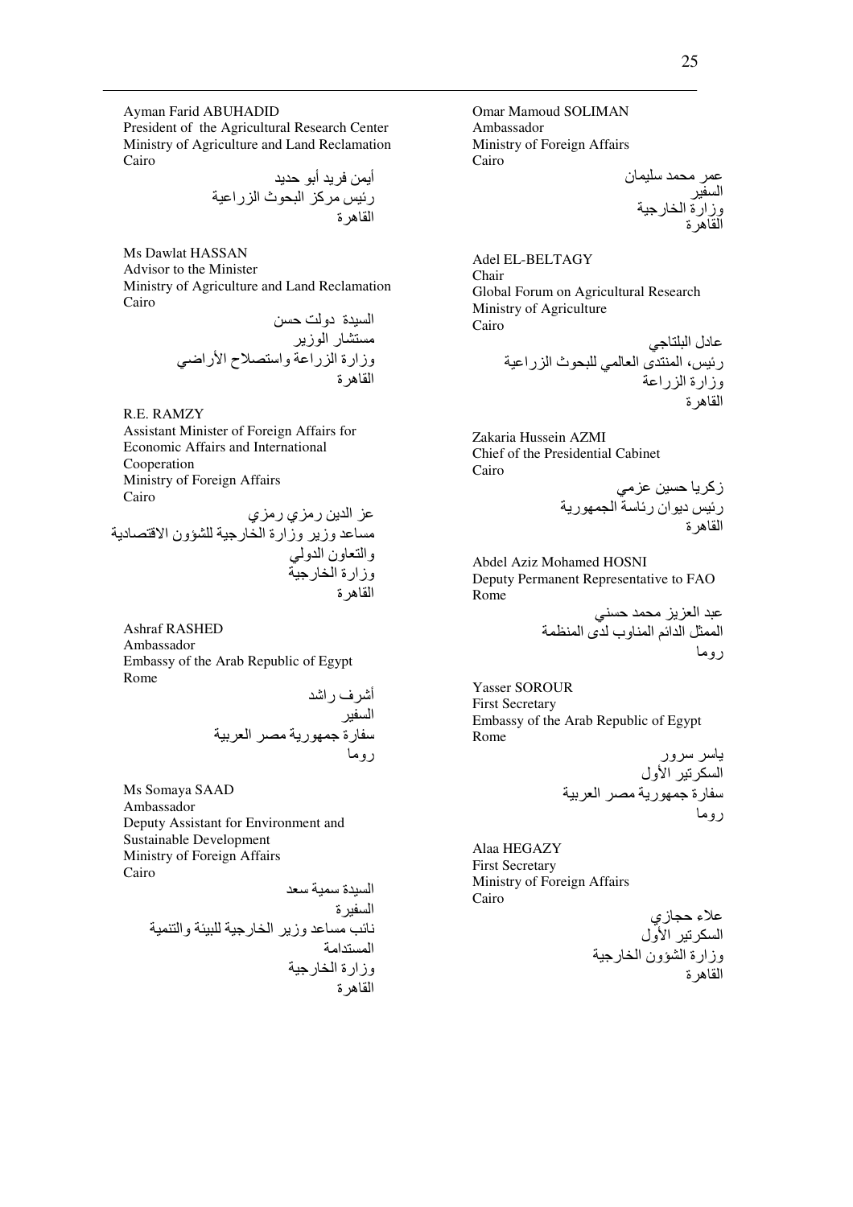Ayman Farid ABUHADID
President of the Agricultural Research Center
Ministry of Agriculture and Land Reclamation
Cairo

أيمن فريد أبو حديد
رئيس مركز البحوث الزراعية
القاهرة

Ms Dawlat HASSAN
Advisor to the Minister
Ministry of Agriculture and Land Reclamation
Cairo

السيدة دولت حسن
مستشار الوزير
وزارة الزراعة واستصلاح الأراضي
القاهرة

R.E. RAMZY
Assistant Minister of Foreign Affairs for Economic Affairs and International Cooperation
Ministry of Foreign Affairs
Cairo

عز الدين رمزي رمزي
مساعد وزير وزارة الخارجية للشؤون الاقتصادية والتعاون الدولي
وزارة الخارجية
القاهرة

Ashraf RASHED
Ambassador
Embassy of the Arab Republic of Egypt
Rome

أشرف راشد
السفير
سفارة جمهورية مصر العربية
روما

Ms Somaya SAAD
Ambassador
Deputy Assistant for Environment and Sustainable Development
Ministry of Foreign Affairs
Cairo

السيدة سمية سعد
السفيرة
نائب مساعد وزير الخارجية للبيئة والتنمية المستدامة
وزارة الخارجية
القاهرة

Omar Mamoud SOLIMAN
Ambassador
Ministry of Foreign Affairs
Cairo

عمر محمد سليمان
السفير
وزارة الخارجية
القاهرة

Adel EL-BELTAGY
Chair
Global Forum on Agricultural Research
Ministry of Agriculture
Cairo

عادل البلتاجي
رئيس، المنتدى العالمي للبحوث الزراعية
وزارة الزراعة
القاهرة

Zakaria Hussein AZMI
Chief of the Presidential Cabinet
Cairo

زكريا حسين عزمي
رئيس ديوان رئاسة الجمهورية
القاهرة

Abdel Aziz Mohamed HOSNI
Deputy Permanent Representative to FAO
Rome

عبد العزيز محمد حسني
الممثل الدائم المناوب لدى المنظمة
روما

Yasser SOROUR
First Secretary
Embassy of the Arab Republic of Egypt
Rome

ياسر سرور
السكرتير الأول
سفارة جمهورية مصر العربية
روما

Alaa HEGAZY
First Secretary
Ministry of Foreign Affairs
Cairo

علاء حجازي
السكرتير الأول
وزارة الشؤون الخارجية
القاهرة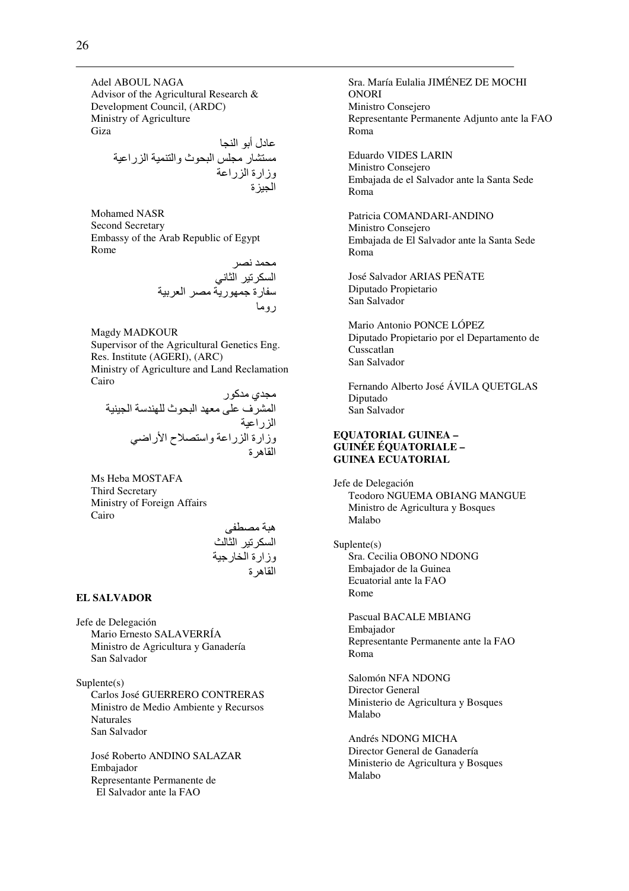Adel ABOUL NAGA
Advisor of the Agricultural Research & Development Council, (ARDC)
Ministry of Agriculture
Giza

عادل أبو النجا
مستشار مجلس البحوث والتنمية الزراعية
وزارة الزراعة
الجيزة

Mohamed NASR
Second Secretary
Embassy of the Arab Republic of Egypt
Rome

محمد نصر
السكرتير الثاني
سفارة جمهورية مصر العربية
روما

Magdy MADKOUR
Supervisor of the Agricultural Genetics Eng. Res. Institute (AGERI), (ARC)
Ministry of Agriculture and Land Reclamation
Cairo

مجدي مدكور
المشرف على معهد البحوث للهندسة الجينية الزراعية
وزارة الزراعة واستصلاح الأراضي
القاهرة

Ms Heba MOSTAFA
Third Secretary
Ministry of Foreign Affairs
Cairo

هبة مصطفى
السكرتير الثالث
وزارة الخارجية
القاهرة

**EL SALVADOR**

Jefe de Delegación
Mario Ernesto SALAVERRÍA
Ministro de Agricultura y Ganadería
San Salvador

Suplente(s)
Carlos José GUERRERO CONTRERAS
Ministro de Medio Ambiente y Recursos Naturales
San Salvador

José Roberto ANDINO SALAZAR
Embajador
Representante Permanente de El Salvador ante la FAO

Sra. María Eulalia JIMÉNEZ DE MOCHI ONORI
Ministro Consejero
Representante Permanente Adjunto ante la FAO
Roma

Eduardo VIDES LARIN
Ministro Consejero
Embajada de el Salvador ante la Santa Sede
Roma

Patricia COMANDARI-ANDINO
Ministro Consejero
Embajada de El Salvador ante la Santa Sede
Roma

José Salvador ARIAS PEÑATE
Diputado Propietario
San Salvador

Mario Antonio PONCE LÓPEZ
Diputado Propietario por el Departamento de Cusscatlan
San Salvador

Fernando Alberto José ÁVILA QUETGLAS
Diputado
San Salvador

**EQUATORIAL GUINEA – GUINÉE ÉQUATORIALE – GUINEA ECUATORIAL**

Jefe de Delegación
Teodoro NGUEMA OBIANG MANGUE
Ministro de Agricultura y Bosques
Malabo

Suplente(s)
Sra. Cecilia OBONO NDONG
Embajador de la Guinea Ecuatorial ante la FAO
Rome

Pascual BACALE MBIANG
Embajador
Representante Permanente ante la FAO
Roma

Salomón NFA NDONG
Director General
Ministerio de Agricultura y Bosques
Malabo

Andrés NDONG MICHA
Director General de Ganadería
Ministerio de Agricultura y Bosques
Malabo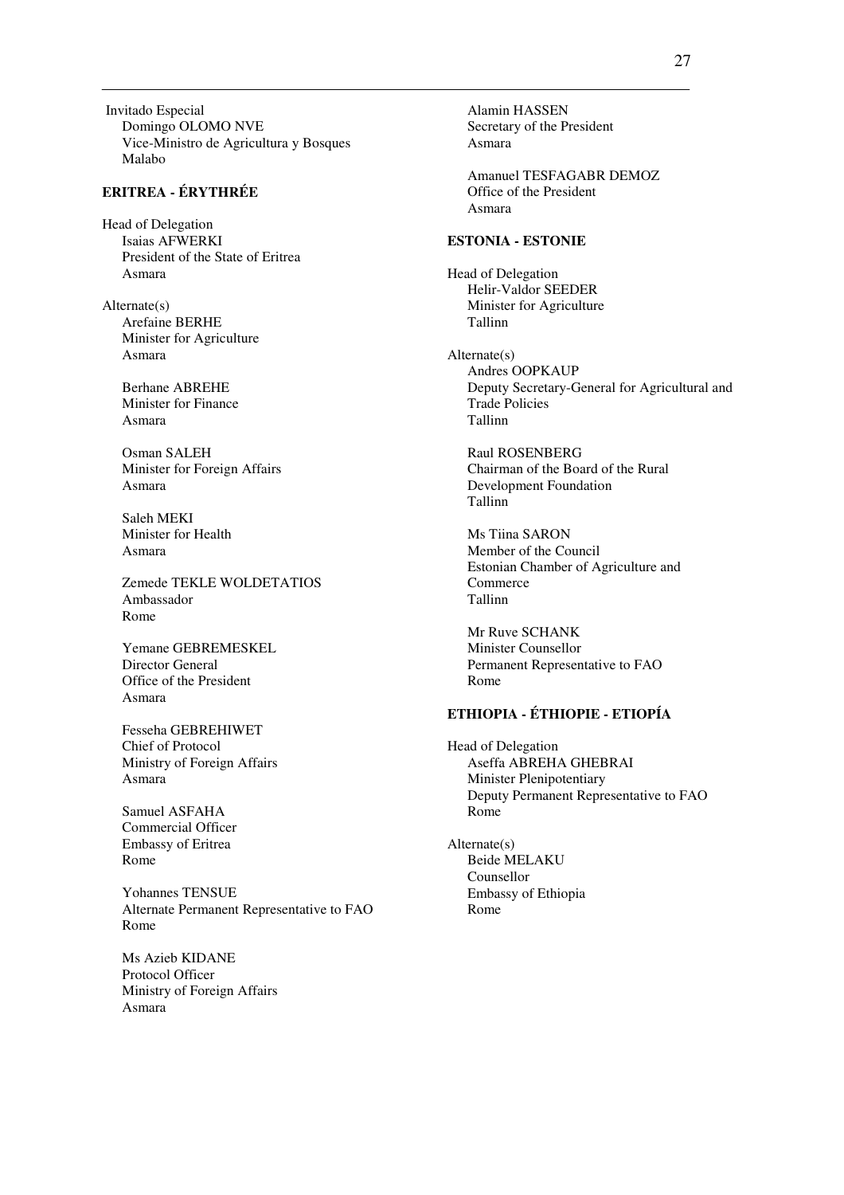Invitado Especial
Domingo OLOMO NVE
Vice-Ministro de Agricultura y Bosques
Malabo

## ERITREA - ÉRYTHRÉE

Head of Delegation
Isaias AFWERKI
President of the State of Eritrea
Asmara

Alternate(s)
Arefaine BERHE
Minister for Agriculture
Asmara

Berhane ABREHE
Minister for Finance
Asmara

Osman SALEH
Minister for Foreign Affairs
Asmara

Saleh MEKI
Minister for Health
Asmara

Zemede TEKLE WOLDETATIOS
Ambassador
Rome

Yemane GEBREMESKEL
Director General
Office of the President
Asmara

Fesseha GEBREHIWET
Chief of Protocol
Ministry of Foreign Affairs
Asmara

Samuel ASFAHA
Commercial Officer
Embassy of Eritrea
Rome

Yohannes TENSUE
Alternate Permanent Representative to FAO
Rome

Ms Azieb KIDANE
Protocol Officer
Ministry of Foreign Affairs
Asmara

Alamin HASSEN
Secretary of the President
Asmara

Amanuel TESFAGABR DEMOZ
Office of the President
Asmara

## ESTONIA - ESTONIE

Head of Delegation
Helir-Valdor SEEDER
Minister for Agriculture
Tallinn

Alternate(s)
Andres OOPKAUP
Deputy Secretary-General for Agricultural and Trade Policies
Tallinn

Raul ROSENBERG
Chairman of the Board of the Rural Development Foundation
Tallinn

Ms Tiina SARON
Member of the Council
Estonian Chamber of Agriculture and Commerce
Tallinn

Mr Ruve SCHANK
Minister Counsellor
Permanent Representative to FAO
Rome

## ETHIOPIA - ÉTHIOPIE - ETIOPÍA

Head of Delegation
Aseffa ABREHA GHEBRAI
Minister Plenipotentiary
Deputy Permanent Representative to FAO
Rome

Alternate(s)
Beide MELAKU
Counsellor
Embassy of Ethiopia
Rome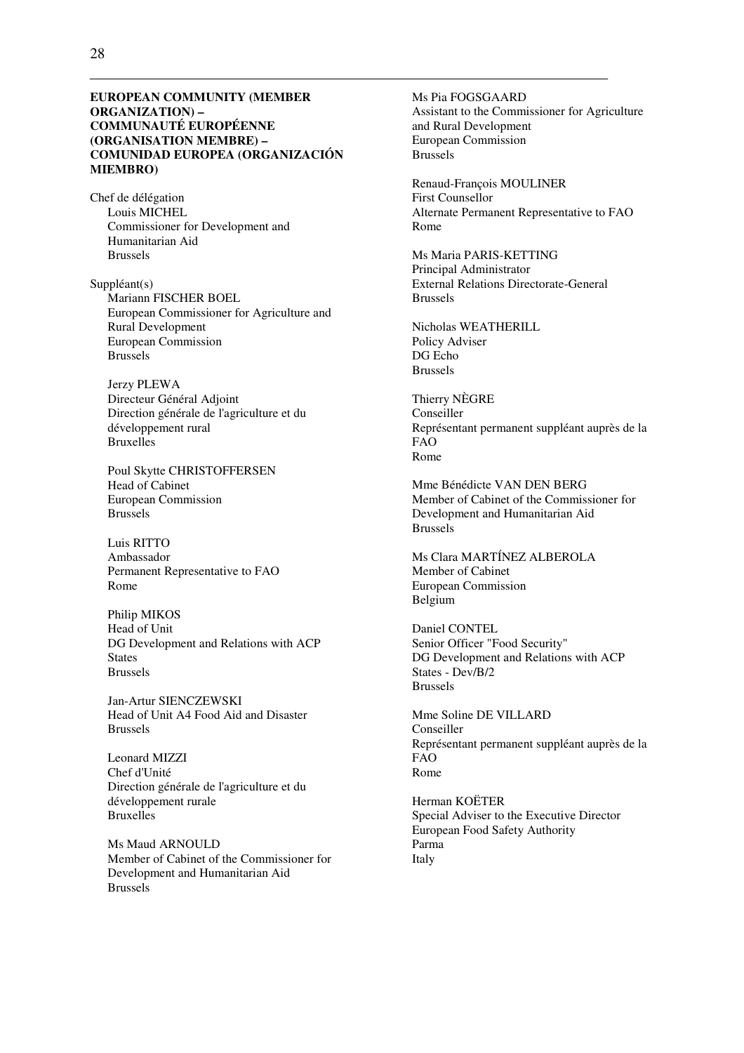**EUROPEAN COMMUNITY (MEMBER ORGANIZATION) – COMMUNAUTÉ EUROPÉENNE (ORGANISATION MEMBRE) – COMUNIDAD EUROPEA (ORGANIZACIÓN MIEMBRO)**

Chef de délégation

Louis MICHEL
Commissioner for Development and Humanitarian Aid
Brussels

Suppléant(s)

Mariann FISCHER BOEL
European Commissioner for Agriculture and Rural Development
European Commission
Brussels

Jerzy PLEWA
Directeur Général Adjoint
Direction générale de l'agriculture et du développement rural
Bruxelles

Poul Skytte CHRISTOFFERSEN
Head of Cabinet
European Commission
Brussels

Luis RITTO
Ambassador
Permanent Representative to FAO
Rome

Philip MIKOS
Head of Unit
DG Development and Relations with ACP States
Brussels

Jan-Artur SIENCZEWSKI
Head of Unit A4 Food Aid and Disaster
Brussels

Leonard MIZZI
Chef d'Unité
Direction générale de l'agriculture et du développement rurale
Bruxelles

Ms Maud ARNOULD
Member of Cabinet of the Commissioner for Development and Humanitarian Aid
Brussels

Ms Pia FOGSGAARD
Assistant to the Commissioner for Agriculture and Rural Development
European Commission
Brussels

Renaud-François MOULINER
First Counsellor
Alternate Permanent Representative to FAO
Rome

Ms Maria PARIS-KETTING
Principal Administrator
External Relations Directorate-General
Brussels

Nicholas WEATHERILL
Policy Adviser
DG Echo
Brussels

Thierry NÈGRE
Conseiller
Représentant permanent suppléant auprès de la FAO
Rome

Mme Bénédicte VAN DEN BERG
Member of Cabinet of the Commissioner for Development and Humanitarian Aid
Brussels

Ms Clara MARTÍNEZ ALBEROLA
Member of Cabinet
European Commission
Belgium

Daniel CONTEL
Senior Officer "Food Security"
DG Development and Relations with ACP States - Dev/B/2
Brussels

Mme Soline DE VILLARD
Conseiller
Représentant permanent suppléant auprès de la FAO
Rome

Herman KOËTER
Special Adviser to the Executive Director
European Food Safety Authority
Parma
Italy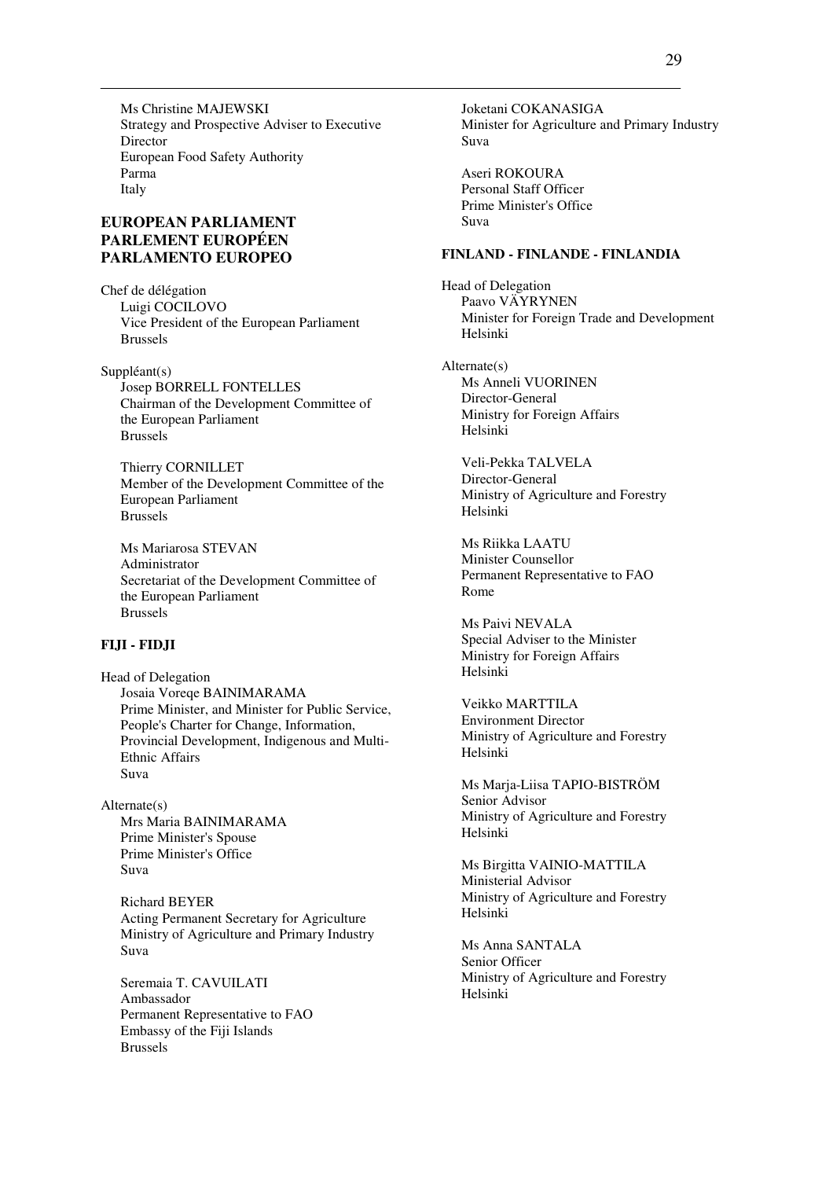Ms Christine MAJEWSKI
Strategy and Prospective Adviser to Executive Director
European Food Safety Authority
Parma
Italy

## EUROPEAN PARLIAMENT
## PARLEMENT EUROPÉEN
## PARLAMENTO EUROPEO

Chef de délégation
Luigi COCILOVO
Vice President of the European Parliament
Brussels

Suppléant(s)
Josep BORRELL FONTELLES
Chairman of the Development Committee of the European Parliament
Brussels

Thierry CORNILLET
Member of the Development Committee of the European Parliament
Brussels

Ms Mariarosa STEVAN
Administrator
Secretariat of the Development Committee of the European Parliament
Brussels

### FIJI - FIDJI

Head of Delegation
Josaia Voreqe BAINIMARAMA
Prime Minister, and Minister for Public Service, People's Charter for Change, Information, Provincial Development, Indigenous and Multi-Ethnic Affairs
Suva

Alternate(s)
Mrs Maria BAINIMARAMA
Prime Minister's Spouse
Prime Minister's Office
Suva

Richard BEYER
Acting Permanent Secretary for Agriculture
Ministry of Agriculture and Primary Industry
Suva

Seremaia T. CAVUILATI
Ambassador
Permanent Representative to FAO
Embassy of the Fiji Islands
Brussels

Joketani COKANASIGA
Minister for Agriculture and Primary Industry
Suva

Aseri ROKOURA
Personal Staff Officer
Prime Minister's Office
Suva

### FINLAND - FINLANDE - FINLANDIA

Head of Delegation
Paavo VÄYRYNEN
Minister for Foreign Trade and Development
Helsinki

Alternate(s)
Ms Anneli VUORINEN
Director-General
Ministry for Foreign Affairs
Helsinki

Veli-Pekka TALVELA
Director-General
Ministry of Agriculture and Forestry
Helsinki

Ms Riikka LAATU
Minister Counsellor
Permanent Representative to FAO
Rome

Ms Paivi NEVALA
Special Adviser to the Minister
Ministry for Foreign Affairs
Helsinki

Veikko MARTTILA
Environment Director
Ministry of Agriculture and Forestry
Helsinki

Ms Marja-Liisa TAPIO-BISTRÖM
Senior Advisor
Ministry of Agriculture and Forestry
Helsinki

Ms Birgitta VAINIO-MATTILA
Ministerial Advisor
Ministry of Agriculture and Forestry
Helsinki

Ms Anna SANTALA
Senior Officer
Ministry of Agriculture and Forestry
Helsinki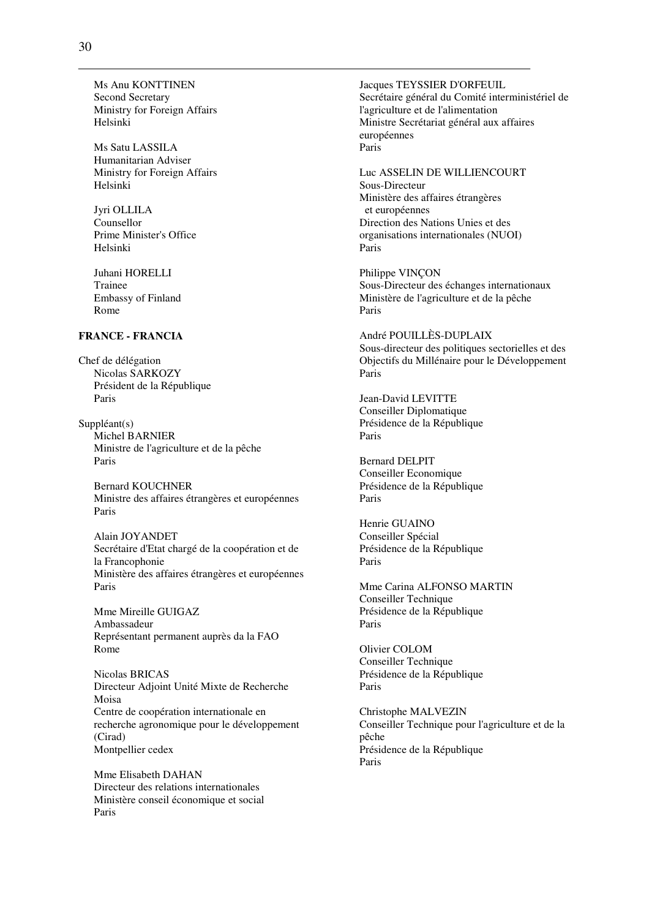Ms Anu KONTTINEN
Second Secretary
Ministry for Foreign Affairs
Helsinki

Ms Satu LASSILA
Humanitarian Adviser
Ministry for Foreign Affairs
Helsinki

Jyri OLLILA
Counsellor
Prime Minister's Office
Helsinki

Juhani HORELLI
Trainee
Embassy of Finland
Rome

**FRANCE - FRANCIA**

Chef de délégation
Nicolas SARKOZY
Président de la République
Paris

Suppléant(s)
Michel BARNIER
Ministre de l'agriculture et de la pêche
Paris

Bernard KOUCHNER
Ministre des affaires étrangères et européennes
Paris

Alain JOYANDET
Secrétaire d'Etat chargé de la coopération et de la Francophonie
Ministère des affaires étrangères et européennes
Paris

Mme Mireille GUIGAZ
Ambassadeur
Représentant permanent auprès da la FAO
Rome

Nicolas BRICAS
Directeur Adjoint Unité Mixte de Recherche Moisa
Centre de coopération internationale en recherche agronomique pour le développement (Cirad)
Montpellier cedex

Mme Elisabeth DAHAN
Directeur des relations internationales
Ministère conseil économique et social
Paris

Jacques TEYSSIER D'ORFEUIL
Secrétaire général du Comité interministériel de l'agriculture et de l'alimentation
Ministre Secrétariat général aux affaires européennes
Paris

Luc ASSELIN DE WILLIENCOURT
Sous-Directeur
Ministère des affaires étrangères et européennes
Direction des Nations Unies et des organisations internationales (NUOI)
Paris

Philippe VINÇON
Sous-Directeur des échanges internationaux
Ministère de l'agriculture et de la pêche
Paris

André POUILLÈS-DUPLAIX
Sous-directeur des politiques sectorielles et des Objectifs du Millénaire pour le Développement
Paris

Jean-David LEVITTE
Conseiller Diplomatique
Présidence de la République
Paris

Bernard DELPIT
Conseiller Economique
Présidence de la République
Paris

Henrie GUAINO
Conseiller Spécial
Présidence de la République
Paris

Mme Carina ALFONSO MARTIN
Conseiller Technique
Présidence de la République
Paris

Olivier COLOM
Conseiller Technique
Présidence de la République
Paris

Christophe MALVEZIN
Conseiller Technique pour l'agriculture et de la pêche
Présidence de la République
Paris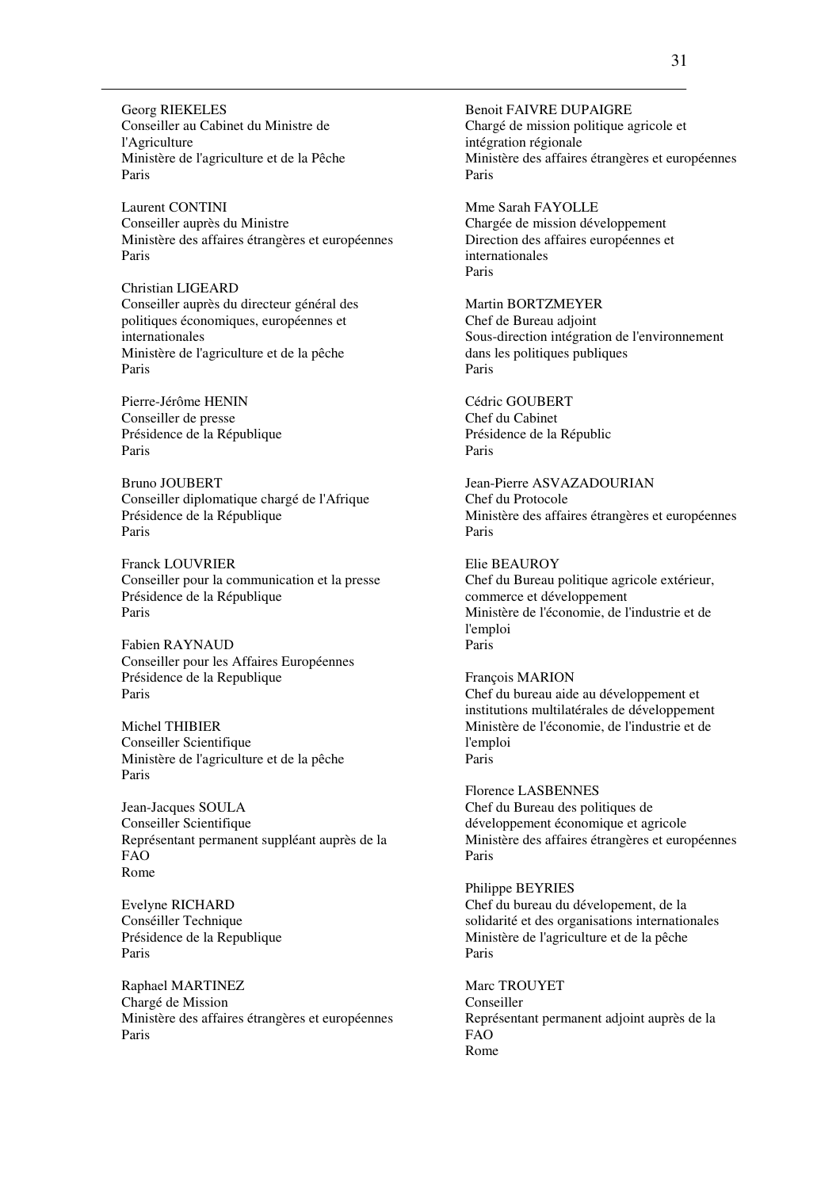Georg RIEKELES
Conseiller au Cabinet du Ministre de l'Agriculture
Ministère de l'agriculture et de la Pêche
Paris

Laurent CONTINI
Conseiller auprès du Ministre
Ministère des affaires étrangères et européennes
Paris

Christian LIGEARD
Conseiller auprès du directeur général des politiques économiques, européennes et internationales
Ministère de l'agriculture et de la pêche
Paris

Pierre-Jérôme HENIN
Conseiller de presse
Présidence de la République
Paris

Bruno JOUBERT
Conseiller diplomatique chargé de l'Afrique
Présidence de la République
Paris

Franck LOUVRIER
Conseiller pour la communication et la presse
Présidence de la République
Paris

Fabien RAYNAUD
Conseiller pour les Affaires Européennes
Présidence de la Republique
Paris

Michel THIBIER
Conseiller Scientifique
Ministère de l'agriculture et de la pêche
Paris

Jean-Jacques SOULA
Conseiller Scientifique
Représentant permanent suppléant auprès de la FAO
Rome

Evelyne RICHARD
Conséiller Technique
Présidence de la Republique
Paris

Raphael MARTINEZ
Chargé de Mission
Ministère des affaires étrangères et européennes
Paris

Benoit FAIVRE DUPAIGRE
Chargé de mission politique agricole et intégration régionale
Ministère des affaires étrangères et européennes
Paris

Mme Sarah FAYOLLE
Chargée de mission développement
Direction des affaires européennes et internationales
Paris

Martin BORTZMEYER
Chef de Bureau adjoint
Sous-direction intégration de l'environnement dans les politiques publiques
Paris

Cédric GOUBERT
Chef du Cabinet
Présidence de la Républic
Paris

Jean-Pierre ASVAZADOURIAN
Chef du Protocole
Ministère des affaires étrangères et européennes
Paris

Elie BEAUROY
Chef du Bureau politique agricole extérieur, commerce et développement
Ministère de l'économie, de l'industrie et de l'emploi
Paris

François MARION
Chef du bureau aide au développement et institutions multilatérales de développement
Ministère de l'économie, de l'industrie et de l'emploi
Paris

Florence LASBENNES
Chef du Bureau des politiques de développement économique et agricole
Ministère des affaires étrangères et européennes
Paris

Philippe BEYRIES
Chef du bureau du dévelopement, de la solidarité et des organisations internationales
Ministère de l'agriculture et de la pêche
Paris

Marc TROUYET
Conseiller
Représentant permanent adjoint auprès de la FAO
Rome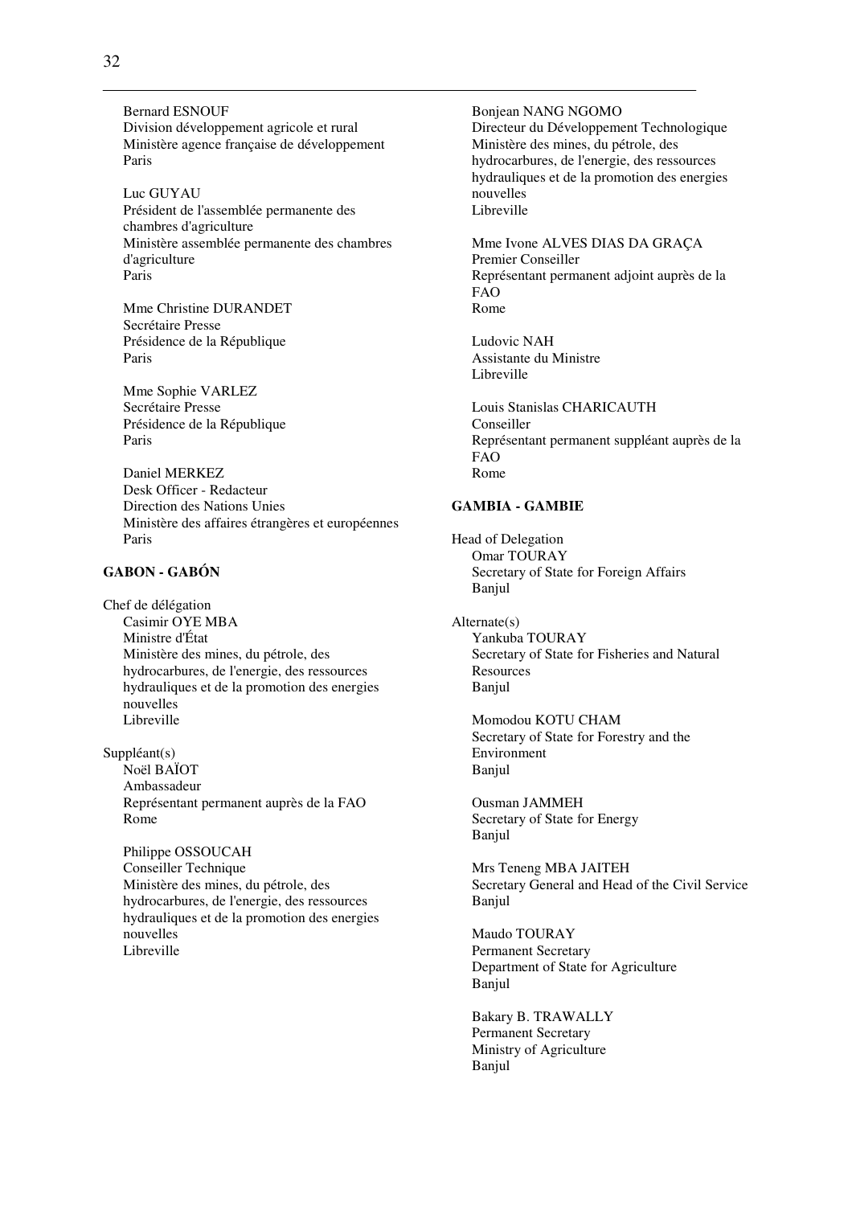Bernard ESNOUF
Division développement agricole et rural
Ministère agence française de développement
Paris

Luc GUYAU
Président de l'assemblée permanente des chambres d'agriculture
Ministère assemblée permanente des chambres d'agriculture
Paris

Mme Christine DURANDET
Secrétaire Presse
Présidence de la République
Paris

Mme Sophie VARLEZ
Secrétaire Presse
Présidence de la République
Paris

Daniel MERKEZ
Desk Officer - Redacteur
Direction des Nations Unies
Ministère des affaires étrangères et européennes
Paris

**GABON - GABÓN**

Chef de délégation
Casimir OYE MBA
Ministre d'État
Ministère des mines, du pétrole, des hydrocarbures, de l'energie, des ressources hydrauliques et de la promotion des energies nouvelles
Libreville

Suppléant(s)
Noël BAÏOT
Ambassadeur
Représentant permanent auprès de la FAO
Rome

Philippe OSSOUCAH
Conseiller Technique
Ministère des mines, du pétrole, des hydrocarbures, de l'energie, des ressources hydrauliques et de la promotion des energies nouvelles
Libreville

Bonjean NANG NGOMO
Directeur du Développement Technologique
Ministère des mines, du pétrole, des hydrocarbures, de l'energie, des ressources hydrauliques et de la promotion des energies nouvelles
Libreville

Mme Ivone ALVES DIAS DA GRAÇA
Premier Conseiller
Représentant permanent adjoint auprès de la FAO
Rome

Ludovic NAH
Assistante du Ministre
Libreville

Louis Stanislas CHARICAUTH
Conseiller
Représentant permanent suppléant auprès de la FAO
Rome

**GAMBIA - GAMBIE**

Head of Delegation
Omar TOURAY
Secretary of State for Foreign Affairs
Banjul

Alternate(s)
Yankuba TOURAY
Secretary of State for Fisheries and Natural Resources
Banjul

Momodou KOTU CHAM
Secretary of State for Forestry and the Environment
Banjul

Ousman JAMMEH
Secretary of State for Energy
Banjul

Mrs Teneng MBA JAITEH
Secretary General and Head of the Civil Service
Banjul

Maudo TOURAY
Permanent Secretary
Department of State for Agriculture
Banjul

Bakary B. TRAWALLY
Permanent Secretary
Ministry of Agriculture
Banjul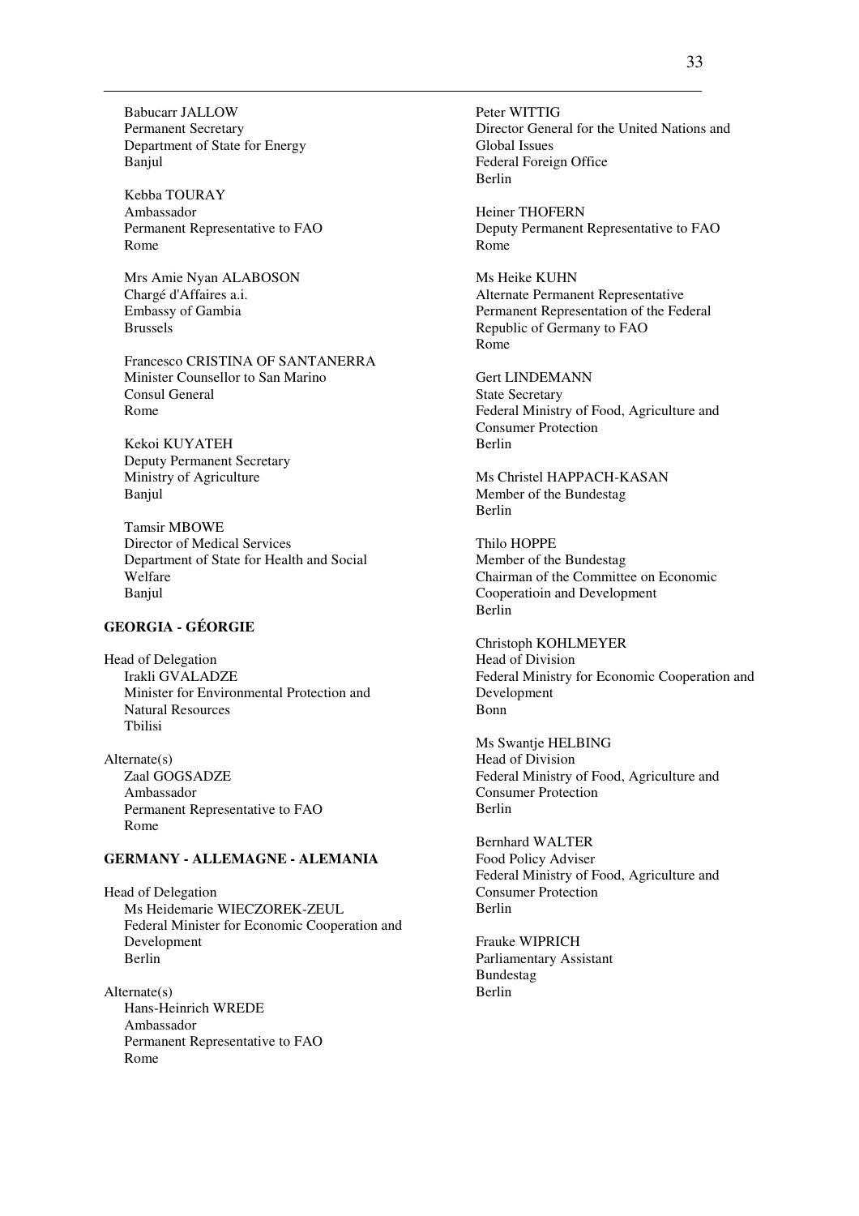Babucarr JALLOW
Permanent Secretary
Department of State for Energy
Banjul

Kebba TOURAY
Ambassador
Permanent Representative to FAO
Rome

Mrs Amie Nyan ALABOSON
Chargé d'Affaires a.i.
Embassy of Gambia
Brussels

Francesco CRISTINA OF SANTANERRA
Minister Counsellor to San Marino
Consul General
Rome

Kekoi KUYATEH
Deputy Permanent Secretary
Ministry of Agriculture
Banjul

Tamsir MBOWE
Director of Medical Services
Department of State for Health and Social Welfare
Banjul

**GEORGIA - GÉORGIE**

Head of Delegation
Irakli GVALADZE
Minister for Environmental Protection and Natural Resources
Tbilisi

Alternate(s)
Zaal GOGSADZE
Ambassador
Permanent Representative to FAO
Rome

**GERMANY - ALLEMAGNE - ALEMANIA**

Head of Delegation
Ms Heidemarie WIECZOREK-ZEUL
Federal Minister for Economic Cooperation and Development
Berlin

Alternate(s)
Hans-Heinrich WREDE
Ambassador
Permanent Representative to FAO
Rome

Peter WITTIG
Director General for the United Nations and Global Issues
Federal Foreign Office
Berlin

Heiner THOFERN
Deputy Permanent Representative to FAO
Rome

Ms Heike KUHN
Alternate Permanent Representative
Permanent Representation of the Federal Republic of Germany to FAO
Rome

Gert LINDEMANN
State Secretary
Federal Ministry of Food, Agriculture and Consumer Protection
Berlin

Ms Christel HAPPACH-KASAN
Member of the Bundestag
Berlin

Thilo HOPPE
Member of the Bundestag
Chairman of the Committee on Economic Cooperatioin and Development
Berlin

Christoph KOHLMEYER
Head of Division
Federal Ministry for Economic Cooperation and Development
Bonn

Ms Swantje HELBING
Head of Division
Federal Ministry of Food, Agriculture and Consumer Protection
Berlin

Bernhard WALTER
Food Policy Adviser
Federal Ministry of Food, Agriculture and Consumer Protection
Berlin

Frauke WIPRICH
Parliamentary Assistant
Bundestag
Berlin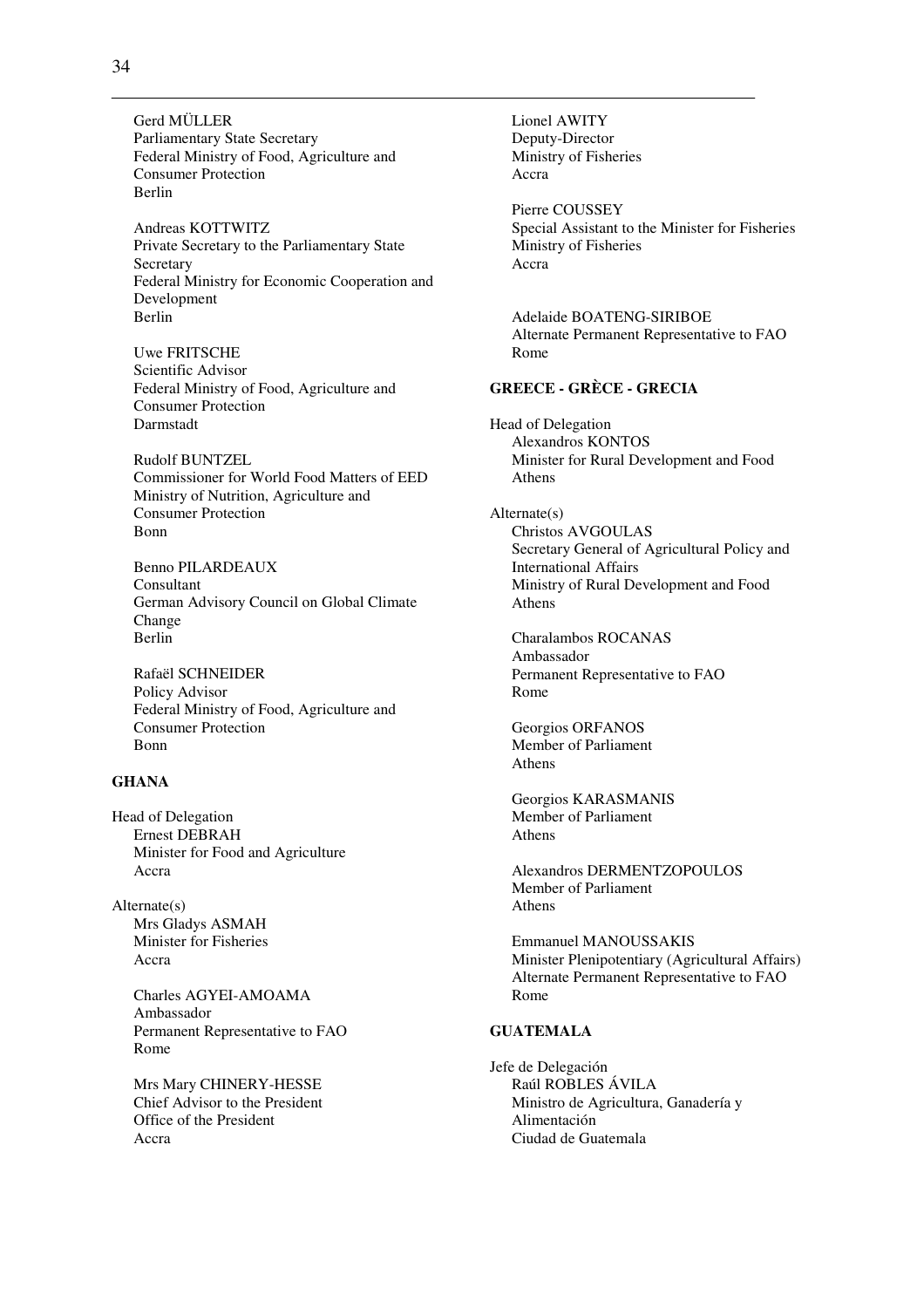Gerd MÜLLER
Parliamentary State Secretary
Federal Ministry of Food, Agriculture and Consumer Protection
Berlin

Andreas KOTTWITZ
Private Secretary to the Parliamentary State Secretary
Federal Ministry for Economic Cooperation and Development
Berlin

Uwe FRITSCHE
Scientific Advisor
Federal Ministry of Food, Agriculture and Consumer Protection
Darmstadt

Rudolf BUNTZEL
Commissioner for World Food Matters of EED
Ministry of Nutrition, Agriculture and Consumer Protection
Bonn

Benno PILARDEAUX
Consultant
German Advisory Council on Global Climate Change
Berlin

Rafaël SCHNEIDER
Policy Advisor
Federal Ministry of Food, Agriculture and Consumer Protection
Bonn

**GHANA**

Head of Delegation
Ernest DEBRAH
Minister for Food and Agriculture
Accra

Alternate(s)
Mrs Gladys ASMAH
Minister for Fisheries
Accra

Charles AGYEI-AMOAMA
Ambassador
Permanent Representative to FAO
Rome

Mrs Mary CHINERY-HESSE
Chief Advisor to the President
Office of the President
Accra

Lionel AWITY
Deputy-Director
Ministry of Fisheries
Accra

Pierre COUSSEY
Special Assistant to the Minister for Fisheries
Ministry of Fisheries
Accra

Adelaide BOATENG-SIRIBOE
Alternate Permanent Representative to FAO
Rome

**GREECE - GRÈCE - GRECIA**

Head of Delegation
Alexandros KONTOS
Minister for Rural Development and Food
Athens

Alternate(s)
Christos AVGOULAS
Secretary General of Agricultural Policy and International Affairs
Ministry of Rural Development and Food
Athens

Charalambos ROCANAS
Ambassador
Permanent Representative to FAO
Rome

Georgios ORFANOS
Member of Parliament
Athens

Georgios KARASMANIS
Member of Parliament
Athens

Alexandros DERMENTZOPOULOS
Member of Parliament
Athens

Emmanuel MANOUSSAKIS
Minister Plenipotentiary (Agricultural Affairs)
Alternate Permanent Representative to FAO
Rome

**GUATEMALA**

Jefe de Delegación
Raúl ROBLES ÁVILA
Ministro de Agricultura, Ganadería y Alimentación
Ciudad de Guatemala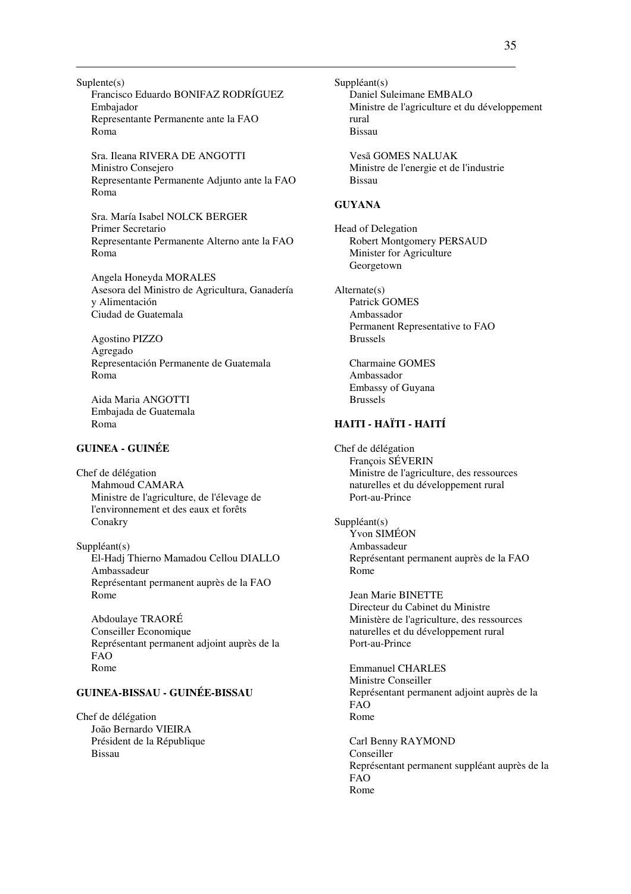Suplente(s)

Francisco Eduardo BONIFAZ RODRÍGUEZ
Embajador
Representante Permanente ante la FAO
Roma

Sra. Ileana RIVERA DE ANGOTTI
Ministro Consejero
Representante Permanente Adjunto ante la FAO
Roma

Sra. María Isabel NOLCK BERGER
Primer Secretario
Representante Permanente Alterno ante la FAO
Roma

Angela Honeyda MORALES
Asesora del Ministro de Agricultura, Ganadería y Alimentación
Ciudad de Guatemala

Agostino PIZZO
Agregado
Representación Permanente de Guatemala
Roma

Aida Maria ANGOTTI
Embajada de Guatemala
Roma

**GUINEA - GUINÉE**

Chef de délégation

Mahmoud CAMARA
Ministre de l'agriculture, de l'élevage de l'environnement et des eaux et forêts
Conakry

Suppléant(s)

El-Hadj Thierno Mamadou Cellou DIALLO
Ambassadeur
Représentant permanent auprès de la FAO
Rome

Abdoulaye TRAORÉ
Conseiller Economique
Représentant permanent adjoint auprès de la FAO
Rome

**GUINEA-BISSAU - GUINÉE-BISSAU**

Chef de délégation

João Bernardo VIEIRA
Président de la République
Bissau

Suppléant(s)

Daniel Suleimane EMBALO
Ministre de l'agriculture et du développement rural
Bissau

Vesã GOMES NALUAK
Ministre de l'energie et de l'industrie
Bissau

**GUYANA**

Head of Delegation

Robert Montgomery PERSAUD
Minister for Agriculture
Georgetown

Alternate(s)

Patrick GOMES
Ambassador
Permanent Representative to FAO
Brussels

Charmaine GOMES
Ambassador
Embassy of Guyana
Brussels

**HAITI - HAÏTI - HAITÍ**

Chef de délégation

François SÉVERIN
Ministre de l'agriculture, des ressources naturelles et du développement rural
Port-au-Prince

Suppléant(s)

Yvon SIMÉON
Ambassadeur
Représentant permanent auprès de la FAO
Rome

Jean Marie BINETTE
Directeur du Cabinet du Ministre
Ministère de l'agriculture, des ressources naturelles et du développement rural
Port-au-Prince

Emmanuel CHARLES
Ministre Conseiller
Représentant permanent adjoint auprès de la FAO
Rome

Carl Benny RAYMOND
Conseiller
Représentant permanent suppléant auprès de la FAO
Rome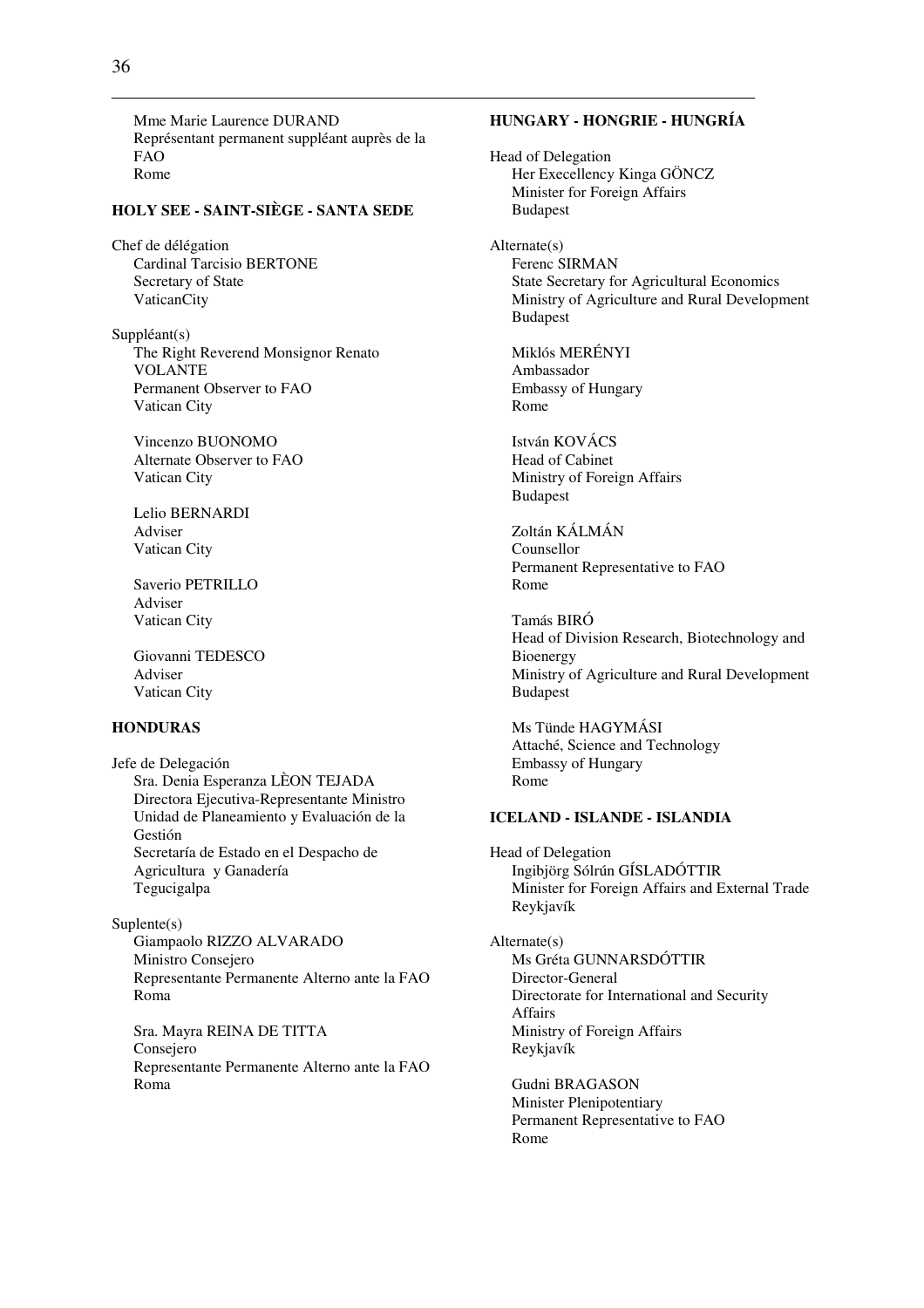Mme Marie Laurence DURAND
Représentant permanent suppléant auprès de la FAO
Rome

**HOLY SEE - SAINT-SIÈGE - SANTA SEDE**

Chef de délégation
Cardinal Tarcisio BERTONE
Secretary of State
VaticanCity

Suppléant(s)
The Right Reverend Monsignor Renato VOLANTE
Permanent Observer to FAO
Vatican City

Vincenzo BUONOMO
Alternate Observer to FAO
Vatican City

Lelio BERNARDI
Adviser
Vatican City

Saverio PETRILLO
Adviser
Vatican City

Giovanni TEDESCO
Adviser
Vatican City

**HONDURAS**

Jefe de Delegación
Sra. Denia Esperanza LÈON TEJADA
Directora Ejecutiva-Representante Ministro
Unidad de Planeamiento y Evaluación de la Gestión
Secretaría de Estado en el Despacho de Agricultura y Ganadería
Tegucigalpa

Suplente(s)
Giampaolo RIZZO ALVARADO
Ministro Consejero
Representante Permanente Alterno ante la FAO
Roma

Sra. Mayra REINA DE TITTA
Consejero
Representante Permanente Alterno ante la FAO
Roma

**HUNGARY - HONGRIE - HUNGRÍA**

Head of Delegation
Her Execellency Kinga GÖNCZ
Minister for Foreign Affairs
Budapest

Alternate(s)
Ferenc SIRMAN
State Secretary for Agricultural Economics
Ministry of Agriculture and Rural Development
Budapest

Miklós MERÉNYI
Ambassador
Embassy of Hungary
Rome

István KOVÁCS
Head of Cabinet
Ministry of Foreign Affairs
Budapest

Zoltán KÁLMÁN
Counsellor
Permanent Representative to FAO
Rome

Tamás BIRÓ
Head of Division Research, Biotechnology and Bioenergy
Ministry of Agriculture and Rural Development
Budapest

Ms Tünde HAGYMÁSI
Attaché, Science and Technology
Embassy of Hungary
Rome

**ICELAND - ISLANDE - ISLANDIA**

Head of Delegation
Ingibjörg Sólrún GÍSLADÓTTIR
Minister for Foreign Affairs and External Trade
Reykjavík

Alternate(s)
Ms Gréta GUNNARSDÓTTIR
Director-General
Directorate for International and Security Affairs
Ministry of Foreign Affairs
Reykjavík

Gudni BRAGASON
Minister Plenipotentiary
Permanent Representative to FAO
Rome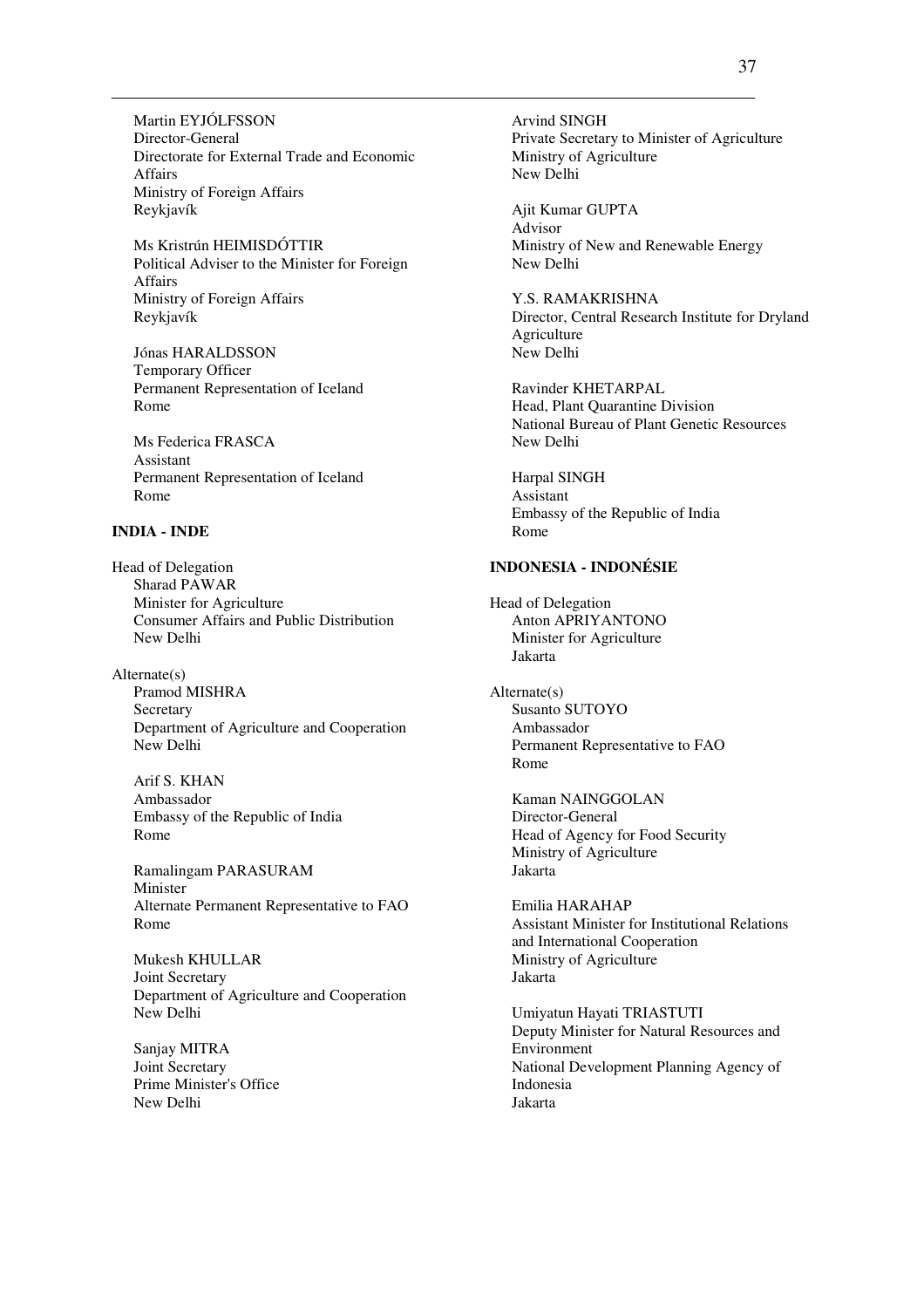Martin EYJÓLFSSON
Director-General
Directorate for External Trade and Economic Affairs
Ministry of Foreign Affairs
Reykjavík

Ms Kristrún HEIMISDÓTTIR
Political Adviser to the Minister for Foreign Affairs
Ministry of Foreign Affairs
Reykjavík

Jónas HARALDSSON
Temporary Officer
Permanent Representation of Iceland
Rome

Ms Federica FRASCA
Assistant
Permanent Representation of Iceland
Rome

**INDIA - INDE**

Head of Delegation
Sharad PAWAR
Minister for Agriculture
Consumer Affairs and Public Distribution
New Delhi

Alternate(s)
Pramod MISHRA
Secretary
Department of Agriculture and Cooperation
New Delhi

Arif S. KHAN
Ambassador
Embassy of the Republic of India
Rome

Ramalingam PARASURAM
Minister
Alternate Permanent Representative to FAO
Rome

Mukesh KHULLAR
Joint Secretary
Department of Agriculture and Cooperation
New Delhi

Sanjay MITRA
Joint Secretary
Prime Minister's Office
New Delhi

Arvind SINGH
Private Secretary to Minister of Agriculture
Ministry of Agriculture
New Delhi

Ajit Kumar GUPTA
Advisor
Ministry of New and Renewable Energy
New Delhi

Y.S. RAMAKRISHNA
Director, Central Research Institute for Dryland Agriculture
New Delhi

Ravinder KHETARPAL
Head, Plant Quarantine Division
National Bureau of Plant Genetic Resources
New Delhi

Harpal SINGH
Assistant
Embassy of the Republic of India
Rome

**INDONESIA - INDONÉSIE**

Head of Delegation
Anton APRIYANTONO
Minister for Agriculture
Jakarta

Alternate(s)
Susanto SUTOYO
Ambassador
Permanent Representative to FAO
Rome

Kaman NAINGGOLAN
Director-General
Head of Agency for Food Security
Ministry of Agriculture
Jakarta

Emilia HARAHAP
Assistant Minister for Institutional Relations and International Cooperation
Ministry of Agriculture
Jakarta

Umiyatun Hayati TRIASTUTI
Deputy Minister for Natural Resources and Environment
National Development Planning Agency of Indonesia
Jakarta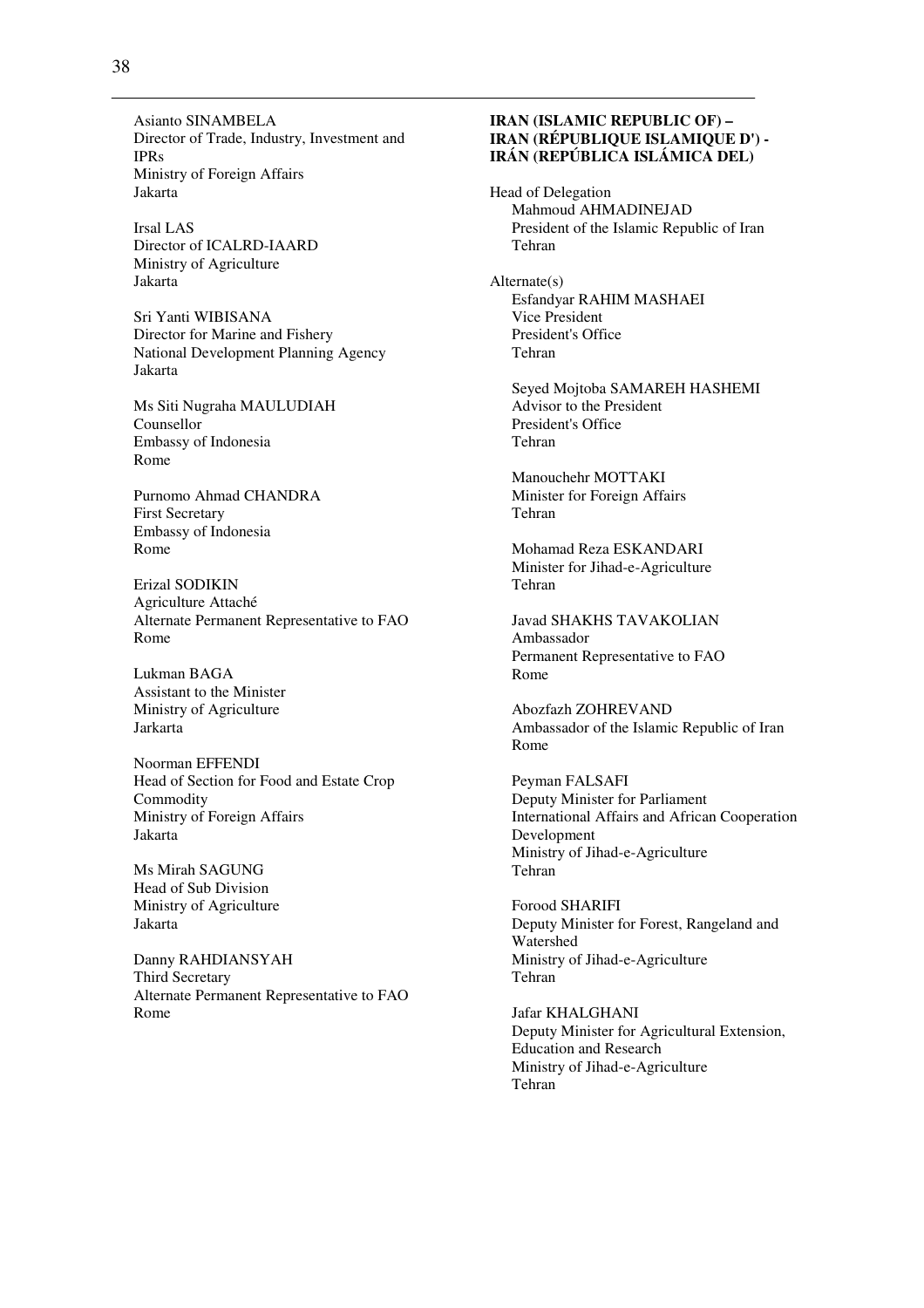Asianto SINAMBELA
Director of Trade, Industry, Investment and IPRs
Ministry of Foreign Affairs
Jakarta

Irsal LAS
Director of ICALRD-IAARD
Ministry of Agriculture
Jakarta

Sri Yanti WIBISANA
Director for Marine and Fishery
National Development Planning Agency
Jakarta

Ms Siti Nugraha MAULUDIAH
Counsellor
Embassy of Indonesia
Rome

Purnomo Ahmad CHANDRA
First Secretary
Embassy of Indonesia
Rome

Erizal SODIKIN
Agriculture Attaché
Alternate Permanent Representative to FAO
Rome

Lukman BAGA
Assistant to the Minister
Ministry of Agriculture
Jarkarta

Noorman EFFENDI
Head of Section for Food and Estate Crop Commodity
Ministry of Foreign Affairs
Jakarta

Ms Mirah SAGUNG
Head of Sub Division
Ministry of Agriculture
Jakarta

Danny RAHDIANSYAH
Third Secretary
Alternate Permanent Representative to FAO
Rome

**IRAN (ISLAMIC REPUBLIC OF) – IRAN (RÉPUBLIQUE ISLAMIQUE D') - IRÁN (REPÚBLICA ISLÁMICA DEL)**

Head of Delegation
Mahmoud AHMADINEJAD
President of the Islamic Republic of Iran
Tehran

Alternate(s)
Esfandyar RAHIM MASHAEI
Vice President
President's Office
Tehran

Seyed Mojtoba SAMAREH HASHEMI
Advisor to the President
President's Office
Tehran

Manouchehr MOTTAKI
Minister for Foreign Affairs
Tehran

Mohamad Reza ESKANDARI
Minister for Jihad-e-Agriculture
Tehran

Javad SHAKHS TAVAKOLIAN
Ambassador
Permanent Representative to FAO
Rome

Abozfazh ZOHREVAND
Ambassador of the Islamic Republic of Iran
Rome

Peyman FALSAFI
Deputy Minister for Parliament International Affairs and African Cooperation Development
Ministry of Jihad-e-Agriculture
Tehran

Forood SHARIFI
Deputy Minister for Forest, Rangeland and Watershed
Ministry of Jihad-e-Agriculture
Tehran

Jafar KHALGHANI
Deputy Minister for Agricultural Extension, Education and Research
Ministry of Jihad-e-Agriculture
Tehran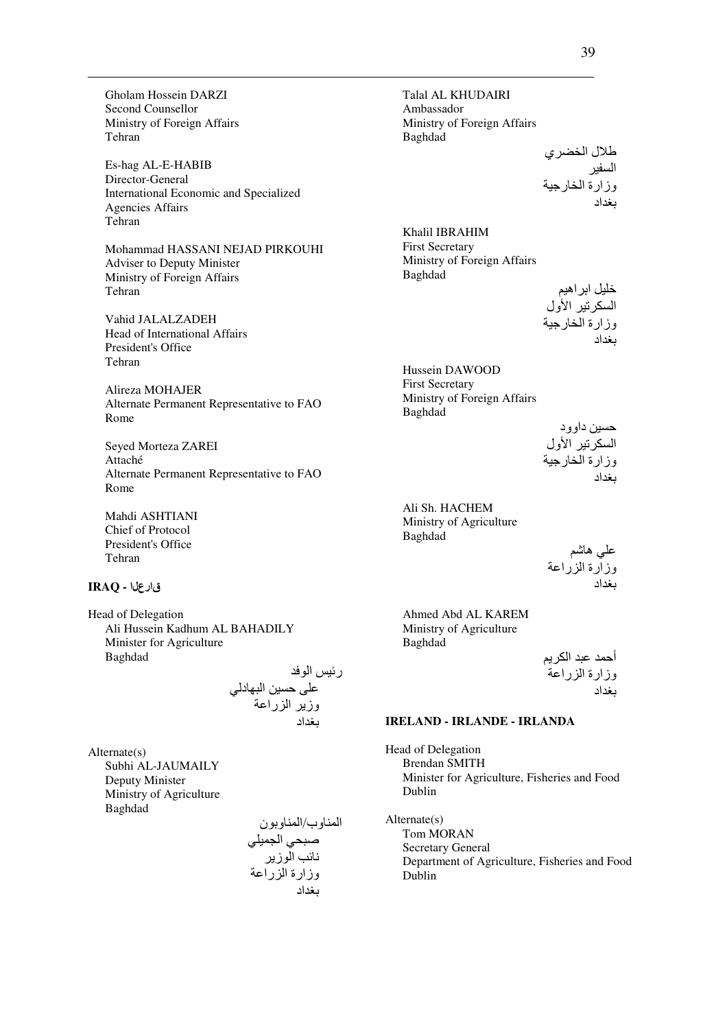Gholam Hossein DARZI
Second Counsellor
Ministry of Foreign Affairs
Tehran

Es-hag AL-E-HABIB
Director-General
International Economic and Specialized Agencies Affairs
Tehran

Mohammad HASSANI NEJAD PIRKOUHI
Adviser to Deputy Minister
Ministry of Foreign Affairs
Tehran

Vahid JALALZADEH
Head of International Affairs
President's Office
Tehran

Alireza MOHAJER
Alternate Permanent Representative to FAO
Rome

Seyed Morteza ZAREI
Attaché
Alternate Permanent Representative to FAO
Rome

Mahdi ASHTIANI
Chief of Protocol
President's Office
Tehran

**IRAQ - قارعلا**

Head of Delegation
Ali Hussein Kadhum AL BAHADILY
Minister for Agriculture
Baghdad

رئيس الوفد
على حسين البهادلي
وزير الزراعة
بغداد

Alternate(s)
Subhi AL-JAUMAILY
Deputy Minister
Ministry of Agriculture
Baghdad

المناوب/المناوبون
صبحي الجميلي
نائب الوزير
وزارة الزراعة
بغداد

Talal AL KHUDAIRI
Ambassador
Ministry of Foreign Affairs
Baghdad

طلال الخضري
السفير
وزارة الخارجية
بغداد

Khalil IBRAHIM
First Secretary
Ministry of Foreign Affairs
Baghdad

خليل ابراهيم
السكرتير الأول
وزارة الخارجية
بغداد

Hussein DAWOOD
First Secretary
Ministry of Foreign Affairs
Baghdad

حسين داوود
السكرتير الأول
وزارة الخارجية
بغداد

Ali Sh. HACHEM
Ministry of Agriculture
Baghdad

علي هاشم
وزارة الزراعة
بغداد

Ahmed Abd AL KAREM
Ministry of Agriculture
Baghdad

أحمد عبد الكريم
وزارة الزراعة
بغداد

**IRELAND - IRLANDE - IRLANDA**

Head of Delegation
Brendan SMITH
Minister for Agriculture, Fisheries and Food
Dublin

Alternate(s)
Tom MORAN
Secretary General
Department of Agriculture, Fisheries and Food
Dublin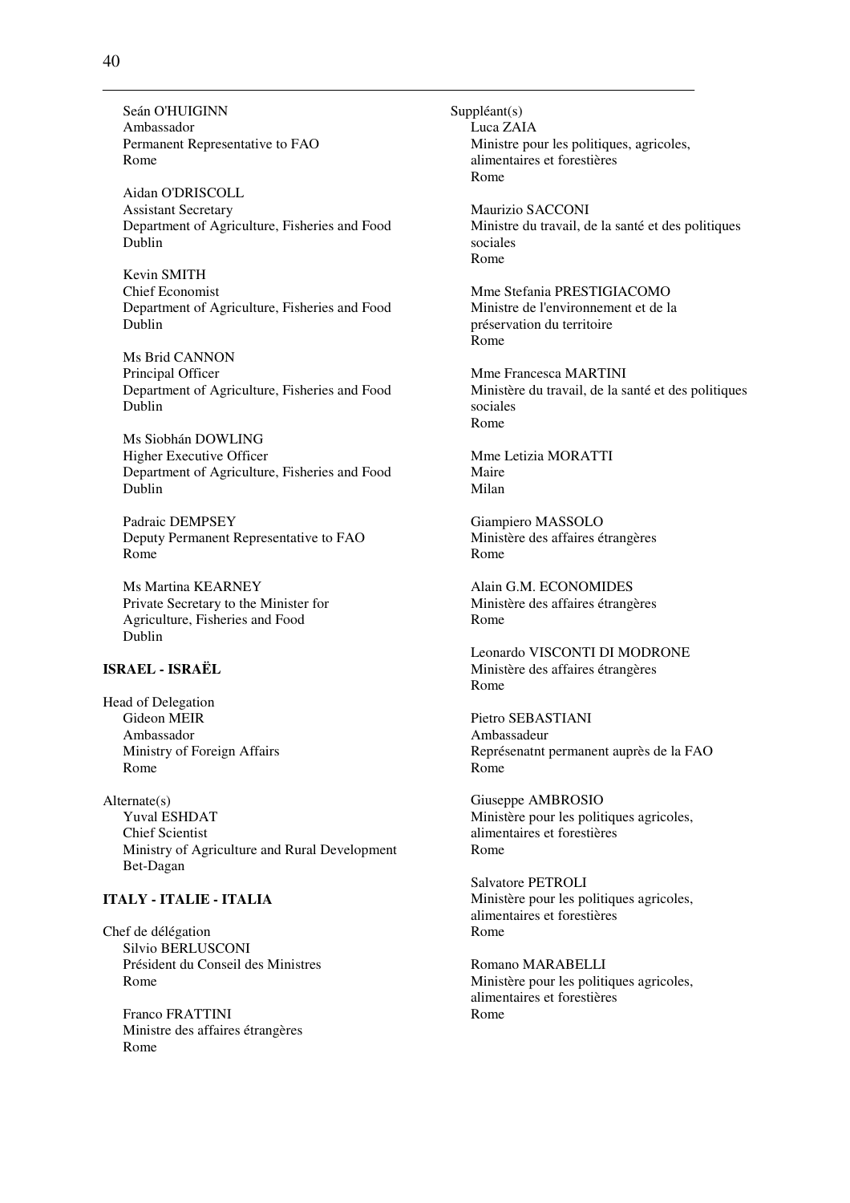Seán O'HUIGINN
Ambassador
Permanent Representative to FAO
Rome

Aidan O'DRISCOLL
Assistant Secretary
Department of Agriculture, Fisheries and Food
Dublin

Kevin SMITH
Chief Economist
Department of Agriculture, Fisheries and Food
Dublin

Ms Brid CANNON
Principal Officer
Department of Agriculture, Fisheries and Food
Dublin

Ms Siobhán DOWLING
Higher Executive Officer
Department of Agriculture, Fisheries and Food
Dublin

Padraic DEMPSEY
Deputy Permanent Representative to FAO
Rome

Ms Martina KEARNEY
Private Secretary to the Minister for Agriculture, Fisheries and Food
Dublin

**ISRAEL - ISRAËL**

Head of Delegation
Gideon MEIR
Ambassador
Ministry of Foreign Affairs
Rome

Alternate(s)
Yuval ESHDAT
Chief Scientist
Ministry of Agriculture and Rural Development
Bet-Dagan

**ITALY - ITALIE - ITALIA**

Chef de délégation
Silvio BERLUSCONI
Président du Conseil des Ministres
Rome

Franco FRATTINI
Ministre des affaires étrangères
Rome

Suppléant(s)
Luca ZAIA
Ministre pour les politiques, agricoles, alimentaires et forestières
Rome

Maurizio SACCONI
Ministre du travail, de la santé et des politiques sociales
Rome

Mme Stefania PRESTIGIACOMO
Ministre de l'environnement et de la préservation du territoire
Rome

Mme Francesca MARTINI
Ministère du travail, de la santé et des politiques sociales
Rome

Mme Letizia MORATTI
Maire
Milan

Giampiero MASSOLO
Ministère des affaires étrangères
Rome

Alain G.M. ECONOMIDES
Ministère des affaires étrangères
Rome

Leonardo VISCONTI DI MODRONE
Ministère des affaires étrangères
Rome

Pietro SEBASTIANI
Ambassadeur
Represénatnt permanent auprès de la FAO
Rome

Giuseppe AMBROSIO
Ministère pour les politiques agricoles, alimentaires et forestières
Rome

Salvatore PETROLI
Ministère pour les politiques agricoles, alimentaires et forestières
Rome

Romano MARABELLI
Ministère pour les politiques agricoles, alimentaires et forestières
Rome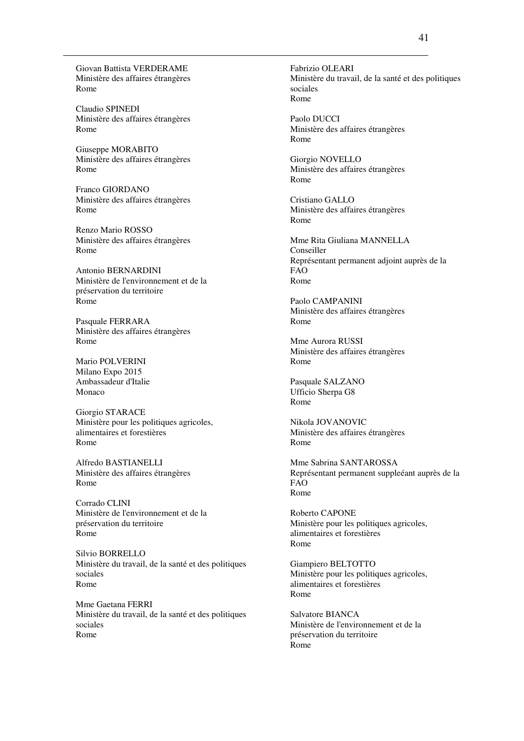Giovan Battista VERDERAME
Ministère des affaires étrangères
Rome

Claudio SPINEDI
Ministère des affaires étrangères
Rome

Giuseppe MORABITO
Ministère des affaires étrangères
Rome

Franco GIORDANO
Ministère des affaires étrangères
Rome

Renzo Mario ROSSO
Ministère des affaires étrangères
Rome

Antonio BERNARDINI
Ministère de l'environnement et de la préservation du territoire
Rome

Pasquale FERRARA
Ministère des affaires étrangères
Rome

Mario POLVERINI
Milano Expo 2015
Ambassadeur d'Italie
Monaco

Giorgio STARACE
Ministère pour les politiques agricoles, alimentaires et forestières
Rome

Alfredo BASTIANELLI
Ministère des affaires étrangères
Rome

Corrado CLINI
Ministère de l'environnement et de la préservation du territoire
Rome

Silvio BORRELLO
Ministère du travail, de la santé et des politiques sociales
Rome

Mme Gaetana FERRI
Ministère du travail, de la santé et des politiques sociales
Rome

Fabrizio OLEARI
Ministère du travail, de la santé et des politiques sociales
Rome

Paolo DUCCI
Ministère des affaires étrangères
Rome

Giorgio NOVELLO
Ministère des affaires étrangères
Rome

Cristiano GALLO
Ministère des affaires étrangères
Rome

Mme Rita Giuliana MANNELLA
Conseiller
Représentant permanent adjoint auprès de la FAO
Rome

Paolo CAMPANINI
Ministère des affaires étrangères
Rome

Mme Aurora RUSSI
Ministère des affaires étrangères
Rome

Pasquale SALZANO
Ufficio Sherpa G8
Rome

Nikola JOVANOVIC
Ministère des affaires étrangères
Rome

Mme Sabrina SANTAROSSA
Représentant permanent suppleéant auprès de la FAO
Rome

Roberto CAPONE
Ministère pour les politiques agricoles, alimentaires et forestières
Rome

Giampiero BELTOTTO
Ministère pour les politiques agricoles, alimentaires et forestières
Rome

Salvatore BIANCA
Ministère de l'environnement et de la préservation du territoire
Rome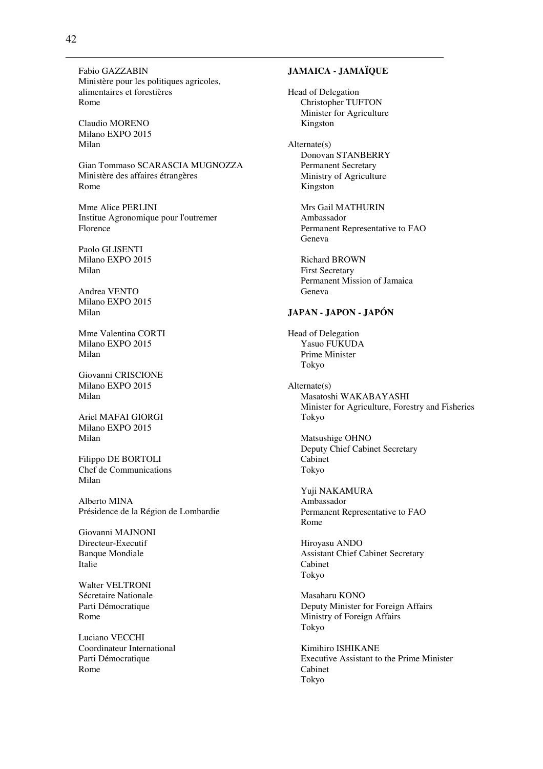Fabio GAZZABIN
Ministère pour les politiques agricoles, alimentaires et forestières
Rome

Claudio MORENO
Milano EXPO 2015
Milan

Gian Tommaso SCARASCIA MUGNOZZA
Ministère des affaires étrangères
Rome

Mme Alice PERLINI
Institue Agronomique pour l'outremer
Florence

Paolo GLISENTI
Milano EXPO 2015
Milan

Andrea VENTO
Milano EXPO 2015
Milan

Mme Valentina CORTI
Milano EXPO 2015
Milan

Giovanni CRISCIONE
Milano EXPO 2015
Milan

Ariel MAFAI GIORGI
Milano EXPO 2015
Milan

Filippo DE BORTOLI
Chef de Communications
Milan

Alberto MINA
Présidence de la Région de Lombardie

Giovanni MAJNONI
Directeur-Executif
Banque Mondiale
Italie

Walter VELTRONI
Sécretaire Nationale
Parti Démocratique
Rome

Luciano VECCHI
Coordinateur International
Parti Démocratique
Rome

**JAMAICA - JAMAÏQUE**

Head of Delegation
Christopher TUFTON
Minister for Agriculture
Kingston

Alternate(s)
Donovan STANBERRY
Permanent Secretary
Ministry of Agriculture
Kingston

Mrs Gail MATHURIN
Ambassador
Permanent Representative to FAO
Geneva

Richard BROWN
First Secretary
Permanent Mission of Jamaica
Geneva

**JAPAN - JAPON - JAPÓN**

Head of Delegation
Yasuo FUKUDA
Prime Minister
Tokyo

Alternate(s)
Masatoshi WAKABAYASHI
Minister for Agriculture, Forestry and Fisheries
Tokyo

Matsushige OHNO
Deputy Chief Cabinet Secretary
Cabinet
Tokyo

Yuji NAKAMURA
Ambassador
Permanent Representative to FAO
Rome

Hiroyasu ANDO
Assistant Chief Cabinet Secretary
Cabinet
Tokyo

Masaharu KONO
Deputy Minister for Foreign Affairs
Ministry of Foreign Affairs
Tokyo

Kimihiro ISHIKANE
Executive Assistant to the Prime Minister
Cabinet
Tokyo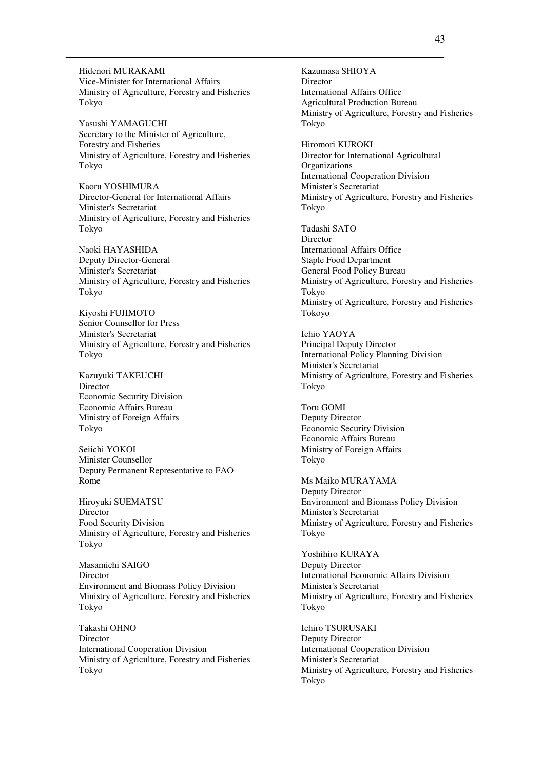Hidenori MURAKAMI
Vice-Minister for International Affairs
Ministry of Agriculture, Forestry and Fisheries
Tokyo

Yasushi YAMAGUCHI
Secretary to the Minister of Agriculture, Forestry and Fisheries
Ministry of Agriculture, Forestry and Fisheries
Tokyo

Kaoru YOSHIMURA
Director-General for International Affairs
Minister's Secretariat
Ministry of Agriculture, Forestry and Fisheries
Tokyo

Naoki HAYASHIDA
Deputy Director-General
Minister's Secretariat
Ministry of Agriculture, Forestry and Fisheries
Tokyo

Kiyoshi FUJIMOTO
Senior Counsellor for Press
Minister's Secretariat
Ministry of Agriculture, Forestry and Fisheries
Tokyo

Kazuyuki TAKEUCHI
Director
Economic Security Division
Economic Affairs Bureau
Ministry of Foreign Affairs
Tokyo

Seiichi YOKOI
Minister Counsellor
Deputy Permanent Representative to FAO
Rome

Hiroyuki SUEMATSU
Director
Food Security Division
Ministry of Agriculture, Forestry and Fisheries
Tokyo

Masamichi SAIGO
Director
Environment and Biomass Policy Division
Ministry of Agriculture, Forestry and Fisheries
Tokyo

Takashi OHNO
Director
International Cooperation Division
Ministry of Agriculture, Forestry and Fisheries
Tokyo

Kazumasa SHIOYA
Director
International Affairs Office
Agricultural Production Bureau
Ministry of Agriculture, Forestry and Fisheries
Tokyo

Hiromori KUROKI
Director for International Agricultural Organizations
International Cooperation Division
Minister's Secretariat
Ministry of Agriculture, Forestry and Fisheries
Tokyo

Tadashi SATO
Director
International Affairs Office
Staple Food Department
General Food Policy Bureau
Ministry of Agriculture, Forestry and Fisheries
Tokyo
Ministry of Agriculture, Forestry and Fisheries
Tokoyo

Ichio YAOYA
Principal Deputy Director
International Policy Planning Division
Minister's Secretariat
Ministry of Agriculture, Forestry and Fisheries
Tokyo

Toru GOMI
Deputy Director
Economic Security Division
Economic Affairs Bureau
Ministry of Foreign Affairs
Tokyo

Ms Maiko MURAYAMA
Deputy Director
Environment and Biomass Policy Division
Minister's Secretariat
Ministry of Agriculture, Forestry and Fisheries
Tokyo

Yoshihiro KURAYA
Deputy Director
International Economic Affairs Division
Minister's Secretariat
Ministry of Agriculture, Forestry and Fisheries
Tokyo

Ichiro TSURUSAKI
Deputy Director
International Cooperation Division
Minister's Secretariat
Ministry of Agriculture, Forestry and Fisheries
Tokyo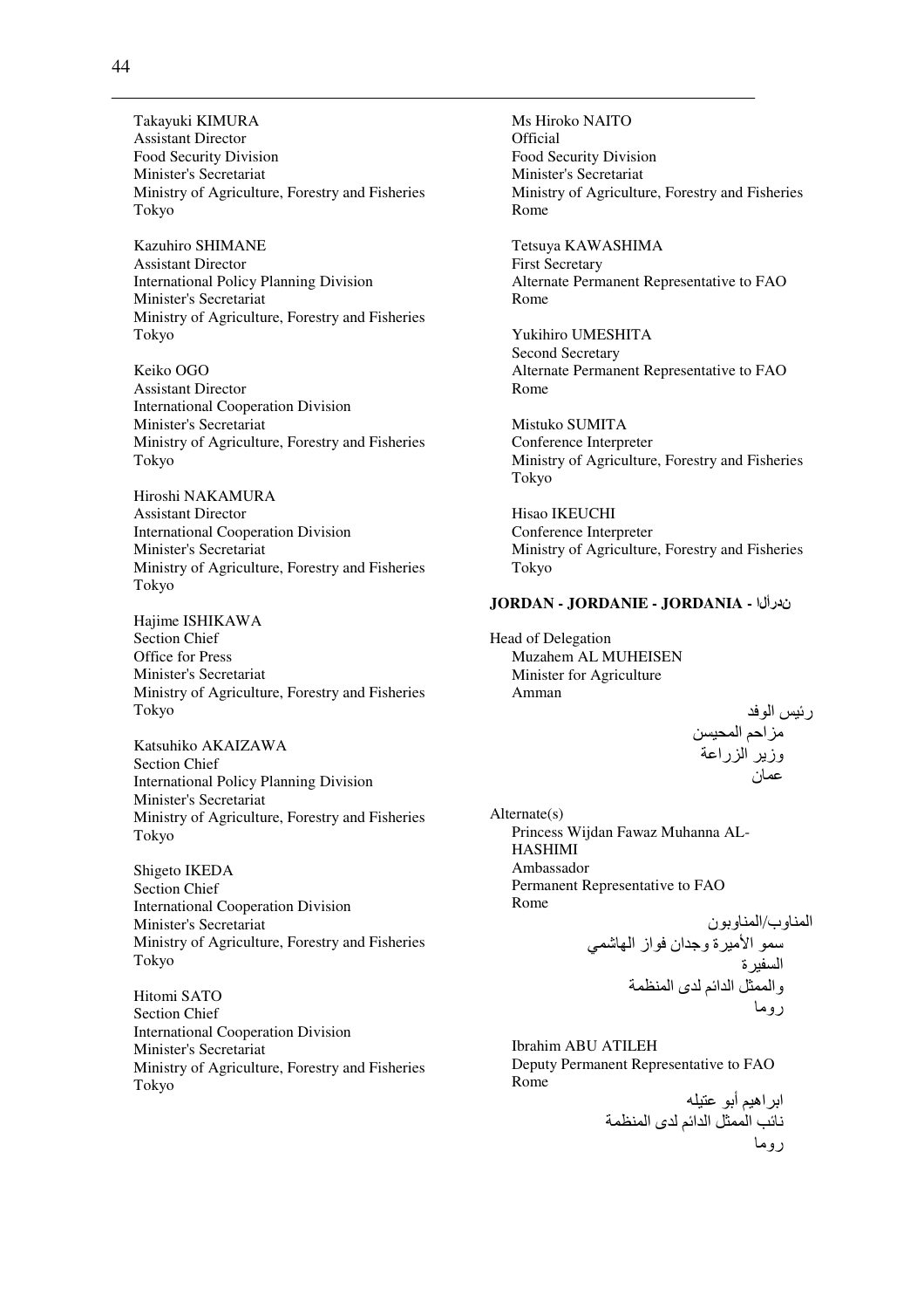Takayuki KIMURA
Assistant Director
Food Security Division
Minister's Secretariat
Ministry of Agriculture, Forestry and Fisheries
Tokyo

Kazuhiro SHIMANE
Assistant Director
International Policy Planning Division
Minister's Secretariat
Ministry of Agriculture, Forestry and Fisheries
Tokyo

Keiko OGO
Assistant Director
International Cooperation Division
Minister's Secretariat
Ministry of Agriculture, Forestry and Fisheries
Tokyo

Hiroshi NAKAMURA
Assistant Director
International Cooperation Division
Minister's Secretariat
Ministry of Agriculture, Forestry and Fisheries
Tokyo

Hajime ISHIKAWA
Section Chief
Office for Press
Minister's Secretariat
Ministry of Agriculture, Forestry and Fisheries
Tokyo

Katsuhiko AKAIZAWA
Section Chief
International Policy Planning Division
Minister's Secretariat
Ministry of Agriculture, Forestry and Fisheries
Tokyo

Shigeto IKEDA
Section Chief
International Cooperation Division
Minister's Secretariat
Ministry of Agriculture, Forestry and Fisheries
Tokyo

Hitomi SATO
Section Chief
International Cooperation Division
Minister's Secretariat
Ministry of Agriculture, Forestry and Fisheries
Tokyo

Ms Hiroko NAITO
Official
Food Security Division
Minister's Secretariat
Ministry of Agriculture, Forestry and Fisheries
Rome

Tetsuya KAWASHIMA
First Secretary
Alternate Permanent Representative to FAO
Rome

Yukihiro UMESHITA
Second Secretary
Alternate Permanent Representative to FAO
Rome

Mistuko SUMITA
Conference Interpreter
Ministry of Agriculture, Forestry and Fisheries
Tokyo

Hisao IKEUCHI
Conference Interpreter
Ministry of Agriculture, Forestry and Fisheries
Tokyo

**JORDAN - JORDANIE - JORDANIA - الأردن**

Head of Delegation
Muzahem AL MUHEISEN
Minister for Agriculture
Amman

رئيس الوفد
مزاحم المحيسن
وزير الزراعة
عمان

Alternate(s)
Princess Wijdan Fawaz Muhanna AL-HASHIMI
Ambassador
Permanent Representative to FAO
Rome

المناوب/المناوبون
سمو الأميرة وجدان فواز الهاشمي
السفيرة
والممثل الدائم لدى المنظمة
روما

Ibrahim ABU ATILEH
Deputy Permanent Representative to FAO
Rome

ابراهيم أبو عتيله
نائب الممثل الدائم لدى المنظمة
روما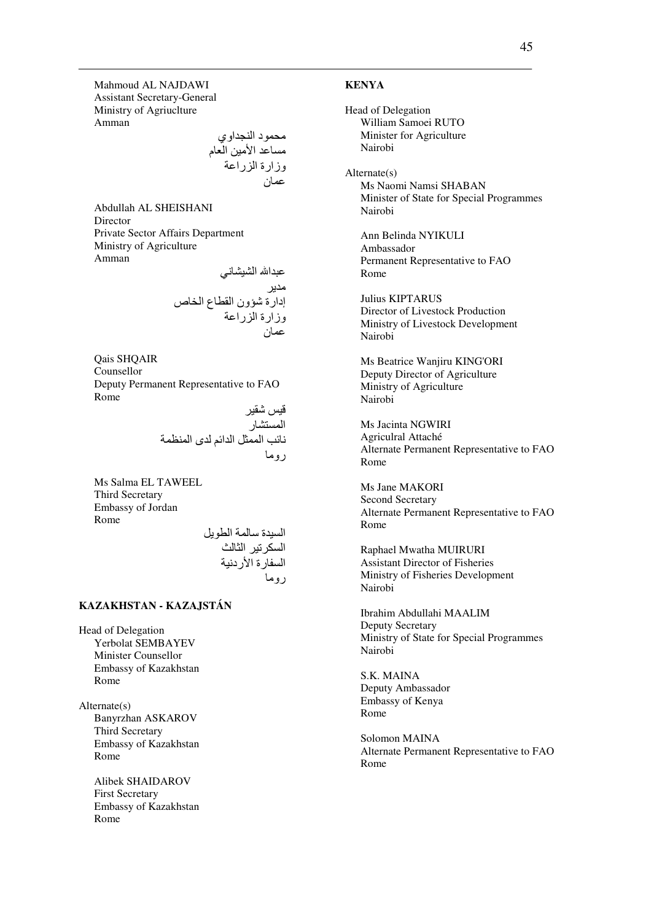Mahmoud AL NAJDAWI
Assistant Secretary-General
Ministry of Agriuclture
Amman

محمود النجداوي
مساعد الأمين العام
وزارة الزراعة
عمان

Abdullah AL SHEISHANI
Director
Private Sector Affairs Department
Ministry of Agriculture
Amman

عبدالله الشيشاني
مدير
إدارة شؤون القطاع الخاص
وزارة الزراعة
عمان

Qais SHQAIR
Counsellor
Deputy Permanent Representative to FAO
Rome

قيس شقير
المستشار
نائب الممثل الدائم لدى المنظمة
روما

Ms Salma EL TAWEEL
Third Secretary
Embassy of Jordan
Rome

السيدة سالمة الطويل
السكرتير الثالث
السفارة الأردنية
روما

**KAZAKHSTAN - KAZAJSTÁN**

Head of Delegation
Yerbolat SEMBAYEV
Minister Counsellor
Embassy of Kazakhstan
Rome

Alternate(s)
Banyrzhan ASKAROV
Third Secretary
Embassy of Kazakhstan
Rome

Alibek SHAIDAROV
First Secretary
Embassy of Kazakhstan
Rome

**KENYA**

Head of Delegation
William Samoei RUTO
Minister for Agriculture
Nairobi

Alternate(s)
Ms Naomi Namsi SHABAN
Minister of State for Special Programmes
Nairobi

Ann Belinda NYIKULI
Ambassador
Permanent Representative to FAO
Rome

Julius KIPTARUS
Director of Livestock Production
Ministry of Livestock Development
Nairobi

Ms Beatrice Wanjiru KING'ORI
Deputy Director of Agriculture
Ministry of Agriculture
Nairobi

Ms Jacinta NGWIRI
Agriculral Attaché
Alternate Permanent Representative to FAO
Rome

Ms Jane MAKORI
Second Secretary
Alternate Permanent Representative to FAO
Rome

Raphael Mwatha MUIRURI
Assistant Director of Fisheries
Ministry of Fisheries Development
Nairobi

Ibrahim Abdullahi MAALIM
Deputy Secretary
Ministry of State for Special Programmes
Nairobi

S.K. MAINA
Deputy Ambassador
Embassy of Kenya
Rome

Solomon MAINA
Alternate Permanent Representative to FAO
Rome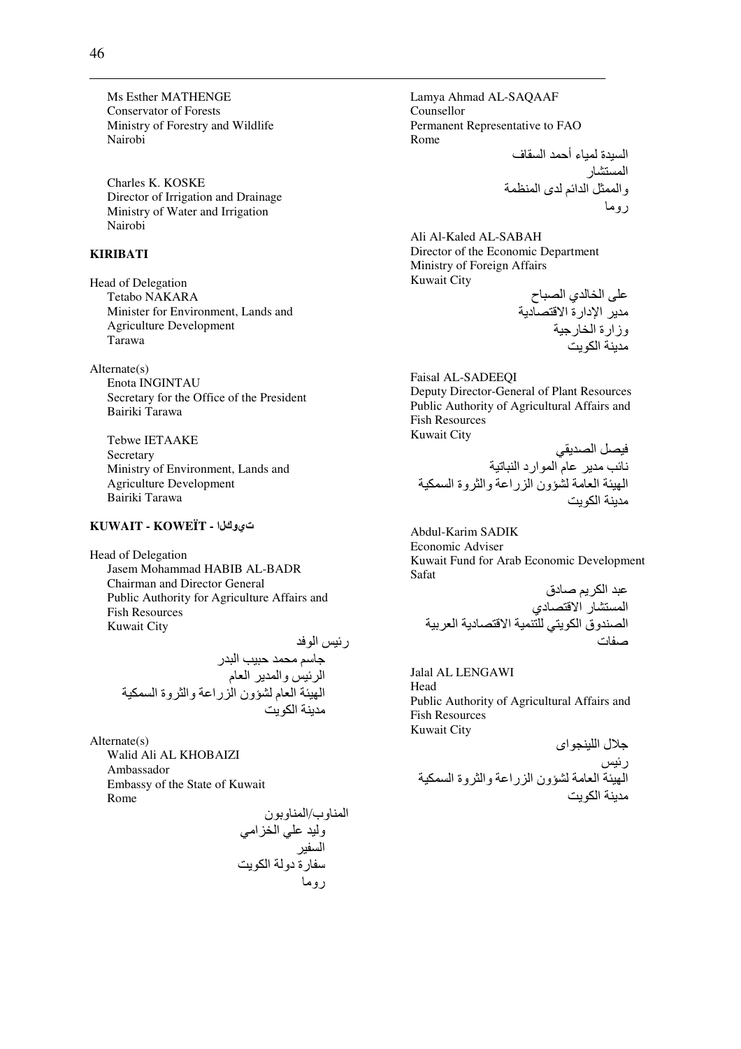Ms Esther MATHENGE
Conservator of Forests
Ministry of Forestry and Wildlife
Nairobi

Charles K. KOSKE
Director of Irrigation and Drainage
Ministry of Water and Irrigation
Nairobi

**KIRIBATI**

Head of Delegation
Tetabo NAKARA
Minister for Environment, Lands and Agriculture Development
Tarawa

Alternate(s)
Enota INGINTAU
Secretary for the Office of the President
Bairiki Tarawa

Tebwe IETAAKE
Secretary
Ministry of Environment, Lands and Agriculture Development
Bairiki Tarawa

**KUWAIT - KOWEÏT - الكويت**

Head of Delegation
Jasem Mohammad HABIB AL-BADR
Chairman and Director General
Public Authority for Agriculture Affairs and Fish Resources
Kuwait City

رئيس الوفد
جاسم محمد حبيب البدر
الرئيس والمدير العام
الهيئة العام لشؤون الزراعة والثروة السمكية
مدينة الكويت

Alternate(s)
Walid Ali AL KHOBAIZI
Ambassador
Embassy of the State of Kuwait
Rome

المناوب/المناوبون
وليد علي الخزامي
السفير
سفارة دولة الكويت
روما

Lamya Ahmad AL-SAQAAF
Counsellor
Permanent Representative to FAO
Rome

السيدة لمياء أحمد السقاف
المستشار
والممثل الدائم لدى المنظمة
روما

Ali Al-Kaled AL-SABAH
Director of the Economic Department
Ministry of Foreign Affairs
Kuwait City

على الخالدي الصباح
مدير الإدارة الاقتصادية
وزارة الخارجية
مدينة الكويت

Faisal AL-SADEEQI
Deputy Director-General of Plant Resources
Public Authority of Agricultural Affairs and Fish Resources
Kuwait City

فيصل الصديقي
نائب مدير عام الموارد النباتية
الهيئة العامة لشؤون الزراعة والثروة السمكية
مدينة الكويت

Abdul-Karim SADIK
Economic Adviser
Kuwait Fund for Arab Economic Development
Safat

عبد الكريم صادق
المستشار الاقتصادي
الصندوق الكويتي للتنمية الاقتصادية العربية
صفات

Jalal AL LENGAWI
Head
Public Authority of Agricultural Affairs and Fish Resources
Kuwait City

جلال اللينجوى
رئيس
الهيئة العامة لشؤون الزراعة والثروة السمكية
مدينة الكويت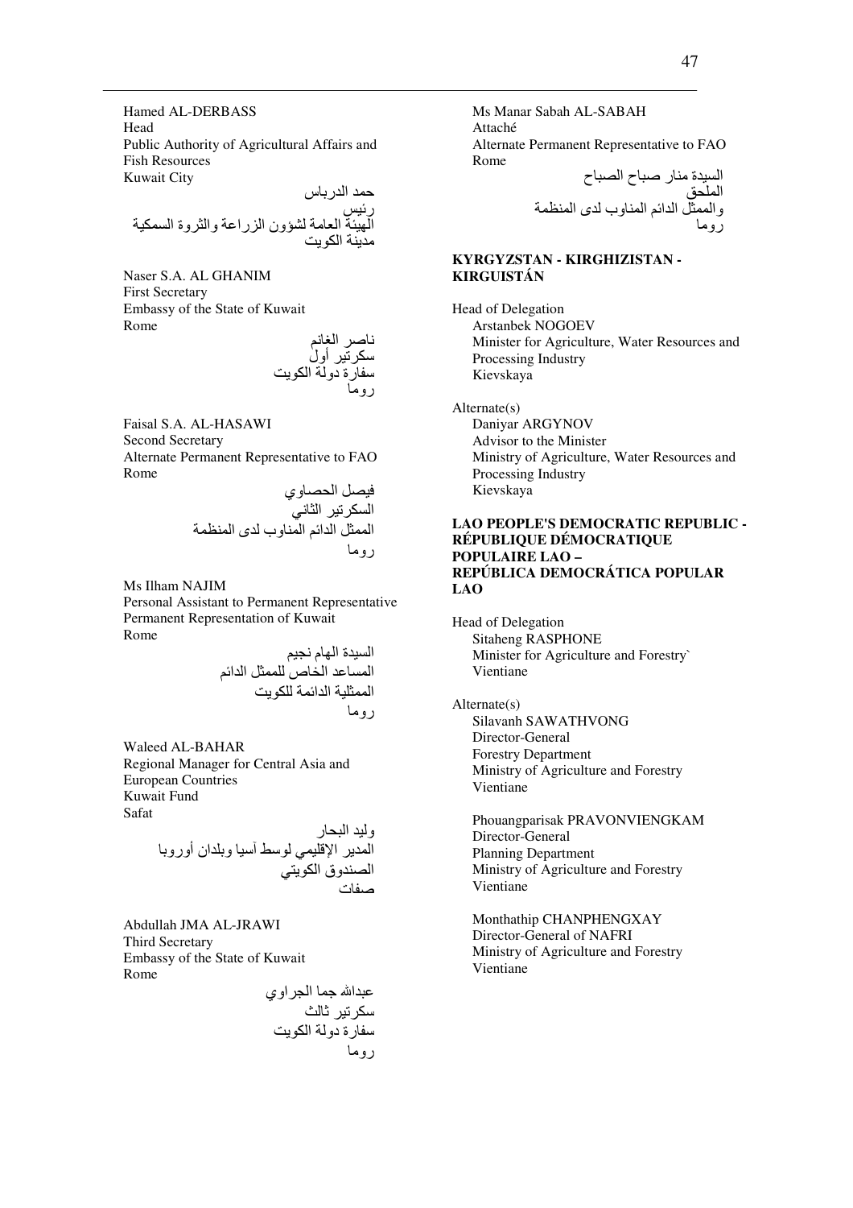Hamed AL-DERBASS
Head
Public Authority of Agricultural Affairs and Fish Resources
Kuwait City

حمد الدرباس
رئيس
الهيئة العامة لشؤون الزراعة والثروة السمكية
مدينة الكويت

Naser S.A. AL GHANIM
First Secretary
Embassy of the State of Kuwait
Rome

ناصر الغانم
سكرتير أول
سفارة دولة الكويت
روما

Faisal S.A. AL-HASAWI
Second Secretary
Alternate Permanent Representative to FAO
Rome

فيصل الحساوي
السكرتير الثاني
الممثل الدائم المناوب لدى المنظمة
روما

Ms Ilham NAJIM
Personal Assistant to Permanent Representative
Permanent Representation of Kuwait
Rome

السيدة الهام نجيم
المساعد الخاص للممثل الدائم
الممثلية الدائمة للكويت
روما

Waleed AL-BAHAR
Regional Manager for Central Asia and European Countries
Kuwait Fund
Safat

وليد البحار
المدير الإقليمي لوسط آسيا وبلدان أوروبا
الصندوق الكويتي
صفات

Abdullah JMA AL-JRAWI
Third Secretary
Embassy of the State of Kuwait
Rome

عبدالله جما الجراوي
سكرتير ثالث
سفارة دولة الكويت
روما

Ms Manar Sabah AL-SABAH
Attaché
Alternate Permanent Representative to FAO
Rome

السيدة منار صباح الصباح
الملحق
والممثل الدائم المناوب لدى المنظمة
روما

**KYRGYZSTAN - KIRGHIZISTAN - KIRGUISTÁN**

Head of Delegation
Arstanbek NOGOEV
Minister for Agriculture, Water Resources and Processing Industry
Kievskaya

Alternate(s)
Daniyar ARGYNOV
Advisor to the Minister
Ministry of Agriculture, Water Resources and Processing Industry
Kievskaya

**LAO PEOPLE'S DEMOCRATIC REPUBLIC - RÉPUBLIQUE DÉMOCRATIQUE POPULAIRE LAO – REPÚBLICA DEMOCRÁTICA POPULAR LAO**

Head of Delegation
Sitaheng RASPHONE
Minister for Agriculture and Forestry`
Vientiane

Alternate(s)
Silavanh SAWATHVONG
Director-General
Forestry Department
Ministry of Agriculture and Forestry
Vientiane

Phouangparisak PRAVONVIENGKAM
Director-General
Planning Department
Ministry of Agriculture and Forestry
Vientiane

Monthathip CHANPHENGXAY
Director-General of NAFRI
Ministry of Agriculture and Forestry
Vientiane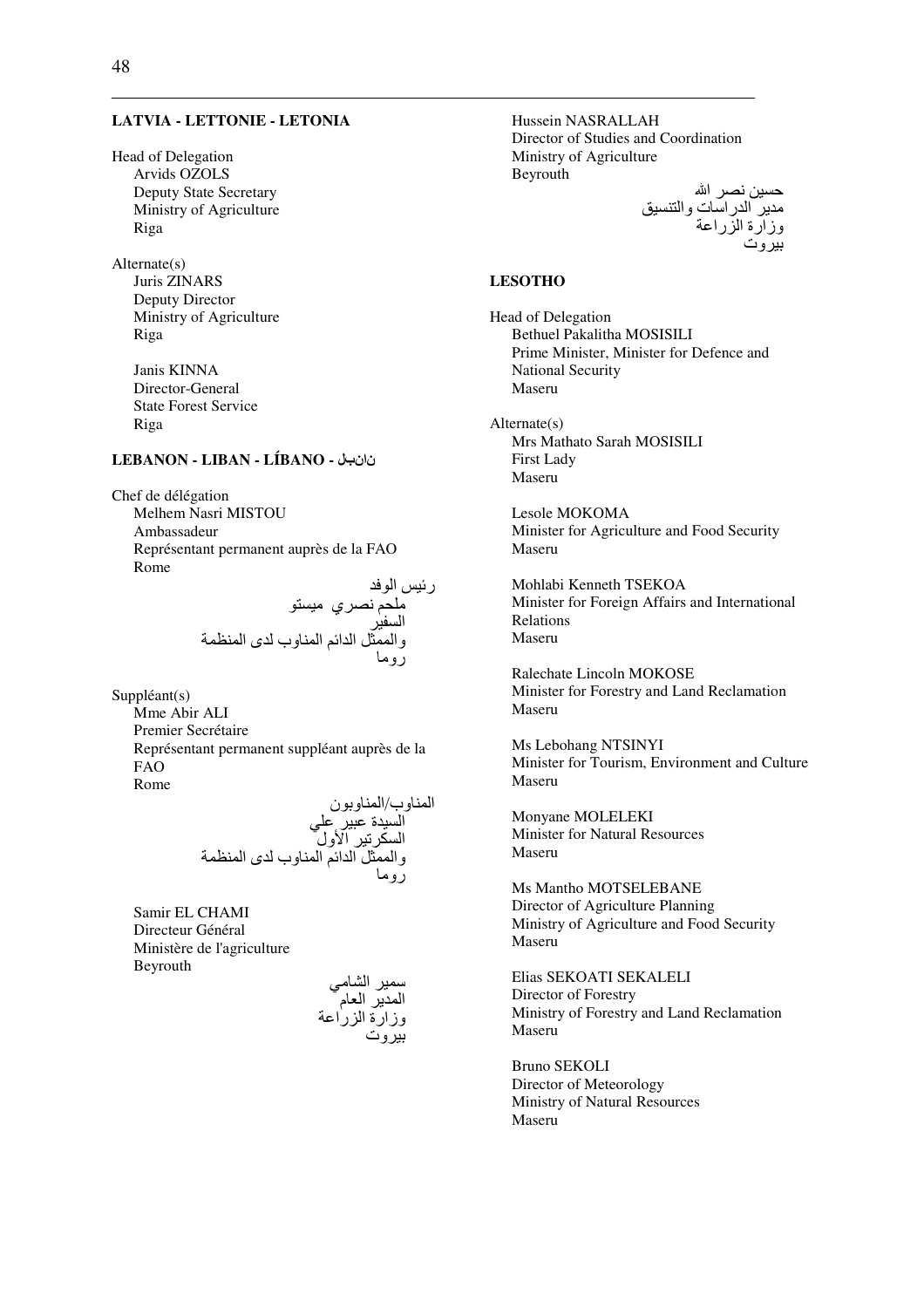## LATVIA - LETTONIE - LETONIA

Head of Delegation
Arvids OZOLS
Deputy State Secretary
Ministry of Agriculture
Riga

Alternate(s)
Juris ZINARS
Deputy Director
Ministry of Agriculture
Riga

Janis KINNA
Director-General
State Forest Service
Riga

## LEBANON - LIBAN - LÍBANO - لبنان

Chef de délégation
Melhem Nasri MISTOU
Ambassadeur
Représentant permanent auprès de la FAO
Rome

رئيس الوفد
ملحم نصري ميستو
السفير
والممثل الدائم المناوب لدى المنظمة
روما

Suppléant(s)
Mme Abir ALI
Premier Secrétaire
Représentant permanent suppléant auprès de la FAO
Rome

المناوب/المناوبون
السيدة عبير علي
السكرتير الأول
والممثل الدائم المناوب لدى المنظمة
روما

Samir EL CHAMI
Directeur Général
Ministère de l'agriculture
Beyrouth

سمير الشامي
المدير العام
وزارة الزراعة
بيروت

Hussein NASRALLAH
Director of Studies and Coordination
Ministry of Agriculture
Beyrouth

حسين نصر الله
مدير الدراسات والتنسيق
وزارة الزراعة
بيروت

## LESOTHO

Head of Delegation
Bethuel Pakalitha MOSISILI
Prime Minister, Minister for Defence and National Security
Maseru

Alternate(s)
Mrs Mathato Sarah MOSISILI
First Lady
Maseru

Lesole MOKOMA
Minister for Agriculture and Food Security
Maseru

Mohlabi Kenneth TSEKOA
Minister for Foreign Affairs and International Relations
Maseru

Ralechate Lincoln MOKOSE
Minister for Forestry and Land Reclamation
Maseru

Ms Lebohang NTSINYI
Minister for Tourism, Environment and Culture
Maseru

Monyane MOLELEKI
Minister for Natural Resources
Maseru

Ms Mantho MOTSELEBANE
Director of Agriculture Planning
Ministry of Agriculture and Food Security
Maseru

Elias SEKOATI SEKALELI
Director of Forestry
Ministry of Forestry and Land Reclamation
Maseru

Bruno SEKOLI
Director of Meteorology
Ministry of Natural Resources
Maseru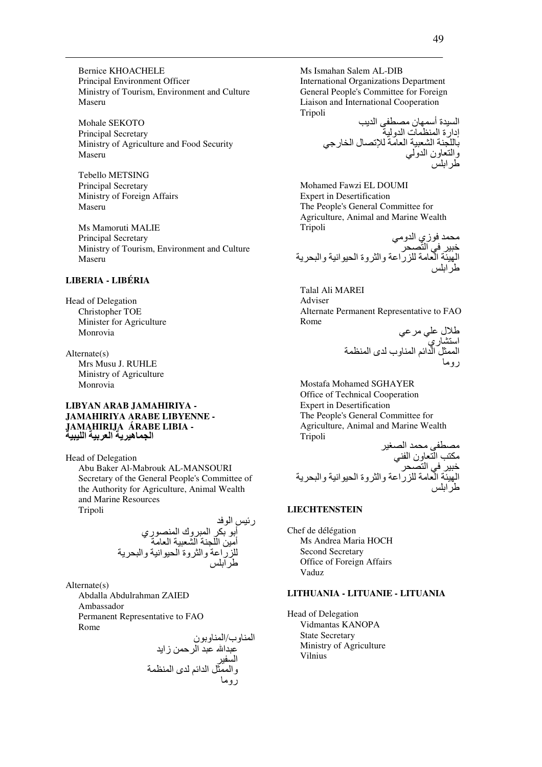Bernice KHOACHELE
Principal Environment Officer
Ministry of Tourism, Environment and Culture
Maseru

Mohale SEKOTO
Principal Secretary
Ministry of Agriculture and Food Security
Maseru

Tebello METSING
Principal Secretary
Ministry of Foreign Affairs
Maseru

Ms Mamoruti MALIE
Principal Secretary
Ministry of Tourism, Environment and Culture
Maseru

**LIBERIA - LIBÉRIA**

Head of Delegation
Christopher TOE
Minister for Agriculture
Monrovia

Alternate(s)
Mrs Musu J. RUHLE
Ministry of Agriculture
Monrovia

**LIBYAN ARAB JAMAHIRIYA - JAMAHIRIYA ARABE LIBYENNE - JAMAHIRIJA ÁRABE LIBIA - الجماهيرية العربية الليبية**

Head of Delegation
Abu Baker Al-Mabrouk AL-MANSOURI
Secretary of the General People's Committee of the Authority for Agriculture, Animal Wealth and Marine Resources
Tripoli

رئيس الوفد
أبو بكر المبروك المنصوري
أمين اللجنة الشعبية العامة
للزراعة والثروة الحيوانية والبحرية
طرابلس

Alternate(s)
Abdalla Abdulrahman ZAIED
Ambassador
Permanent Representative to FAO
Rome

المناوب/المناوبون
عبدالله عبد الرحمن زايد
السفير
والممثل الدائم لدى المنظمة
روما

Ms Ismahan Salem AL-DIB
International Organizations Department
General People's Committee for Foreign Liaison and International Cooperation
Tripoli

السيدة أسمهان مصطفى الديب
إدارة المنظمات الدولية
باللجنة الشعبية العامة للإتصال الخارجي
والتعاون الدولي
طرابلس

Mohamed Fawzi EL DOUMI
Expert in Desertification
The People's General Committee for Agriculture, Animal and Marine Wealth
Tripoli

محمد فوزي الدومي
خبير في التصحر
الهيئة العامة للزراعة والثروة الحيوانية والبحرية
طرابلس

Talal Ali MAREI
Adviser
Alternate Permanent Representative to FAO
Rome

طلال علي مرعي
استشاري
الممثل الدائم المناوب لدى المنظمة
روما

Mostafa Mohamed SGHAYER
Office of Technical Cooperation
Expert in Desertification
The People's General Committee for Agriculture, Animal and Marine Wealth
Tripoli

مصطفى محمد الصغير
مكتب التعاون الفني
خبير في التصحر
الهيئة العامة للزراعة والثروة الحيوانية والبحرية
طرابلس

**LIECHTENSTEIN**

Chef de délégation
Ms Andrea Maria HOCH
Second Secretary
Office of Foreign Affairs
Vaduz

**LITHUANIA - LITUANIE - LITUANIA**

Head of Delegation
Vidmantas KANOPA
State Secretary
Ministry of Agriculture
Vilnius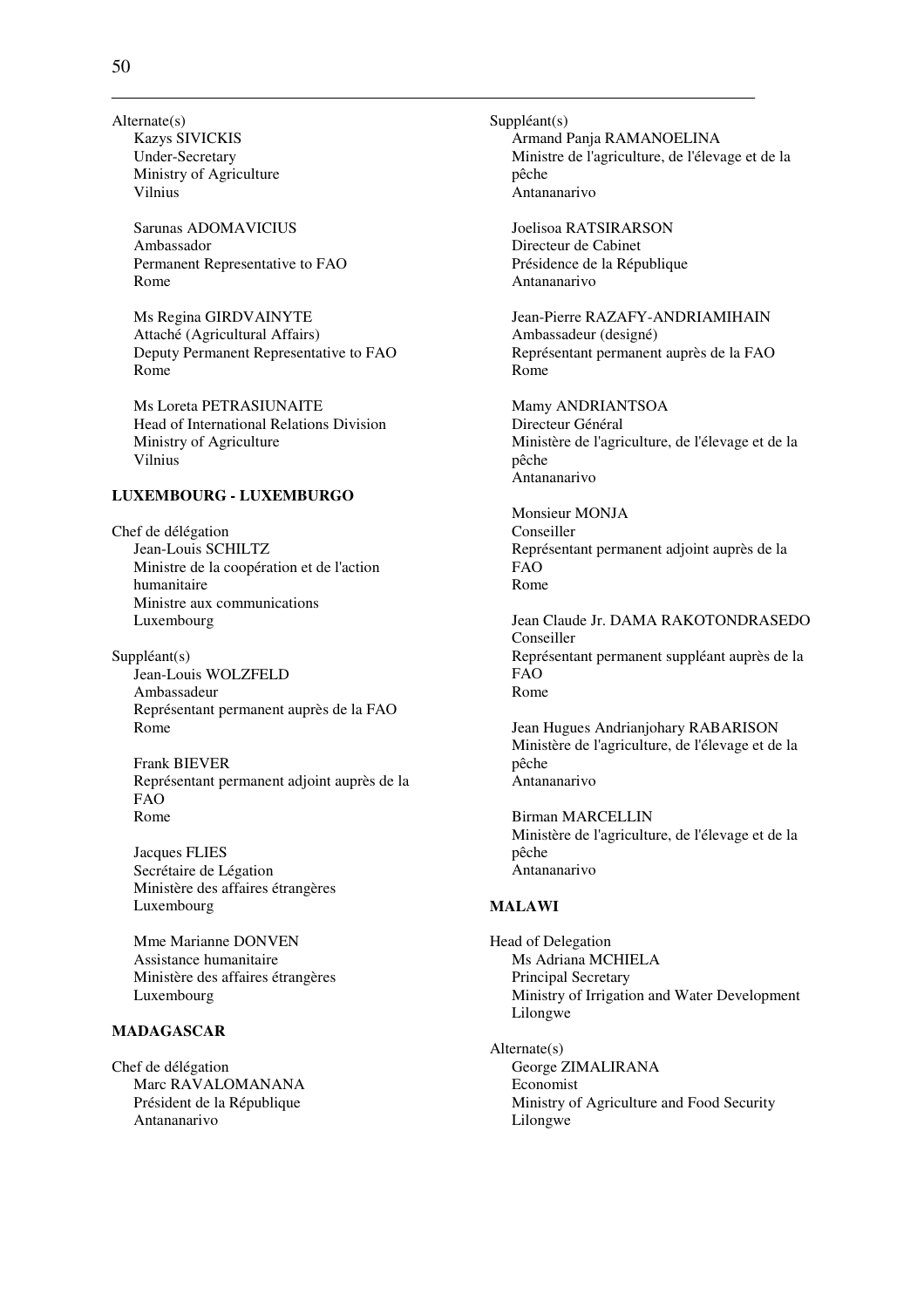Alternate(s)
Kazys SIVICKIS
Under-Secretary
Ministry of Agriculture
Vilnius

Sarunas ADOMAVICIUS
Ambassador
Permanent Representative to FAO
Rome

Ms Regina GIRDVAINYTE
Attaché (Agricultural Affairs)
Deputy Permanent Representative to FAO
Rome

Ms Loreta PETRASIUNAITE
Head of International Relations Division
Ministry of Agriculture
Vilnius

**LUXEMBOURG - LUXEMBURGO**

Chef de délégation
Jean-Louis SCHILTZ
Ministre de la coopération et de l'action humanitaire
Ministre aux communications
Luxembourg

Suppléant(s)
Jean-Louis WOLZFELD
Ambassadeur
Représentant permanent auprès de la FAO
Rome

Frank BIEVER
Représentant permanent adjoint auprès de la FAO
Rome

Jacques FLIES
Secrétaire de Légation
Ministère des affaires étrangères
Luxembourg

Mme Marianne DONVEN
Assistance humanitaire
Ministère des affaires étrangères
Luxembourg

**MADAGASCAR**

Chef de délégation
Marc RAVALOMANANA
Président de la République
Antananarivo

Suppléant(s)
Armand Panja RAMANOELINA
Ministre de l'agriculture, de l'élevage et de la pêche
Antananarivo

Joelisoa RATSIRARSON
Directeur de Cabinet
Présidence de la République
Antananarivo

Jean-Pierre RAZAFY-ANDRIAMIHAIN
Ambassadeur (designé)
Représentant permanent auprès de la FAO
Rome

Mamy ANDRIANTSOA
Directeur Général
Ministère de l'agriculture, de l'élevage et de la pêche
Antananarivo

Monsieur MONJA
Conseiller
Représentant permanent adjoint auprès de la FAO
Rome

Jean Claude Jr. DAMA RAKOTONDRASEDO
Conseiller
Représentant permanent suppléant auprès de la FAO
Rome

Jean Hugues Andrianjohary RABARISON
Ministère de l'agriculture, de l'élevage et de la pêche
Antananarivo

Birman MARCELLIN
Ministère de l'agriculture, de l'élevage et de la pêche
Antananarivo

**MALAWI**

Head of Delegation
Ms Adriana MCHIELA
Principal Secretary
Ministry of Irrigation and Water Development
Lilongwe

Alternate(s)
George ZIMALIRANA
Economist
Ministry of Agriculture and Food Security
Lilongwe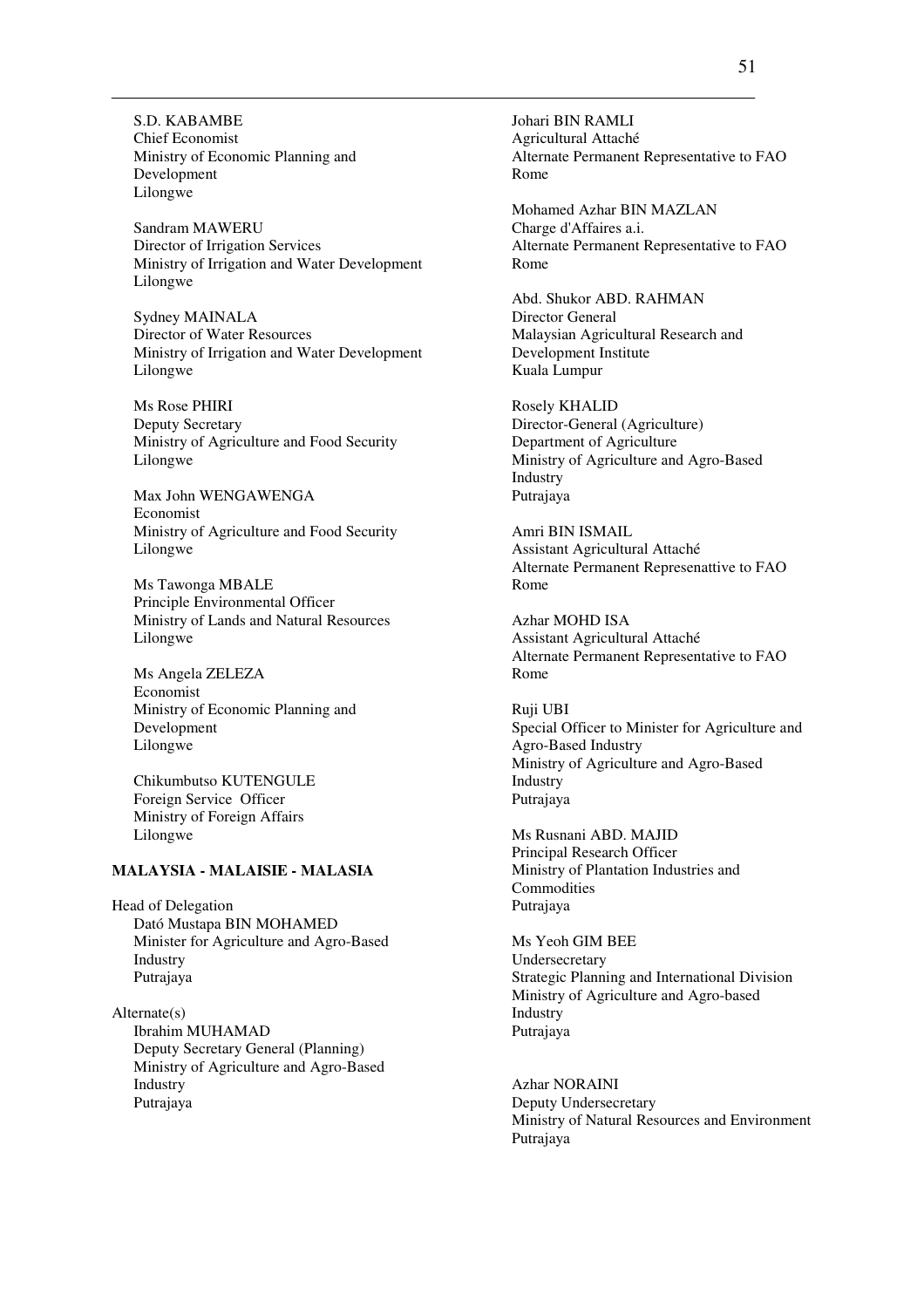S.D. KABAMBE
Chief Economist
Ministry of Economic Planning and Development
Lilongwe

Sandram MAWERU
Director of Irrigation Services
Ministry of Irrigation and Water Development
Lilongwe

Sydney MAINALA
Director of Water Resources
Ministry of Irrigation and Water Development
Lilongwe

Ms Rose PHIRI
Deputy Secretary
Ministry of Agriculture and Food Security
Lilongwe

Max John WENGAWENGA
Economist
Ministry of Agriculture and Food Security
Lilongwe

Ms Tawonga MBALE
Principle Environmental Officer
Ministry of Lands and Natural Resources
Lilongwe

Ms Angela ZELEZA
Economist
Ministry of Economic Planning and Development
Lilongwe

Chikumbutso KUTENGULE
Foreign Service Officer
Ministry of Foreign Affairs
Lilongwe

**MALAYSIA - MALAISIE - MALASIA**

Head of Delegation
Dató Mustapa BIN MOHAMED
Minister for Agriculture and Agro-Based Industry
Putrajaya

Alternate(s)
Ibrahim MUHAMAD
Deputy Secretary General (Planning)
Ministry of Agriculture and Agro-Based Industry
Putrajaya

Johari BIN RAMLI
Agricultural Attaché
Alternate Permanent Representative to FAO
Rome

Mohamed Azhar BIN MAZLAN
Charge d'Affaires a.i.
Alternate Permanent Representative to FAO
Rome

Abd. Shukor ABD. RAHMAN
Director General
Malaysian Agricultural Research and Development Institute
Kuala Lumpur

Rosely KHALID
Director-General (Agriculture)
Department of Agriculture
Ministry of Agriculture and Agro-Based Industry
Putrajaya

Amri BIN ISMAIL
Assistant Agricultural Attaché
Alternate Permanent Represenattive to FAO
Rome

Azhar MOHD ISA
Assistant Agricultural Attaché
Alternate Permanent Representative to FAO
Rome

Ruji UBI
Special Officer to Minister for Agriculture and Agro-Based Industry
Ministry of Agriculture and Agro-Based Industry
Putrajaya

Ms Rusnani ABD. MAJID
Principal Research Officer
Ministry of Plantation Industries and Commodities
Putrajaya

Ms Yeoh GIM BEE
Undersecretary
Strategic Planning and International Division
Ministry of Agriculture and Agro-based Industry
Putrajaya

Azhar NORAINI
Deputy Undersecretary
Ministry of Natural Resources and Environment
Putrajaya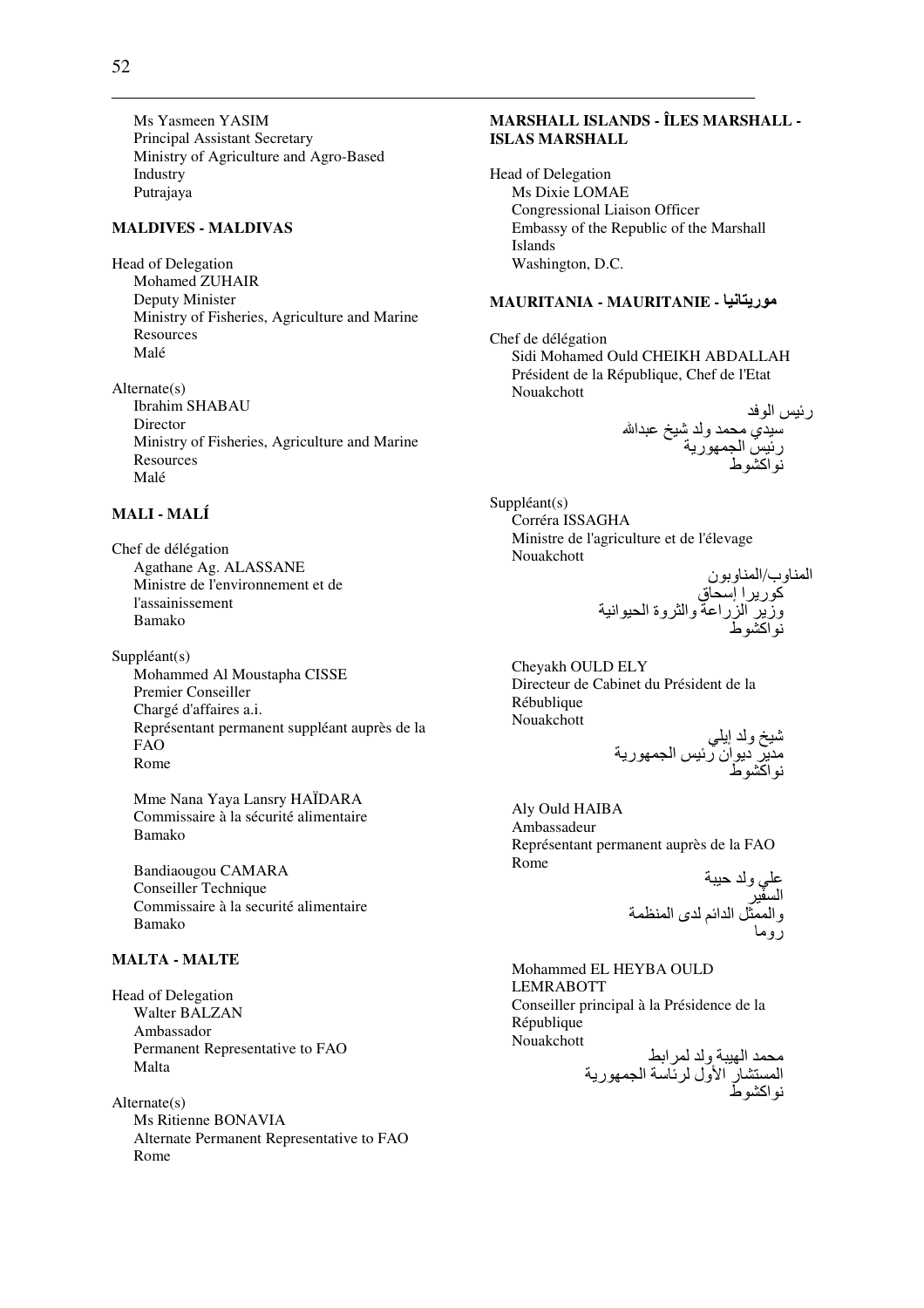Ms Yasmeen YASIM
Principal Assistant Secretary
Ministry of Agriculture and Agro-Based Industry
Putrajaya

### MALDIVES - MALDIVAS

Head of Delegation
Mohamed ZUHAIR
Deputy Minister
Ministry of Fisheries, Agriculture and Marine Resources
Malé

Alternate(s)
Ibrahim SHABAU
Director
Ministry of Fisheries, Agriculture and Marine Resources
Malé

### MALI - MALÍ

Chef de délégation
Agathane Ag. ALASSANE
Ministre de l'environnement et de l'assainissement
Bamako

Suppléant(s)
Mohammed Al Moustapha CISSE
Premier Conseiller
Chargé d'affaires a.i.
Représentant permanent suppléant auprès de la FAO
Rome

Mme Nana Yaya Lansry HAÏDARA
Commissaire à la sécurité alimentaire
Bamako

Bandiaougou CAMARA
Conseiller Technique
Commissaire à la securité alimentaire
Bamako

### MALTA - MALTE

Head of Delegation
Walter BALZAN
Ambassador
Permanent Representative to FAO
Malta

Alternate(s)
Ms Ritienne BONAVIA
Alternate Permanent Representative to FAO
Rome

### MARSHALL ISLANDS - ÎLES MARSHALL - ISLAS MARSHALL

Head of Delegation
Ms Dixie LOMAE
Congressional Liaison Officer
Embassy of the Republic of the Marshall Islands
Washington, D.C.

### MAURITANIA - MAURITANIE - موريتانيا

Chef de délégation
Sidi Mohamed Ould CHEIKH ABDALLAH
Président de la République, Chef de l'Etat
Nouakchott

رئيس الوفد
سيدي محمد ولد شيخ عبدالله
رئيس الجمهورية
نواكشوط

Suppléant(s)
Corréra ISSAGHA
Ministre de l'agriculture et de l'élevage
Nouakchott

المناوب/المناوبون
كوريرا إسحاق
وزير الزراعة والثروة الحيوانية
نواكشوط

Cheyakh OULD ELY
Directeur de Cabinet du Président de la Rébublique
Nouakchott

شيخ ولد إيلي
مدير ديوان رئيس الجمهورية
نواكشوط

Aly Ould HAIBA
Ambassadeur
Représentant permanent auprès de la FAO
Rome

علي ولد حيبة
السفير
والممثل الدائم لدى المنظمة
روما

Mohammed EL HEYBA OULD LEMRABOTT
Conseiller principal à la Présidence de la République
Nouakchott

محمد الهيبة ولد لمرابط
المستشار الأول لرئاسة الجمهورية
نواكشوط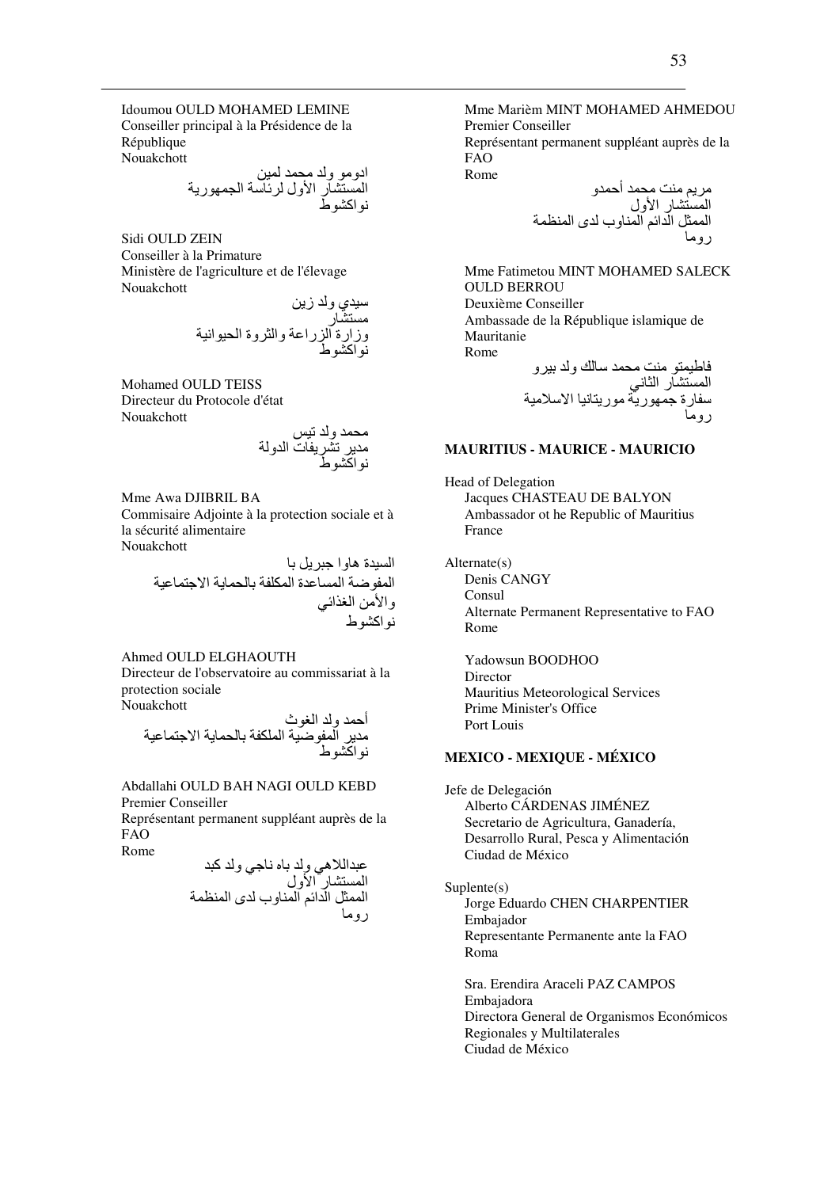Idoumou OULD MOHAMED LEMINE
Conseiller principal à la Présidence de la République
Nouakchott

ادومو ولد محمد لمين
المستشار الأول لرئاسة الجمهورية
نواكشوط

Sidi OULD ZEIN
Conseiller à la Primature
Ministère de l'agriculture et de l'élevage
Nouakchott

سيدي ولد زين
مستشار
وزارة الزراعة والثروة الحيوانية
نواكشوط

Mohamed OULD TEISS
Directeur du Protocole d'état
Nouakchott

محمد ولد تيس
مدير تشريفات الدولة
نواكشوط

Mme Awa DJIBRIL BA
Commisaire Adjointe à la protection sociale et à la sécurité alimentaire
Nouakchott

السيدة هاوا جبريل با
المفوضة المساعدة المكلفة بالحماية الاجتماعية
والأمن الغذائي
نواكشوط

Ahmed OULD ELGHAOUTH
Directeur de l'observatoire au commissariat à la protection sociale
Nouakchott

أحمد ولد الغوث
مدير المفوضية الملكفة بالحماية الاجتماعية
نواكشوط

Abdallahi OULD BAH NAGI OULD KEBD
Premier Conseiller
Représentant permanent suppléant auprès de la FAO
Rome

عبداللاهي ولد باه ناجي ولد كبد
المستشار الأول
الممثل الدائم المناوب لدى المنظمة
روما

Mme Marièm MINT MOHAMED AHMEDOU
Premier Conseiller
Représentant permanent suppléant auprès de la FAO
Rome

مريم منت محمد أحمدو
المستشار الأول
الممثل الدائم المناوب لدى المنظمة
روما

Mme Fatimetou MINT MOHAMED SALECK OULD BERROU
Deuxième Conseiller
Ambassade de la République islamique de Mauritanie
Rome

فاطيمتو منت محمد سالك ولد بيرو
المستشار الثاني
سفارة جمهورية موريتانيا الاسلامية
روما

**MAURITIUS - MAURICE - MAURICIO**

Head of Delegation
Jacques CHASTEAU DE BALYON
Ambassador ot he Republic of Mauritius
France

Alternate(s)
Denis CANGY
Consul
Alternate Permanent Representative to FAO
Rome

Yadowsun BOODHOO
Director
Mauritius Meteorological Services
Prime Minister's Office
Port Louis

**MEXICO - MEXIQUE - MÉXICO**

Jefe de Delegación
Alberto CÁRDENAS JIMÉNEZ
Secretario de Agricultura, Ganadería, Desarrollo Rural, Pesca y Alimentación
Ciudad de México

Suplente(s)
Jorge Eduardo CHEN CHARPENTIER
Embajador
Representante Permanente ante la FAO
Roma

Sra. Erendira Araceli PAZ CAMPOS
Embajadora
Directora General de Organismos Económicos Regionales y Multilaterales
Ciudad de México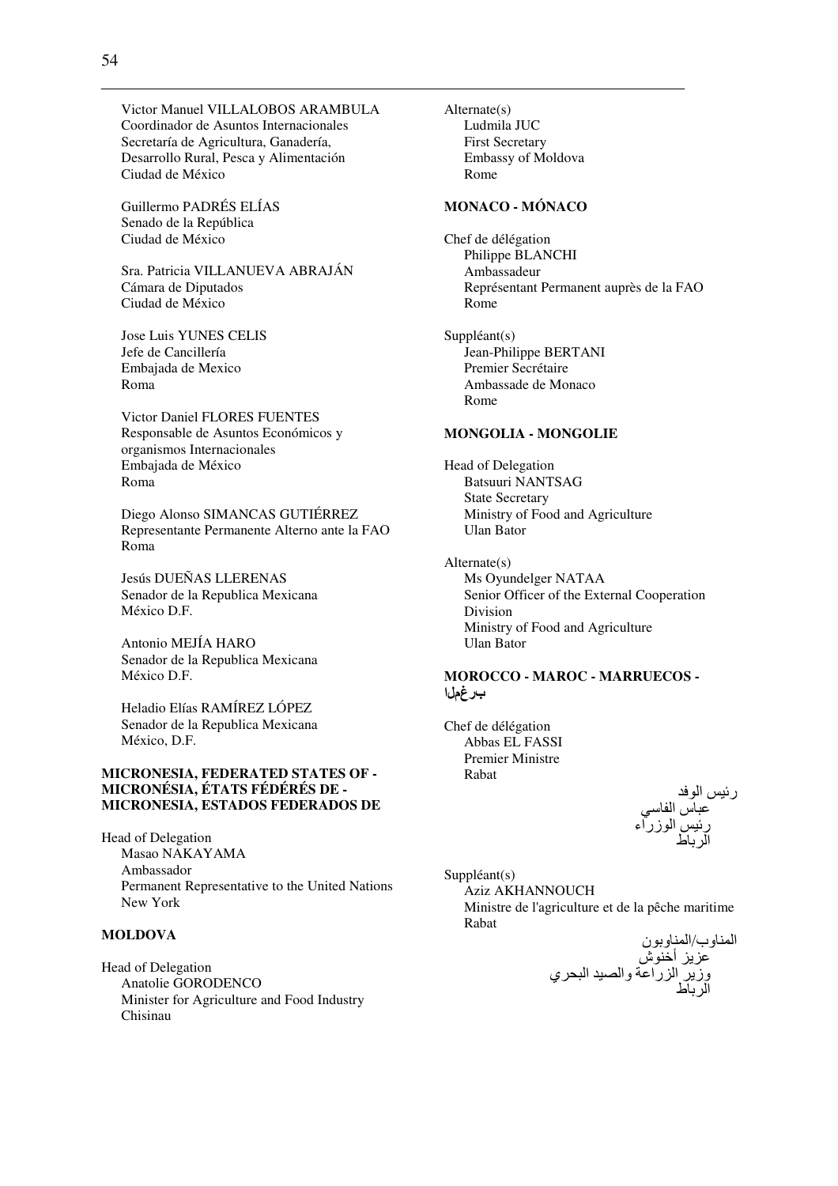Victor Manuel VILLALOBOS ARAMBULA
Coordinador de Asuntos Internacionales
Secretaría de Agricultura, Ganadería, Desarrollo Rural, Pesca y Alimentación
Ciudad de México

Guillermo PADRÉS ELÍAS
Senado de la República
Ciudad de México

Sra. Patricia VILLANUEVA ABRAJÁN
Cámara de Diputados
Ciudad de México

Jose Luis YUNES CELIS
Jefe de Cancillería
Embajada de Mexico
Roma

Victor Daniel FLORES FUENTES
Responsable de Asuntos Económicos y organismos Internacionales
Embajada de México
Roma

Diego Alonso SIMANCAS GUTIÉRREZ
Representante Permanente Alterno ante la FAO
Roma

Jesús DUEÑAS LLERENAS
Senador de la Republica Mexicana
México D.F.

Antonio MEJÍA HARO
Senador de la Republica Mexicana
México D.F.

Heladio Elías RAMÍREZ LÓPEZ
Senador de la Republica Mexicana
México, D.F.

**MICRONESIA, FEDERATED STATES OF - MICRONÉSIA, ÉTATS FÉDÉRÉS DE - MICRONESIA, ESTADOS FEDERADOS DE**

Head of Delegation
Masao NAKAYAMA
Ambassador
Permanent Representative to the United Nations
New York

**MOLDOVA**

Head of Delegation
Anatolie GORODENCO
Minister for Agriculture and Food Industry
Chisinau

Alternate(s)
Ludmila JUC
First Secretary
Embassy of Moldova
Rome

**MONACO - MÓNACO**

Chef de délégation
Philippe BLANCHI
Ambassadeur
Représentant Permanent auprès de la FAO
Rome

Suppléant(s)
Jean-Philippe BERTANI
Premier Secrétaire
Ambassade de Monaco
Rome

**MONGOLIA - MONGOLIE**

Head of Delegation
Batsuuri NANTSAG
State Secretary
Ministry of Food and Agriculture
Ulan Bator

Alternate(s)
Ms Oyundelger NATAA
Senior Officer of the External Cooperation Division
Ministry of Food and Agriculture
Ulan Bator

**MOROCCO - MAROC - MARRUECOS - المغرب**

Chef de délégation
Abbas EL FASSI
Premier Ministre
Rabat

رئيس الوفد
عباس الفاسي
رئيس الوزراء
الرباط

Suppléant(s)
Aziz AKHANNOUCH
Ministre de l'agriculture et de la pêche maritime
Rabat

المناوب/المناوبون
عزيز أخنوش
وزير الزراعة والصيد البحري
الرباط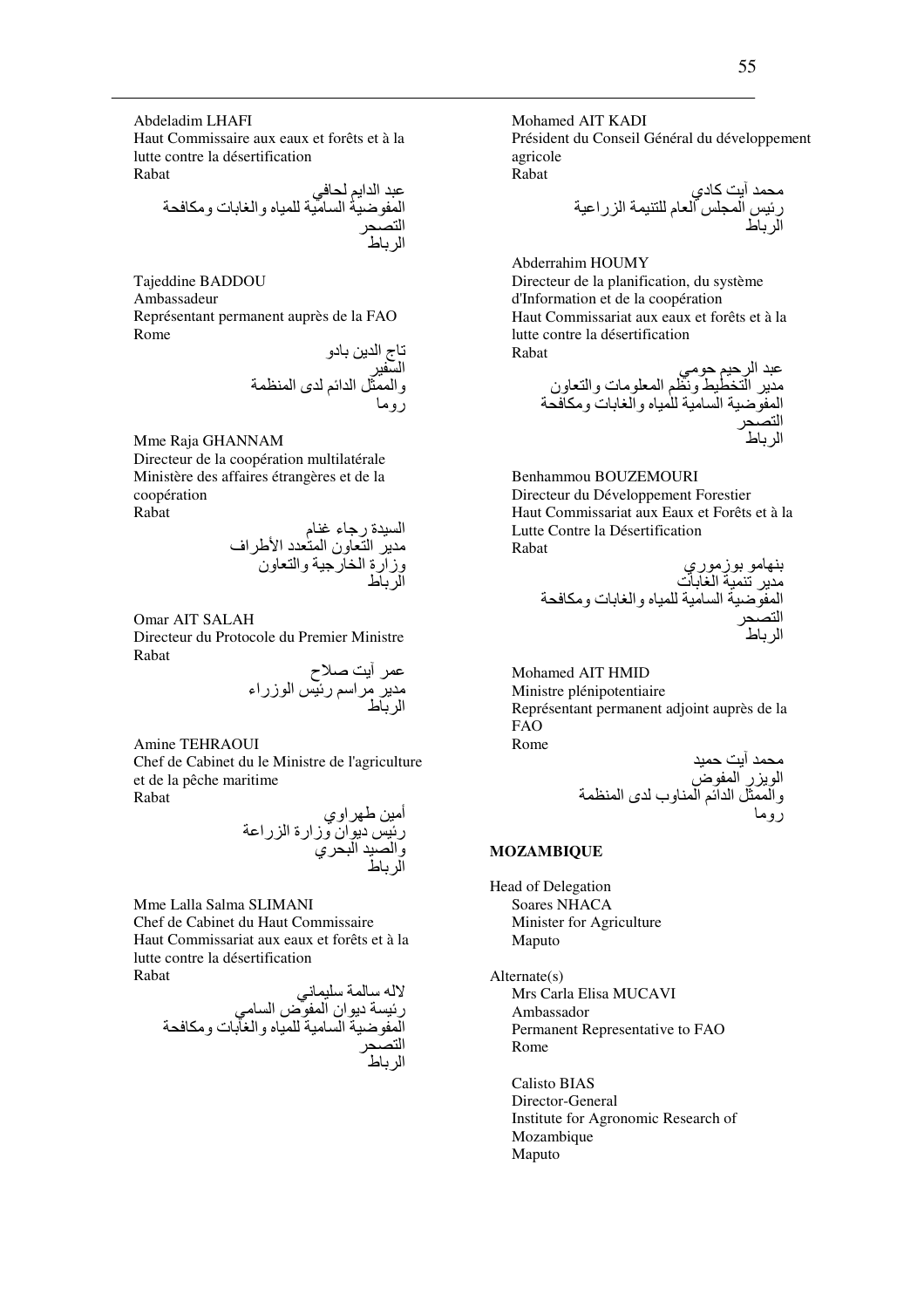Abdeladim LHAFI
Haut Commissaire aux eaux et forêts et à la lutte contre la désertification
Rabat

عبد الدايم لحافي
المفوضية السامية للمياه والغابات ومكافحة التصحر
الرباط

Tajeddine BADDOU
Ambassadeur
Représentant permanent auprès de la FAO
Rome

تاج الدين بادو
السفير
والممثل الدائم لدى المنظمة
روما

Mme Raja GHANNAM
Directeur de la coopération multilatérale
Ministère des affaires étrangères et de la coopération
Rabat

السيدة رجاء غنام
مدير التعاون المتعدد الأطراف
وزارة الخارجية والتعاون
الرباط

Omar AIT SALAH
Directeur du Protocole du Premier Ministre
Rabat

عمر آيت صلاح
مدير مراسم رئيس الوزراء
الرباط

Amine TEHRAOUI
Chef de Cabinet du le Ministre de l'agriculture et de la pêche maritime
Rabat

أمين طهراوي
رئيس ديوان وزارة الزراعة
والصيد البحري
الرباط

Mme Lalla Salma SLIMANI
Chef de Cabinet du Haut Commissaire
Haut Commissariat aux eaux et forêts et à la lutte contre la désertification
Rabat

لاله سالمة سليماني
رئيسة ديوان المفوض السامي
المفوضية السامية للمياه والغابات ومكافحة التصحر
الرباط

Mohamed AIT KADI
Président du Conseil Général du développement agricole
Rabat

محمد آيت كادي
رئيس المجلس العام للتنمية الزراعية
الرباط

Abderrahim HOUMY
Directeur de la planification, du système d'Information et de la coopération
Haut Commissariat aux eaux et forêts et à la lutte contre la désertification
Rabat

عبد الرحيم حومي
مدير التخطيط ونظم المعلومات والتعاون
المفوضية السامية للمياه والغابات ومكافحة التصحر
الرباط

Benhammou BOUZEMOURI
Directeur du Développement Forestier
Haut Commissariat aux Eaux et Forêts et à la Lutte Contre la Désertification
Rabat

بنهامو بوزموري
مدير تنمية الغابات
المفوضية السامية للمياه والغابات ومكافحة التصحر
الرباط

Mohamed AIT HMID
Ministre plénipotentiaire
Représentant permanent adjoint auprès de la FAO
Rome

محمد آيت حميد
الويزر المفوض
والممثل الدائم المناوب لدى المنظمة
روما

**MOZAMBIQUE**

Head of Delegation
Soares NHACA
Minister for Agriculture
Maputo

Alternate(s)
Mrs Carla Elisa MUCAVI
Ambassador
Permanent Representative to FAO
Rome

Calisto BIAS
Director-General
Institute for Agronomic Research of Mozambique
Maputo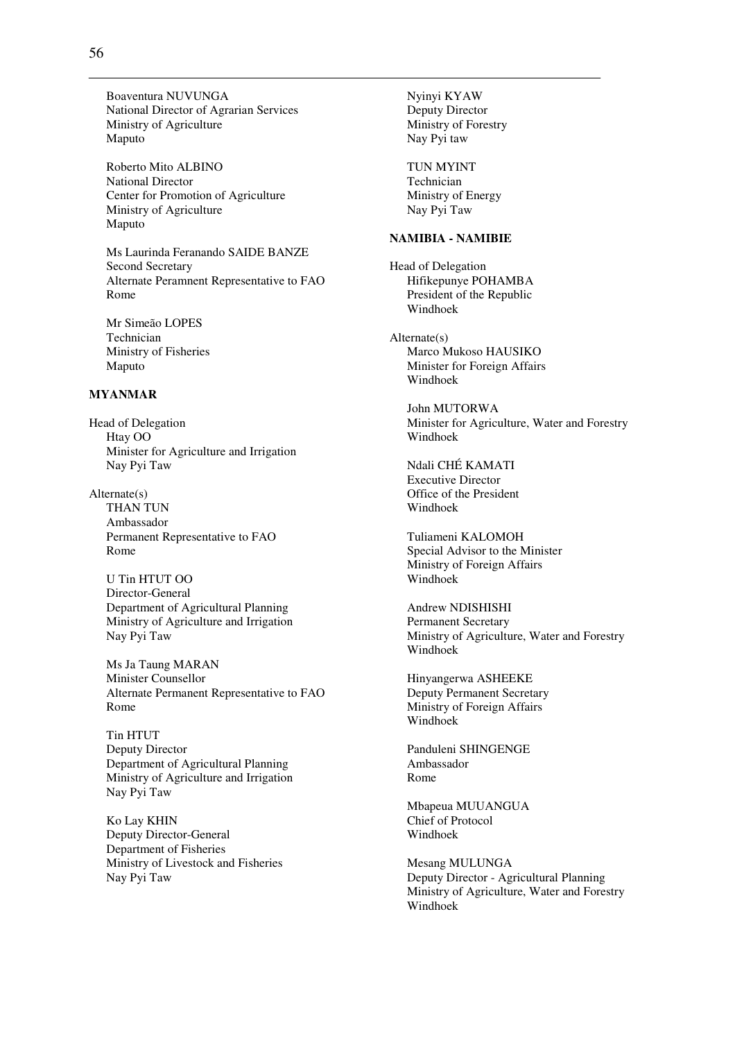Boaventura NUVUNGA
National Director of Agrarian Services
Ministry of Agriculture
Maputo

Roberto Mito ALBINO
National Director
Center for Promotion of Agriculture
Ministry of Agriculture
Maputo

Ms Laurinda Feranando SAIDE BANZE
Second Secretary
Alternate Peramnent Representative to FAO
Rome

Mr Simeão LOPES
Technician
Ministry of Fisheries
Maputo

**MYANMAR**

Head of Delegation
Htay OO
Minister for Agriculture and Irrigation
Nay Pyi Taw

Alternate(s)
THAN TUN
Ambassador
Permanent Representative to FAO
Rome

U Tin HTUT OO
Director-General
Department of Agricultural Planning
Ministry of Agriculture and Irrigation
Nay Pyi Taw

Ms Ja Taung MARAN
Minister Counsellor
Alternate Permanent Representative to FAO
Rome

Tin HTUT
Deputy Director
Department of Agricultural Planning
Ministry of Agriculture and Irrigation
Nay Pyi Taw

Ko Lay KHIN
Deputy Director-General
Department of Fisheries
Ministry of Livestock and Fisheries
Nay Pyi Taw

Nyinyi KYAW
Deputy Director
Ministry of Forestry
Nay Pyi taw

TUN MYINT
Technician
Ministry of Energy
Nay Pyi Taw

**NAMIBIA - NAMIBIE**

Head of Delegation
Hifikepunye POHAMBA
President of the Republic
Windhoek

Alternate(s)
Marco Mukoso HAUSIKO
Minister for Foreign Affairs
Windhoek

John MUTORWA
Minister for Agriculture, Water and Forestry
Windhoek

Ndali CHÉ KAMATI
Executive Director
Office of the President
Windhoek

Tuliameni KALOMOH
Special Advisor to the Minister
Ministry of Foreign Affairs
Windhoek

Andrew NDISHISHI
Permanent Secretary
Ministry of Agriculture, Water and Forestry
Windhoek

Hinyangerwa ASHEEKE
Deputy Permanent Secretary
Ministry of Foreign Affairs
Windhoek

Panduleni SHINGENGE
Ambassador
Rome

Mbapeua MUUANGUA
Chief of Protocol
Windhoek

Mesang MULUNGA
Deputy Director - Agricultural Planning
Ministry of Agriculture, Water and Forestry
Windhoek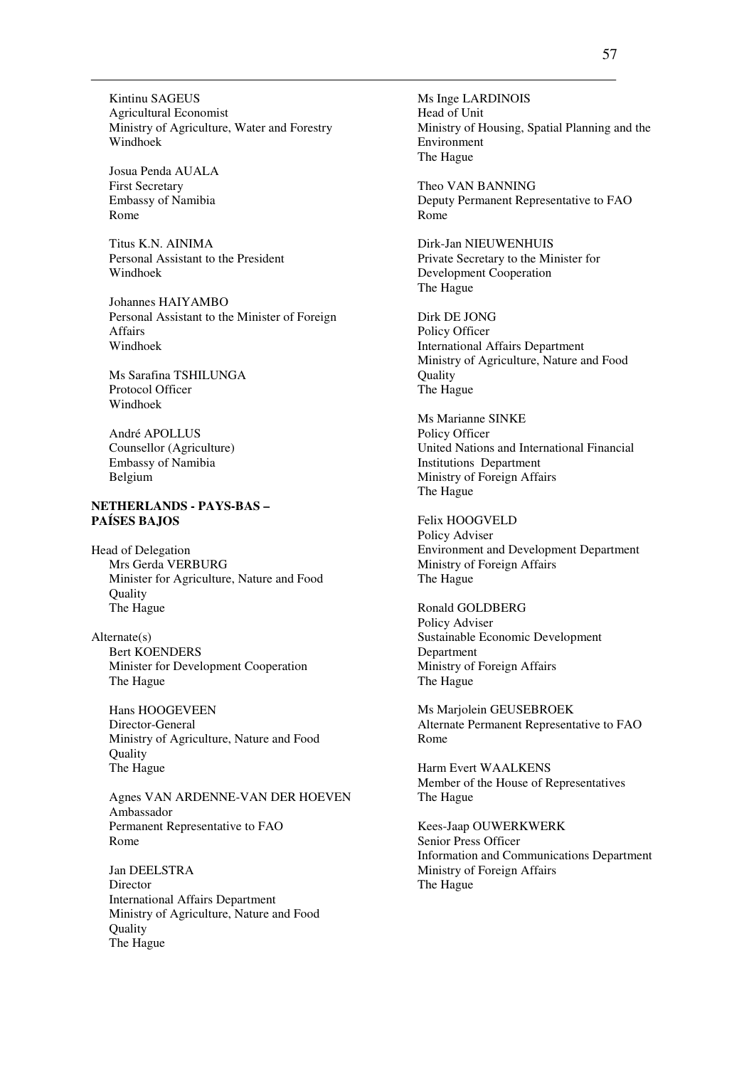Kintinu SAGEUS
Agricultural Economist
Ministry of Agriculture, Water and Forestry
Windhoek

Josua Penda AUALA
First Secretary
Embassy of Namibia
Rome

Titus K.N. AINIMA
Personal Assistant to the President
Windhoek

Johannes HAIYAMBO
Personal Assistant to the Minister of Foreign Affairs
Windhoek

Ms Sarafina TSHILUNGA
Protocol Officer
Windhoek

André APOLLUS
Counsellor (Agriculture)
Embassy of Namibia
Belgium

**NETHERLANDS - PAYS-BAS – PAÍSES BAJOS**

Head of Delegation
Mrs Gerda VERBURG
Minister for Agriculture, Nature and Food Quality
The Hague

Alternate(s)
Bert KOENDERS
Minister for Development Cooperation
The Hague

Hans HOOGEVEEN
Director-General
Ministry of Agriculture, Nature and Food Quality
The Hague

Agnes VAN ARDENNE-VAN DER HOEVEN
Ambassador
Permanent Representative to FAO
Rome

Jan DEELSTRA
Director
International Affairs Department
Ministry of Agriculture, Nature and Food Quality
The Hague

Ms Inge LARDINOIS
Head of Unit
Ministry of Housing, Spatial Planning and the Environment
The Hague

Theo VAN BANNING
Deputy Permanent Representative to FAO
Rome

Dirk-Jan NIEUWENHUIS
Private Secretary to the Minister for Development Cooperation
The Hague

Dirk DE JONG
Policy Officer
International Affairs Department
Ministry of Agriculture, Nature and Food Quality
The Hague

Ms Marianne SINKE
Policy Officer
United Nations and International Financial Institutions Department
Ministry of Foreign Affairs
The Hague

Felix HOOGVELD
Policy Adviser
Environment and Development Department
Ministry of Foreign Affairs
The Hague

Ronald GOLDBERG
Policy Adviser
Sustainable Economic Development Department
Ministry of Foreign Affairs
The Hague

Ms Marjolein GEUSEBROEK
Alternate Permanent Representative to FAO
Rome

Harm Evert WAALKENS
Member of the House of Representatives
The Hague

Kees-Jaap OUWERKWERK
Senior Press Officer
Information and Communications Department
Ministry of Foreign Affairs
The Hague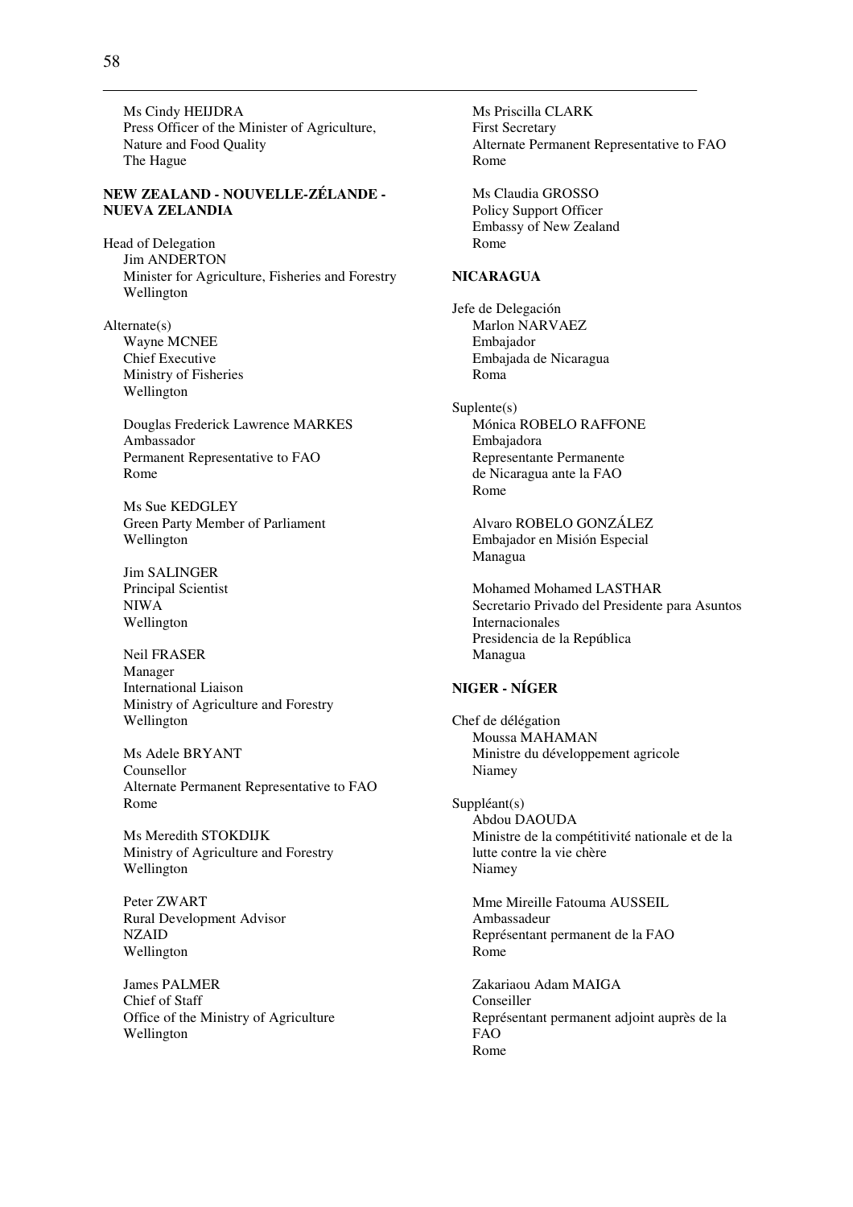Ms Cindy HEIJDRA
Press Officer of the Minister of Agriculture,
Nature and Food Quality
The Hague

**NEW ZEALAND - NOUVELLE-ZÉLANDE - NUEVA ZELANDIA**

Head of Delegation
Jim ANDERTON
Minister for Agriculture, Fisheries and Forestry
Wellington

Alternate(s)
Wayne MCNEE
Chief Executive
Ministry of Fisheries
Wellington

Douglas Frederick Lawrence MARKES
Ambassador
Permanent Representative to FAO
Rome

Ms Sue KEDGLEY
Green Party Member of Parliament
Wellington

Jim SALINGER
Principal Scientist
NIWA
Wellington

Neil FRASER
Manager
International Liaison
Ministry of Agriculture and Forestry
Wellington

Ms Adele BRYANT
Counsellor
Alternate Permanent Representative to FAO
Rome

Ms Meredith STOKDIJK
Ministry of Agriculture and Forestry
Wellington

Peter ZWART
Rural Development Advisor
NZAID
Wellington

James PALMER
Chief of Staff
Office of the Ministry of Agriculture
Wellington

Ms Priscilla CLARK
First Secretary
Alternate Permanent Representative to FAO
Rome

Ms Claudia GROSSO
Policy Support Officer
Embassy of New Zealand
Rome

**NICARAGUA**

Jefe de Delegación
Marlon NARVAEZ
Embajador
Embajada de Nicaragua
Roma

Suplente(s)
Mónica ROBELO RAFFONE
Embajadora
Representante Permanente
de Nicaragua ante la FAO
Rome

Alvaro ROBELO GONZÁLEZ
Embajador en Misión Especial
Managua

Mohamed Mohamed LASTHAR
Secretario Privado del Presidente para Asuntos Internacionales
Presidencia de la República
Managua

**NIGER - NÍGER**

Chef de délégation
Moussa MAHAMAN
Ministre du développement agricole
Niamey

Suppléant(s)
Abdou DAOUDA
Ministre de la compétitivité nationale et de la lutte contre la vie chère
Niamey

Mme Mireille Fatouma AUSSEIL
Ambassadeur
Représentant permanent de la FAO
Rome

Zakariaou Adam MAIGA
Conseiller
Représentant permanent adjoint auprès de la FAO
Rome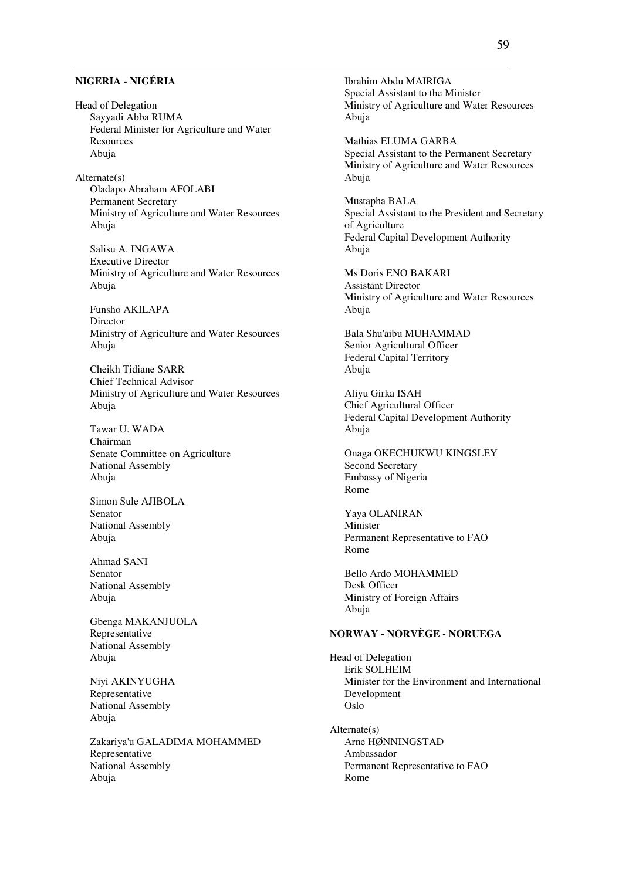## NIGERIA - NIGÉRIA

Head of Delegation
Sayyadi Abba RUMA
Federal Minister for Agriculture and Water Resources
Abuja

Alternate(s)
Oladapo Abraham AFOLABI
Permanent Secretary
Ministry of Agriculture and Water Resources
Abuja

Salisu A. INGAWA
Executive Director
Ministry of Agriculture and Water Resources
Abuja

Funsho AKILAPA
Director
Ministry of Agriculture and Water Resources
Abuja

Cheikh Tidiane SARR
Chief Technical Advisor
Ministry of Agriculture and Water Resources
Abuja

Tawar U. WADA
Chairman
Senate Committee on Agriculture
National Assembly
Abuja

Simon Sule AJIBOLA
Senator
National Assembly
Abuja

Ahmad SANI
Senator
National Assembly
Abuja

Gbenga MAKANJUOLA
Representative
National Assembly
Abuja

Niyi AKINYUGHA
Representative
National Assembly
Abuja

Zakariya'u GALADIMA MOHAMMED
Representative
National Assembly
Abuja

Ibrahim Abdu MAIRIGA
Special Assistant to the Minister
Ministry of Agriculture and Water Resources
Abuja

Mathias ELUMA GARBA
Special Assistant to the Permanent Secretary
Ministry of Agriculture and Water Resources
Abuja

Mustapha BALA
Special Assistant to the President and Secretary of Agriculture
Federal Capital Development Authority
Abuja

Ms Doris ENO BAKARI
Assistant Director
Ministry of Agriculture and Water Resources
Abuja

Bala Shu'aibu MUHAMMAD
Senior Agricultural Officer
Federal Capital Territory
Abuja

Aliyu Girka ISAH
Chief Agricultural Officer
Federal Capital Development Authority
Abuja

Onaga OKECHUKWU KINGSLEY
Second Secretary
Embassy of Nigeria
Rome

Yaya OLANIRAN
Minister
Permanent Representative to FAO
Rome

Bello Ardo MOHAMMED
Desk Officer
Ministry of Foreign Affairs
Abuja

## NORWAY - NORVÈGE - NORUEGA

Head of Delegation
Erik SOLHEIM
Minister for the Environment and International Development
Oslo

Alternate(s)
Arne HØNNINGSTAD
Ambassador
Permanent Representative to FAO
Rome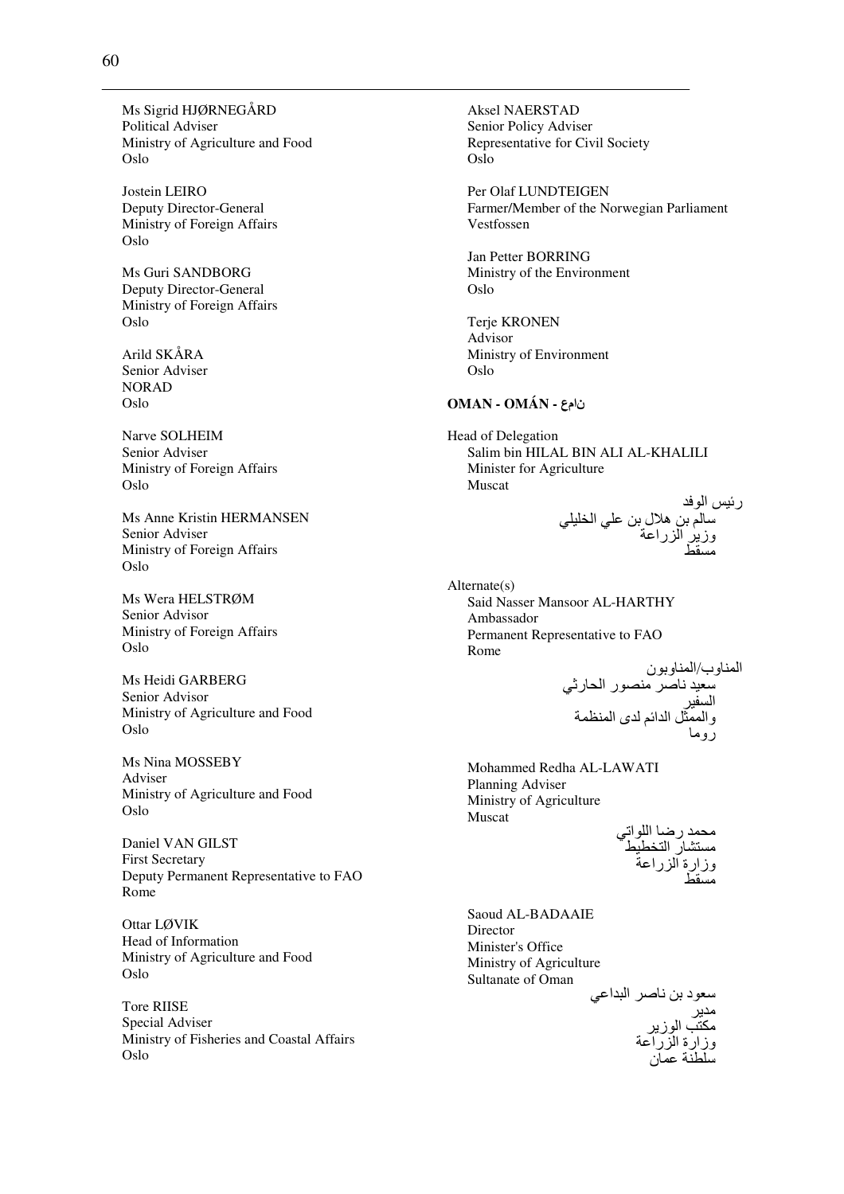Ms Sigrid HJØRNEGÅRD
Political Adviser
Ministry of Agriculture and Food
Oslo

Jostein LEIRO
Deputy Director-General
Ministry of Foreign Affairs
Oslo

Ms Guri SANDBORG
Deputy Director-General
Ministry of Foreign Affairs
Oslo

Arild SKÅRA
Senior Adviser
NORAD
Oslo

Narve SOLHEIM
Senior Adviser
Ministry of Foreign Affairs
Oslo

Ms Anne Kristin HERMANSEN
Senior Adviser
Ministry of Foreign Affairs
Oslo

Ms Wera HELSTRØM
Senior Advisor
Ministry of Foreign Affairs
Oslo

Ms Heidi GARBERG
Senior Advisor
Ministry of Agriculture and Food
Oslo

Ms Nina MOSSEBY
Adviser
Ministry of Agriculture and Food
Oslo

Daniel VAN GILST
First Secretary
Deputy Permanent Representative to FAO
Rome

Ottar LØVIK
Head of Information
Ministry of Agriculture and Food
Oslo

Tore RIISE
Special Adviser
Ministry of Fisheries and Coastal Affairs
Oslo

Aksel NAERSTAD
Senior Policy Adviser
Representative for Civil Society
Oslo

Per Olaf LUNDTEIGEN
Farmer/Member of the Norwegian Parliament
Vestfossen

Jan Petter BORRING
Ministry of the Environment
Oslo

Terje KRONEN
Advisor
Ministry of Environment
Oslo

**OMAN - OMÁN - عمان**

Head of Delegation
Salim bin HILAL BIN ALI AL-KHALILI
Minister for Agriculture
Muscat

رئيس الوفد
سالم بن هلال بن علي الخليلي
وزير الزراعة
مسقط

Alternate(s)
Said Nasser Mansoor AL-HARTHY
Ambassador
Permanent Representative to FAO
Rome

المناوب/المناوبون
سعيد ناصر منصور الحارثي
السفير
والممثل الدائم لدى المنظمة
روما

Mohammed Redha AL-LAWATI
Planning Adviser
Ministry of Agriculture
Muscat

محمد رضا اللواتي
مستشار التخطيط
وزارة الزراعة
مسقط

Saoud AL-BADAAIE
Director
Minister's Office
Ministry of Agriculture
Sultanate of Oman

سعود بن ناصر البداعي
مدير
مكتب الوزير
وزارة الزراعة
سلطنة عمان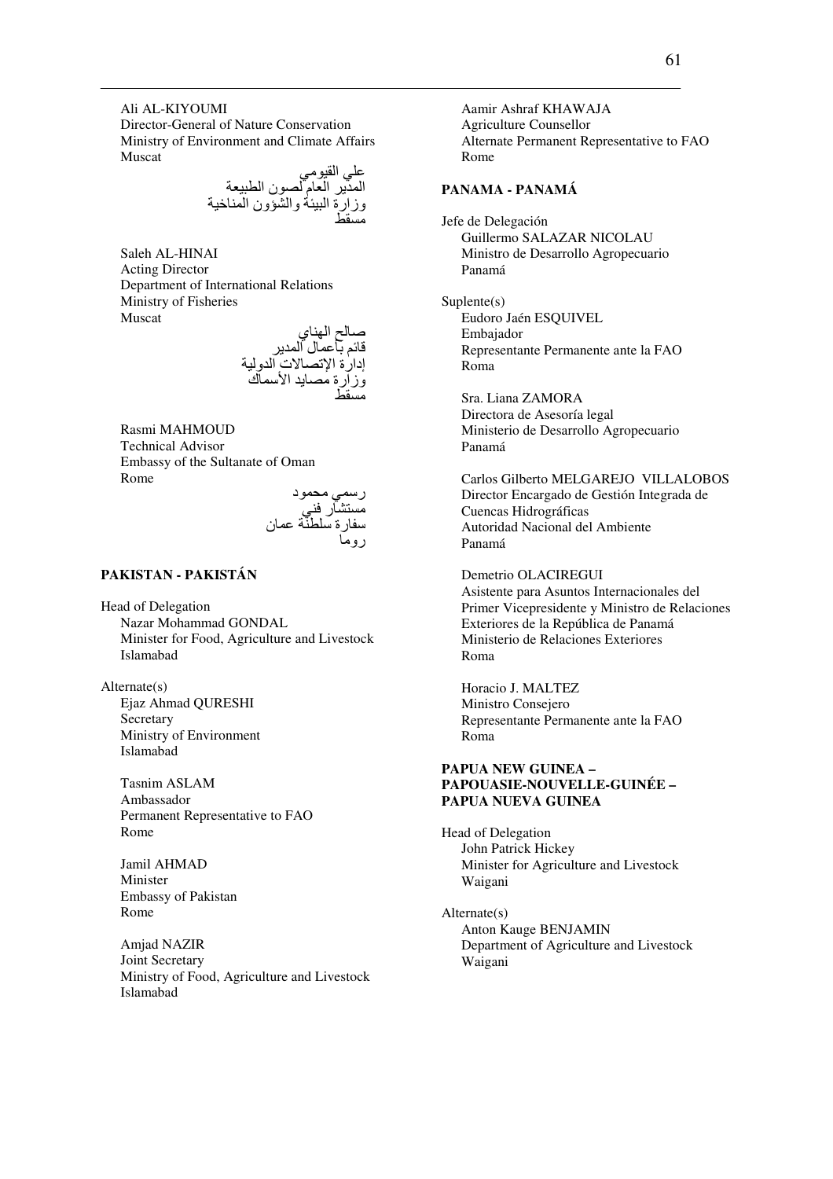Ali AL-KIYOUMI
Director-General of Nature Conservation
Ministry of Environment and Climate Affairs
Muscat

علي القيومي
المدير العام لصون الطبيعة
وزارة البيئة والشؤون المناخية
مسقط

Saleh AL-HINAI
Acting Director
Department of International Relations
Ministry of Fisheries
Muscat

صالح الهناي
قائم بأعمال المدير
إدارة الإتصالات الدولية
وزارة مصايد الأسماك
مسقط

Rasmi MAHMOUD
Technical Advisor
Embassy of the Sultanate of Oman
Rome

رسمي محمود
مستشار فني
سفارة سلطنة عمان
روما

## PAKISTAN - PAKISTÁN

Head of Delegation
Nazar Mohammad GONDAL
Minister for Food, Agriculture and Livestock
Islamabad

Alternate(s)
Ejaz Ahmad QURESHI
Secretary
Ministry of Environment
Islamabad

Tasnim ASLAM
Ambassador
Permanent Representative to FAO
Rome

Jamil AHMAD
Minister
Embassy of Pakistan
Rome

Amjad NAZIR
Joint Secretary
Ministry of Food, Agriculture and Livestock
Islamabad

Aamir Ashraf KHAWAJA
Agriculture Counsellor
Alternate Permanent Representative to FAO
Rome

## PANAMA - PANAMÁ

Jefe de Delegación
Guillermo SALAZAR NICOLAU
Ministro de Desarrollo Agropecuario
Panamá

Suplente(s)
Eudoro Jaén ESQUIVEL
Embajador
Representante Permanente ante la FAO
Roma

Sra. Liana ZAMORA
Directora de Asesoría legal
Ministerio de Desarrollo Agropecuario
Panamá

Carlos Gilberto MELGAREJO VILLALOBOS
Director Encargado de Gestión Integrada de Cuencas Hidrográficas
Autoridad Nacional del Ambiente
Panamá

Demetrio OLACIREGUI
Asistente para Asuntos Internacionales del Primer Vicepresidente y Ministro de Relaciones Exteriores de la República de Panamá
Ministerio de Relaciones Exteriores
Roma

Horacio J. MALTEZ
Ministro Consejero
Representante Permanente ante la FAO
Roma

## PAPUA NEW GUINEA – PAPOUASIE-NOUVELLE-GUINÉE – PAPUA NUEVA GUINEA

Head of Delegation
John Patrick Hickey
Minister for Agriculture and Livestock
Waigani

Alternate(s)
Anton Kauge BENJAMIN
Department of Agriculture and Livestock
Waigani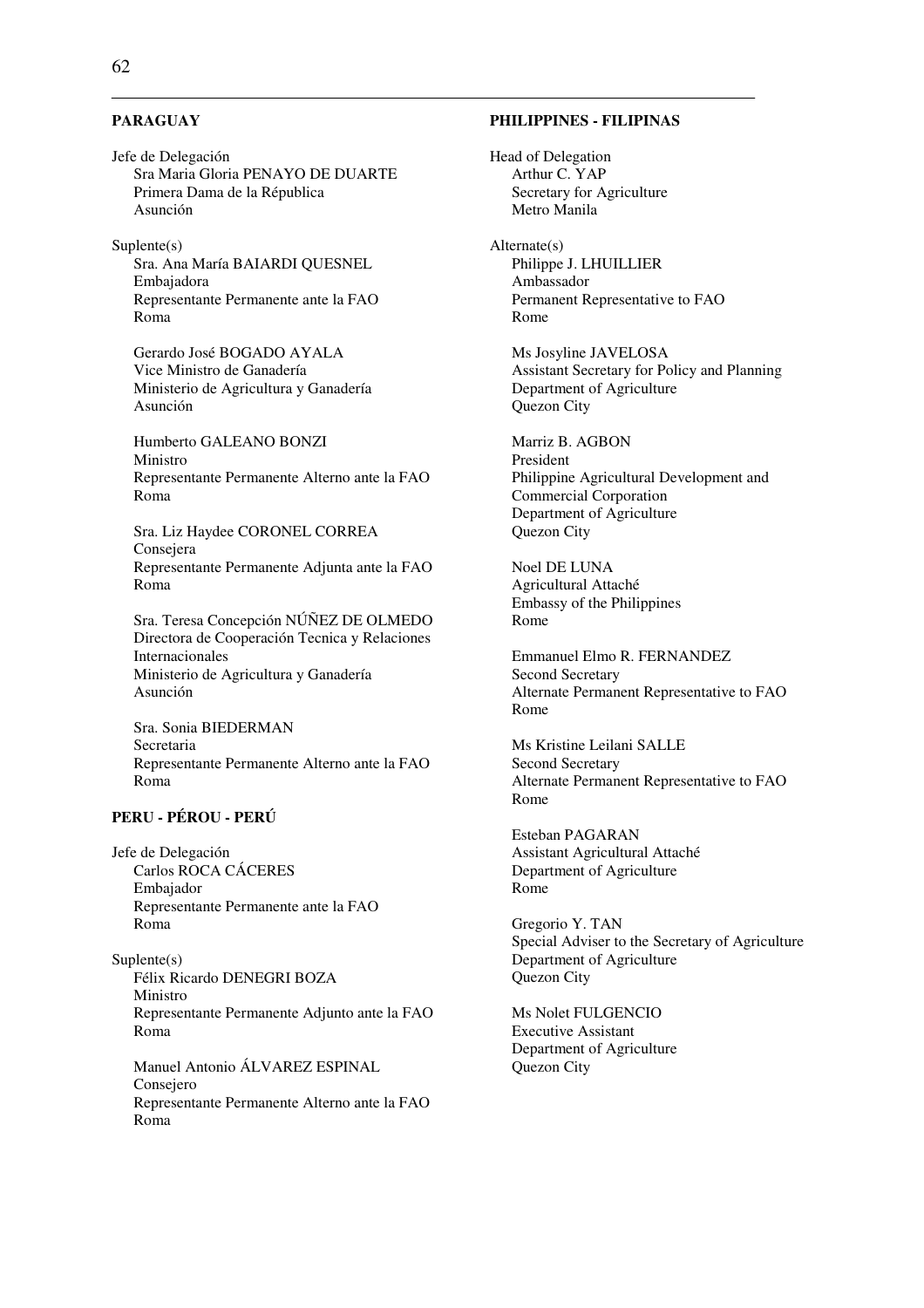**PARAGUAY**

Jefe de Delegación
Sra Maria Gloria PENAYO DE DUARTE
Primera Dama de la Républica
Asunción

Suplente(s)
Sra. Ana María BAIARDI QUESNEL
Embajadora
Representante Permanente ante la FAO
Roma

Gerardo José BOGADO AYALA
Vice Ministro de Ganadería
Ministerio de Agricultura y Ganadería
Asunción

Humberto GALEANO BONZI
Ministro
Representante Permanente Alterno ante la FAO
Roma

Sra. Liz Haydee CORONEL CORREA
Consejera
Representante Permanente Adjunta ante la FAO
Roma

Sra. Teresa Concepción NÚÑEZ DE OLMEDO
Directora de Cooperación Tecnica y Relaciones Internacionales
Ministerio de Agricultura y Ganadería
Asunción

Sra. Sonia BIEDERMAN
Secretaria
Representante Permanente Alterno ante la FAO
Roma

**PERU - PÉROU - PERÚ**

Jefe de Delegación
Carlos ROCA CÁCERES
Embajador
Representante Permanente ante la FAO
Roma

Suplente(s)
Félix Ricardo DENEGRI BOZA
Ministro
Representante Permanente Adjunto ante la FAO
Roma

Manuel Antonio ÁLVAREZ ESPINAL
Consejero
Representante Permanente Alterno ante la FAO
Roma

**PHILIPPINES - FILIPINAS**

Head of Delegation
Arthur C. YAP
Secretary for Agriculture
Metro Manila

Alternate(s)
Philippe J. LHUILLIER
Ambassador
Permanent Representative to FAO
Rome

Ms Josyline JAVELOSA
Assistant Secretary for Policy and Planning
Department of Agriculture
Quezon City

Marriz B. AGBON
President
Philippine Agricultural Development and Commercial Corporation
Department of Agriculture
Quezon City

Noel DE LUNA
Agricultural Attaché
Embassy of the Philippines
Rome

Emmanuel Elmo R. FERNANDEZ
Second Secretary
Alternate Permanent Representative to FAO
Rome

Ms Kristine Leilani SALLE
Second Secretary
Alternate Permanent Representative to FAO
Rome

Esteban PAGARAN
Assistant Agricultural Attaché
Department of Agriculture
Rome

Gregorio Y. TAN
Special Adviser to the Secretary of Agriculture
Department of Agriculture
Quezon City

Ms Nolet FULGENCIO
Executive Assistant
Department of Agriculture
Quezon City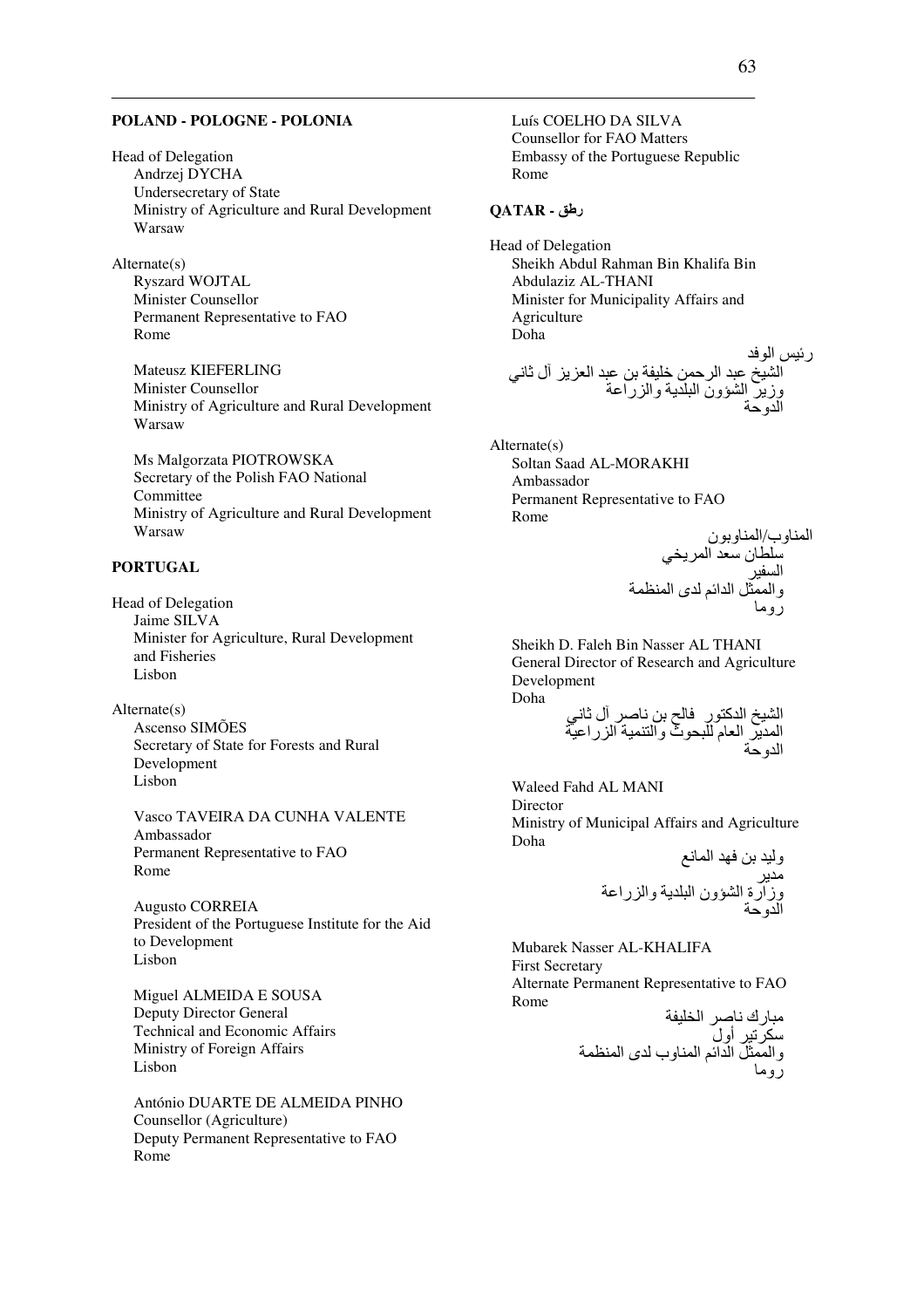**POLAND - POLOGNE - POLONIA**

Head of Delegation
Andrzej DYCHA
Undersecretary of State
Ministry of Agriculture and Rural Development
Warsaw

Alternate(s)
Ryszard WOJTAL
Minister Counsellor
Permanent Representative to FAO
Rome

Mateusz KIEFERLING
Minister Counsellor
Ministry of Agriculture and Rural Development
Warsaw

Ms Malgorzata PIOTROWSKA
Secretary of the Polish FAO National Committee
Ministry of Agriculture and Rural Development
Warsaw

**PORTUGAL**

Head of Delegation
Jaime SILVA
Minister for Agriculture, Rural Development and Fisheries
Lisbon

Alternate(s)
Ascenso SIMÕES
Secretary of State for Forests and Rural Development
Lisbon

Vasco TAVEIRA DA CUNHA VALENTE
Ambassador
Permanent Representative to FAO
Rome

Augusto CORREIA
President of the Portuguese Institute for the Aid to Development
Lisbon

Miguel ALMEIDA E SOUSA
Deputy Director General
Technical and Economic Affairs
Ministry of Foreign Affairs
Lisbon

António DUARTE DE ALMEIDA PINHO
Counsellor (Agriculture)
Deputy Permanent Representative to FAO
Rome

Luís COELHO DA SILVA
Counsellor for FAO Matters
Embassy of the Portuguese Republic
Rome

**QATAR - قطر**

Head of Delegation
Sheikh Abdul Rahman Bin Khalifa Bin Abdulaziz AL-THANI
Minister for Municipality Affairs and Agriculture
Doha

رئيس الوفد
الشيخ عبد الرحمن خليفة بن عبد العزيز آل ثاني
وزير الشؤون البلدية والزراعة
الدوحة

Alternate(s)
Soltan Saad AL-MORAKHI
Ambassador
Permanent Representative to FAO
Rome

المناوب/المناوبون
سلطان سعد المريخي
السفير
والممثل الدائم لدى المنظمة
روما

Sheikh D. Faleh Bin Nasser AL THANI
General Director of Research and Agriculture Development
Doha

الشيخ الدكتور فالح بن ناصر آل ثاني
المدير العام للبحوث والتنمية الزراعية
الدوحة

Waleed Fahd AL MANI
Director
Ministry of Municipal Affairs and Agriculture
Doha

وليد بن فهد المانع
مدير
وزارة الشؤون البلدية والزراعة
الدوحة

Mubarek Nasser AL-KHALIFA
First Secretary
Alternate Permanent Representative to FAO
Rome

مبارك ناصر الخليفة
سكرتير أول
والممثل الدائم المناوب لدى المنظمة
روما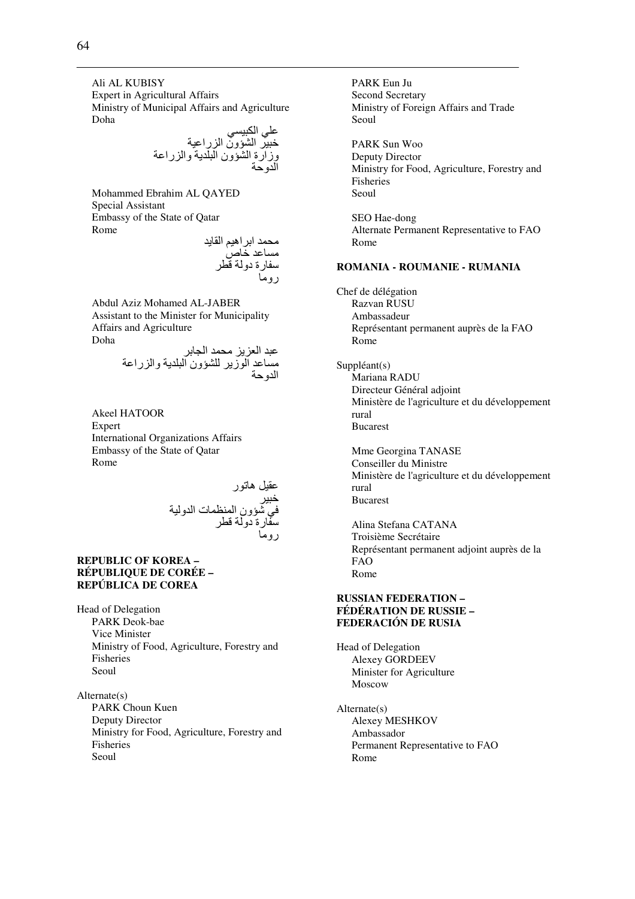Ali AL KUBISY
Expert in Agricultural Affairs
Ministry of Municipal Affairs and Agriculture
Doha

علي الكبيسي
خبير الشؤون الزراعية
وزارة الشؤون البلدية والزراعة
الدوحة

Mohammed Ebrahim AL QAYED
Special Assistant
Embassy of the State of Qatar
Rome

محمد ابراهيم القايد
مساعد خاص
سفارة دولة قطر
روما

Abdul Aziz Mohamed AL-JABER
Assistant to the Minister for Municipality Affairs and Agriculture
Doha

عبد العزيز محمد الجابر
مساعد الوزير للشؤون البلدية والزراعة
الدوحة

Akeel HATOOR
Expert
International Organizations Affairs
Embassy of the State of Qatar
Rome

عقيل هاتور
خبير
في شؤون المنظمات الدولية
سفارة دولة قطر
روما

**REPUBLIC OF KOREA – RÉPUBLIQUE DE CORÉE – REPÚBLICA DE COREA**

Head of Delegation
PARK Deok-bae
Vice Minister
Ministry of Food, Agriculture, Forestry and Fisheries
Seoul

Alternate(s)
PARK Choun Kuen
Deputy Director
Ministry for Food, Agriculture, Forestry and Fisheries
Seoul

PARK Eun Ju
Second Secretary
Ministry of Foreign Affairs and Trade
Seoul

PARK Sun Woo
Deputy Director
Ministry for Food, Agriculture, Forestry and Fisheries
Seoul

SEO Hae-dong
Alternate Permanent Representative to FAO
Rome

**ROMANIA - ROUMANIE - RUMANIA**

Chef de délégation
Razvan RUSU
Ambassadeur
Représentant permanent auprès de la FAO
Rome

Suppléant(s)
Mariana RADU
Directeur Général adjoint
Ministère de l'agriculture et du développement rural
Bucarest

Mme Georgina TANASE
Conseiller du Ministre
Ministère de l'agriculture et du développement rural
Bucarest

Alina Stefana CATANA
Troisième Secrétaire
Représentant permanent adjoint auprès de la FAO
Rome

**RUSSIAN FEDERATION – FÉDÉRATION DE RUSSIE – FEDERACIÓN DE RUSIA**

Head of Delegation
Alexey GORDEEV
Minister for Agriculture
Moscow

Alternate(s)
Alexey MESHKOV
Ambassador
Permanent Representative to FAO
Rome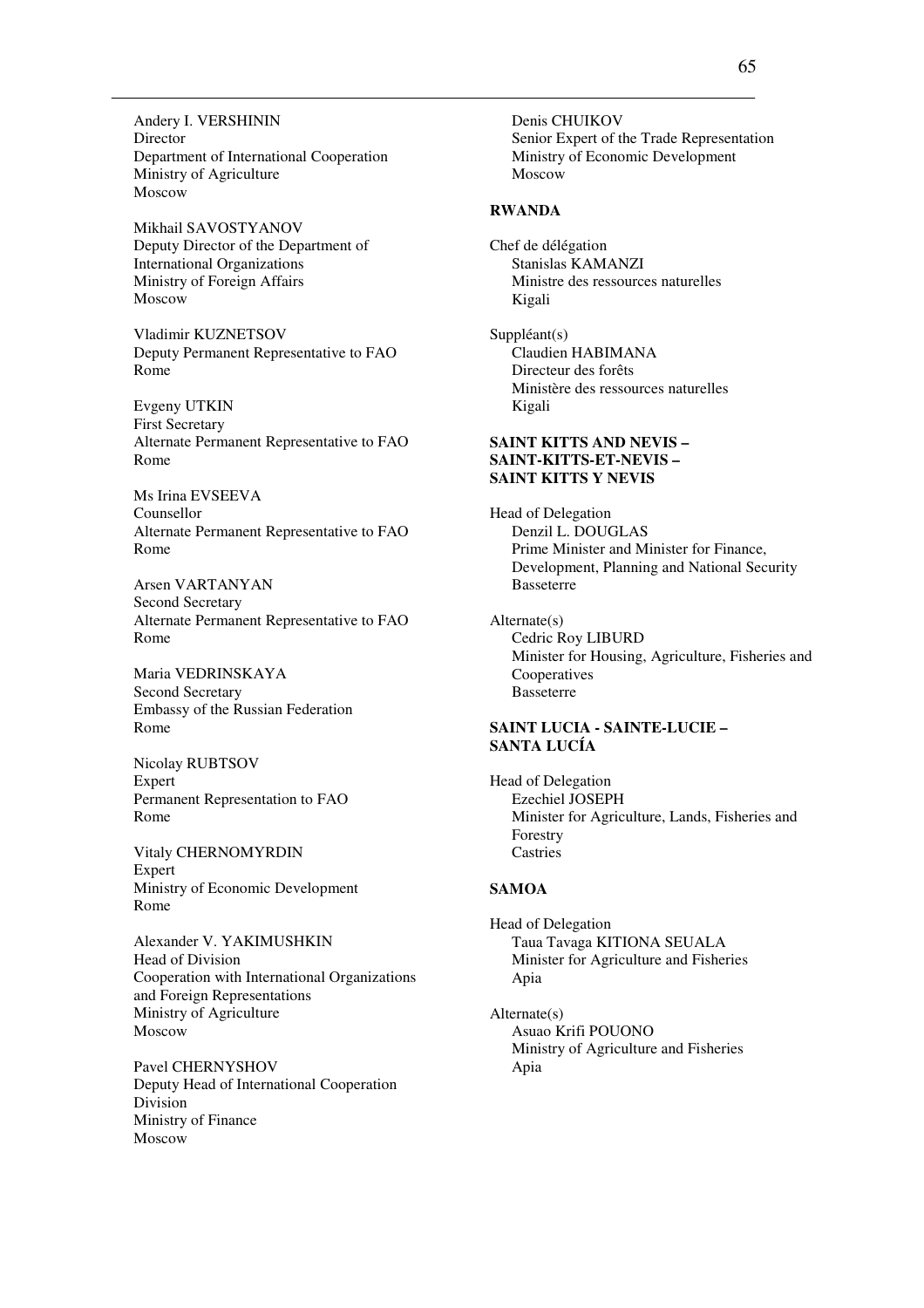Andery I. VERSHININ
Director
Department of International Cooperation
Ministry of Agriculture
Moscow

Mikhail SAVOSTYANOV
Deputy Director of the Department of International Organizations
Ministry of Foreign Affairs
Moscow

Vladimir KUZNETSOV
Deputy Permanent Representative to FAO
Rome

Evgeny UTKIN
First Secretary
Alternate Permanent Representative to FAO
Rome

Ms Irina EVSEEVA
Counsellor
Alternate Permanent Representative to FAO
Rome

Arsen VARTANYAN
Second Secretary
Alternate Permanent Representative to FAO
Rome

Maria VEDRINSKAYA
Second Secretary
Embassy of the Russian Federation
Rome

Nicolay RUBTSOV
Expert
Permanent Representation to FAO
Rome

Vitaly CHERNOMYRDIN
Expert
Ministry of Economic Development
Rome

Alexander V. YAKIMUSHKIN
Head of Division
Cooperation with International Organizations and Foreign Representations
Ministry of Agriculture
Moscow

Pavel CHERNYSHOV
Deputy Head of International Cooperation Division
Ministry of Finance
Moscow

Denis CHUIKOV
Senior Expert of the Trade Representation
Ministry of Economic Development
Moscow

**RWANDA**

Chef de délégation
Stanislas KAMANZI
Ministre des ressources naturelles
Kigali

Suppléant(s)
Claudien HABIMANA
Directeur des forêts
Ministère des ressources naturelles
Kigali

**SAINT KITTS AND NEVIS – SAINT-KITTS-ET-NEVIS – SAINT KITTS Y NEVIS**

Head of Delegation
Denzil L. DOUGLAS
Prime Minister and Minister for Finance, Development, Planning and National Security
Basseterre

Alternate(s)
Cedric Roy LIBURD
Minister for Housing, Agriculture, Fisheries and Cooperatives
Basseterre

**SAINT LUCIA - SAINTE-LUCIE – SANTA LUCÍA**

Head of Delegation
Ezechiel JOSEPH
Minister for Agriculture, Lands, Fisheries and Forestry
Castries

**SAMOA**

Head of Delegation
Taua Tavaga KITIONA SEUALA
Minister for Agriculture and Fisheries
Apia

Alternate(s)
Asuao Krifi POUONO
Ministry of Agriculture and Fisheries
Apia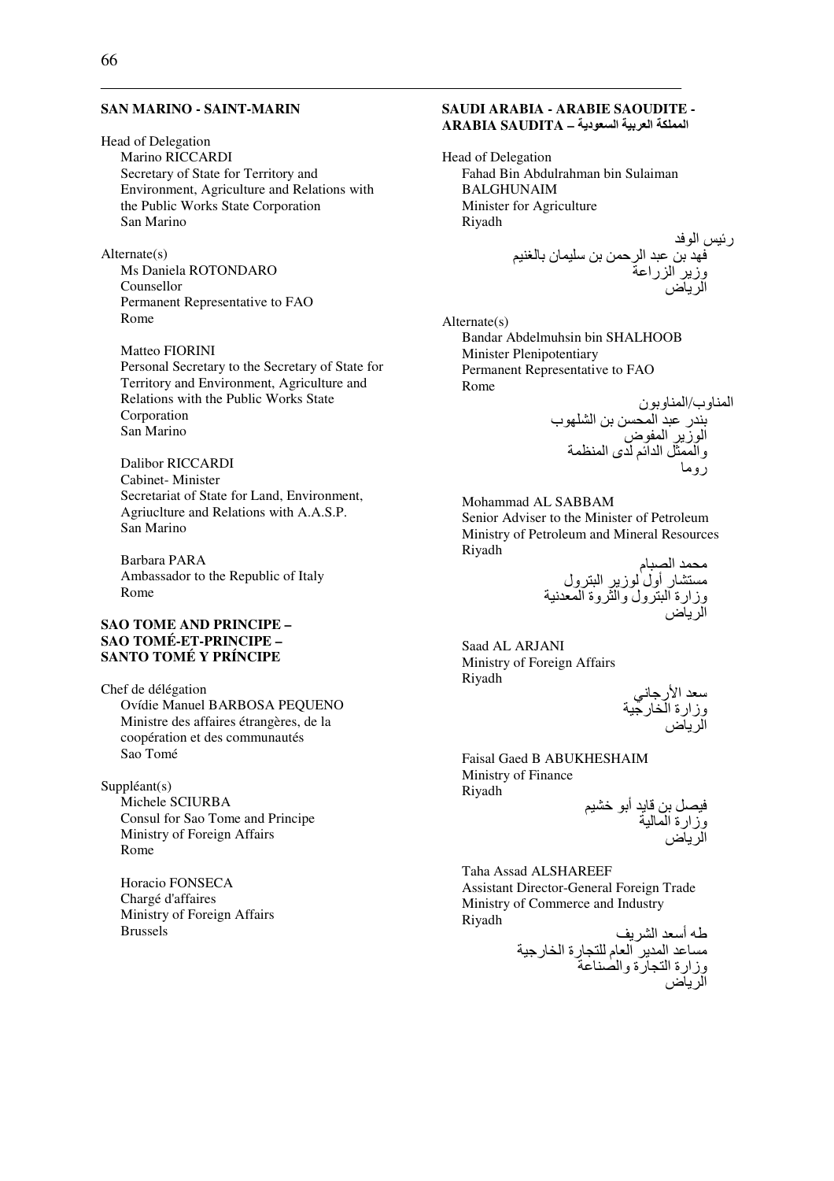**SAN MARINO - SAINT-MARIN**

Head of Delegation
Marino RICCARDI
Secretary of State for Territory and Environment, Agriculture and Relations with the Public Works State Corporation
San Marino

Alternate(s)
Ms Daniela ROTONDARO
Counsellor
Permanent Representative to FAO
Rome

Matteo FIORINI
Personal Secretary to the Secretary of State for Territory and Environment, Agriculture and Relations with the Public Works State Corporation
San Marino

Dalibor RICCARDI
Cabinet- Minister
Secretariat of State for Land, Environment, Agriuclture and Relations with A.A.S.P.
San Marino

Barbara PARA
Ambassador to the Republic of Italy
Rome

**SAO TOME AND PRINCIPE – SAO TOMÉ-ET-PRINCIPE – SANTO TOMÉ Y PRÍNCIPE**

Chef de délégation
Ovídie Manuel BARBOSA PEQUENO
Ministre des affaires étrangères, de la coopération et des communautés
Sao Tomé

Suppléant(s)
Michele SCIURBA
Consul for Sao Tome and Principe
Ministry of Foreign Affairs
Rome

Horacio FONSECA
Chargé d'affaires
Ministry of Foreign Affairs
Brussels

**SAUDI ARABIA - ARABIE SAOUDITE - ARABIA SAUDITA – المملكة العربية السعودية**

Head of Delegation
Fahad Bin Abdulrahman bin Sulaiman BALGHUNAIM
Minister for Agriculture
Riyadh

رئيس الوفد
فهد بن عبد الرحمن بن سليمان بالغنيم
وزير الزراعة
الرياض

Alternate(s)
Bandar Abdelmuhsin bin SHALHOOB
Minister Plenipotentiary
Permanent Representative to FAO
Rome

المناوب/المناوبون
بندر عبد المحسن بن الشلهوب
الوزير المفوض
والممثل الدائم لدى المنظمة
روما

Mohammad AL SABBAM
Senior Adviser to the Minister of Petroleum
Ministry of Petroleum and Mineral Resources
Riyadh

محمد الصبام
مستشار أول لوزير البترول
وزارة البترول والثروة المعدنية
الرياض

Saad AL ARJANI
Ministry of Foreign Affairs
Riyadh

سعد الأرجاني
وزارة الخارجية
الرياض

Faisal Gaed B ABUKHESHAIM
Ministry of Finance
Riyadh

فيصل بن قايد أبو خشيم
وزارة المالية
الرياض

Taha Assad ALSHAREEF
Assistant Director-General Foreign Trade
Ministry of Commerce and Industry
Riyadh

طه أسعد الشريف
مساعد المدير العام للتجارة الخارجية
وزارة التجارة والصناعة
الرياض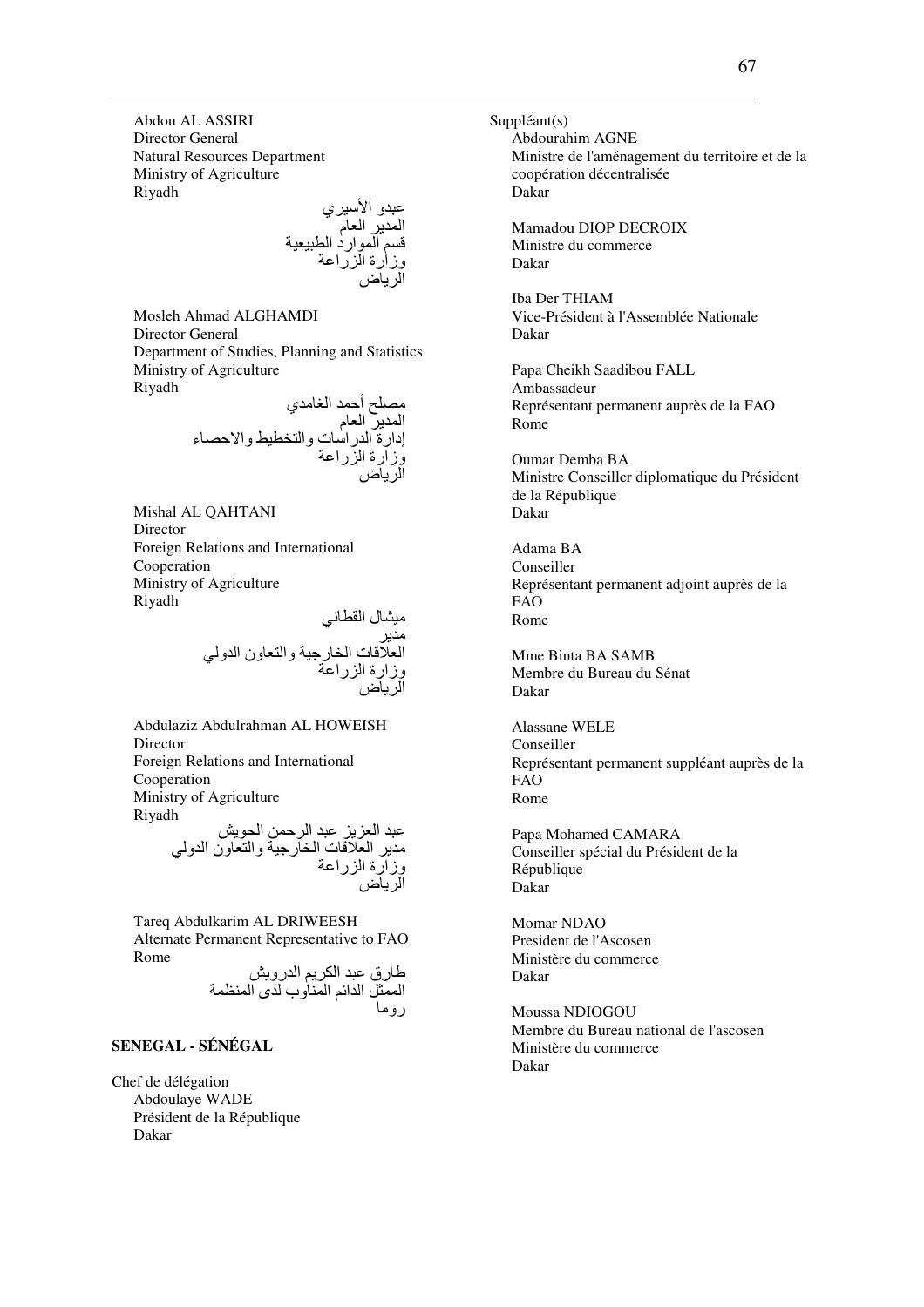Abdou AL ASSIRI
Director General
Natural Resources Department
Ministry of Agriculture
Riyadh

عبدو الأسيري
المدير العام
قسم الموارد الطبيعية
وزارة الزراعة
الرياض

Mosleh Ahmad ALGHAMDI
Director General
Department of Studies, Planning and Statistics
Ministry of Agriculture
Riyadh

مصلح أحمد الغامدي
المدير العام
إدارة الدراسات والتخطيط والاحصاء
وزارة الزراعة
الرياض

Mishal AL QAHTANI
Director
Foreign Relations and International Cooperation
Ministry of Agriculture
Riyadh

ميشال القطاني
مدير
العلاقات الخارجية والتعاون الدولي
وزارة الزراعة
الرياض

Abdulaziz Abdulrahman AL HOWEISH
Director
Foreign Relations and International Cooperation
Ministry of Agriculture
Riyadh

عبد العزيز عبد الرحمن الحويش
مدير العلاقات الخارجية والتعاون الدولي
وزارة الزراعة
الرياض

Tareq Abdulkarim AL DRIWEESH
Alternate Permanent Representative to FAO
Rome

طارق عبد الكريم الدرويش
الممثل الدائم المناوب لدى المنظمة
روما

**SENEGAL - SÉNÉGAL**

Chef de délégation
Abdoulaye WADE
Président de la République
Dakar

Suppléant(s)
Abdourahim AGNE
Ministre de l'aménagement du territoire et de la coopération décentralisée
Dakar

Mamadou DIOP DECROIX
Ministre du commerce
Dakar

Iba Der THIAM
Vice-Président à l'Assemblée Nationale
Dakar

Papa Cheikh Saadibou FALL
Ambassadeur
Représentant permanent auprès de la FAO
Rome

Oumar Demba BA
Ministre Conseiller diplomatique du Président de la République
Dakar

Adama BA
Conseiller
Représentant permanent adjoint auprès de la FAO
Rome

Mme Binta BA SAMB
Membre du Bureau du Sénat
Dakar

Alassane WELE
Conseiller
Représentant permanent suppléant auprès de la FAO
Rome

Papa Mohamed CAMARA
Conseiller spécial du Président de la République
Dakar

Momar NDAO
President de l'Ascosen
Ministère du commerce
Dakar

Moussa NDIOGOU
Membre du Bureau national de l'ascosen
Ministère du commerce
Dakar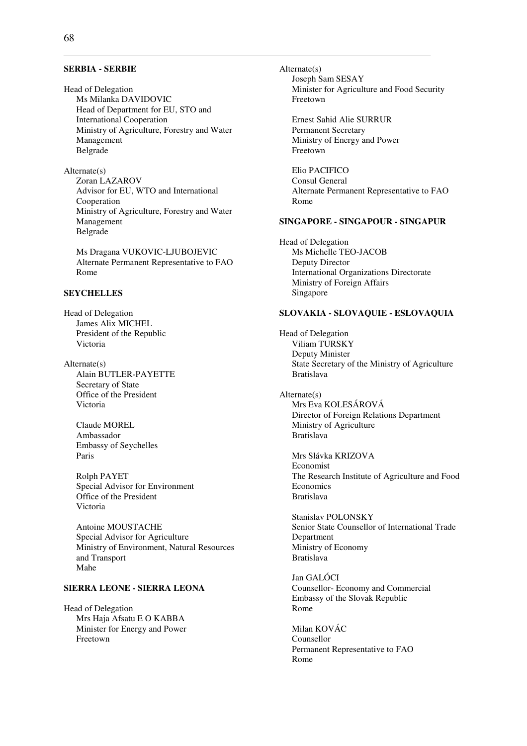**SERBIA - SERBIE**

Head of Delegation
Ms Milanka DAVIDOVIC
Head of Department for EU, STO and International Cooperation
Ministry of Agriculture, Forestry and Water Management
Belgrade

Alternate(s)
Zoran LAZAROV
Advisor for EU, WTO and International Cooperation
Ministry of Agriculture, Forestry and Water Management
Belgrade

Ms Dragana VUKOVIC-LJUBOJEVIC
Alternate Permanent Representative to FAO
Rome

**SEYCHELLES**

Head of Delegation
James Alix MICHEL
President of the Republic
Victoria

Alternate(s)
Alain BUTLER-PAYETTE
Secretary of State
Office of the President
Victoria

Claude MOREL
Ambassador
Embassy of Seychelles
Paris

Rolph PAYET
Special Advisor for Environment
Office of the President
Victoria

Antoine MOUSTACHE
Special Advisor for Agriculture
Ministry of Environment, Natural Resources and Transport
Mahe

**SIERRA LEONE - SIERRA LEONA**

Head of Delegation
Mrs Haja Afsatu E O KABBA
Minister for Energy and Power
Freetown

Alternate(s)
Joseph Sam SESAY
Minister for Agriculture and Food Security
Freetown

Ernest Sahid Alie SURRUR
Permanent Secretary
Ministry of Energy and Power
Freetown

Elio PACIFICO
Consul General
Alternate Permanent Representative to FAO
Rome

**SINGAPORE - SINGAPOUR - SINGAPUR**

Head of Delegation
Ms Michelle TEO-JACOB
Deputy Director
International Organizations Directorate
Ministry of Foreign Affairs
Singapore

**SLOVAKIA - SLOVAQUIE - ESLOVAQUIA**

Head of Delegation
Viliam TURSKY
Deputy Minister
State Secretary of the Ministry of Agriculture
Bratislava

Alternate(s)
Mrs Eva KOLESÁROVÁ
Director of Foreign Relations Department
Ministry of Agriculture
Bratislava

Mrs Slávka KRIZOVA
Economist
The Research Institute of Agriculture and Food Economics
Bratislava

Stanislav POLONSKY
Senior State Counsellor of International Trade Department
Ministry of Economy
Bratislava

Jan GALÓCI
Counsellor- Economy and Commercial
Embassy of the Slovak Republic
Rome

Milan KOVÁC
Counsellor
Permanent Representative to FAO
Rome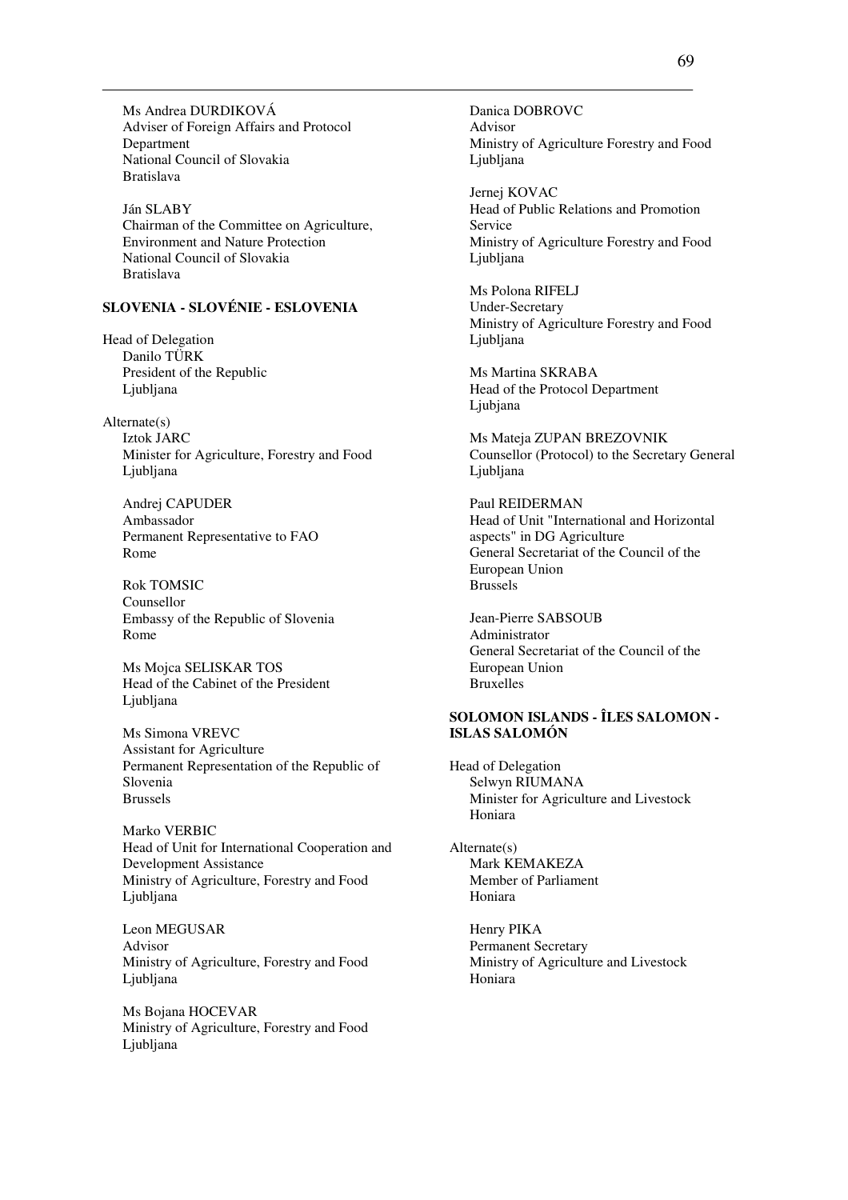Ms Andrea DURDIKOVÁ
Adviser of Foreign Affairs and Protocol Department
National Council of Slovakia
Bratislava

Ján SLABY
Chairman of the Committee on Agriculture, Environment and Nature Protection
National Council of Slovakia
Bratislava

**SLOVENIA - SLOVÉNIE - ESLOVENIA**

Head of Delegation
Danilo TÜRK
President of the Republic
Ljubljana

Alternate(s)
Iztok JARC
Minister for Agriculture, Forestry and Food
Ljubljana

Andrej CAPUDER
Ambassador
Permanent Representative to FAO
Rome

Rok TOMSIC
Counsellor
Embassy of the Republic of Slovenia
Rome

Ms Mojca SELISKAR TOS
Head of the Cabinet of the President
Ljubljana

Ms Simona VREVC
Assistant for Agriculture
Permanent Representation of the Republic of Slovenia
Brussels

Marko VERBIC
Head of Unit for International Cooperation and Development Assistance
Ministry of Agriculture, Forestry and Food
Ljubljana

Leon MEGUSAR
Advisor
Ministry of Agriculture, Forestry and Food
Ljubljana

Ms Bojana HOCEVAR
Ministry of Agriculture, Forestry and Food
Ljubljana

Danica DOBROVC
Advisor
Ministry of Agriculture Forestry and Food
Ljubljana

Jernej KOVAC
Head of Public Relations and Promotion Service
Ministry of Agriculture Forestry and Food
Ljubljana

Ms Polona RIFELJ
Under-Secretary
Ministry of Agriculture Forestry and Food
Ljubljana

Ms Martina SKRABA
Head of the Protocol Department
Ljubjana

Ms Mateja ZUPAN BREZOVNIK
Counsellor (Protocol) to the Secretary General
Ljubljana

Paul REIDERMAN
Head of Unit "International and Horizontal aspects" in DG Agriculture
General Secretariat of the Council of the European Union
Brussels

Jean-Pierre SABSOUB
Administrator
General Secretariat of the Council of the European Union
Bruxelles

**SOLOMON ISLANDS - ÎLES SALOMON - ISLAS SALOMÓN**

Head of Delegation
Selwyn RIUMANA
Minister for Agriculture and Livestock
Honiara

Alternate(s)
Mark KEMAKEZA
Member of Parliament
Honiara

Henry PIKA
Permanent Secretary
Ministry of Agriculture and Livestock
Honiara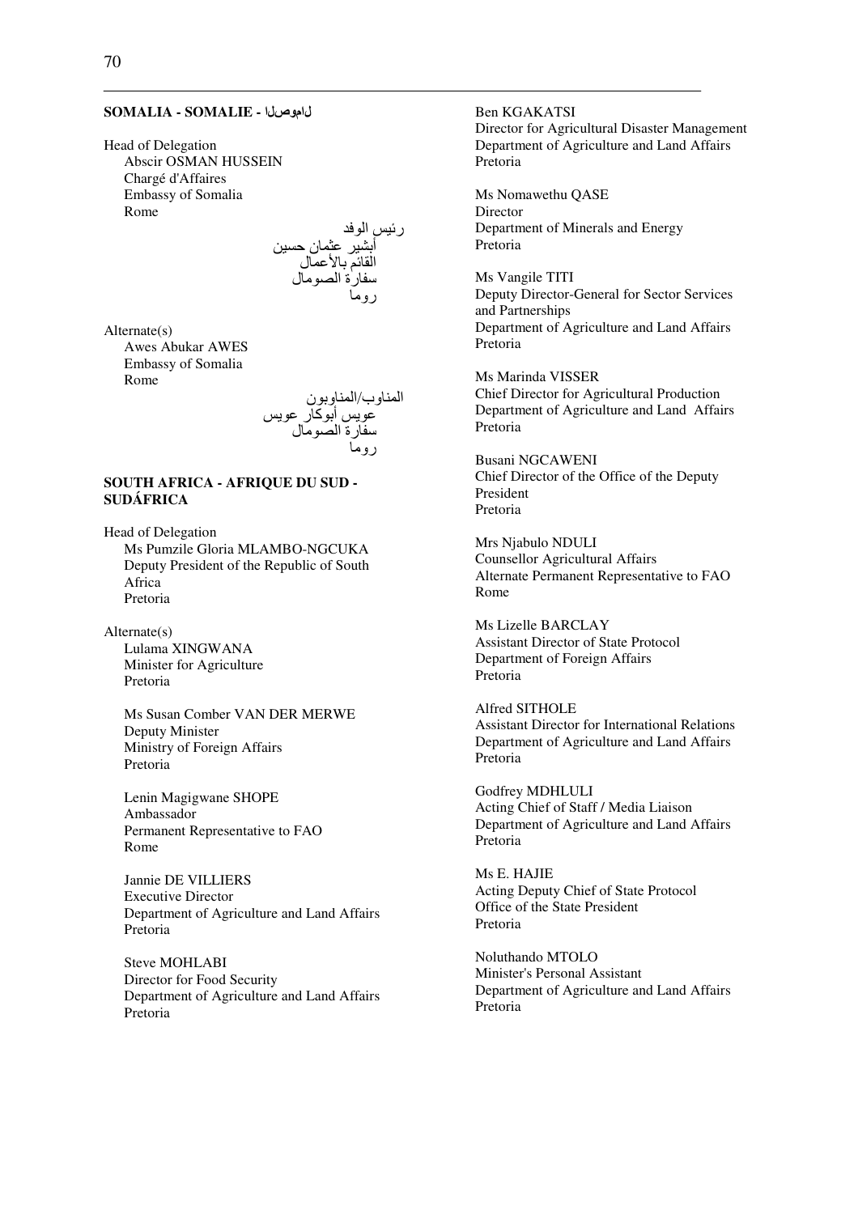### SOMALIA - SOMALIE - الصومال

Head of Delegation
Abscir OSMAN HUSSEIN
Chargé d'Affaires
Embassy of Somalia
Rome

رئيس الوفد
أبشير عثمان حسين
القائم بالأعمال
سفارة الصومال
روما

Alternate(s)
Awes Abukar AWES
Embassy of Somalia
Rome

المناوب/المناوبون
عويس أبوكار عويس
سفارة الصومال
روما

### SOUTH AFRICA - AFRIQUE DU SUD - SUDÁFRICA

Head of Delegation
Ms Pumzile Gloria MLAMBO-NGCUKA
Deputy President of the Republic of South Africa
Pretoria

Alternate(s)
Lulama XINGWANA
Minister for Agriculture
Pretoria

Ms Susan Comber VAN DER MERWE
Deputy Minister
Ministry of Foreign Affairs
Pretoria

Lenin Magigwane SHOPE
Ambassador
Permanent Representative to FAO
Rome

Jannie DE VILLIERS
Executive Director
Department of Agriculture and Land Affairs
Pretoria

Steve MOHLABI
Director for Food Security
Department of Agriculture and Land Affairs
Pretoria

Ben KGAKATSI
Director for Agricultural Disaster Management
Department of Agriculture and Land Affairs
Pretoria

Ms Nomawethu QASE
Director
Department of Minerals and Energy
Pretoria

Ms Vangile TITI
Deputy Director-General for Sector Services and Partnerships
Department of Agriculture and Land Affairs
Pretoria

Ms Marinda VISSER
Chief Director for Agricultural Production
Department of Agriculture and Land Affairs
Pretoria

Busani NGCAWENI
Chief Director of the Office of the Deputy President
Pretoria

Mrs Njabulo NDULI
Counsellor Agricultural Affairs
Alternate Permanent Representative to FAO
Rome

Ms Lizelle BARCLAY
Assistant Director of State Protocol
Department of Foreign Affairs
Pretoria

Alfred SITHOLE
Assistant Director for International Relations
Department of Agriculture and Land Affairs
Pretoria

Godfrey MDHLULI
Acting Chief of Staff / Media Liaison
Department of Agriculture and Land Affairs
Pretoria

Ms E. HAJIE
Acting Deputy Chief of State Protocol
Office of the State President
Pretoria

Noluthando MTOLO
Minister's Personal Assistant
Department of Agriculture and Land Affairs
Pretoria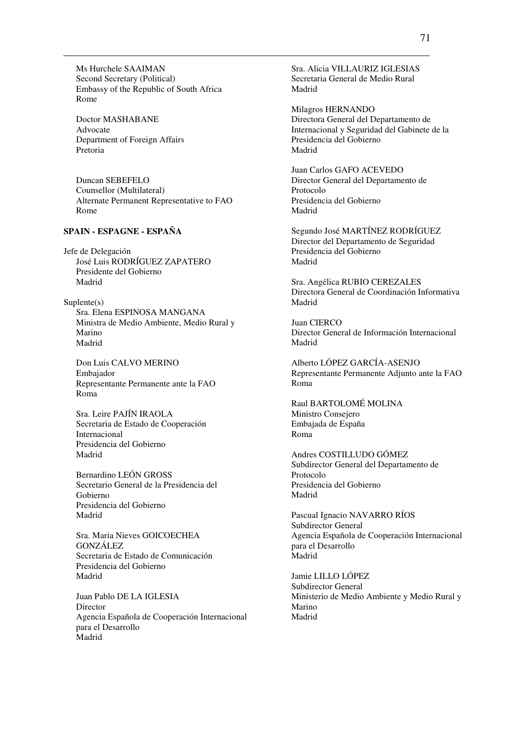Ms Hurchele SAAIMAN
Second Secretary (Political)
Embassy of the Republic of South Africa
Rome

Doctor MASHABANE
Advocate
Department of Foreign Affairs
Pretoria

Duncan SEBEFELO
Counsellor (Multilateral)
Alternate Permanent Representative to FAO
Rome

**SPAIN - ESPAGNE - ESPAÑA**

Jefe de Delegación
José Luis RODRÍGUEZ ZAPATERO
Presidente del Gobierno
Madrid

Suplente(s)
Sra. Elena ESPINOSA MANGANA
Ministra de Medio Ambiente, Medio Rural y Marino
Madrid

Don Luis CALVO MERINO
Embajador
Representante Permanente ante la FAO
Roma

Sra. Leire PAJÍN IRAOLA
Secretaria de Estado de Cooperación Internacional
Presidencia del Gobierno
Madrid

Bernardino LEÓN GROSS
Secretario General de la Presidencia del Gobierno
Presidencia del Gobierno
Madrid

Sra. Maria Nieves GOICOECHEA GONZÁLEZ
Secretaria de Estado de Comunicación
Presidencia del Gobierno
Madrid

Juan Pablo DE LA IGLESIA
Director
Agencia Española de Cooperación Internacional para el Desarrollo
Madrid

Sra. Alicia VILLAURIZ IGLESIAS
Secretaria General de Medio Rural
Madrid

Milagros HERNANDO
Directora General del Departamento de Internacional y Seguridad del Gabinete de la Presidencia del Gobierno
Madrid

Juan Carlos GAFO ACEVEDO
Director General del Departamento de Protocolo
Presidencia del Gobierno
Madrid

Segundo José MARTÍNEZ RODRÍGUEZ
Director del Departamento de Seguridad
Presidencia del Gobierno
Madrid

Sra. Angélica RUBIO CEREZALES
Directora General de Coordinación Informativa
Madrid

Juan CIERCO
Director General de Información Internacional
Madrid

Alberto LÓPEZ GARCÍA-ASENJO
Representante Permanente Adjunto ante la FAO
Roma

Raul BARTOLOMÉ MOLINA
Ministro Consejero
Embajada de España
Roma

Andres COSTILLUDO GÓMEZ
Subdirector General del Departamento de Protocolo
Presidencia del Gobierno
Madrid

Pascual Ignacio NAVARRO RÍOS
Subdirector General
Agencia Española de Cooperación Internacional para el Desarrollo
Madrid

Jamie LILLO LÓPEZ
Subdirector General
Ministerio de Medio Ambiente y Medio Rural y Marino
Madrid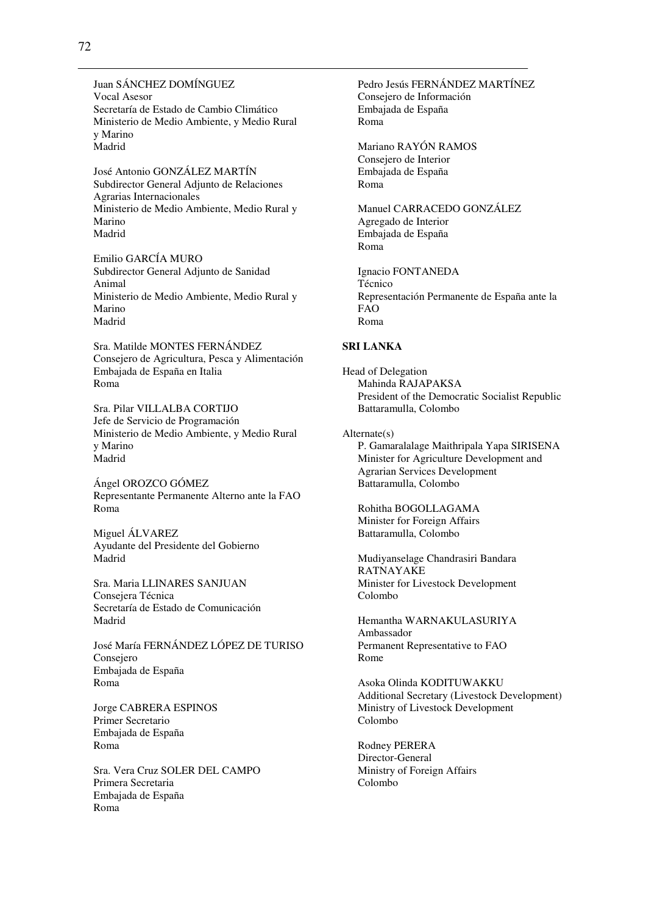Juan SÁNCHEZ DOMÍNGUEZ
Vocal Asesor
Secretaría de Estado de Cambio Climático
Ministerio de Medio Ambiente, y Medio Rural y Marino
Madrid

José Antonio GONZÁLEZ MARTÍN
Subdirector General Adjunto de Relaciones Agrarias Internacionales
Ministerio de Medio Ambiente, Medio Rural y Marino
Madrid

Emilio GARCÍA MURO
Subdirector General Adjunto de Sanidad Animal
Ministerio de Medio Ambiente, Medio Rural y Marino
Madrid

Sra. Matilde MONTES FERNÁNDEZ
Consejero de Agricultura, Pesca y Alimentación
Embajada de España en Italia
Roma

Sra. Pilar VILLALBA CORTIJO
Jefe de Servicio de Programación
Ministerio de Medio Ambiente, y Medio Rural y Marino
Madrid

Ángel OROZCO GÓMEZ
Representante Permanente Alterno ante la FAO
Roma

Miguel ÁLVAREZ
Ayudante del Presidente del Gobierno
Madrid

Sra. Maria LLINARES SANJUAN
Consejera Técnica
Secretaría de Estado de Comunicación
Madrid

José María FERNÁNDEZ LÓPEZ DE TURISO
Consejero
Embajada de España
Roma

Jorge CABRERA ESPINOS
Primer Secretario
Embajada de España
Roma

Sra. Vera Cruz SOLER DEL CAMPO
Primera Secretaria
Embajada de España
Roma

Pedro Jesús FERNÁNDEZ MARTÍNEZ
Consejero de Información
Embajada de España
Roma

Mariano RAYÓN RAMOS
Consejero de Interior
Embajada de España
Roma

Manuel CARRACEDO GONZÁLEZ
Agregado de Interior
Embajada de España
Roma

Ignacio FONTANEDA
Técnico
Representación Permanente de España ante la FAO
Roma

**SRI LANKA**

Head of Delegation

Mahinda RAJAPAKSA
President of the Democratic Socialist Republic
Battaramulla, Colombo

Alternate(s)

P. Gamaralalage Maithripala Yapa SIRISENA
Minister for Agriculture Development and Agrarian Services Development
Battaramulla, Colombo

Rohitha BOGOLLAGAMA
Minister for Foreign Affairs
Battaramulla, Colombo

Mudiyanselage Chandrasiri Bandara RATNAYAKE
Minister for Livestock Development
Colombo

Hemantha WARNAKULASURIYA
Ambassador
Permanent Representative to FAO
Rome

Asoka Olinda KODITUWAKKU
Additional Secretary (Livestock Development)
Ministry of Livestock Development
Colombo

Rodney PERERA
Director-General
Ministry of Foreign Affairs
Colombo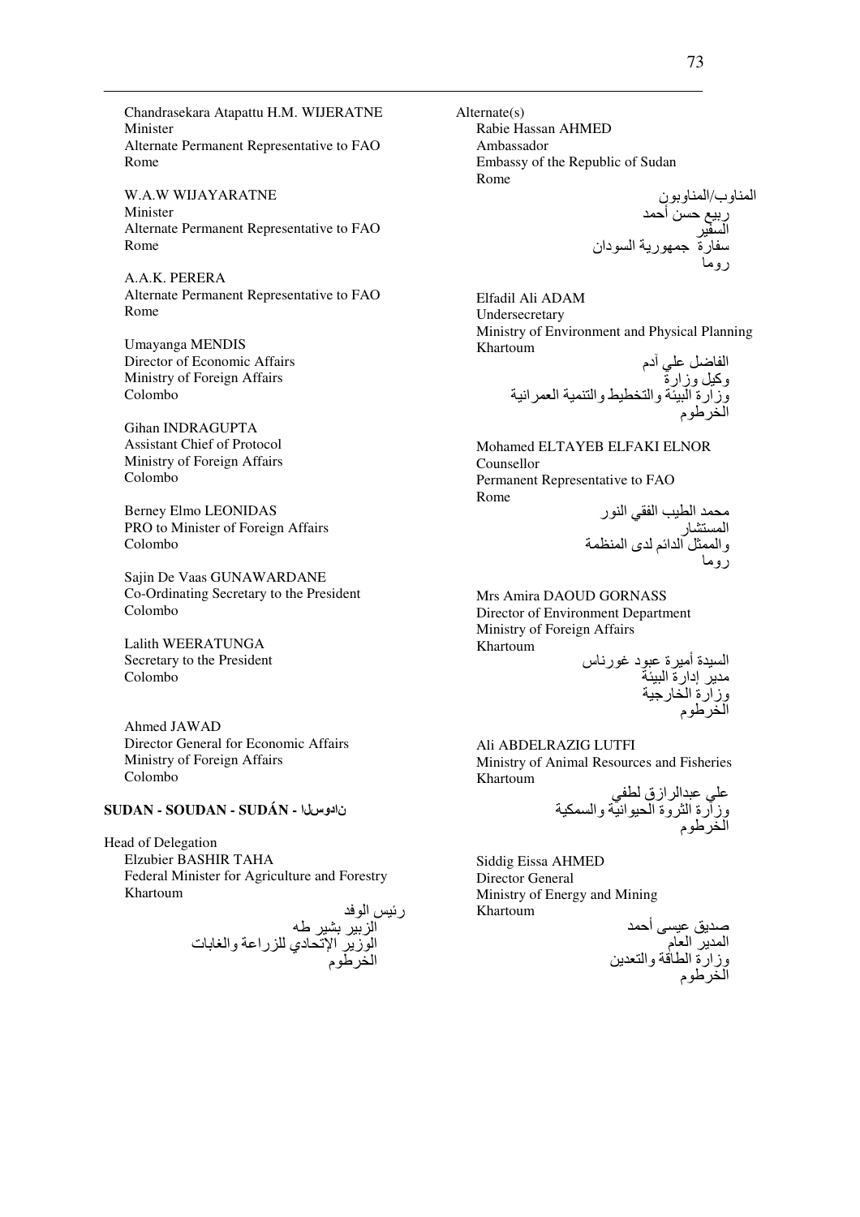Chandrasekara Atapattu H.M. WIJERATNE
Minister
Alternate Permanent Representative to FAO
Rome

W.A.W WIJAYARATNE
Minister
Alternate Permanent Representative to FAO
Rome

A.A.K. PERERA
Alternate Permanent Representative to FAO
Rome

Umayanga MENDIS
Director of Economic Affairs
Ministry of Foreign Affairs
Colombo

Gihan INDRAGUPTA
Assistant Chief of Protocol
Ministry of Foreign Affairs
Colombo

Berney Elmo LEONIDAS
PRO to Minister of Foreign Affairs
Colombo

Sajin De Vaas GUNAWARDANE
Co-Ordinating Secretary to the President
Colombo

Lalith WEERATUNGA
Secretary to the President
Colombo

Ahmed JAWAD
Director General for Economic Affairs
Ministry of Foreign Affairs
Colombo

**SUDAN - SOUDAN - SUDÁN - السودان**

Head of Delegation
Elzubier BASHIR TAHA
Federal Minister for Agriculture and Forestry
Khartoum

رئيس الوفد
الزبير بشير طه
الوزير الإتحادي للزراعة والغابات
الخرطوم

Alternate(s)
Rabie Hassan AHMED
Ambassador
Embassy of the Republic of Sudan
Rome

المناوب/المناوبون
ربيع حسن أحمد
السفير
سفارة جمهورية السودان
روما

Elfadil Ali ADAM
Undersecretary
Ministry of Environment and Physical Planning
Khartoum

الفاضل علي آدم
وكيل وزارة
وزارة البيئة والتخطيط والتنمية العمرانية
الخرطوم

Mohamed ELTAYEB ELFAKI ELNOR
Counsellor
Permanent Representative to FAO
Rome

محمد الطيب الفقي النور
المستشار
والممثل الدائم لدى المنظمة
روما

Mrs Amira DAOUD GORNASS
Director of Environment Department
Ministry of Foreign Affairs
Khartoum

السيدة أميرة عبود غورناس
مدير إدارة البيئة
وزارة الخارجية
الخرطوم

Ali ABDELRAZIG LUTFI
Ministry of Animal Resources and Fisheries
Khartoum

علي عبدالرازق لطفي
وزارة الثروة الحيوانية والسمكية
الخرطوم

Siddig Eissa AHMED
Director General
Ministry of Energy and Mining
Khartoum

صديق عيسى أحمد
المدير العام
وزارة الطاقة والتعدين
الخرطوم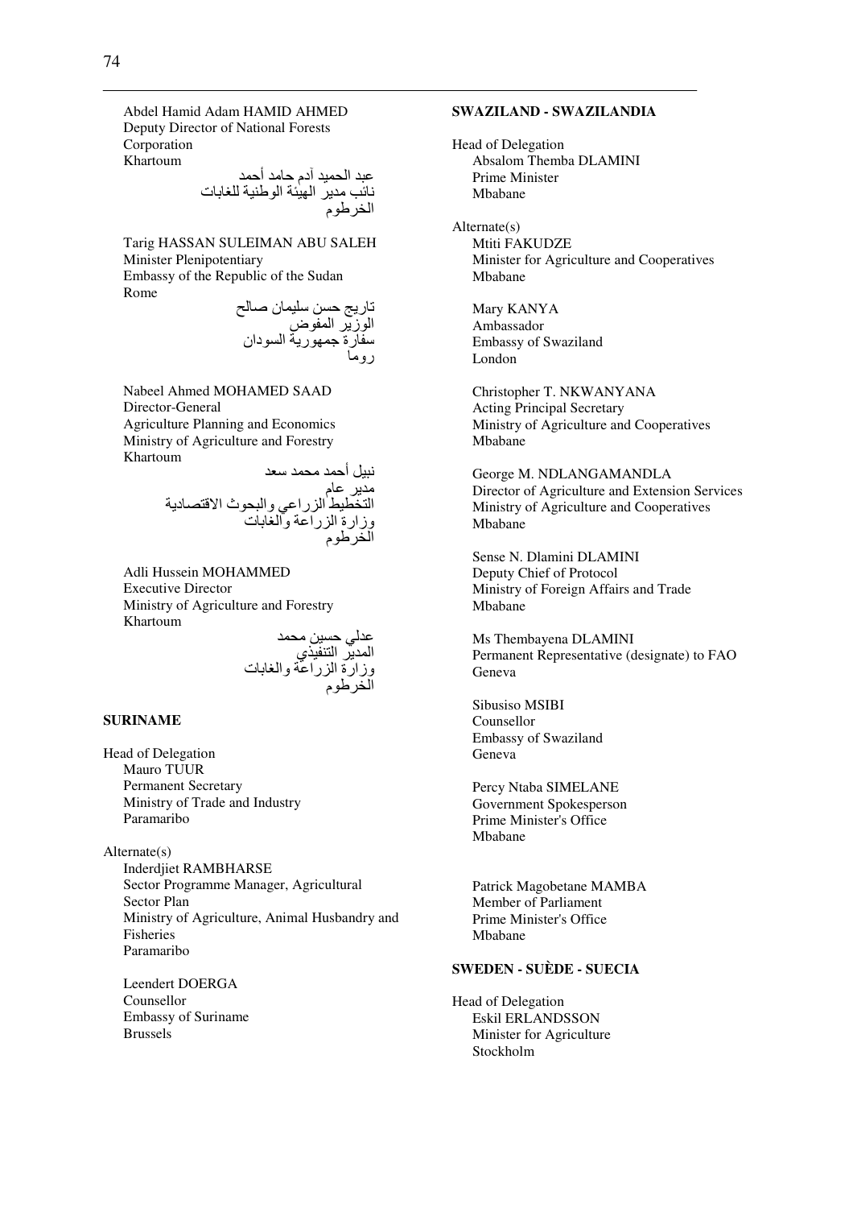Abdel Hamid Adam HAMID AHMED
Deputy Director of National Forests Corporation
Khartoum

عبد الحميد آدم حامد أحمد
نائب مدير الهيئة الوطنية للغابات
الخرطوم

Tarig HASSAN SULEIMAN ABU SALEH
Minister Plenipotentiary
Embassy of the Republic of the Sudan
Rome

تاريج حسن سليمان صالح
الوزير المفوض
سفارة جمهورية السودان
روما

Nabeel Ahmed MOHAMED SAAD
Director-General
Agriculture Planning and Economics
Ministry of Agriculture and Forestry
Khartoum

نبيل أحمد محمد سعد
مدير عام
التخطيط الزراعي والبحوث الاقتصادية
وزارة الزراعة والغابات
الخرطوم

Adli Hussein MOHAMMED
Executive Director
Ministry of Agriculture and Forestry
Khartoum

عدلي حسين محمد
المدير التنفيذي
وزارة الزراعة والغابات
الخرطوم

**SURINAME**

Head of Delegation
Mauro TUUR
Permanent Secretary
Ministry of Trade and Industry
Paramaribo

Alternate(s)
Inderdjiet RAMBHARSE
Sector Programme Manager, Agricultural Sector Plan
Ministry of Agriculture, Animal Husbandry and Fisheries
Paramaribo

Leendert DOERGA
Counsellor
Embassy of Suriname
Brussels

**SWAZILAND - SWAZILANDIA**

Head of Delegation
Absalom Themba DLAMINI
Prime Minister
Mbabane

Alternate(s)
Mtiti FAKUDZE
Minister for Agriculture and Cooperatives
Mbabane

Mary KANYA
Ambassador
Embassy of Swaziland
London

Christopher T. NKWANYANA
Acting Principal Secretary
Ministry of Agriculture and Cooperatives
Mbabane

George M. NDLANGAMANDLA
Director of Agriculture and Extension Services
Ministry of Agriculture and Cooperatives
Mbabane

Sense N. Dlamini DLAMINI
Deputy Chief of Protocol
Ministry of Foreign Affairs and Trade
Mbabane

Ms Thembayena DLAMINI
Permanent Representative (designate) to FAO
Geneva

Sibusiso MSIBI
Counsellor
Embassy of Swaziland
Geneva

Percy Ntaba SIMELANE
Government Spokesperson
Prime Minister's Office
Mbabane

Patrick Magobetane MAMBA
Member of Parliament
Prime Minister's Office
Mbabane

**SWEDEN - SUÈDE - SUECIA**

Head of Delegation
Eskil ERLANDSSON
Minister for Agriculture
Stockholm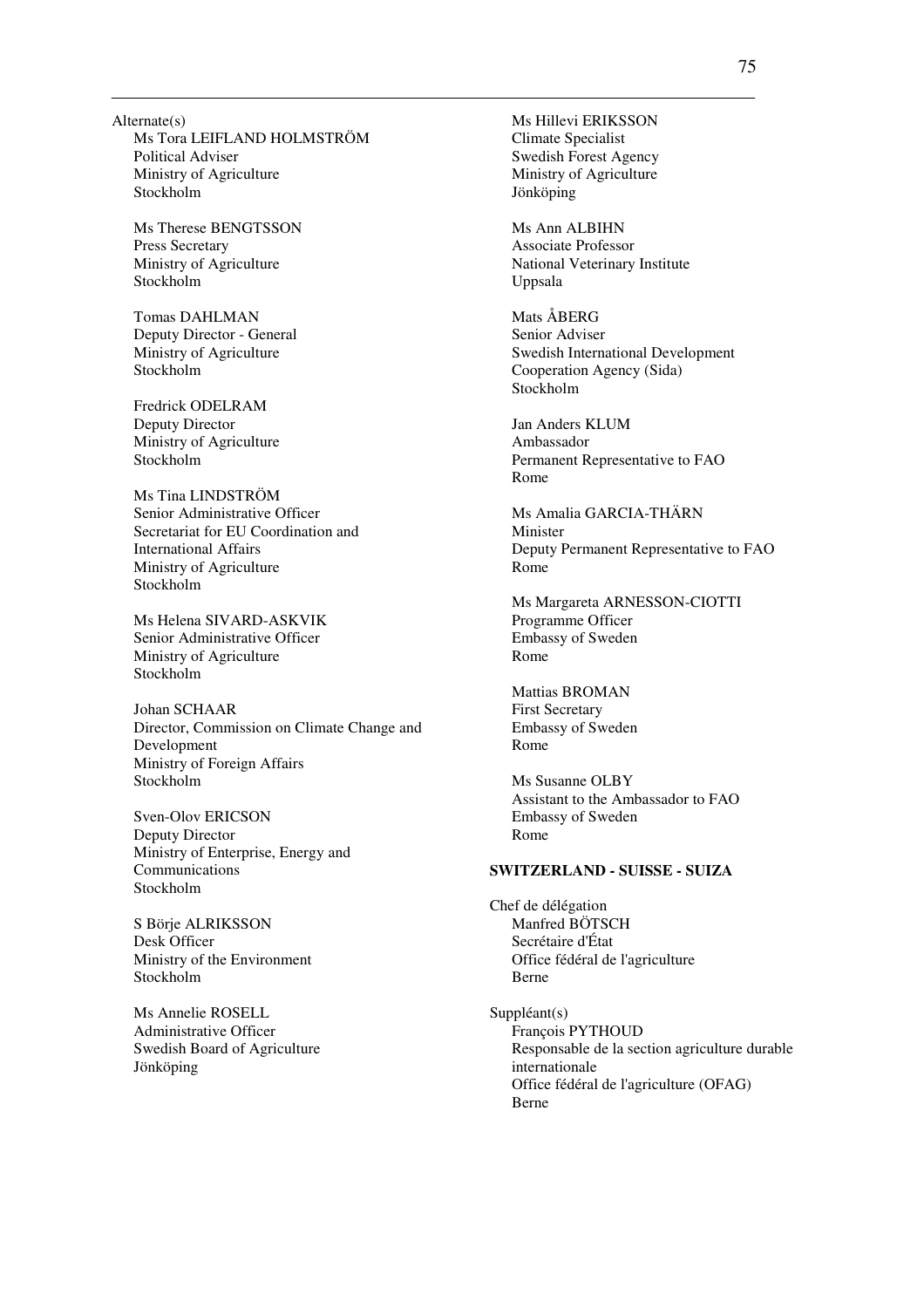Alternate(s)

Ms Tora LEIFLAND HOLMSTRÖM
Political Adviser
Ministry of Agriculture
Stockholm

Ms Therese BENGTSSON
Press Secretary
Ministry of Agriculture
Stockholm

Tomas DAHLMAN
Deputy Director - General
Ministry of Agriculture
Stockholm

Fredrick ODELRAM
Deputy Director
Ministry of Agriculture
Stockholm

Ms Tina LINDSTRÖM
Senior Administrative Officer
Secretariat for EU Coordination and International Affairs
Ministry of Agriculture
Stockholm

Ms Helena SIVARD-ASKVIK
Senior Administrative Officer
Ministry of Agriculture
Stockholm

Johan SCHAAR
Director, Commission on Climate Change and Development
Ministry of Foreign Affairs
Stockholm

Sven-Olov ERICSON
Deputy Director
Ministry of Enterprise, Energy and Communications
Stockholm

S Börje ALRIKSSON
Desk Officer
Ministry of the Environment
Stockholm

Ms Annelie ROSELL
Administrative Officer
Swedish Board of Agriculture
Jönköping

Ms Hillevi ERIKSSON
Climate Specialist
Swedish Forest Agency
Ministry of Agriculture
Jönköping

Ms Ann ALBIHN
Associate Professor
National Veterinary Institute
Uppsala

Mats ÅBERG
Senior Adviser
Swedish International Development Cooperation Agency (Sida)
Stockholm

Jan Anders KLUM
Ambassador
Permanent Representative to FAO
Rome

Ms Amalia GARCIA-THÄRN
Minister
Deputy Permanent Representative to FAO
Rome

Ms Margareta ARNESSON-CIOTTI
Programme Officer
Embassy of Sweden
Rome

Mattias BROMAN
First Secretary
Embassy of Sweden
Rome

Ms Susanne OLBY
Assistant to the Ambassador to FAO
Embassy of Sweden
Rome

**SWITZERLAND - SUISSE - SUIZA**

Chef de délégation

Manfred BÖTSCH
Secrétaire d'État
Office fédéral de l'agriculture
Berne

Suppléant(s)

François PYTHOUD
Responsable de la section agriculture durable internationale
Office fédéral de l'agriculture (OFAG)
Berne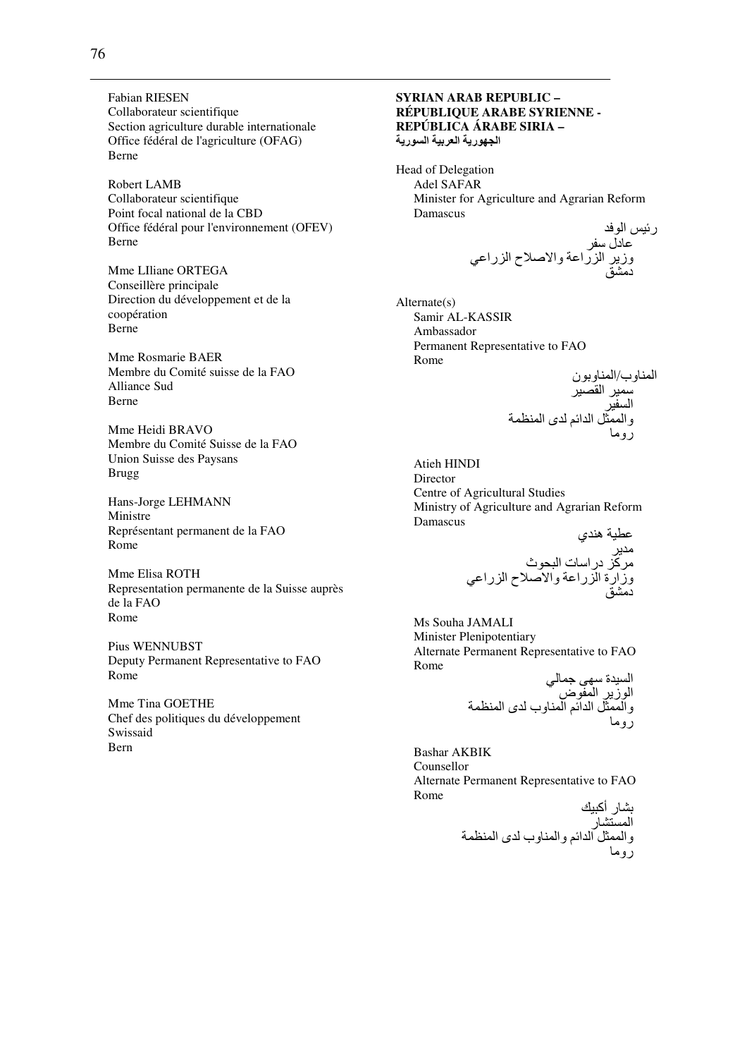Fabian RIESEN
Collaborateur scientifique
Section agriculture durable internationale
Office fédéral de l'agriculture (OFAG)
Berne

Robert LAMB
Collaborateur scientifique
Point focal national de la CBD
Office fédéral pour l'environnement (OFEV)
Berne

Mme LIliane ORTEGA
Conseillère principale
Direction du développement et de la coopération
Berne

Mme Rosmarie BAER
Membre du Comité suisse de la FAO
Alliance Sud
Berne

Mme Heidi BRAVO
Membre du Comité Suisse de la FAO
Union Suisse des Paysans
Brugg

Hans-Jorge LEHMANN
Ministre
Représentant permanent de la FAO
Rome

Mme Elisa ROTH
Representation permanente de la Suisse auprès de la FAO
Rome

Pius WENNUBST
Deputy Permanent Representative to FAO
Rome

Mme Tina GOETHE
Chef des politiques du développement
Swissaid
Bern

**SYRIAN ARAB REPUBLIC – RÉPUBLIQUE ARABE SYRIENNE - REPÚBLICA ÁRABE SIRIA – الجهورية العربية السورية**

Head of Delegation
Adel SAFAR
Minister for Agriculture and Agrarian Reform
Damascus

رئيس الوفد
عادل سفر
وزير الزراعة والاصلاح الزراعي
دمشق

Alternate(s)
Samir AL-KASSIR
Ambassador
Permanent Representative to FAO
Rome

المناوب/المناوبون
سمير القصير
السفير
والممثل الدائم لدى المنظمة
روما

Atieh HINDI
Director
Centre of Agricultural Studies
Ministry of Agriculture and Agrarian Reform
Damascus

عطية هندي
مدير
مركز دراسات البحوث
وزارة الزراعة والاصلاح الزراعي
دمشق

Ms Souha JAMALI
Minister Plenipotentiary
Alternate Permanent Representative to FAO
Rome

السيدة سهى جمالي
الوزير المفوض
والممثل الدائم المناوب لدى المنظمة
روما

Bashar AKBIK
Counsellor
Alternate Permanent Representative to FAO
Rome

بشار أكبيك
المستشار
والممثل الدائم والمناوب لدى المنظمة
روما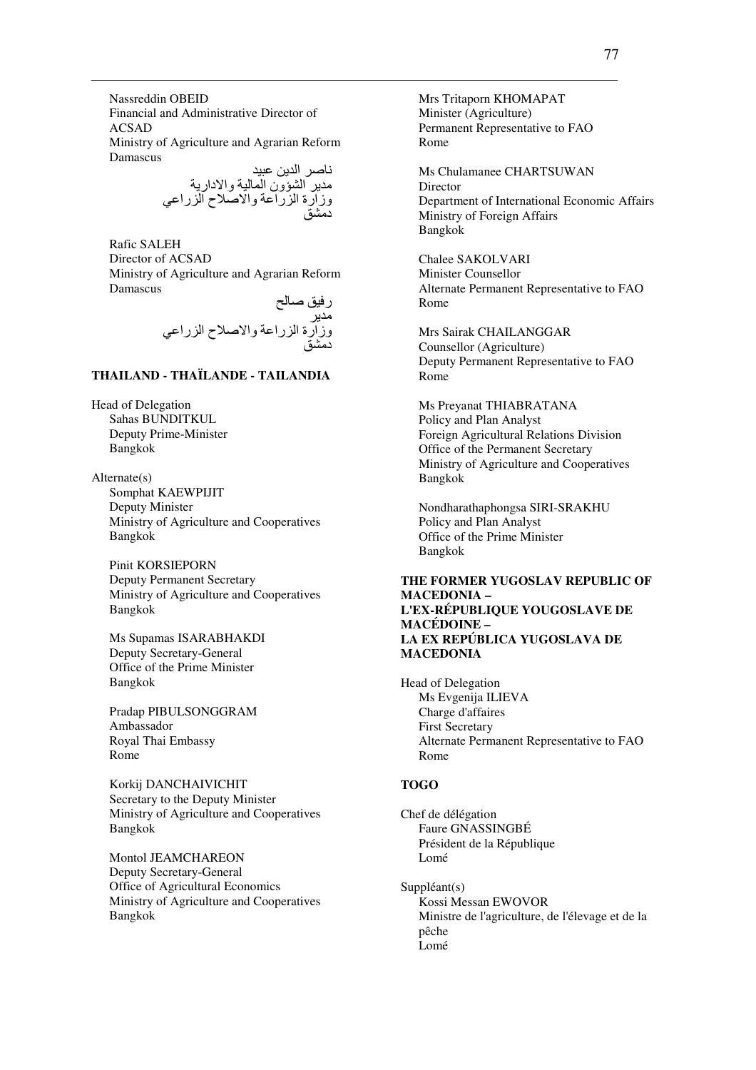Nassreddin OBEID
Financial and Administrative Director of ACSAD
Ministry of Agriculture and Agrarian Reform
Damascus

ناصر الدين عبيد
مدير الشؤون المالية والادارية
وزارة الزراعة والاصلاح الزراعي
دمشق

Rafic SALEH
Director of ACSAD
Ministry of Agriculture and Agrarian Reform
Damascus

رفيق صالح
مدير
وزارة الزراعة والاصلاح الزراعي
دمشق

**THAILAND - THAÏLANDE - TAILANDIA**

Head of Delegation
Sahas BUNDITKUL
Deputy Prime-Minister
Bangkok

Alternate(s)
Somphat KAEWPIJIT
Deputy Minister
Ministry of Agriculture and Cooperatives
Bangkok

Pinit KORSIEPORN
Deputy Permanent Secretary
Ministry of Agriculture and Cooperatives
Bangkok

Ms Supamas ISARABHAKDI
Deputy Secretary-General
Office of the Prime Minister
Bangkok

Pradap PIBULSONGGRAM
Ambassador
Royal Thai Embassy
Rome

Korkij DANCHAIVICHIT
Secretary to the Deputy Minister
Ministry of Agriculture and Cooperatives
Bangkok

Montol JEAMCHAREON
Deputy Secretary-General
Office of Agricultural Economics
Ministry of Agriculture and Cooperatives
Bangkok

Mrs Tritaporn KHOMAPAT
Minister (Agriculture)
Permanent Representative to FAO
Rome

Ms Chulamanee CHARTSUWAN
Director
Department of International Economic Affairs
Ministry of Foreign Affairs
Bangkok

Chalee SAKOLVARI
Minister Counsellor
Alternate Permanent Representative to FAO
Rome

Mrs Sairak CHAILANGGAR
Counsellor (Agriculture)
Deputy Permanent Representative to FAO
Rome

Ms Preyanat THIABRATANA
Policy and Plan Analyst
Foreign Agricultural Relations Division
Office of the Permanent Secretary
Ministry of Agriculture and Cooperatives
Bangkok

Nondharathaphongsa SIRI-SRAKHU
Policy and Plan Analyst
Office of the Prime Minister
Bangkok

**THE FORMER YUGOSLAV REPUBLIC OF MACEDONIA – L'EX-RÉPUBLIQUE YOUGOSLAVE DE MACÉDOINE – LA EX REPÚBLICA YUGOSLAVA DE MACEDONIA**

Head of Delegation
Ms Evgenija ILIEVA
Charge d'affaires
First Secretary
Alternate Permanent Representative to FAO
Rome

**TOGO**

Chef de délégation
Faure GNASSINGBÉ
Président de la République
Lomé

Suppléant(s)
Kossi Messan EWOVOR
Ministre de l'agriculture, de l'élevage et de la pêche
Lomé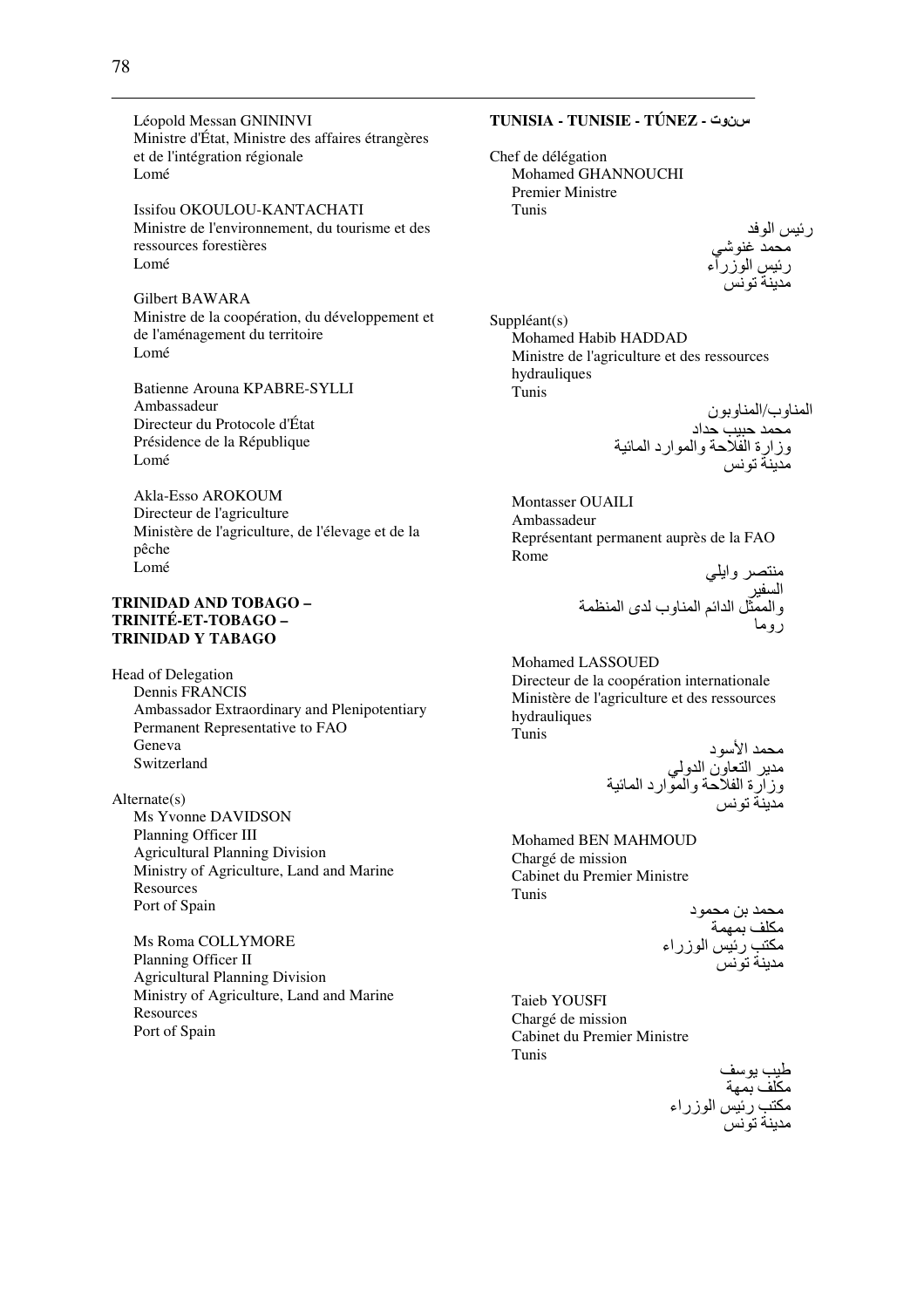Léopold Messan GNININVI
Ministre d'État, Ministre des affaires étrangères et de l'intégration régionale
Lomé

Issifou OKOULOU-KANTACHATI
Ministre de l'environnement, du tourisme et des ressources forestières
Lomé

Gilbert BAWARA
Ministre de la coopération, du développement et de l'aménagement du territoire
Lomé

Batienne Arouna KPABRE-SYLLI
Ambassadeur
Directeur du Protocole d'État
Présidence de la République
Lomé

Akla-Esso AROKOUM
Directeur de l'agriculture
Ministère de l'agriculture, de l'élevage et de la pêche
Lomé

**TRINIDAD AND TOBAGO – TRINITÉ-ET-TOBAGO – TRINIDAD Y TABAGO**

Head of Delegation
Dennis FRANCIS
Ambassador Extraordinary and Plenipotentiary
Permanent Representative to FAO
Geneva
Switzerland

Alternate(s)
Ms Yvonne DAVIDSON
Planning Officer III
Agricultural Planning Division
Ministry of Agriculture, Land and Marine Resources
Port of Spain

Ms Roma COLLYMORE
Planning Officer II
Agricultural Planning Division
Ministry of Agriculture, Land and Marine Resources
Port of Spain

**TUNISIA - TUNISIE - TÚNEZ - تونس**

Chef de délégation
Mohamed GHANNOUCHI
Premier Ministre
Tunis

رئيس الوفد
محمد غنوشي
رئيس الوزراء
مدينة تونس

Suppléant(s)
Mohamed Habib HADDAD
Ministre de l'agriculture et des ressources hydrauliques
Tunis

المناوب/المناوبون
محمد حبيب حداد
وزارة الفلاحة والموارد المائية
مدينة تونس

Montasser OUAILI
Ambassadeur
Représentant permanent auprès de la FAO
Rome

منتصر وايلي
السفير
والممثل الدائم المناوب لدى المنظمة
روما

Mohamed LASSOUED
Directeur de la coopération internationale
Ministère de l'agriculture et des ressources hydrauliques
Tunis

محمد الأسود
مدير التعاون الدولي
وزارة الفلاحة والموارد المائية
مدينة تونس

Mohamed BEN MAHMOUD
Chargé de mission
Cabinet du Premier Ministre
Tunis

محمد بن محمود
مكلف بمهمة
مكتب رئيس الوزراء
مدينة تونس

Taieb YOUSFI
Chargé de mission
Cabinet du Premier Ministre
Tunis

طيب يوسف
مكلف بمهة
مكتب رئيس الوزراء
مدينة تونس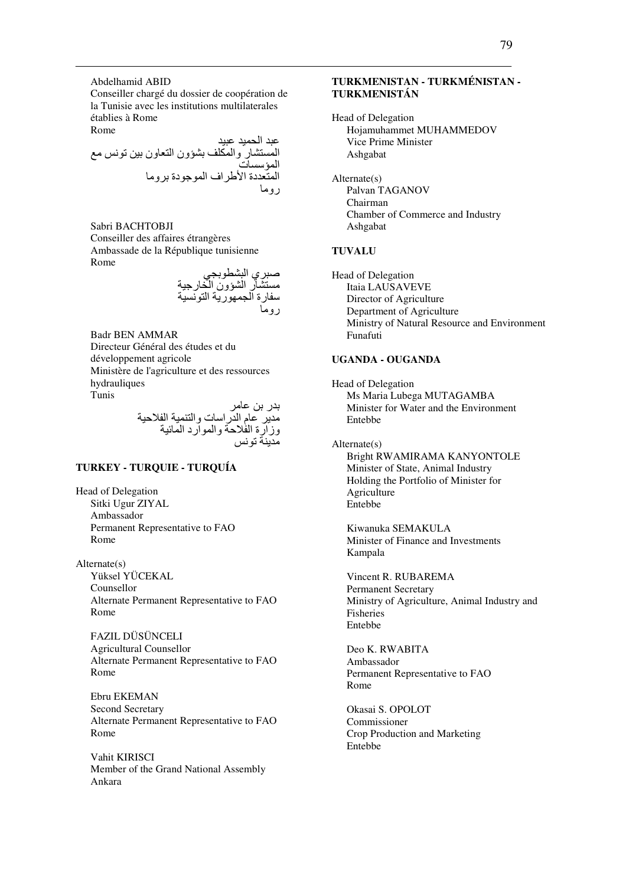Abdelhamid ABID
Conseiller chargé du dossier de coopération de la Tunisie avec les institutions multilaterales établies à Rome
Rome

عبد الحميد عبيد
المستشار والمكلف بشؤون التعاون بين تونس مع المؤسسات
المتعددة الأطراف الموجودة بروما
روما

Sabri BACHTOBJI
Conseiller des affaires étrangères
Ambassade de la République tunisienne
Rome

صبري البشطوبجي
مستشار الشؤون الخارجية
سفارة الجمهورية التونسية
روما

Badr BEN AMMAR
Directeur Général des études et du développement agricole
Ministère de l'agriculture et des ressources hydrauliques
Tunis

بدر بن عامر
مدير عام الدراسات والتنمية الفلاحية
وزارة الفلاحة والموارد المائية
مدينة تونس

**TURKEY - TURQUIE - TURQUÍA**

Head of Delegation
Sitki Ugur ZIYAL
Ambassador
Permanent Representative to FAO
Rome

Alternate(s)
Yüksel YÜCEKAL
Counsellor
Alternate Permanent Representative to FAO
Rome

FAZIL DÜSÜNCELI
Agricultural Counsellor
Alternate Permanent Representative to FAO
Rome

Ebru EKEMAN
Second Secretary
Alternate Permanent Representative to FAO
Rome

Vahit KIRISCI
Member of the Grand National Assembly
Ankara

**TURKMENISTAN - TURKMÉNISTAN - TURKMENISTÁN**

Head of Delegation
Hojamuhammet MUHAMMEDOV
Vice Prime Minister
Ashgabat

Alternate(s)
Palvan TAGANOV
Chairman
Chamber of Commerce and Industry
Ashgabat

**TUVALU**

Head of Delegation
Itaia LAUSAVEVE
Director of Agriculture
Department of Agriculture
Ministry of Natural Resource and Environment
Funafuti

**UGANDA - OUGANDA**

Head of Delegation
Ms Maria Lubega MUTAGAMBA
Minister for Water and the Environment
Entebbe

Alternate(s)
Bright RWAMIRAMA KANYONTOLE
Minister of State, Animal Industry
Holding the Portfolio of Minister for Agriculture
Entebbe

Kiwanuka SEMAKULA
Minister of Finance and Investments
Kampala

Vincent R. RUBAREMA
Permanent Secretary
Ministry of Agriculture, Animal Industry and Fisheries
Entebbe

Deo K. RWABITA
Ambassador
Permanent Representative to FAO
Rome

Okasai S. OPOLOT
Commissioner
Crop Production and Marketing
Entebbe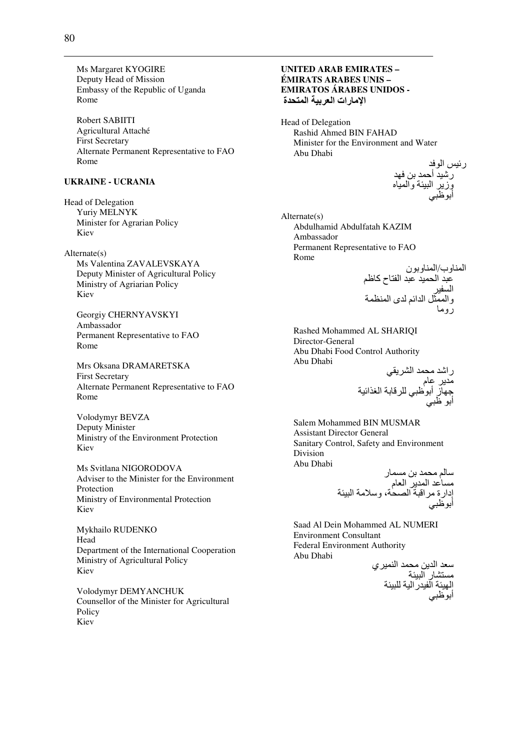Ms Margaret KYOGIRE
Deputy Head of Mission
Embassy of the Republic of Uganda
Rome

Robert SABIITI
Agricultural Attaché
First Secretary
Alternate Permanent Representative to FAO
Rome

**UKRAINE - UCRANIA**

Head of Delegation
Yuriy MELNYK
Minister for Agrarian Policy
Kiev

Alternate(s)
Ms Valentina ZAVALEVSKAYA
Deputy Minister of Agricultural Policy
Ministry of Agriarian Policy
Kiev

Georgiy CHERNYAVSKYI
Ambassador
Permanent Representative to FAO
Rome

Mrs Oksana DRAMARETSKA
First Secretary
Alternate Permanent Representative to FAO
Rome

Volodymyr BEVZA
Deputy Minister
Ministry of the Environment Protection
Kiev

Ms Svitlana NIGORODOVA
Adviser to the Minister for the Environment Protection
Ministry of Environmental Protection
Kiev

Mykhailo RUDENKO
Head
Department of the International Cooperation
Ministry of Agricultural Policy
Kiev

Volodymyr DEMYANCHUK
Counsellor of the Minister for Agricultural Policy
Kiev

**UNITED ARAB EMIRATES – ÉMIRATS ARABES UNIS – EMIRATOS ÁRABES UNIDOS - الإمارات العربية المتحدة**

Head of Delegation
Rashid Ahmed BIN FAHAD
Minister for the Environment and Water
Abu Dhabi

رئيس الوفد
رشيد أحمد بن فهد
وزير البيئة والمياه
أبوظبي

Alternate(s)
Abdulhamid Abdulfatah KAZIM
Ambassador
Permanent Representative to FAO
Rome

المناوب/المناوبون
عبد الحميد عبد الفتاح كاظم
السفير
والممثل الدائم لدى المنظمة
روما

Rashed Mohammed AL SHARIQI
Director-General
Abu Dhabi Food Control Authority
Abu Dhabi

راشد محمد الشريقي
مدير عام
جهاز أبوظبي للرقابة الغذائية
أبو ظبي

Salem Mohammed BIN MUSMAR
Assistant Director General
Sanitary Control, Safety and Environment Division
Abu Dhabi

سالم محمد بن مسمار
مساعد المدير العام
إدارة مراقبة الصحة، وسلامة البيئة
أبوظبي

Saad Al Dein Mohammed AL NUMERI
Environment Consultant
Federal Environment Authority
Abu Dhabi

سعد الدين محمد النميري
مستشار البيئة
الهيئة الفيدرالية للبيئة
أبوظبي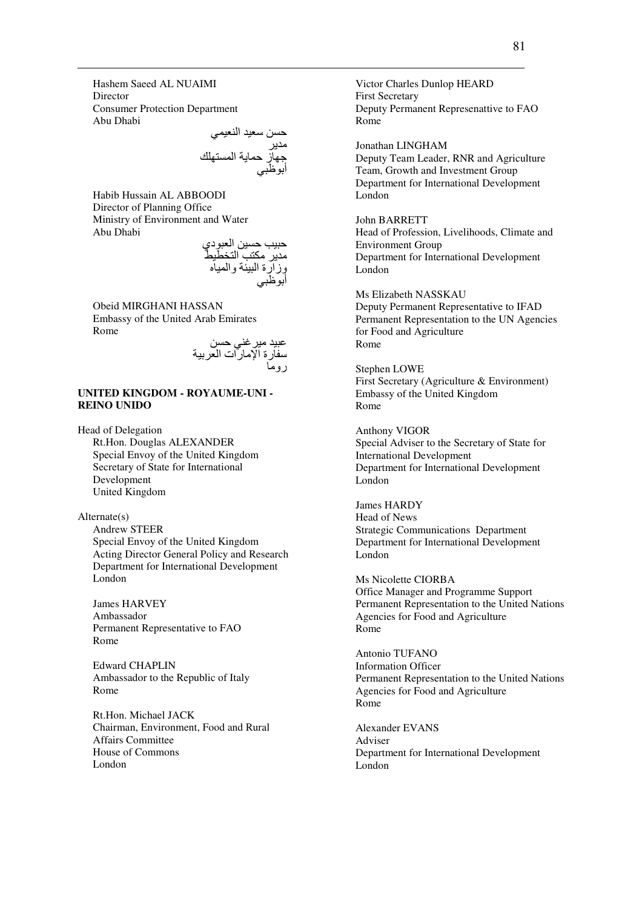Hashem Saeed AL NUAIMI
Director
Consumer Protection Department
Abu Dhabi

حسن سعيد النعيمي
مدير
جهاز حماية المستهلك
أبوظبي

Habib Hussain AL ABBOODI
Director of Planning Office
Ministry of Environment and Water
Abu Dhabi

حبيب حسين العبودي
مدير مكتب التخطيط
وزارة البيئة والمياه
أبوظبي

Obeid MIRGHANI HASSAN
Embassy of the United Arab Emirates
Rome

عبيد ميرغني حسن
سفارة الإمارات العربية
روما

**UNITED KINGDOM - ROYAUME-UNI - REINO UNIDO**

Head of Delegation
Rt.Hon. Douglas ALEXANDER
Special Envoy of the United Kingdom
Secretary of State for International Development
United Kingdom

Alternate(s)
Andrew STEER
Special Envoy of the United Kingdom
Acting Director General Policy and Research
Department for International Development
London

James HARVEY
Ambassador
Permanent Representative to FAO
Rome

Edward CHAPLIN
Ambassador to the Republic of Italy
Rome

Rt.Hon. Michael JACK
Chairman, Environment, Food and Rural Affairs Committee
House of Commons
London

Victor Charles Dunlop HEARD
First Secretary
Deputy Permanent Represenattive to FAO
Rome

Jonathan LINGHAM
Deputy Team Leader, RNR and Agriculture Team, Growth and Investment Group
Department for International Development
London

John BARRETT
Head of Profession, Livelihoods, Climate and Environment Group
Department for International Development
London

Ms Elizabeth NASSKAU
Deputy Permanent Representative to IFAD
Permanent Representation to the UN Agencies for Food and Agriculture
Rome

Stephen LOWE
First Secretary (Agriculture & Environment)
Embassy of the United Kingdom
Rome

Anthony VIGOR
Special Adviser to the Secretary of State for International Development
Department for International Development
London

James HARDY
Head of News
Strategic Communications Department
Department for International Development
London

Ms Nicolette CIORBA
Office Manager and Programme Support
Permanent Representation to the United Nations Agencies for Food and Agriculture
Rome

Antonio TUFANO
Information Officer
Permanent Representation to the United Nations Agencies for Food and Agriculture
Rome

Alexander EVANS
Adviser
Department for International Development
London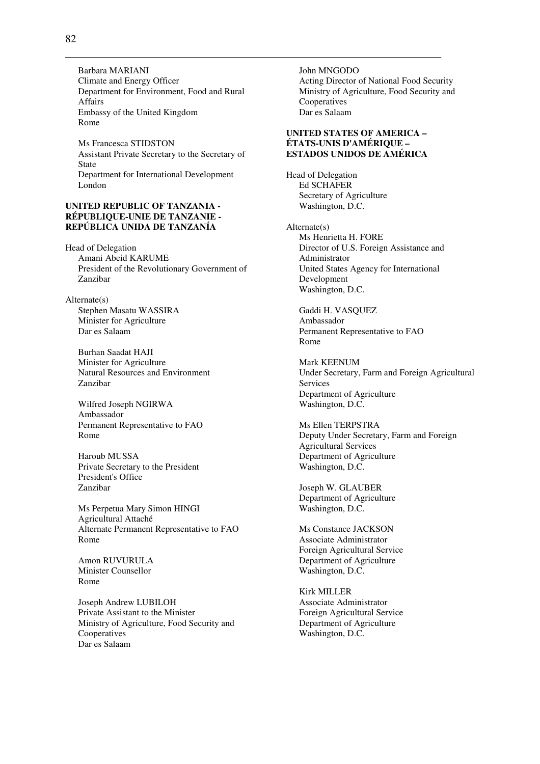Barbara MARIANI
Climate and Energy Officer
Department for Environment, Food and Rural Affairs
Embassy of the United Kingdom
Rome

Ms Francesca STIDSTON
Assistant Private Secretary to the Secretary of State
Department for International Development
London

**UNITED REPUBLIC OF TANZANIA - RÉPUBLIQUE-UNIE DE TANZANIE - REPÚBLICA UNIDA DE TANZANÍA**

Head of Delegation
Amani Abeid KARUME
President of the Revolutionary Government of Zanzibar

Alternate(s)
Stephen Masatu WASSIRA
Minister for Agriculture
Dar es Salaam

Burhan Saadat HAJI
Minister for Agriculture
Natural Resources and Environment
Zanzibar

Wilfred Joseph NGIRWA
Ambassador
Permanent Representative to FAO
Rome

Haroub MUSSA
Private Secretary to the President
President's Office
Zanzibar

Ms Perpetua Mary Simon HINGI
Agricultural Attaché
Alternate Permanent Representative to FAO
Rome

Amon RUVURULA
Minister Counsellor
Rome

Joseph Andrew LUBILOH
Private Assistant to the Minister
Ministry of Agriculture, Food Security and Cooperatives
Dar es Salaam

John MNGODO
Acting Director of National Food Security
Ministry of Agriculture, Food Security and Cooperatives
Dar es Salaam

**UNITED STATES OF AMERICA – ÉTATS-UNIS D'AMÉRIQUE – ESTADOS UNIDOS DE AMÉRICA**

Head of Delegation
Ed SCHAFER
Secretary of Agriculture
Washington, D.C.

Alternate(s)
Ms Henrietta H. FORE
Director of U.S. Foreign Assistance and Administrator
United States Agency for International Development
Washington, D.C.

Gaddi H. VASQUEZ
Ambassador
Permanent Representative to FAO
Rome

Mark KEENUM
Under Secretary, Farm and Foreign Agricultural Services
Department of Agriculture
Washington, D.C.

Ms Ellen TERPSTRA
Deputy Under Secretary, Farm and Foreign Agricultural Services
Department of Agriculture
Washington, D.C.

Joseph W. GLAUBER
Department of Agriculture
Washington, D.C.

Ms Constance JACKSON
Associate Administrator
Foreign Agricultural Service
Department of Agriculture
Washington, D.C.

Kirk MILLER
Associate Administrator
Foreign Agricultural Service
Department of Agriculture
Washington, D.C.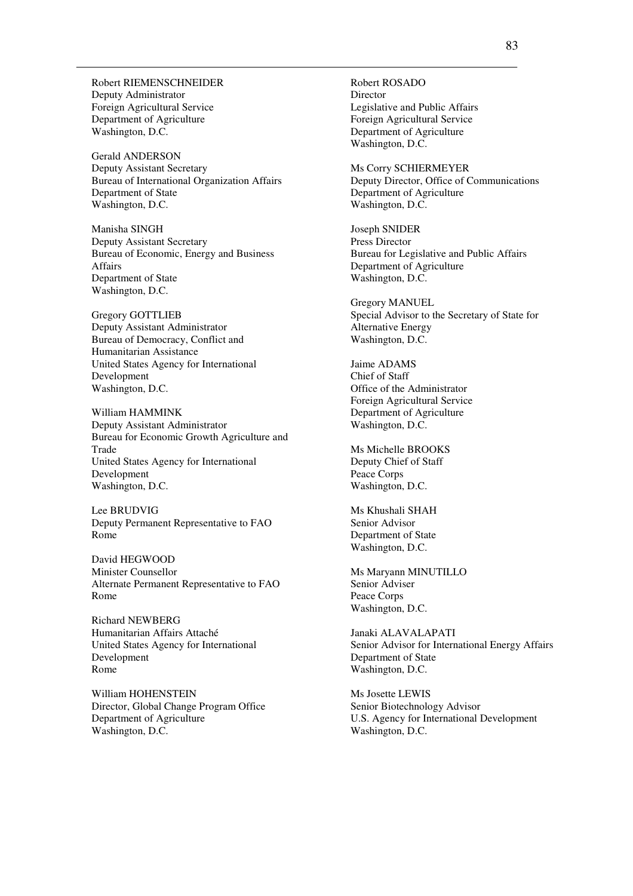Robert RIEMENSCHNEIDER
Deputy Administrator
Foreign Agricultural Service
Department of Agriculture
Washington, D.C.

Gerald ANDERSON
Deputy Assistant Secretary
Bureau of International Organization Affairs
Department of State
Washington, D.C.

Manisha SINGH
Deputy Assistant Secretary
Bureau of Economic, Energy and Business Affairs
Department of State
Washington, D.C.

Gregory GOTTLIEB
Deputy Assistant Administrator
Bureau of Democracy, Conflict and Humanitarian Assistance
United States Agency for International Development
Washington, D.C.

William HAMMINK
Deputy Assistant Administrator
Bureau for Economic Growth Agriculture and Trade
United States Agency for International Development
Washington, D.C.

Lee BRUDVIG
Deputy Permanent Representative to FAO
Rome

David HEGWOOD
Minister Counsellor
Alternate Permanent Representative to FAO
Rome

Richard NEWBERG
Humanitarian Affairs Attaché
United States Agency for International Development
Rome

William HOHENSTEIN
Director, Global Change Program Office
Department of Agriculture
Washington, D.C.

Robert ROSADO
Director
Legislative and Public Affairs
Foreign Agricultural Service
Department of Agriculture
Washington, D.C.

Ms Corry SCHIERMEYER
Deputy Director, Office of Communications
Department of Agriculture
Washington, D.C.

Joseph SNIDER
Press Director
Bureau for Legislative and Public Affairs
Department of Agriculture
Washington, D.C.

Gregory MANUEL
Special Advisor to the Secretary of State for Alternative Energy
Washington, D.C.

Jaime ADAMS
Chief of Staff
Office of the Administrator
Foreign Agricultural Service
Department of Agriculture
Washington, D.C.

Ms Michelle BROOKS
Deputy Chief of Staff
Peace Corps
Washington, D.C.

Ms Khushali SHAH
Senior Advisor
Department of State
Washington, D.C.

Ms Maryann MINUTILLO
Senior Adviser
Peace Corps
Washington, D.C.

Janaki ALAVALAPATI
Senior Advisor for International Energy Affairs
Department of State
Washington, D.C.

Ms Josette LEWIS
Senior Biotechnology Advisor
U.S. Agency for International Development
Washington, D.C.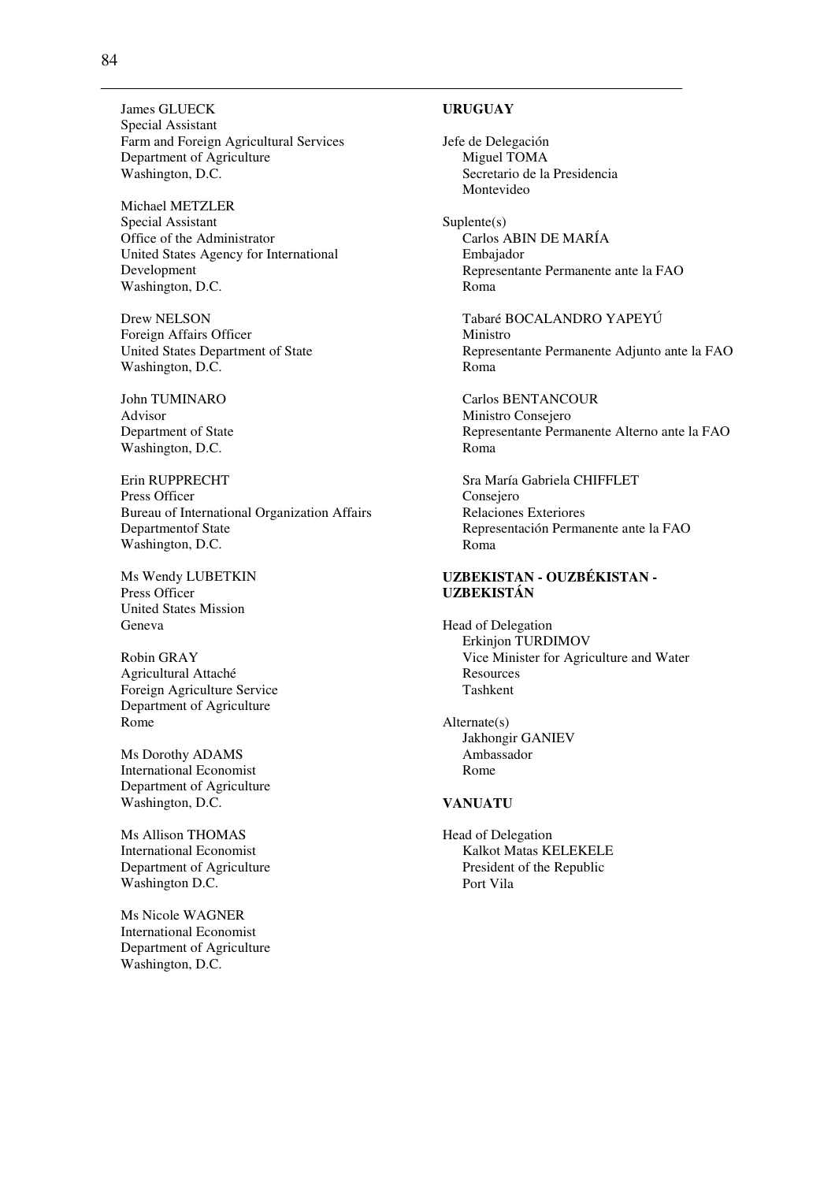James GLUECK
Special Assistant
Farm and Foreign Agricultural Services
Department of Agriculture
Washington, D.C.

Michael METZLER
Special Assistant
Office of the Administrator
United States Agency for International Development
Washington, D.C.

Drew NELSON
Foreign Affairs Officer
United States Department of State
Washington, D.C.

John TUMINARO
Advisor
Department of State
Washington, D.C.

Erin RUPPRECHT
Press Officer
Bureau of International Organization Affairs
Departmentof State
Washington, D.C.

Ms Wendy LUBETKIN
Press Officer
United States Mission
Geneva

Robin GRAY
Agricultural Attaché
Foreign Agriculture Service
Department of Agriculture
Rome

Ms Dorothy ADAMS
International Economist
Department of Agriculture
Washington, D.C.

Ms Allison THOMAS
International Economist
Department of Agriculture
Washington D.C.

Ms Nicole WAGNER
International Economist
Department of Agriculture
Washington, D.C.

**URUGUAY**

Jefe de Delegación
Miguel TOMA
Secretario de la Presidencia
Montevideo

Suplente(s)
Carlos ABIN DE MARÍA
Embajador
Representante Permanente ante la FAO
Roma

Tabaré BOCALANDRO YAPEYÚ
Ministro
Representante Permanente Adjunto ante la FAO
Roma

Carlos BENTANCOUR
Ministro Consejero
Representante Permanente Alterno ante la FAO
Roma

Sra María Gabriela CHIFFLET
Consejero
Relaciones Exteriores
Representación Permanente ante la FAO
Roma

**UZBEKISTAN - OUZBÉKISTAN - UZBEKISTÁN**

Head of Delegation
Erkinjon TURDIMOV
Vice Minister for Agriculture and Water Resources
Tashkent

Alternate(s)
Jakhongir GANIEV
Ambassador
Rome

**VANUATU**

Head of Delegation
Kalkot Matas KELEKELE
President of the Republic
Port Vila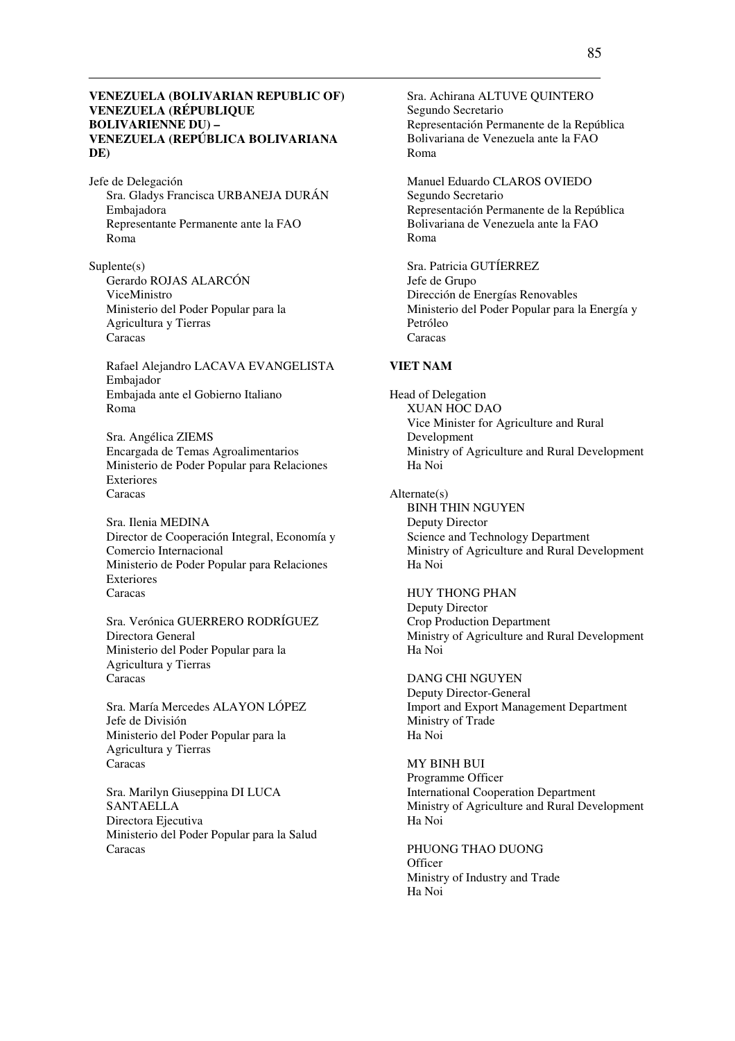**VENEZUELA (BOLIVARIAN REPUBLIC OF)**
**VENEZUELA (RÉPUBLIQUE BOLIVARIENNE DU) –**
**VENEZUELA (REPÚBLICA BOLIVARIANA DE)**

Jefe de Delegación
Sra. Gladys Francisca URBANEJA DURÁN
Embajadora
Representante Permanente ante la FAO
Roma

Suplente(s)
Gerardo ROJAS ALARCÓN
ViceMinistro
Ministerio del Poder Popular para la Agricultura y Tierras
Caracas

Rafael Alejandro LACAVA EVANGELISTA
Embajador
Embajada ante el Gobierno Italiano
Roma

Sra. Angélica ZIEMS
Encargada de Temas Agroalimentarios
Ministerio de Poder Popular para Relaciones Exteriores
Caracas

Sra. Ilenia MEDINA
Director de Cooperación Integral, Economía y Comercio Internacional
Ministerio de Poder Popular para Relaciones Exteriores
Caracas

Sra. Verónica GUERRERO RODRÍGUEZ
Directora General
Ministerio del Poder Popular para la Agricultura y Tierras
Caracas

Sra. María Mercedes ALAYON LÓPEZ
Jefe de División
Ministerio del Poder Popular para la Agricultura y Tierras
Caracas

Sra. Marilyn Giuseppina DI LUCA SANTAELLA
Directora Ejecutiva
Ministerio del Poder Popular para la Salud
Caracas

Sra. Achirana ALTUVE QUINTERO
Segundo Secretario
Representación Permanente de la República Bolivariana de Venezuela ante la FAO
Roma

Manuel Eduardo CLAROS OVIEDO
Segundo Secretario
Representación Permanente de la República Bolivariana de Venezuela ante la FAO
Roma

Sra. Patricia GUTÍERREZ
Jefe de Grupo
Dirección de Energías Renovables
Ministerio del Poder Popular para la Energía y Petróleo
Caracas

**VIET NAM**

Head of Delegation
XUAN HOC DAO
Vice Minister for Agriculture and Rural Development
Ministry of Agriculture and Rural Development
Ha Noi

Alternate(s)
BINH THIN NGUYEN
Deputy Director
Science and Technology Department
Ministry of Agriculture and Rural Development
Ha Noi

HUY THONG PHAN
Deputy Director
Crop Production Department
Ministry of Agriculture and Rural Development
Ha Noi

DANG CHI NGUYEN
Deputy Director-General
Import and Export Management Department
Ministry of Trade
Ha Noi

MY BINH BUI
Programme Officer
International Cooperation Department
Ministry of Agriculture and Rural Development
Ha Noi

PHUONG THAO DUONG
Officer
Ministry of Industry and Trade
Ha Noi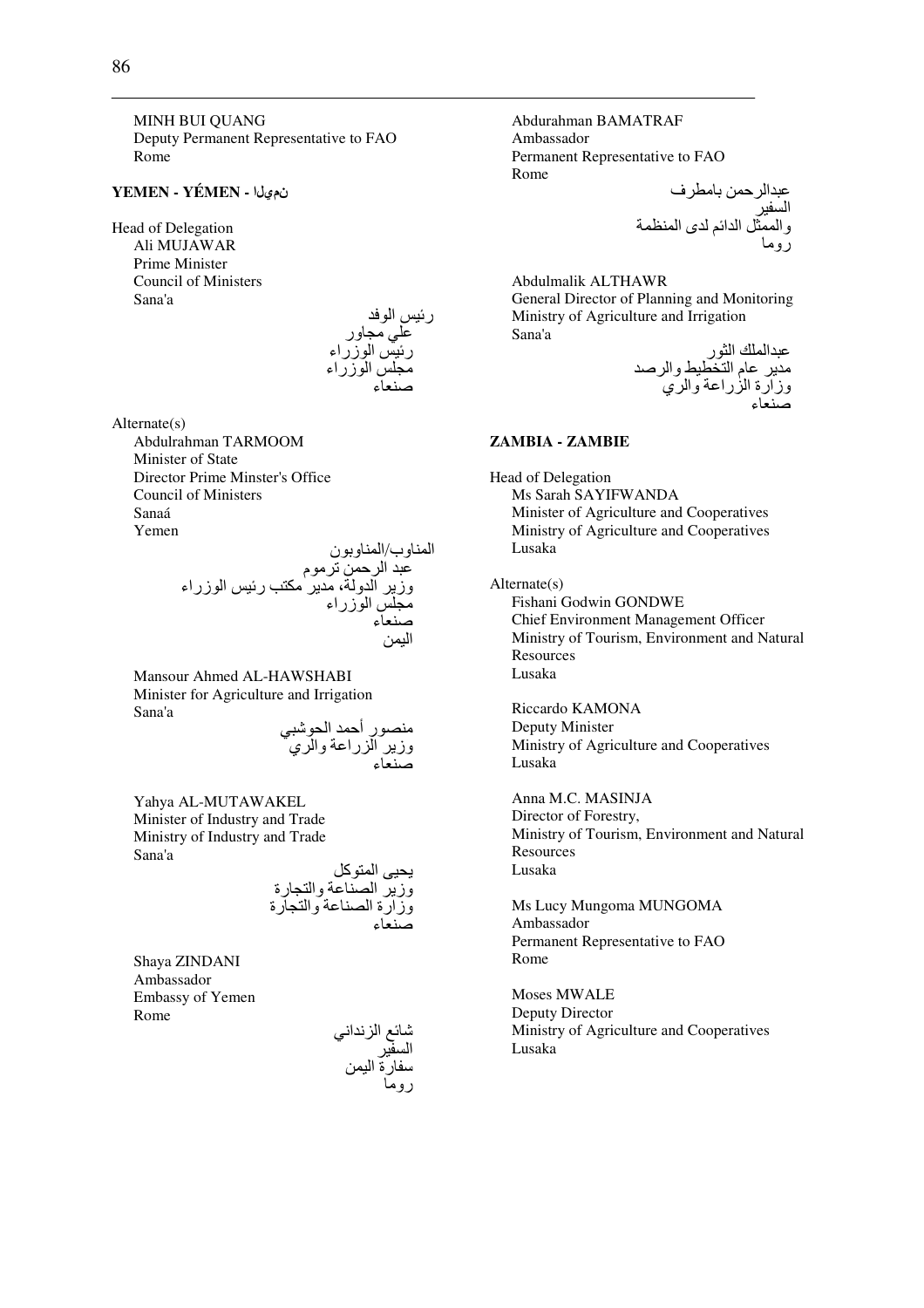MINH BUI QUANG
Deputy Permanent Representative to FAO
Rome

### YEMEN - YÉMEN - اليمن

Head of Delegation
Ali MUJAWAR
Prime Minister
Council of Ministers
Sana'a

رئيس الوفد
علي مجاور
رئيس الوزراء
مجلس الوزراء
صنعاء

Alternate(s)
Abdulrahman TARMOOM
Minister of State
Director Prime Minster's Office
Council of Ministers
Sanaá
Yemen

المناوب/المناوبون
عبد الرحمن ترموم
وزير الدولة، مدير مكتب رئيس الوزراء
مجلس الوزراء
صنعاء
اليمن

Mansour Ahmed AL-HAWSHABI
Minister for Agriculture and Irrigation
Sana'a

منصور أحمد الحوشبي
وزير الزراعة والري
صنعاء

Yahya AL-MUTAWAKEL
Minister of Industry and Trade
Ministry of Industry and Trade
Sana'a

يحيى المتوكل
وزير الصناعة والتجارة
وزارة الصناعة والتجارة
صنعاء

Shaya ZINDANI
Ambassador
Embassy of Yemen
Rome

شائع الزنداني
السفير
سفارة اليمن
روما

Abdurahman BAMATRAF
Ambassador
Permanent Representative to FAO
Rome

عبدالرحمن بامطرف
السفير
والممثل الدائم لدى المنظمة
روما

Abdulmalik ALTHAWR
General Director of Planning and Monitoring
Ministry of Agriculture and Irrigation
Sana'a

عبدالملك الثور
مدير عام التخطيط والرصد
وزارة الزراعة والري
صنعاء

### ZAMBIA - ZAMBIE

Head of Delegation
Ms Sarah SAYIFWANDA
Minister of Agriculture and Cooperatives
Ministry of Agriculture and Cooperatives
Lusaka

Alternate(s)
Fishani Godwin GONDWE
Chief Environment Management Officer
Ministry of Tourism, Environment and Natural Resources
Lusaka

Riccardo KAMONA
Deputy Minister
Ministry of Agriculture and Cooperatives
Lusaka

Anna M.C. MASINJA
Director of Forestry,
Ministry of Tourism, Environment and Natural Resources
Lusaka

Ms Lucy Mungoma MUNGOMA
Ambassador
Permanent Representative to FAO
Rome

Moses MWALE
Deputy Director
Ministry of Agriculture and Cooperatives
Lusaka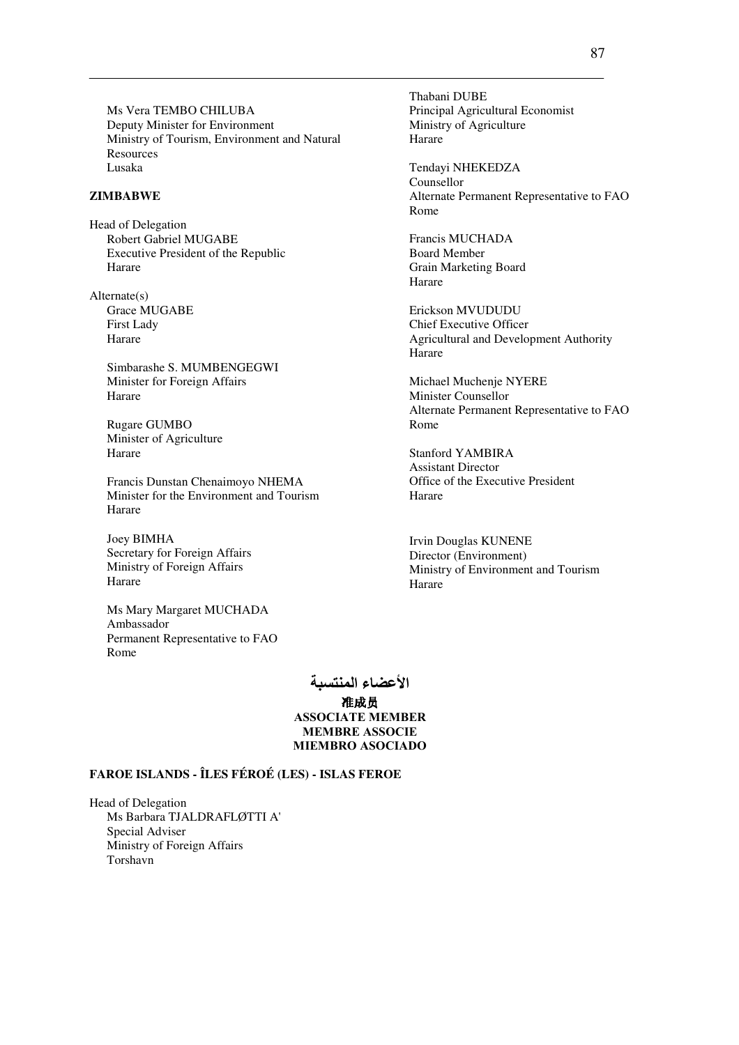Ms Vera TEMBO CHILUBA
Deputy Minister for Environment
Ministry of Tourism, Environment and Natural Resources
Lusaka

**ZIMBABWE**

Head of Delegation
Robert Gabriel MUGABE
Executive President of the Republic
Harare

Alternate(s)
Grace MUGABE
First Lady
Harare

Simbarashe S. MUMBENGEGWI
Minister for Foreign Affairs
Harare

Rugare GUMBO
Minister of Agriculture
Harare

Francis Dunstan Chenaimoyo NHEMA
Minister for the Environment and Tourism
Harare

Joey BIMHA
Secretary for Foreign Affairs
Ministry of Foreign Affairs
Harare

Ms Mary Margaret MUCHADA
Ambassador
Permanent Representative to FAO
Rome

Thabani DUBE
Principal Agricultural Economist
Ministry of Agriculture
Harare

Tendayi NHEKEDZA
Counsellor
Alternate Permanent Representative to FAO
Rome

Francis MUCHADA
Board Member
Grain Marketing Board
Harare

Erickson MVUDUDU
Chief Executive Officer
Agricultural and Development Authority
Harare

Michael Muchenje NYERE
Minister Counsellor
Alternate Permanent Representative to FAO
Rome

Stanford YAMBIRA
Assistant Director
Office of the Executive President
Harare

Irvin Douglas KUNENE
Director (Environment)
Ministry of Environment and Tourism
Harare

## الأعضاء المنتسبة
## 准成员
## ASSOCIATE MEMBER
## MEMBRE ASSOCIE
## MIEMBRO ASOCIADO

**FAROE ISLANDS - ÎLES FÉROÉ (LES) - ISLAS FEROE**

Head of Delegation
Ms Barbara TJALDRAFLØTTI A'
Special Adviser
Ministry of Foreign Affairs
Torshavn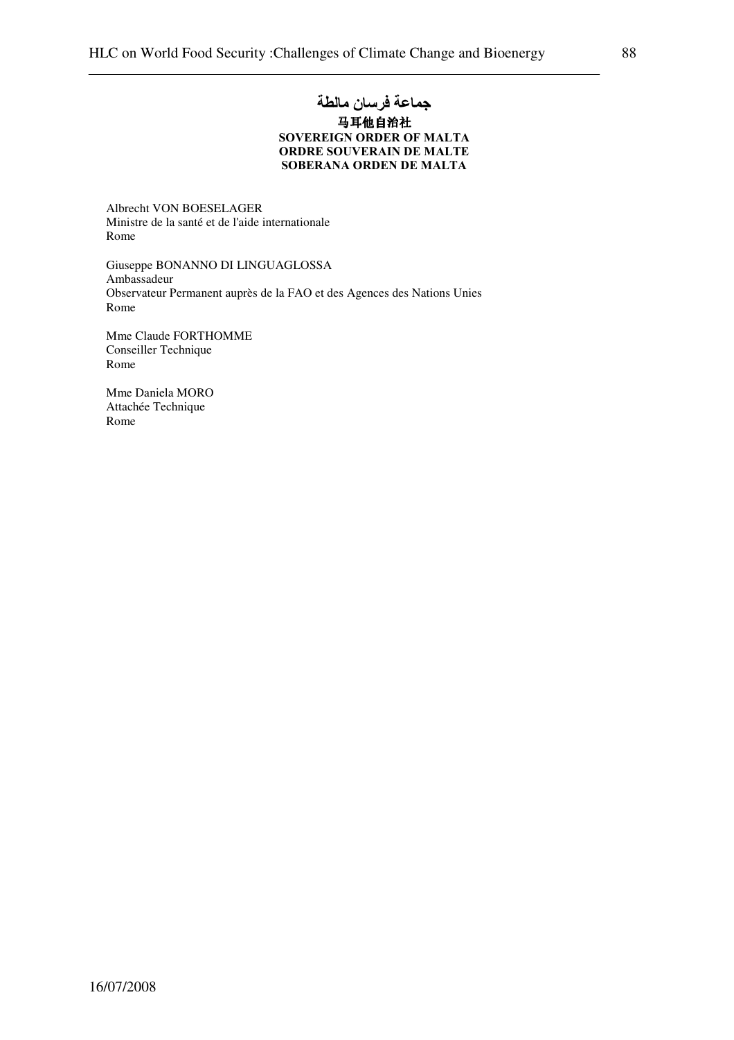**جماعة فرسان مالطة**
**马耳他自治社**
**SOVEREIGN ORDER OF MALTA**
**ORDRE SOUVERAIN DE MALTE**
**SOBERANA ORDEN DE MALTA**

Albrecht VON BOESELAGER
Ministre de la santé et de l'aide internationale
Rome

Giuseppe BONANNO DI LINGUAGLOSSA
Ambassadeur
Observateur Permanent auprès de la FAO et des Agences des Nations Unies
Rome

Mme Claude FORTHOMME
Conseiller Technique
Rome

Mme Daniela MORO
Attachée Technique
Rome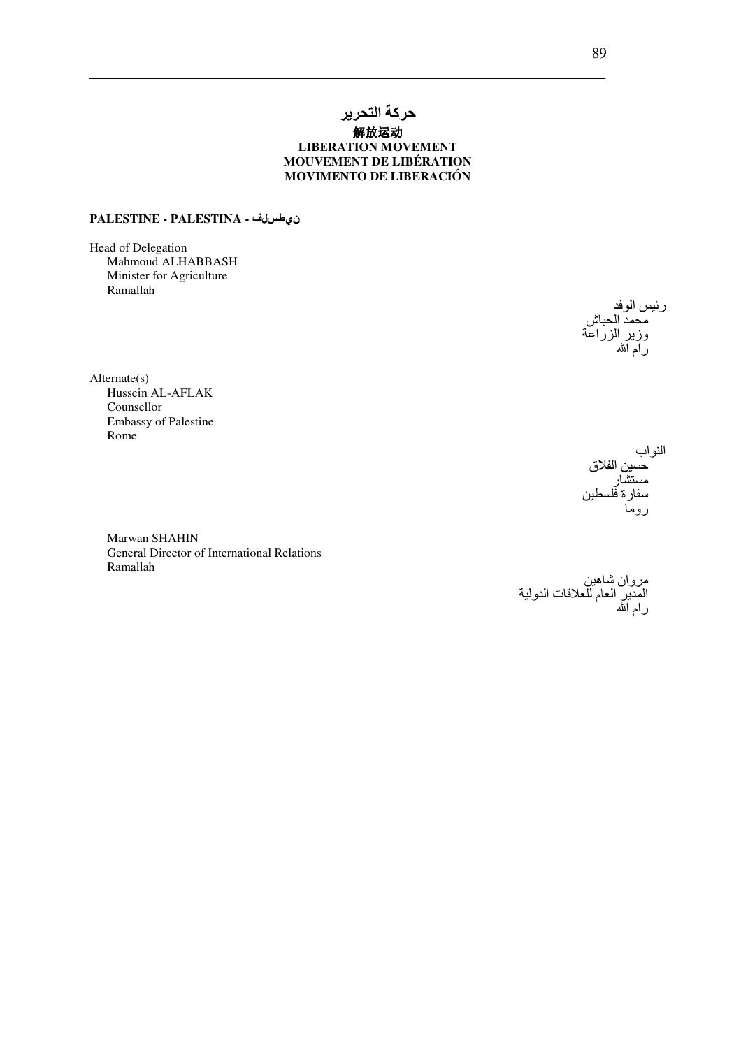# حركة التحرير
## 解放运动
## LIBERATION MOVEMENT
## MOUVEMENT DE LIBÉRATION
## MOVIMENTO DE LIBERACIÓN

**PALESTINE - PALESTINA - نيطسلف**

Head of Delegation
Mahmoud ALHABBASH
Minister for Agriculture
Ramallah

رئيس الوفد
محمد الحباش
وزير الزراعة
رام الله

Alternate(s)
Hussein AL-AFLAK
Counsellor
Embassy of Palestine
Rome

النواب
حسين الفلاق
مستشار
سفارة فلسطين
روما

Marwan SHAHIN
General Director of International Relations
Ramallah

مروان شاهين
المدير العام للعلاقات الدولية
رام الله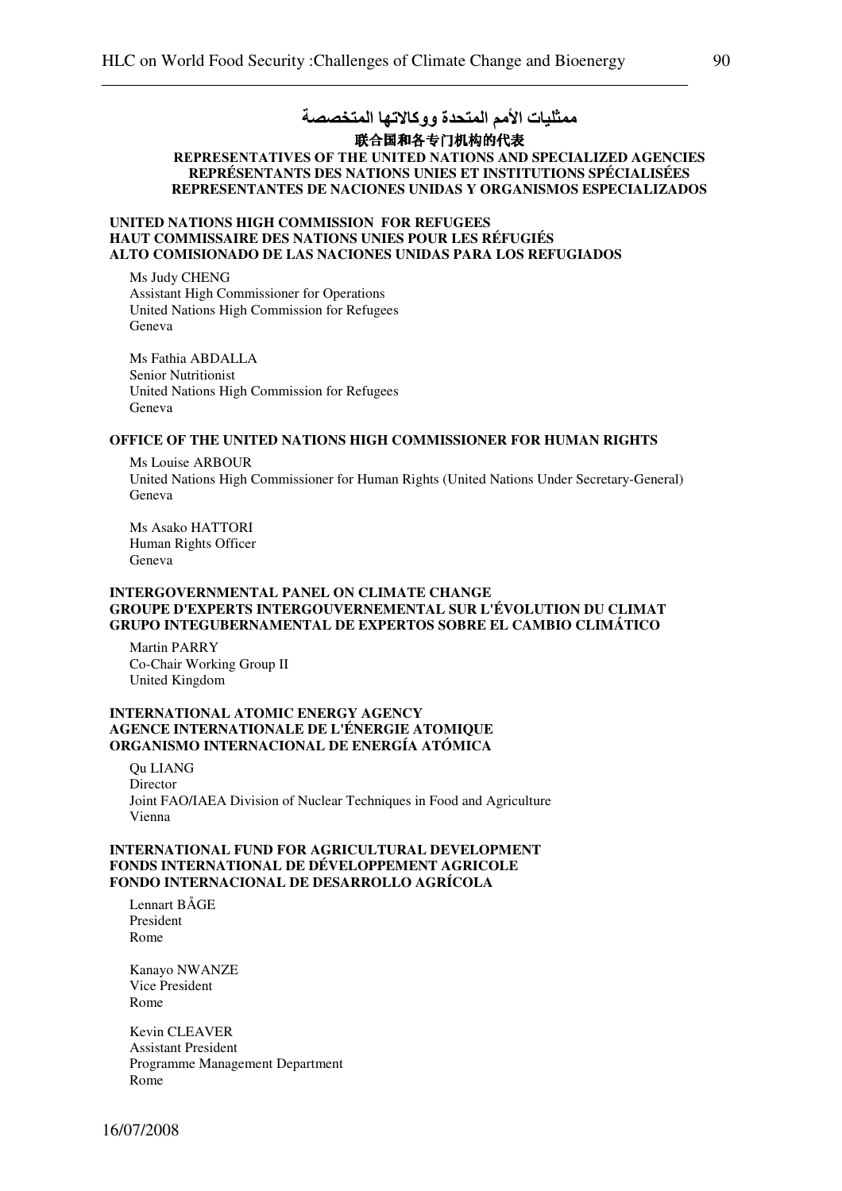# ممثليات الأمم المتحدة ووكالاتها المتخصصة

# 联合国和各专门机构的代表

# REPRESENTATIVES OF THE UNITED NATIONS AND SPECIALIZED AGENCIES
# REPRÉSENTANTS DES NATIONS UNIES ET INSTITUTIONS SPÉCIALISÉES
# REPRESENTANTES DE NACIONES UNIDAS Y ORGANISMOS ESPECIALIZADOS

## UNITED NATIONS HIGH COMMISSION FOR REFUGEES
## HAUT COMMISSAIRE DES NATIONS UNIES POUR LES RÉFUGIÉS
## ALTO COMISIONADO DE LAS NACIONES UNIDAS PARA LOS REFUGIADOS

Ms Judy CHENG
Assistant High Commissioner for Operations
United Nations High Commission for Refugees
Geneva

Ms Fathia ABDALLA
Senior Nutritionist
United Nations High Commission for Refugees
Geneva

## OFFICE OF THE UNITED NATIONS HIGH COMMISSIONER FOR HUMAN RIGHTS

Ms Louise ARBOUR
United Nations High Commissioner for Human Rights (United Nations Under Secretary-General)
Geneva

Ms Asako HATTORI
Human Rights Officer
Geneva

## INTERGOVERNMENTAL PANEL ON CLIMATE CHANGE
## GROUPE D'EXPERTS INTERGOUVERNEMENTAL SUR L'ÉVOLUTION DU CLIMAT
## GRUPO INTEGUBERNAMENTAL DE EXPERTOS SOBRE EL CAMBIO CLIMÁTICO

Martin PARRY
Co-Chair Working Group II
United Kingdom

## INTERNATIONAL ATOMIC ENERGY AGENCY
## AGENCE INTERNATIONALE DE L'ÉNERGIE ATOMIQUE
## ORGANISMO INTERNACIONAL DE ENERGÍA ATÓMICA

Qu LIANG
Director
Joint FAO/IAEA Division of Nuclear Techniques in Food and Agriculture
Vienna

## INTERNATIONAL FUND FOR AGRICULTURAL DEVELOPMENT
## FONDS INTERNATIONAL DE DÉVELOPPEMENT AGRICOLE
## FONDO INTERNACIONAL DE DESARROLLO AGRÍCOLA

Lennart BÅGE
President
Rome

Kanayo NWANZE
Vice President
Rome

Kevin CLEAVER
Assistant President
Programme Management Department
Rome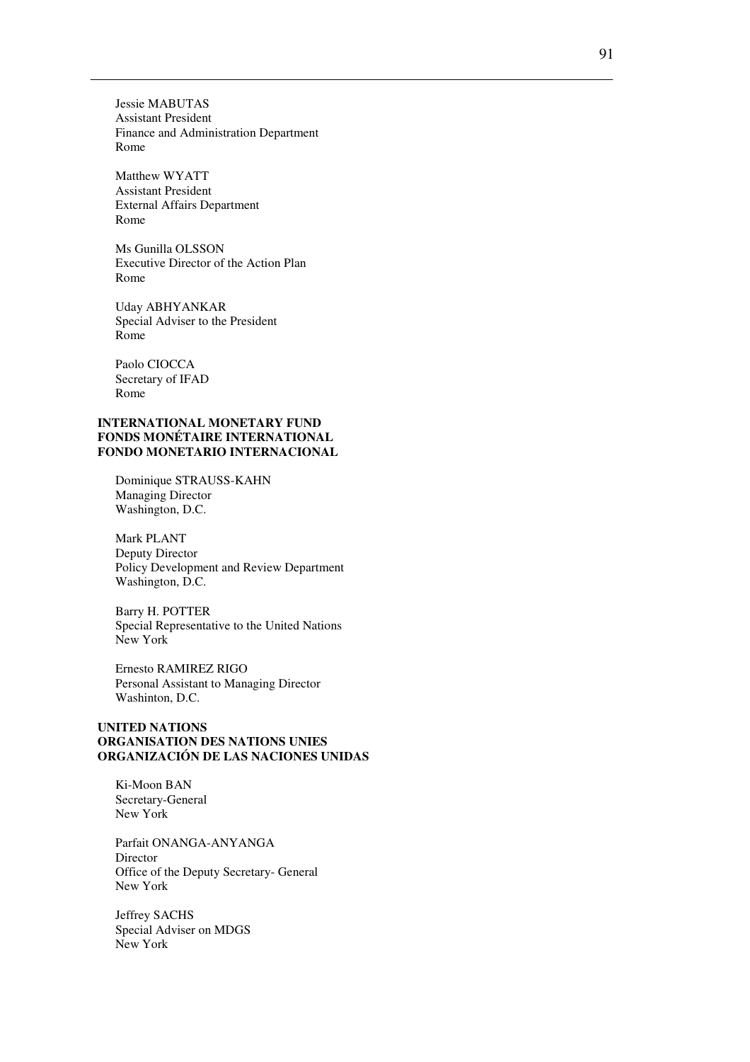Jessie MABUTAS
Assistant President
Finance and Administration Department
Rome

Matthew WYATT
Assistant President
External Affairs Department
Rome

Ms Gunilla OLSSON
Executive Director of the Action Plan
Rome

Uday ABHYANKAR
Special Adviser to the President
Rome

Paolo CIOCCA
Secretary of IFAD
Rome

**INTERNATIONAL MONETARY FUND**
**FONDS MONÉTAIRE INTERNATIONAL**
**FONDO MONETARIO INTERNACIONAL**

Dominique STRAUSS-KAHN
Managing Director
Washington, D.C.

Mark PLANT
Deputy Director
Policy Development and Review Department
Washington, D.C.

Barry H. POTTER
Special Representative to the United Nations
New York

Ernesto RAMIREZ RIGO
Personal Assistant to Managing Director
Washinton, D.C.

**UNITED NATIONS**
**ORGANISATION DES NATIONS UNIES**
**ORGANIZACIÓN DE LAS NACIONES UNIDAS**

Ki-Moon BAN
Secretary-General
New York

Parfait ONANGA-ANYANGA
Director
Office of the Deputy Secretary- General
New York

Jeffrey SACHS
Special Adviser on MDGS
New York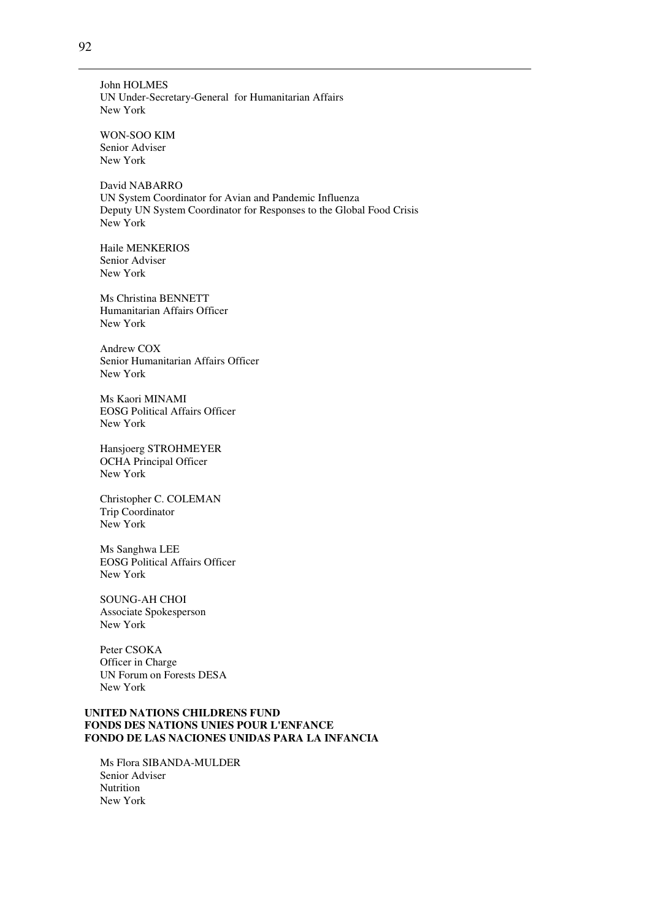John HOLMES
UN Under-Secretary-General for Humanitarian Affairs
New York

WON-SOO KIM
Senior Adviser
New York

David NABARRO
UN System Coordinator for Avian and Pandemic Influenza
Deputy UN System Coordinator for Responses to the Global Food Crisis
New York

Haile MENKERIOS
Senior Adviser
New York

Ms Christina BENNETT
Humanitarian Affairs Officer
New York

Andrew COX
Senior Humanitarian Affairs Officer
New York

Ms Kaori MINAMI
EOSG Political Affairs Officer
New York

Hansjoerg STROHMEYER
OCHA Principal Officer
New York

Christopher C. COLEMAN
Trip Coordinator
New York

Ms Sanghwa LEE
EOSG Political Affairs Officer
New York

SOUNG-AH CHOI
Associate Spokesperson
New York

Peter CSOKA
Officer in Charge
UN Forum on Forests DESA
New York

**UNITED NATIONS CHILDRENS FUND**
**FONDS DES NATIONS UNIES POUR L'ENFANCE**
**FONDO DE LAS NACIONES UNIDAS PARA LA INFANCIA**

Ms Flora SIBANDA-MULDER
Senior Adviser
Nutrition
New York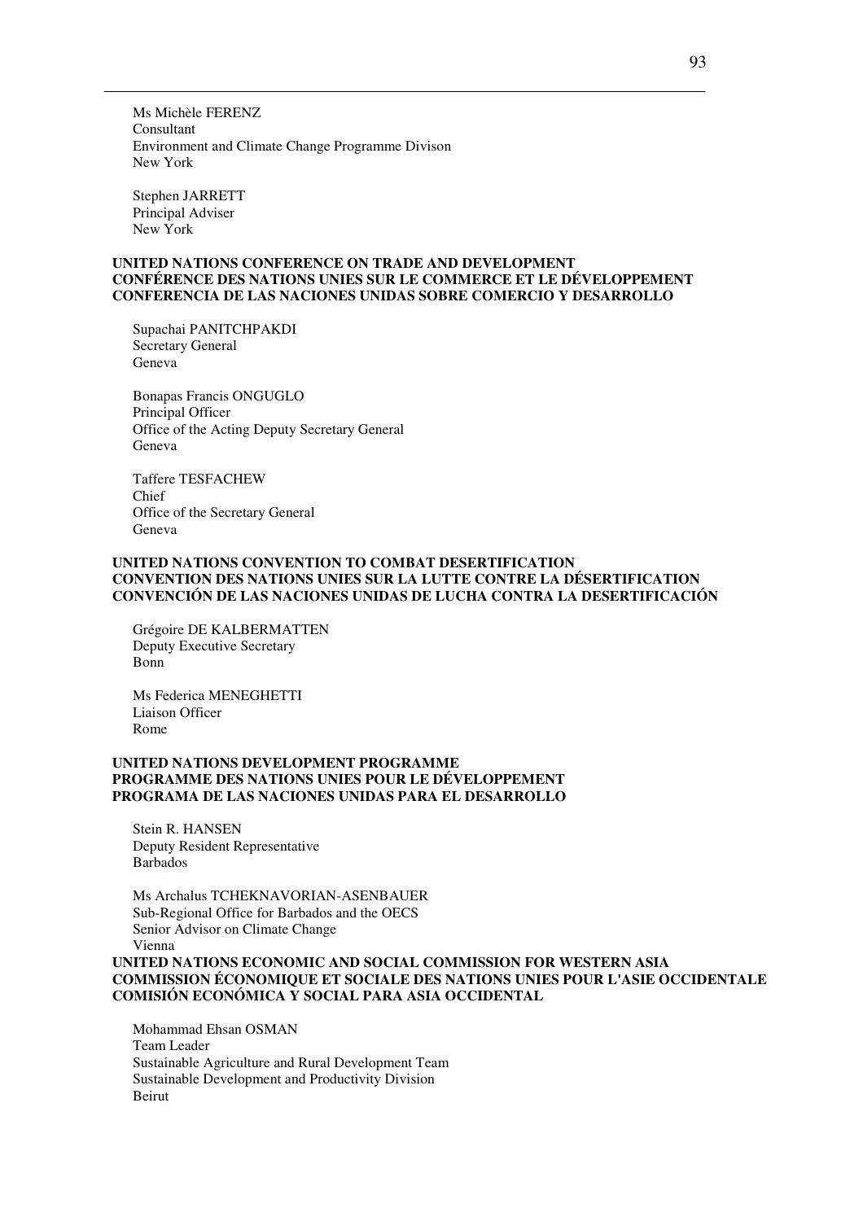Ms Michèle FERENZ
Consultant
Environment and Climate Change Programme Divison
New York

Stephen JARRETT
Principal Adviser
New York

**UNITED NATIONS CONFERENCE ON TRADE AND DEVELOPMENT**
**CONFÉRENCE DES NATIONS UNIES SUR LE COMMERCE ET LE DÉVELOPPEMENT**
**CONFERENCIA DE LAS NACIONES UNIDAS SOBRE COMERCIO Y DESARROLLO**

Supachai PANITCHPAKDI
Secretary General
Geneva

Bonapas Francis ONGUGLO
Principal Officer
Office of the Acting Deputy Secretary General
Geneva

Taffere TESFACHEW
Chief
Office of the Secretary General
Geneva

**UNITED NATIONS CONVENTION TO COMBAT DESERTIFICATION**
**CONVENTION DES NATIONS UNIES SUR LA LUTTE CONTRE LA DÉSERTIFICATION**
**CONVENCIÓN DE LAS NACIONES UNIDAS DE LUCHA CONTRA LA DESERTIFICACIÓN**

Grégoire DE KALBERMATTEN
Deputy Executive Secretary
Bonn

Ms Federica MENEGHETTI
Liaison Officer
Rome

**UNITED NATIONS DEVELOPMENT PROGRAMME**
**PROGRAMME DES NATIONS UNIES POUR LE DÉVELOPPEMENT**
**PROGRAMA DE LAS NACIONES UNIDAS PARA EL DESARROLLO**

Stein R. HANSEN
Deputy Resident Representative
Barbados

Ms Archalus TCHEKNAVORIAN-ASENBAUER
Sub-Regional Office for Barbados and the OECS
Senior Advisor on Climate Change
Vienna

**UNITED NATIONS ECONOMIC AND SOCIAL COMMISSION FOR WESTERN ASIA**
**COMMISSION ÉCONOMIQUE ET SOCIALE DES NATIONS UNIES POUR L'ASIE OCCIDENTALE**
**COMISIÓN ECONÓMICA Y SOCIAL PARA ASIA OCCIDENTAL**

Mohammad Ehsan OSMAN
Team Leader
Sustainable Agriculture and Rural Development Team
Sustainable Development and Productivity Division
Beirut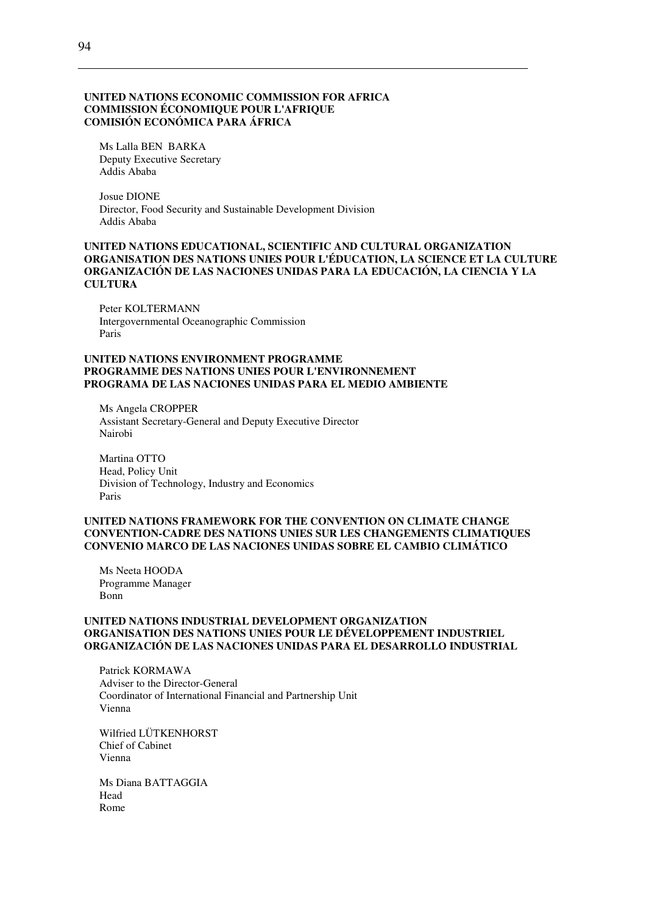**UNITED NATIONS ECONOMIC COMMISSION FOR AFRICA**
**COMMISSION ÉCONOMIQUE POUR L'AFRIQUE**
**COMISIÓN ECONÓMICA PARA ÁFRICA**

Ms Lalla BEN BARKA
Deputy Executive Secretary
Addis Ababa

Josue DIONE
Director, Food Security and Sustainable Development Division
Addis Ababa

**UNITED NATIONS EDUCATIONAL, SCIENTIFIC AND CULTURAL ORGANIZATION**
**ORGANISATION DES NATIONS UNIES POUR L'ÉDUCATION, LA SCIENCE ET LA CULTURE**
**ORGANIZACIÓN DE LAS NACIONES UNIDAS PARA LA EDUCACIÓN, LA CIENCIA Y LA CULTURA**

Peter KOLTERMANN
Intergovernmental Oceanographic Commission
Paris

**UNITED NATIONS ENVIRONMENT PROGRAMME**
**PROGRAMME DES NATIONS UNIES POUR L'ENVIRONNEMENT**
**PROGRAMA DE LAS NACIONES UNIDAS PARA EL MEDIO AMBIENTE**

Ms Angela CROPPER
Assistant Secretary-General and Deputy Executive Director
Nairobi

Martina OTTO
Head, Policy Unit
Division of Technology, Industry and Economics
Paris

**UNITED NATIONS FRAMEWORK FOR THE CONVENTION ON CLIMATE CHANGE**
**CONVENTION-CADRE DES NATIONS UNIES SUR LES CHANGEMENTS CLIMATIQUES**
**CONVENIO MARCO DE LAS NACIONES UNIDAS SOBRE EL CAMBIO CLIMÁTICO**

Ms Neeta HOODA
Programme Manager
Bonn

**UNITED NATIONS INDUSTRIAL DEVELOPMENT ORGANIZATION**
**ORGANISATION DES NATIONS UNIES POUR LE DÉVELOPPEMENT INDUSTRIEL**
**ORGANIZACIÓN DE LAS NACIONES UNIDAS PARA EL DESARROLLO INDUSTRIAL**

Patrick KORMAWA
Adviser to the Director-General
Coordinator of International Financial and Partnership Unit
Vienna

Wilfried LÜTKENHORST
Chief of Cabinet
Vienna

Ms Diana BATTAGGIA
Head
Rome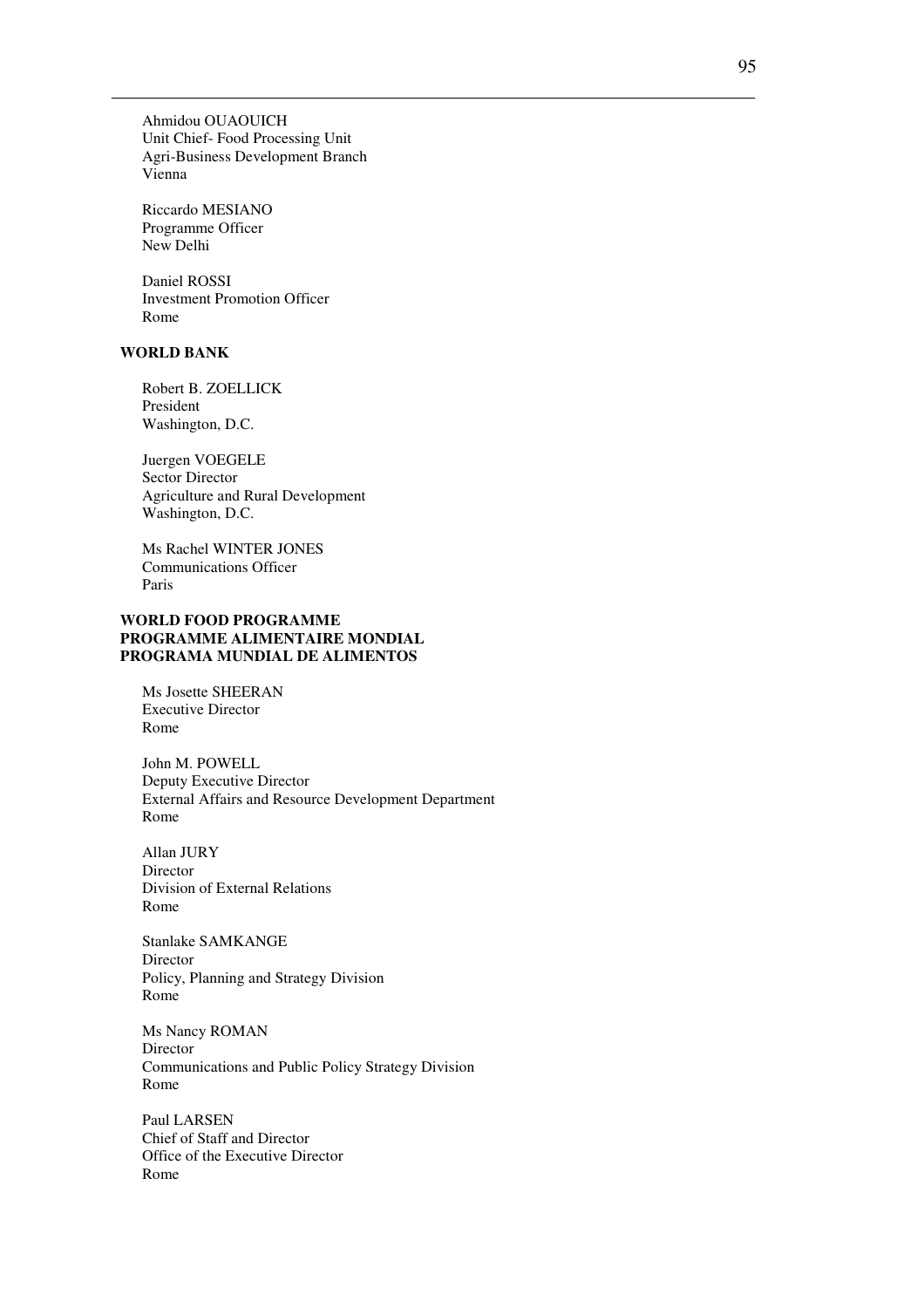Ahmidou OUAOUICH
Unit Chief- Food Processing Unit
Agri-Business Development Branch
Vienna

Riccardo MESIANO
Programme Officer
New Delhi

Daniel ROSSI
Investment Promotion Officer
Rome

**WORLD BANK**

Robert B. ZOELLICK
President
Washington, D.C.

Juergen VOEGELE
Sector Director
Agriculture and Rural Development
Washington, D.C.

Ms Rachel WINTER JONES
Communications Officer
Paris

**WORLD FOOD PROGRAMME**
**PROGRAMME ALIMENTAIRE MONDIAL**
**PROGRAMA MUNDIAL DE ALIMENTOS**

Ms Josette SHEERAN
Executive Director
Rome

John M. POWELL
Deputy Executive Director
External Affairs and Resource Development Department
Rome

Allan JURY
Director
Division of External Relations
Rome

Stanlake SAMKANGE
Director
Policy, Planning and Strategy Division
Rome

Ms Nancy ROMAN
Director
Communications and Public Policy Strategy Division
Rome

Paul LARSEN
Chief of Staff and Director
Office of the Executive Director
Rome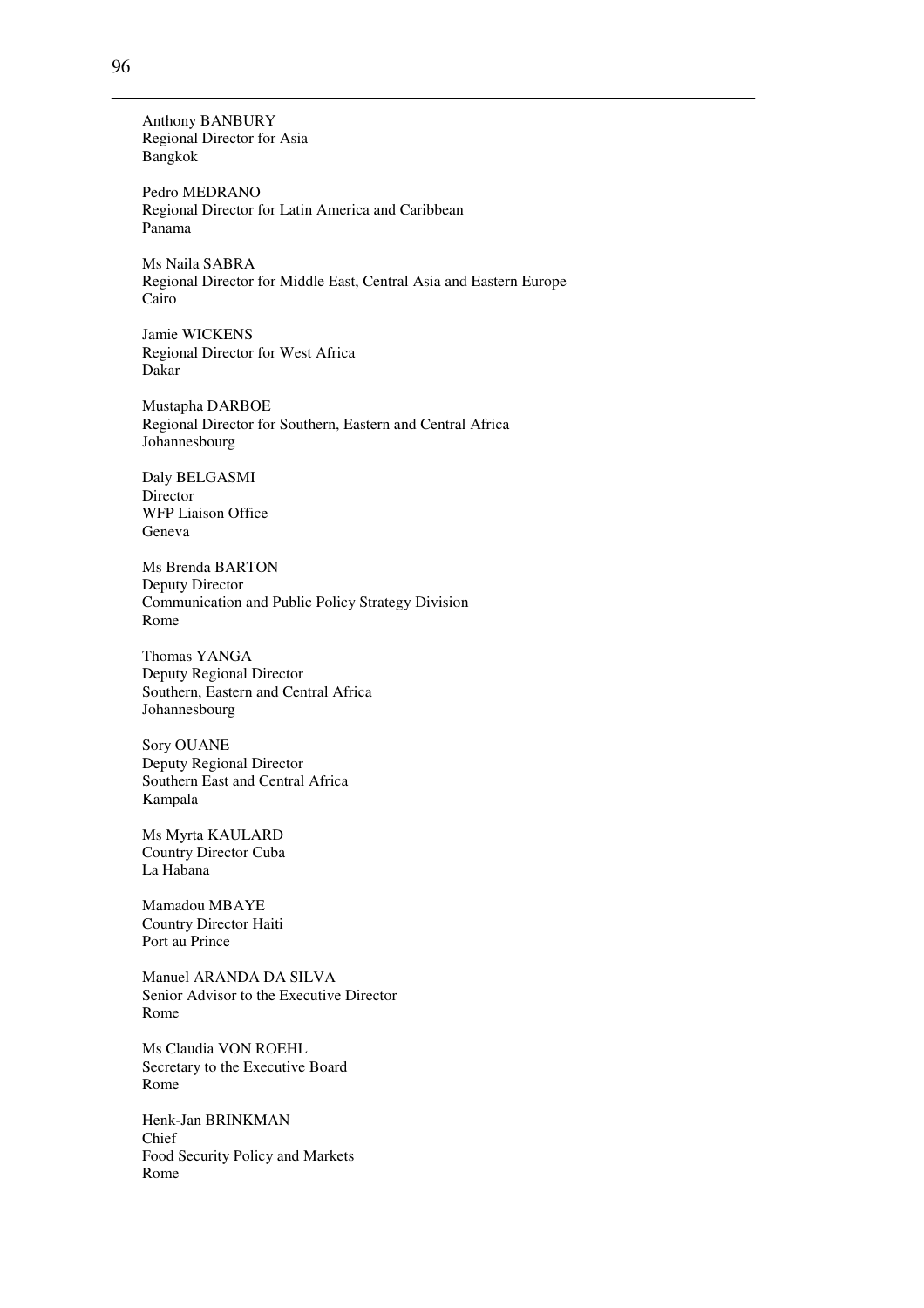Anthony BANBURY
Regional Director for Asia
Bangkok

Pedro MEDRANO
Regional Director for Latin America and Caribbean
Panama

Ms Naila SABRA
Regional Director for Middle East, Central Asia and Eastern Europe
Cairo

Jamie WICKENS
Regional Director for West Africa
Dakar

Mustapha DARBOE
Regional Director for Southern, Eastern and Central Africa
Johannesbourg

Daly BELGASMI
Director
WFP Liaison Office
Geneva

Ms Brenda BARTON
Deputy Director
Communication and Public Policy Strategy Division
Rome

Thomas YANGA
Deputy Regional Director
Southern, Eastern and Central Africa
Johannesbourg

Sory OUANE
Deputy Regional Director
Southern East and Central Africa
Kampala

Ms Myrta KAULARD
Country Director Cuba
La Habana

Mamadou MBAYE
Country Director Haiti
Port au Prince

Manuel ARANDA DA SILVA
Senior Advisor to the Executive Director
Rome

Ms Claudia VON ROEHL
Secretary to the Executive Board
Rome

Henk-Jan BRINKMAN
Chief
Food Security Policy and Markets
Rome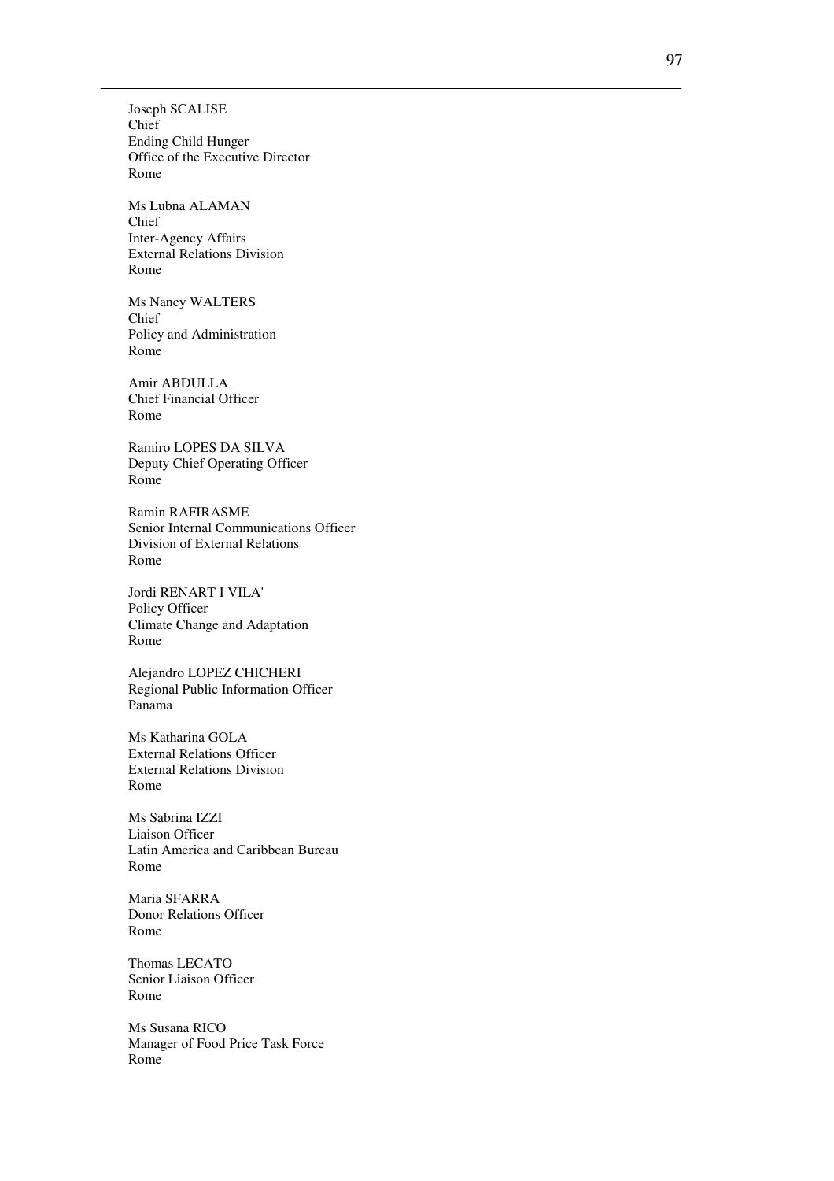Joseph SCALISE
Chief
Ending Child Hunger
Office of the Executive Director
Rome

Ms Lubna ALAMAN
Chief
Inter-Agency Affairs
External Relations Division
Rome

Ms Nancy WALTERS
Chief
Policy and Administration
Rome

Amir ABDULLA
Chief Financial Officer
Rome

Ramiro LOPES DA SILVA
Deputy Chief Operating Officer
Rome

Ramin RAFIRASME
Senior Internal Communications Officer
Division of External Relations
Rome

Jordi RENART I VILA'
Policy Officer
Climate Change and Adaptation
Rome

Alejandro LOPEZ CHICHERI
Regional Public Information Officer
Panama

Ms Katharina GOLA
External Relations Officer
External Relations Division
Rome

Ms Sabrina IZZI
Liaison Officer
Latin America and Caribbean Bureau
Rome

Maria SFARRA
Donor Relations Officer
Rome

Thomas LECATO
Senior Liaison Officer
Rome

Ms Susana RICO
Manager of Food Price Task Force
Rome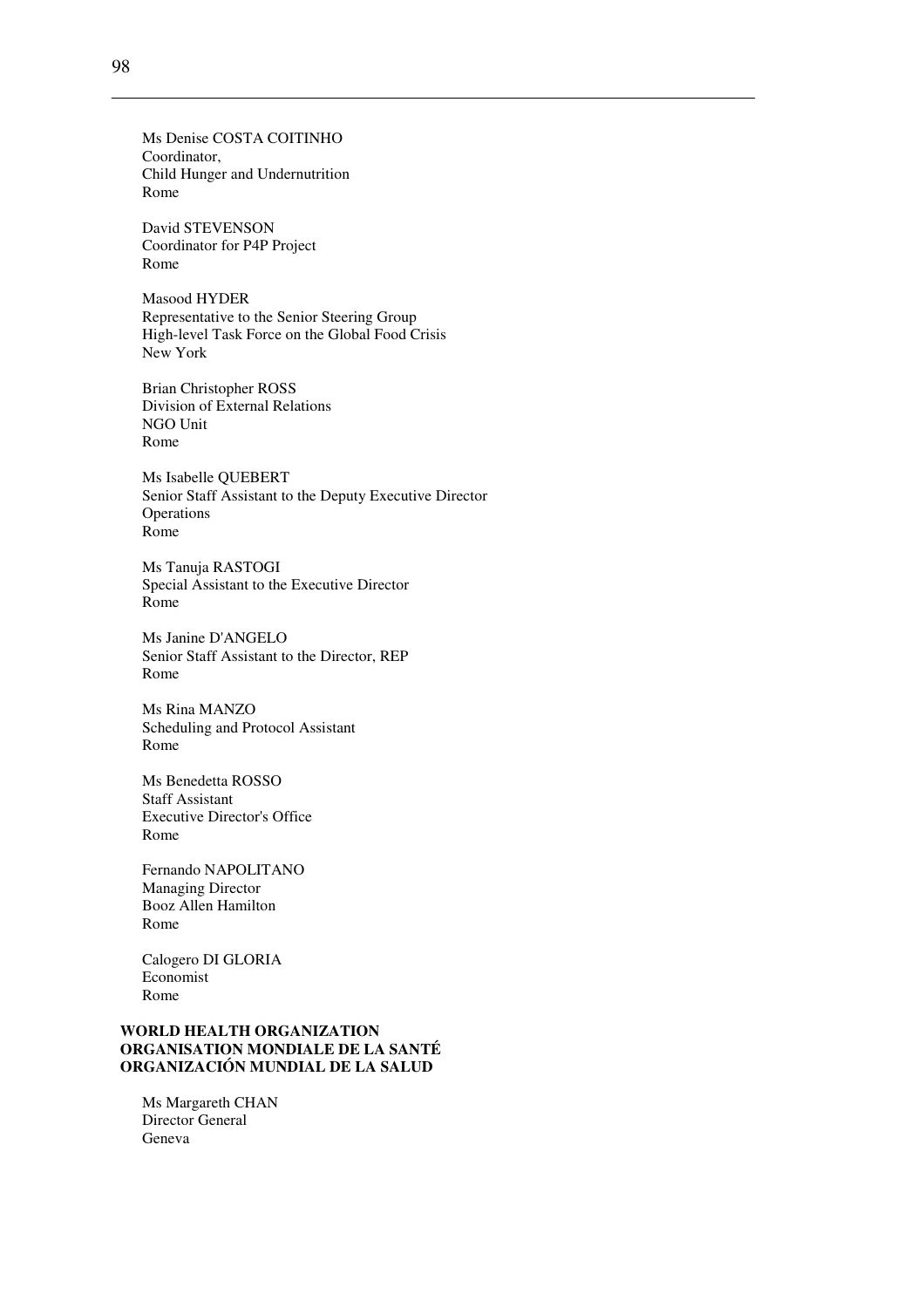Ms Denise COSTA COITINHO
Coordinator,
Child Hunger and Undernutrition
Rome

David STEVENSON
Coordinator for P4P Project
Rome

Masood HYDER
Representative to the Senior Steering Group
High-level Task Force on the Global Food Crisis
New York

Brian Christopher ROSS
Division of External Relations
NGO Unit
Rome

Ms Isabelle QUEBERT
Senior Staff Assistant to the Deputy Executive Director
Operations
Rome

Ms Tanuja RASTOGI
Special Assistant to the Executive Director
Rome

Ms Janine D'ANGELO
Senior Staff Assistant to the Director, REP
Rome

Ms Rina MANZO
Scheduling and Protocol Assistant
Rome

Ms Benedetta ROSSO
Staff Assistant
Executive Director's Office
Rome

Fernando NAPOLITANO
Managing Director
Booz Allen Hamilton
Rome

Calogero DI GLORIA
Economist
Rome

**WORLD HEALTH ORGANIZATION**
**ORGANISATION MONDIALE DE LA SANTÉ**
**ORGANIZACIÓN MUNDIAL DE LA SALUD**

Ms Margareth CHAN
Director General
Geneva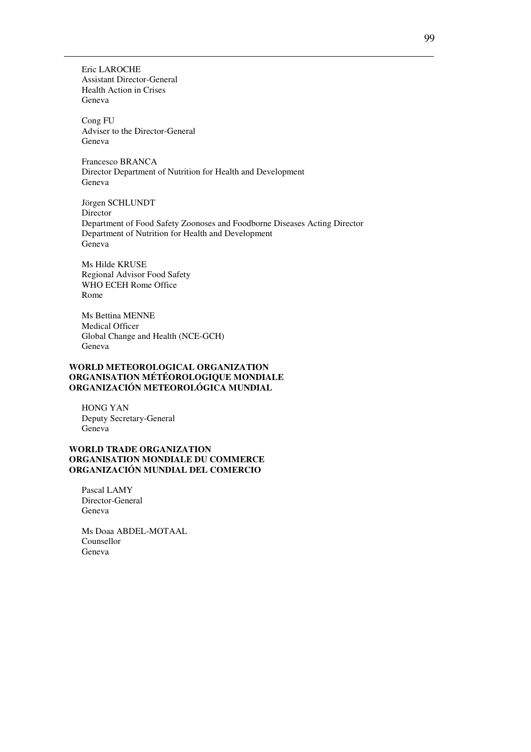Eric LAROCHE
Assistant Director-General
Health Action in Crises
Geneva

Cong FU
Adviser to the Director-General
Geneva

Francesco BRANCA
Director Department of Nutrition for Health and Development
Geneva

Jörgen SCHLUNDT
Director
Department of Food Safety Zoonoses and Foodborne Diseases Acting Director
Department of Nutrition for Health and Development
Geneva

Ms Hilde KRUSE
Regional Advisor Food Safety
WHO ECEH Rome Office
Rome

Ms Bettina MENNE
Medical Officer
Global Change and Health (NCE-GCH)
Geneva

**WORLD METEOROLOGICAL ORGANIZATION**
**ORGANISATION MÉTÉOROLOGIQUE MONDIALE**
**ORGANIZACIÓN METEOROLÓGICA MUNDIAL**

HONG YAN
Deputy Secretary-General
Geneva

**WORLD TRADE ORGANIZATION**
**ORGANISATION MONDIALE DU COMMERCE**
**ORGANIZACIÓN MUNDIAL DEL COMERCIO**

Pascal LAMY
Director-General
Geneva

Ms Doaa ABDEL-MOTAAL
Counsellor
Geneva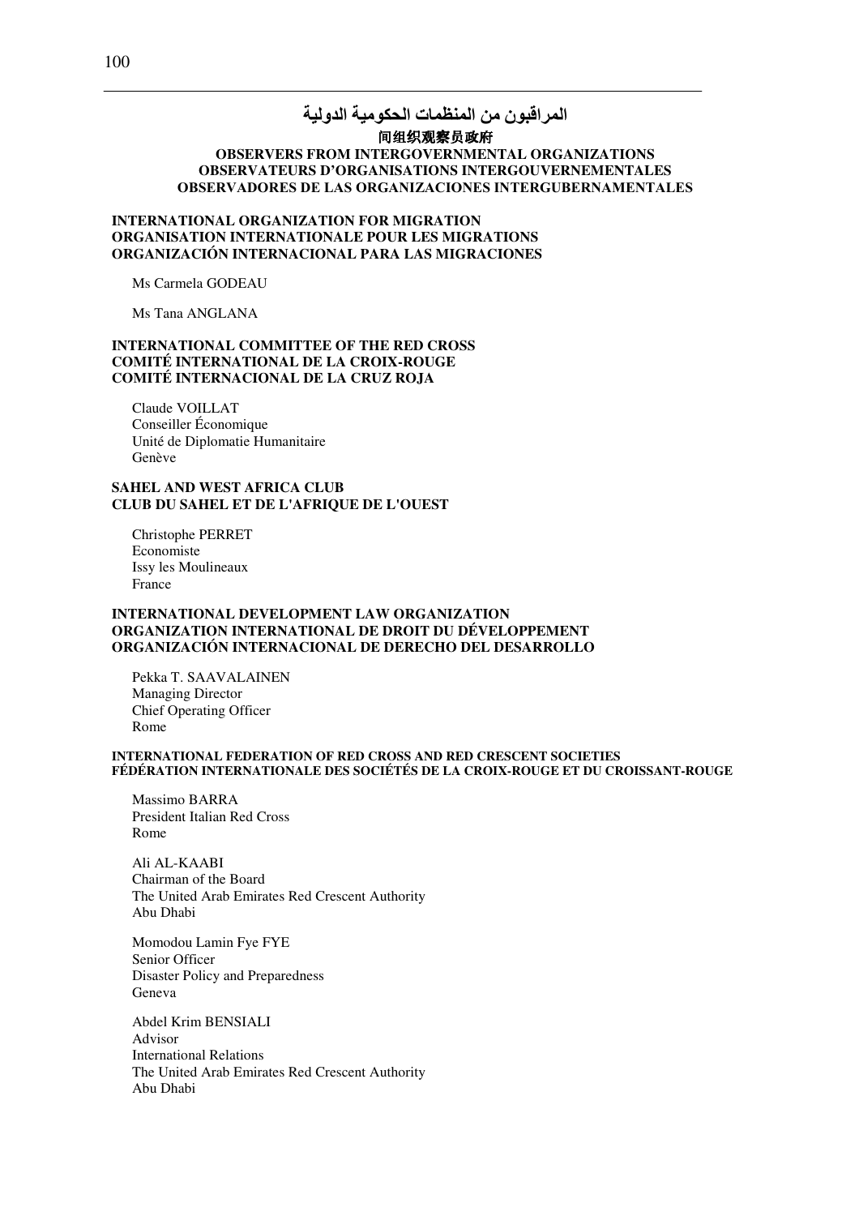## المراقبون من المنظمات الحكومية الدولية
## 间组织观察员政府
## OBSERVERS FROM INTERGOVERNMENTAL ORGANIZATIONS
## OBSERVATEURS D'ORGANISATIONS INTERGOUVERNEMENTALES
## OBSERVADORES DE LAS ORGANIZACIONES INTERGUBERNAMENTALES

### INTERNATIONAL ORGANIZATION FOR MIGRATION
### ORGANISATION INTERNATIONALE POUR LES MIGRATIONS
### ORGANIZACIÓN INTERNACIONAL PARA LAS MIGRACIONES

Ms Carmela GODEAU

Ms Tana ANGLANA

### INTERNATIONAL COMMITTEE OF THE RED CROSS
### COMITÉ INTERNATIONAL DE LA CROIX-ROUGE
### COMITÉ INTERNACIONAL DE LA CRUZ ROJA

Claude VOILLAT
Conseiller Économique
Unité de Diplomatie Humanitaire
Genève

### SAHEL AND WEST AFRICA CLUB
### CLUB DU SAHEL ET DE L'AFRIQUE DE L'OUEST

Christophe PERRET
Economiste
Issy les Moulineaux
France

### INTERNATIONAL DEVELOPMENT LAW ORGANIZATION
### ORGANIZATION INTERNATIONAL DE DROIT DU DÉVELOPPEMENT
### ORGANIZACIÓN INTERNACIONAL DE DERECHO DEL DESARROLLO

Pekka T. SAAVALAINEN
Managing Director
Chief Operating Officer
Rome

### INTERNATIONAL FEDERATION OF RED CROSS AND RED CRESCENT SOCIETIES
### FÉDÉRATION INTERNATIONALE DES SOCIÉTÉS DE LA CROIX-ROUGE ET DU CROISSANT-ROUGE

Massimo BARRA
President Italian Red Cross
Rome

Ali AL-KAABI
Chairman of the Board
The United Arab Emirates Red Crescent Authority
Abu Dhabi

Momodou Lamin Fye FYE
Senior Officer
Disaster Policy and Preparedness
Geneva

Abdel Krim BENSIALI
Advisor
International Relations
The United Arab Emirates Red Crescent Authority
Abu Dhabi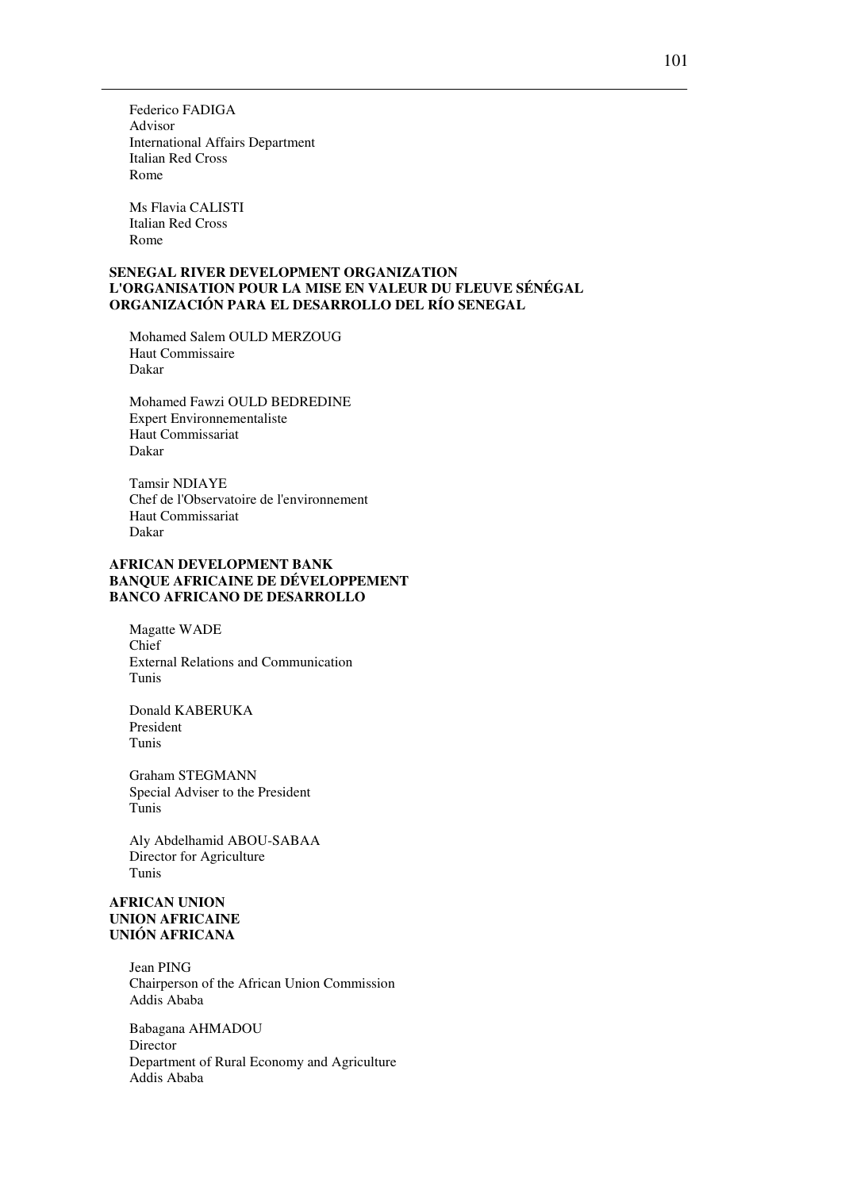Federico FADIGA
Advisor
International Affairs Department
Italian Red Cross
Rome

Ms Flavia CALISTI
Italian Red Cross
Rome

**SENEGAL RIVER DEVELOPMENT ORGANIZATION**
**L'ORGANISATION POUR LA MISE EN VALEUR DU FLEUVE SÉNÉGAL**
**ORGANIZACIÓN PARA EL DESARROLLO DEL RÍO SENEGAL**

Mohamed Salem OULD MERZOUG
Haut Commissaire
Dakar

Mohamed Fawzi OULD BEDREDINE
Expert Environnementaliste
Haut Commissariat
Dakar

Tamsir NDIAYE
Chef de l'Observatoire de l'environnement
Haut Commissariat
Dakar

**AFRICAN DEVELOPMENT BANK**
**BANQUE AFRICAINE DE DÉVELOPPEMENT**
**BANCO AFRICANO DE DESARROLLO**

Magatte WADE
Chief
External Relations and Communication
Tunis

Donald KABERUKA
President
Tunis

Graham STEGMANN
Special Adviser to the President
Tunis

Aly Abdelhamid ABOU-SABAA
Director for Agriculture
Tunis

**AFRICAN UNION**
**UNION AFRICAINE**
**UNIÓN AFRICANA**

Jean PING
Chairperson of the African Union Commission
Addis Ababa

Babagana AHMADOU
Director
Department of Rural Economy and Agriculture
Addis Ababa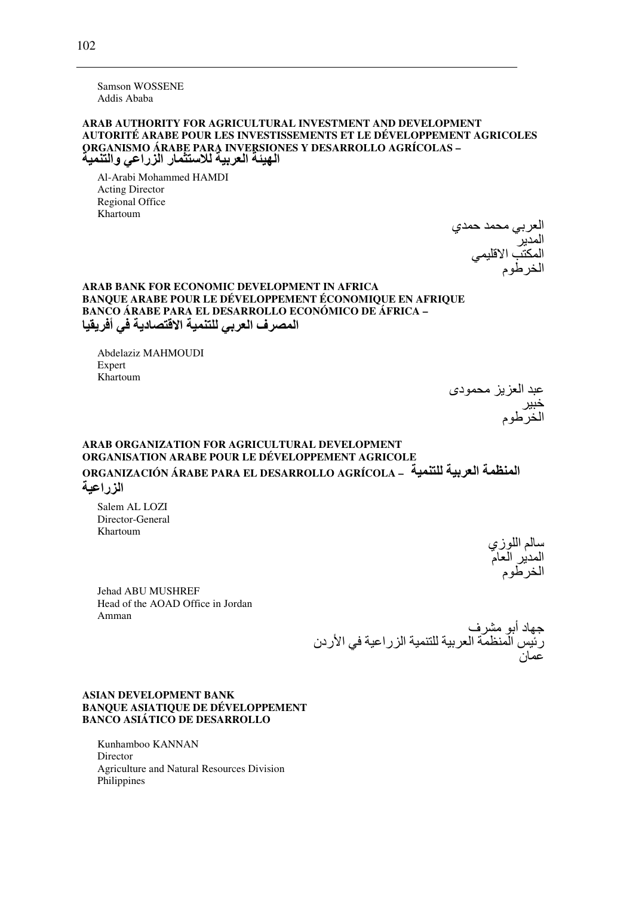Samson WOSSENE
Addis Ababa

**ARAB AUTHORITY FOR AGRICULTURAL INVESTMENT AND DEVELOPMENT**
**AUTORITÉ ARABE POUR LES INVESTISSEMENTS ET LE DÉVELOPPEMENT AGRICOLES**
**ORGANISMO ÁRABE PARA INVERSIONES Y DESARROLLO AGRÍCOLAS –**
**الهيئة العربية للاستثمار الزراعي والتنمية**

Al-Arabi Mohammed HAMDI
Acting Director
Regional Office
Khartoum

العربي محمد حمدي
المدير
المكتب الاقليمي
الخرطوم

**ARAB BANK FOR ECONOMIC DEVELOPMENT IN AFRICA**
**BANQUE ARABE POUR LE DÉVELOPPEMENT ÉCONOMIQUE EN AFRIQUE**
**BANCO ÁRABE PARA EL DESARROLLO ECONÓMICO DE ÁFRICA –**
**المصرف العربي للتنمية الاقتصادية في أفريقيا**

Abdelaziz MAHMOUDI
Expert
Khartoum

عبد العزيز محمودى
خبير
الخرطوم

**ARAB ORGANIZATION FOR AGRICULTURAL DEVELOPMENT**
**ORGANISATION ARABE POUR LE DÉVELOPPEMENT AGRICOLE**
**ORGANIZACIÓN ÁRABE PARA EL DESARROLLO AGRÍCOLA – المنظمة العربية للتنمية الزراعية**

Salem AL LOZI
Director-General
Khartoum

سالم اللوزي
المدير العام
الخرطوم

Jehad ABU MUSHREF
Head of the AOAD Office in Jordan
Amman

جهاد أبو مشرف
رئيس المنظمة العربية للتنمية الزراعية في الأردن
عمان

**ASIAN DEVELOPMENT BANK**
**BANQUE ASIATIQUE DE DÉVELOPPEMENT**
**BANCO ASIÁTICO DE DESARROLLO**

Kunhamboo KANNAN
Director
Agriculture and Natural Resources Division
Philippines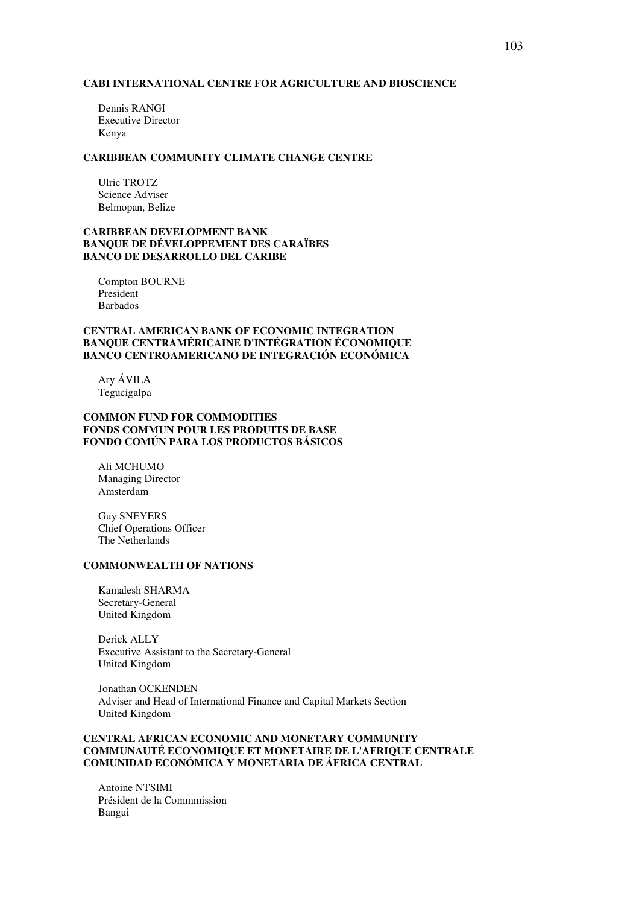**CABI INTERNATIONAL CENTRE FOR AGRICULTURE AND BIOSCIENCE**

Dennis RANGI
Executive Director
Kenya

**CARIBBEAN COMMUNITY CLIMATE CHANGE CENTRE**

Ulric TROTZ
Science Adviser
Belmopan, Belize

**CARIBBEAN DEVELOPMENT BANK**
**BANQUE DE DÉVELOPPEMENT DES CARAÏBES**
**BANCO DE DESARROLLO DEL CARIBE**

Compton BOURNE
President
Barbados

**CENTRAL AMERICAN BANK OF ECONOMIC INTEGRATION**
**BANQUE CENTRAMÉRICAINE D'INTÉGRATION ÉCONOMIQUE**
**BANCO CENTROAMERICANO DE INTEGRACIÓN ECONÓMICA**

Ary ÁVILA
Tegucigalpa

**COMMON FUND FOR COMMODITIES**
**FONDS COMMUN POUR LES PRODUITS DE BASE**
**FONDO COMÚN PARA LOS PRODUCTOS BÁSICOS**

Ali MCHUMO
Managing Director
Amsterdam

Guy SNEYERS
Chief Operations Officer
The Netherlands

**COMMONWEALTH OF NATIONS**

Kamalesh SHARMA
Secretary-General
United Kingdom

Derick ALLY
Executive Assistant to the Secretary-General
United Kingdom

Jonathan OCKENDEN
Adviser and Head of International Finance and Capital Markets Section
United Kingdom

**CENTRAL AFRICAN ECONOMIC AND MONETARY COMMUNITY**
**COMMUNAUTÉ ECONOMIQUE ET MONETAIRE DE L'AFRIQUE CENTRALE**
**COMUNIDAD ECONÓMICA Y MONETARIA DE ÁFRICA CENTRAL**

Antoine NTSIMI
Président de la Commmission
Bangui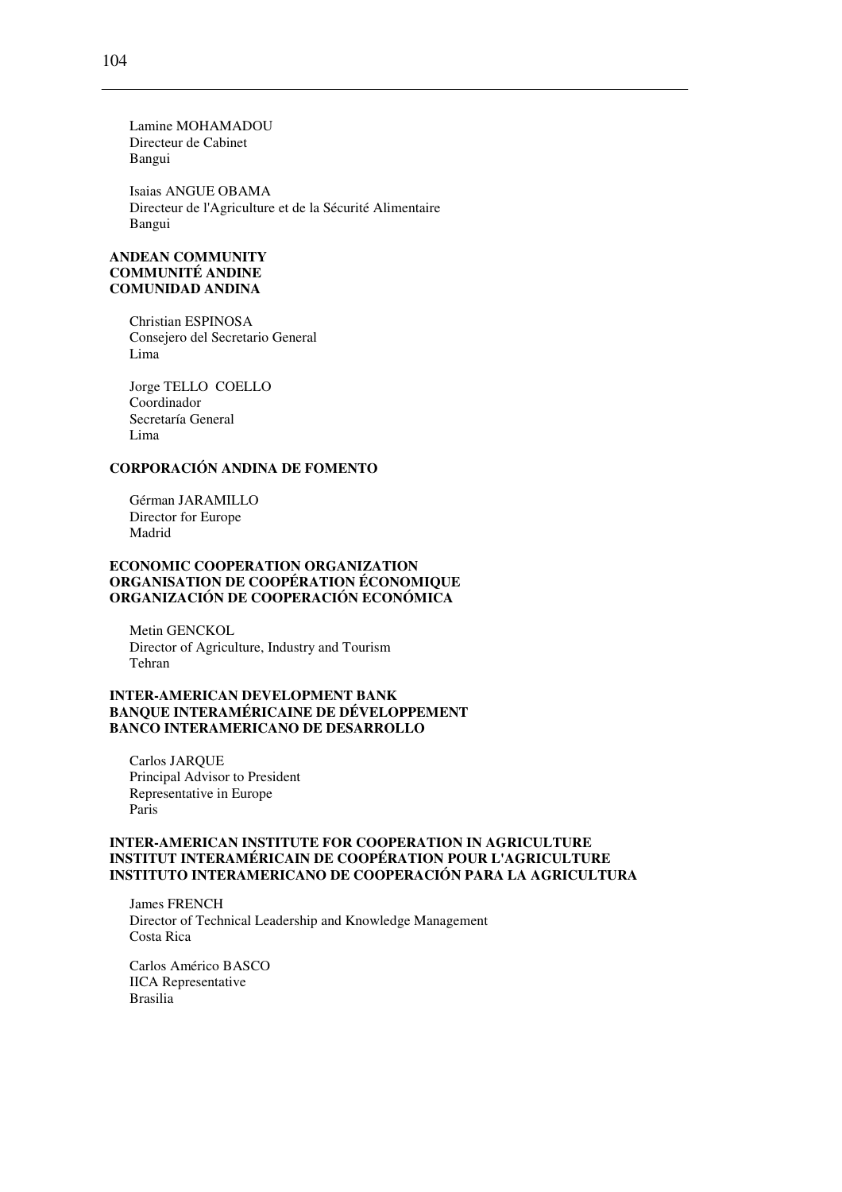Lamine MOHAMADOU
Directeur de Cabinet
Bangui

Isaias ANGUE OBAMA
Directeur de l'Agriculture et de la Sécurité Alimentaire
Bangui

**ANDEAN COMMUNITY**
**COMMUNITÉ ANDINE**
**COMUNIDAD ANDINA**

Christian ESPINOSA
Consejero del Secretario General
Lima

Jorge TELLO COELLO
Coordinador
Secretaría General
Lima

**CORPORACIÓN ANDINA DE FOMENTO**

Gérman JARAMILLO
Director for Europe
Madrid

**ECONOMIC COOPERATION ORGANIZATION**
**ORGANISATION DE COOPÉRATION ÉCONOMIQUE**
**ORGANIZACIÓN DE COOPERACIÓN ECONÓMICA**

Metin GENCKOL
Director of Agriculture, Industry and Tourism
Tehran

**INTER-AMERICAN DEVELOPMENT BANK**
**BANQUE INTERAMÉRICAINE DE DÉVELOPPEMENT**
**BANCO INTERAMERICANO DE DESARROLLO**

Carlos JARQUE
Principal Advisor to President
Representative in Europe
Paris

**INTER-AMERICAN INSTITUTE FOR COOPERATION IN AGRICULTURE**
**INSTITUT INTERAMÉRICAIN DE COOPÉRATION POUR L'AGRICULTURE**
**INSTITUTO INTERAMERICANO DE COOPERACIÓN PARA LA AGRICULTURA**

James FRENCH
Director of Technical Leadership and Knowledge Management
Costa Rica

Carlos Américo BASCO
IICA Representative
Brasilia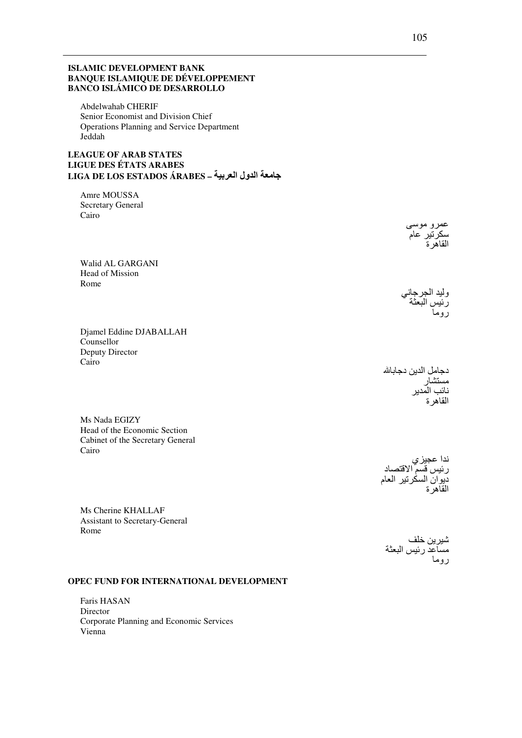**ISLAMIC DEVELOPMENT BANK**
**BANQUE ISLAMIQUE DE DÉVELOPPEMENT**
**BANCO ISLÁMICO DE DESARROLLO**

Abdelwahab CHERIF
Senior Economist and Division Chief
Operations Planning and Service Department
Jeddah

**LEAGUE OF ARAB STATES**
**LIGUE DES ÉTATS ARABES**
**LIGA DE LOS ESTADOS ÁRABES – جامعة الدول العربية**

Amre MOUSSA
Secretary General
Cairo

عمرو موسى
سكرتير عام
القاهرة

Walid AL GARGANI
Head of Mission
Rome

وليد الجرجاني
رئيس البعثة
روما

Djamel Eddine DJABALLAH
Counsellor
Deputy Director
Cairo

دجامل الدين دجابالله
مستشار
نائب المدير
القاهرة

Ms Nada EGIZY
Head of the Economic Section
Cabinet of the Secretary General
Cairo

ندا عجيزي
رئيس قسم الاقتصاد
ديوان السكرتير العام
القاهرة

Ms Cherine KHALLAF
Assistant to Secretary-General
Rome

شيرين خلف
مساعد رئيس البعثة
روما

**OPEC FUND FOR INTERNATIONAL DEVELOPMENT**

Faris HASAN
Director
Corporate Planning and Economic Services
Vienna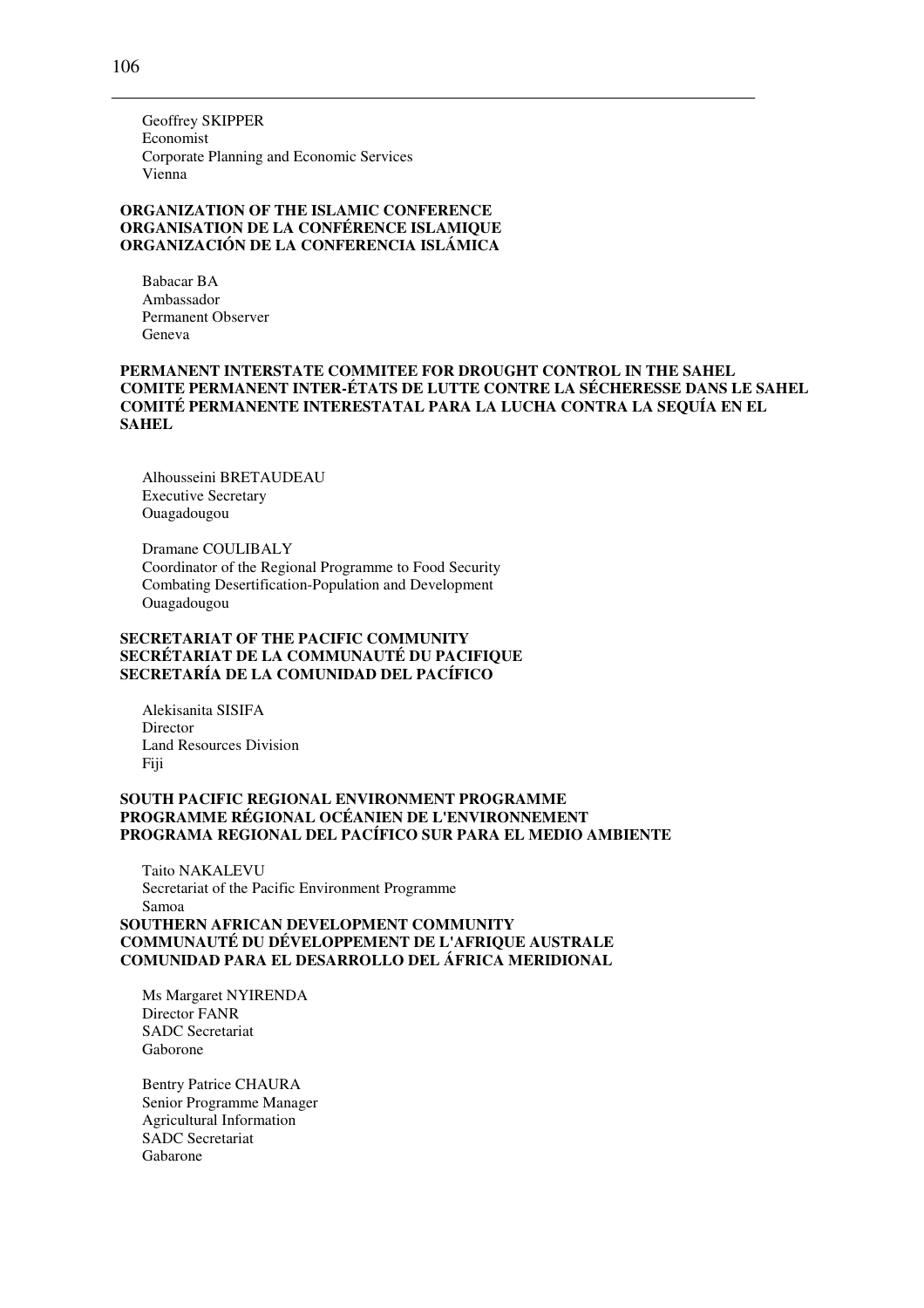Geoffrey SKIPPER
Economist
Corporate Planning and Economic Services
Vienna

**ORGANIZATION OF THE ISLAMIC CONFERENCE**
**ORGANISATION DE LA CONFÉRENCE ISLAMIQUE**
**ORGANIZACIÓN DE LA CONFERENCIA ISLÁMICA**

Babacar BA
Ambassador
Permanent Observer
Geneva

**PERMANENT INTERSTATE COMMITEE FOR DROUGHT CONTROL IN THE SAHEL**
**COMITE PERMANENT INTER-ÉTATS DE LUTTE CONTRE LA SÉCHERESSE DANS LE SAHEL**
**COMITÉ PERMANENTE INTERESTATAL PARA LA LUCHA CONTRA LA SEQUÍA EN EL SAHEL**

Alhousseini BRETAUDEAU
Executive Secretary
Ouagadougou

Dramane COULIBALY
Coordinator of the Regional Programme to Food Security
Combating Desertification-Population and Development
Ouagadougou

**SECRETARIAT OF THE PACIFIC COMMUNITY**
**SECRÉTARIAT DE LA COMMUNAUTÉ DU PACIFIQUE**
**SECRETARÍA DE LA COMUNIDAD DEL PACÍFICO**

Alekisanita SISIFA
Director
Land Resources Division
Fiji

**SOUTH PACIFIC REGIONAL ENVIRONMENT PROGRAMME**
**PROGRAMME RÉGIONAL OCÉANIEN DE L'ENVIRONNEMENT**
**PROGRAMA REGIONAL DEL PACÍFICO SUR PARA EL MEDIO AMBIENTE**

Taito NAKALEVU
Secretariat of the Pacific Environment Programme
Samoa

**SOUTHERN AFRICAN DEVELOPMENT COMMUNITY**
**COMMUNAUTÉ DU DÉVELOPPEMENT DE L'AFRIQUE AUSTRALE**
**COMUNIDAD PARA EL DESARROLLO DEL ÁFRICA MERIDIONAL**

Ms Margaret NYIRENDA
Director FANR
SADC Secretariat
Gaborone

Bentry Patrice CHAURA
Senior Programme Manager
Agricultural Information
SADC Secretariat
Gabarone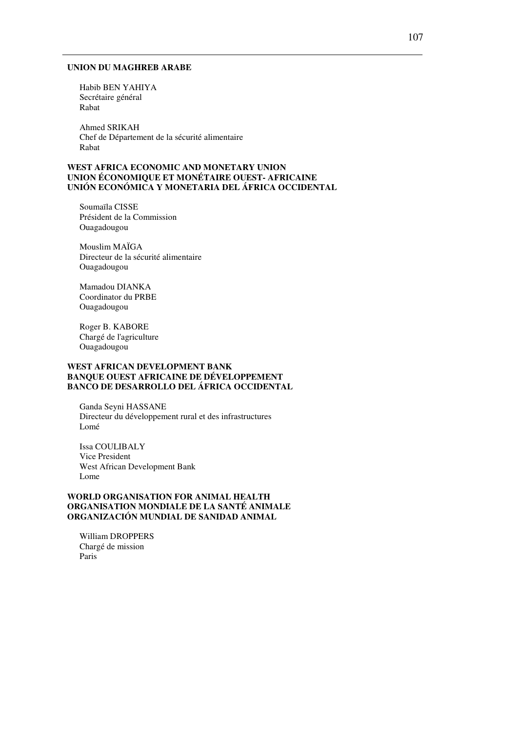**UNION DU MAGHREB ARABE**

Habib BEN YAHIYA
Secrétaire général
Rabat

Ahmed SRIKAH
Chef de Département de la sécurité alimentaire
Rabat

**WEST AFRICA ECONOMIC AND MONETARY UNION**
**UNION ÉCONOMIQUE ET MONÉTAIRE OUEST- AFRICAINE**
**UNIÓN ECONÓMICA Y MONETARIA DEL ÁFRICA OCCIDENTAL**

Soumaïla CISSE
Président de la Commission
Ouagadougou

Mouslim MAÏGA
Directeur de la sécurité alimentaire
Ouagadougou

Mamadou DIANKA
Coordinator du PRBE
Ouagadougou

Roger B. KABORE
Chargé de l'agriculture
Ouagadougou

**WEST AFRICAN DEVELOPMENT BANK**
**BANQUE OUEST AFRICAINE DE DÉVELOPPEMENT**
**BANCO DE DESARROLLO DEL ÁFRICA OCCIDENTAL**

Ganda Seyni HASSANE
Directeur du développement rural et des infrastructures
Lomé

Issa COULIBALY
Vice President
West African Development Bank
Lome

**WORLD ORGANISATION FOR ANIMAL HEALTH**
**ORGANISATION MONDIALE DE LA SANTÉ ANIMALE**
**ORGANIZACIÓN MUNDIAL DE SANIDAD ANIMAL**

William DROPPERS
Chargé de mission
Paris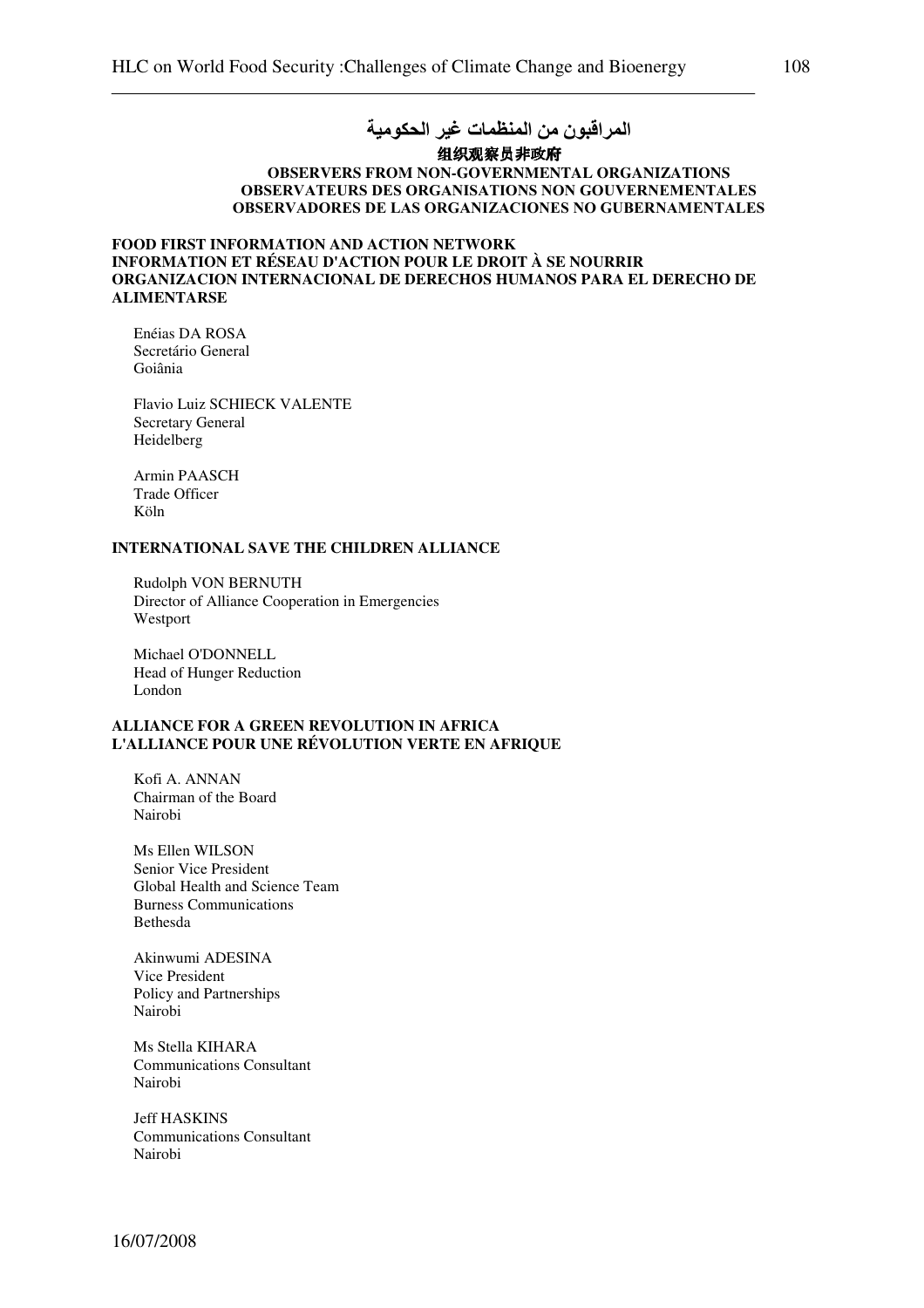## المراقبون من المنظمات غير الحكومية

## 组织观察员非政府

## OBSERVERS FROM NON-GOVERNMENTAL ORGANIZATIONS
## OBSERVATEURS DES ORGANISATIONS NON GOUVERNEMENTALES
## OBSERVADORES DE LAS ORGANIZACIONES NO GUBERNAMENTALES

**FOOD FIRST INFORMATION AND ACTION NETWORK**
**INFORMATION ET RÉSEAU D'ACTION POUR LE DROIT À SE NOURRIR**
**ORGANIZACION INTERNACIONAL DE DERECHOS HUMANOS PARA EL DERECHO DE ALIMENTARSE**

Enéias DA ROSA
Secretário General
Goiânia

Flavio Luiz SCHIECK VALENTE
Secretary General
Heidelberg

Armin PAASCH
Trade Officer
Köln

**INTERNATIONAL SAVE THE CHILDREN ALLIANCE**

Rudolph VON BERNUTH
Director of Alliance Cooperation in Emergencies
Westport

Michael O'DONNELL
Head of Hunger Reduction
London

**ALLIANCE FOR A GREEN REVOLUTION IN AFRICA**
**L'ALLIANCE POUR UNE RÉVOLUTION VERTE EN AFRIQUE**

Kofi A. ANNAN
Chairman of the Board
Nairobi

Ms Ellen WILSON
Senior Vice President
Global Health and Science Team
Burness Communications
Bethesda

Akinwumi ADESINA
Vice President
Policy and Partnerships
Nairobi

Ms Stella KIHARA
Communications Consultant
Nairobi

Jeff HASKINS
Communications Consultant
Nairobi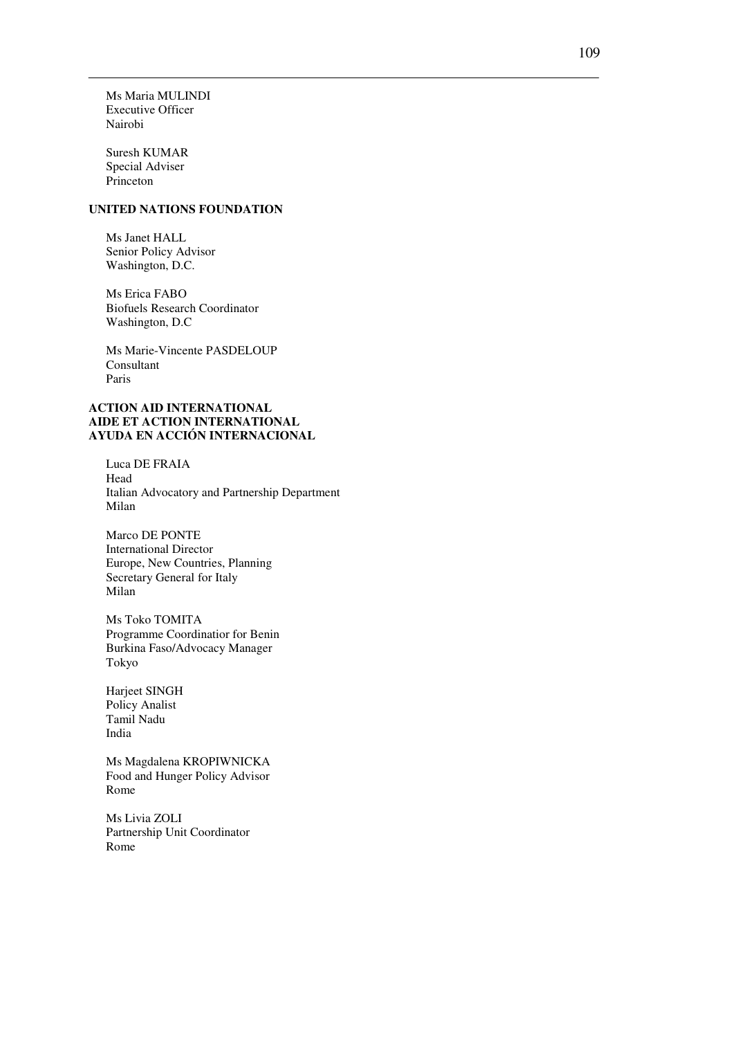Ms Maria MULINDI
Executive Officer
Nairobi

Suresh KUMAR
Special Adviser
Princeton

**UNITED NATIONS FOUNDATION**

Ms Janet HALL
Senior Policy Advisor
Washington, D.C.

Ms Erica FABO
Biofuels Research Coordinator
Washington, D.C

Ms Marie-Vincente PASDELOUP
Consultant
Paris

**ACTION AID INTERNATIONAL**
**AIDE ET ACTION INTERNATIONAL**
**AYUDA EN ACCIÓN INTERNACIONAL**

Luca DE FRAIA
Head
Italian Advocatory and Partnership Department
Milan

Marco DE PONTE
International Director
Europe, New Countries, Planning
Secretary General for Italy
Milan

Ms Toko TOMITA
Programme Coordinatior for Benin
Burkina Faso/Advocacy Manager
Tokyo

Harjeet SINGH
Policy Analist
Tamil Nadu
India

Ms Magdalena KROPIWNICKA
Food and Hunger Policy Advisor
Rome

Ms Livia ZOLI
Partnership Unit Coordinator
Rome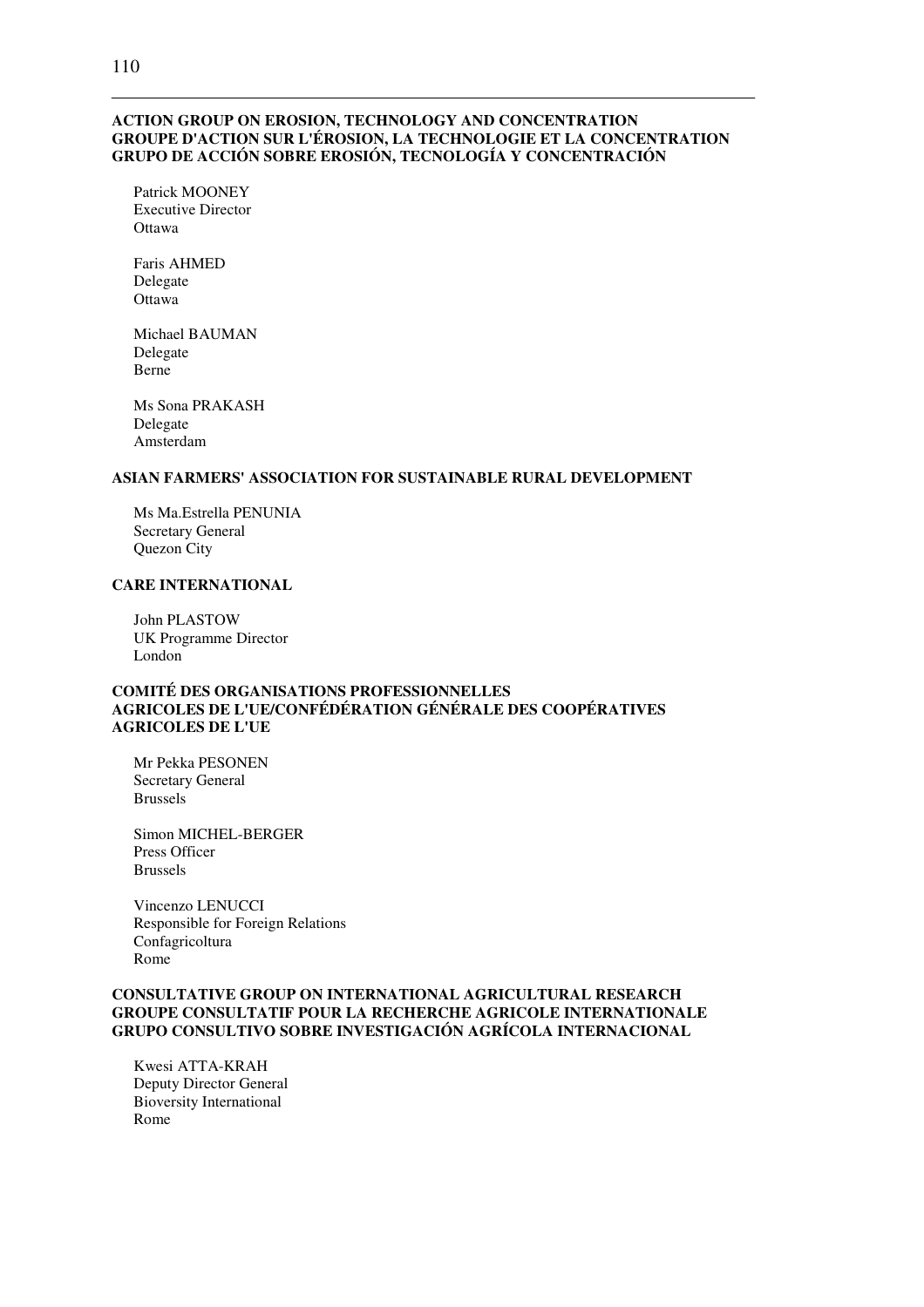**ACTION GROUP ON EROSION, TECHNOLOGY AND CONCENTRATION**
**GROUPE D'ACTION SUR L'ÉROSION, LA TECHNOLOGIE ET LA CONCENTRATION**
**GRUPO DE ACCIÓN SOBRE EROSIÓN, TECNOLOGÍA Y CONCENTRACIÓN**

Patrick MOONEY
Executive Director
Ottawa

Faris AHMED
Delegate
Ottawa

Michael BAUMAN
Delegate
Berne

Ms Sona PRAKASH
Delegate
Amsterdam

**ASIAN FARMERS' ASSOCIATION FOR SUSTAINABLE RURAL DEVELOPMENT**

Ms Ma.Estrella PENUNIA
Secretary General
Quezon City

**CARE INTERNATIONAL**

John PLASTOW
UK Programme Director
London

**COMITÉ DES ORGANISATIONS PROFESSIONNELLES AGRICOLES DE L'UE/CONFÉDÉRATION GÉNÉRALE DES COOPÉRATIVES AGRICOLES DE L'UE**

Mr Pekka PESONEN
Secretary General
Brussels

Simon MICHEL-BERGER
Press Officer
Brussels

Vincenzo LENUCCI
Responsible for Foreign Relations
Confagricoltura
Rome

**CONSULTATIVE GROUP ON INTERNATIONAL AGRICULTURAL RESEARCH**
**GROUPE CONSULTATIF POUR LA RECHERCHE AGRICOLE INTERNATIONALE**
**GRUPO CONSULTIVO SOBRE INVESTIGACIÓN AGRÍCOLA INTERNACIONAL**

Kwesi ATTA-KRAH
Deputy Director General
Bioversity International
Rome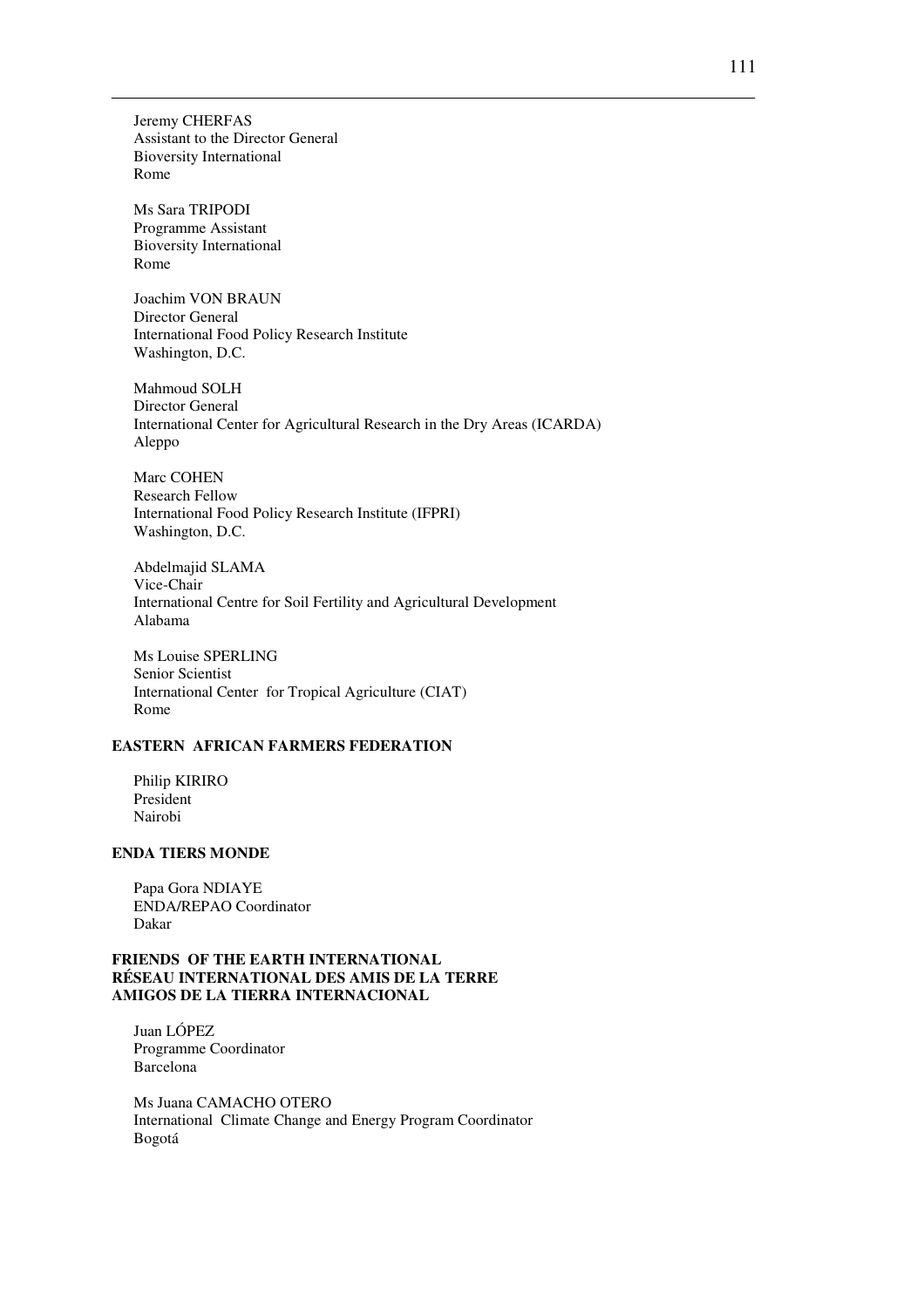Jeremy CHERFAS
Assistant to the Director General
Bioversity International
Rome

Ms Sara TRIPODI
Programme Assistant
Bioversity International
Rome

Joachim VON BRAUN
Director General
International Food Policy Research Institute
Washington, D.C.

Mahmoud SOLH
Director General
International Center for Agricultural Research in the Dry Areas (ICARDA)
Aleppo

Marc COHEN
Research Fellow
International Food Policy Research Institute (IFPRI)
Washington, D.C.

Abdelmajid SLAMA
Vice-Chair
International Centre for Soil Fertility and Agricultural Development
Alabama

Ms Louise SPERLING
Senior Scientist
International Center for Tropical Agriculture (CIAT)
Rome

**EASTERN AFRICAN FARMERS FEDERATION**

Philip KIRIRO
President
Nairobi

**ENDA TIERS MONDE**

Papa Gora NDIAYE
ENDA/REPAO Coordinator
Dakar

**FRIENDS OF THE EARTH INTERNATIONAL**
**RÉSEAU INTERNATIONAL DES AMIS DE LA TERRE**
**AMIGOS DE LA TIERRA INTERNACIONAL**

Juan LÓPEZ
Programme Coordinator
Barcelona

Ms Juana CAMACHO OTERO
International Climate Change and Energy Program Coordinator
Bogotá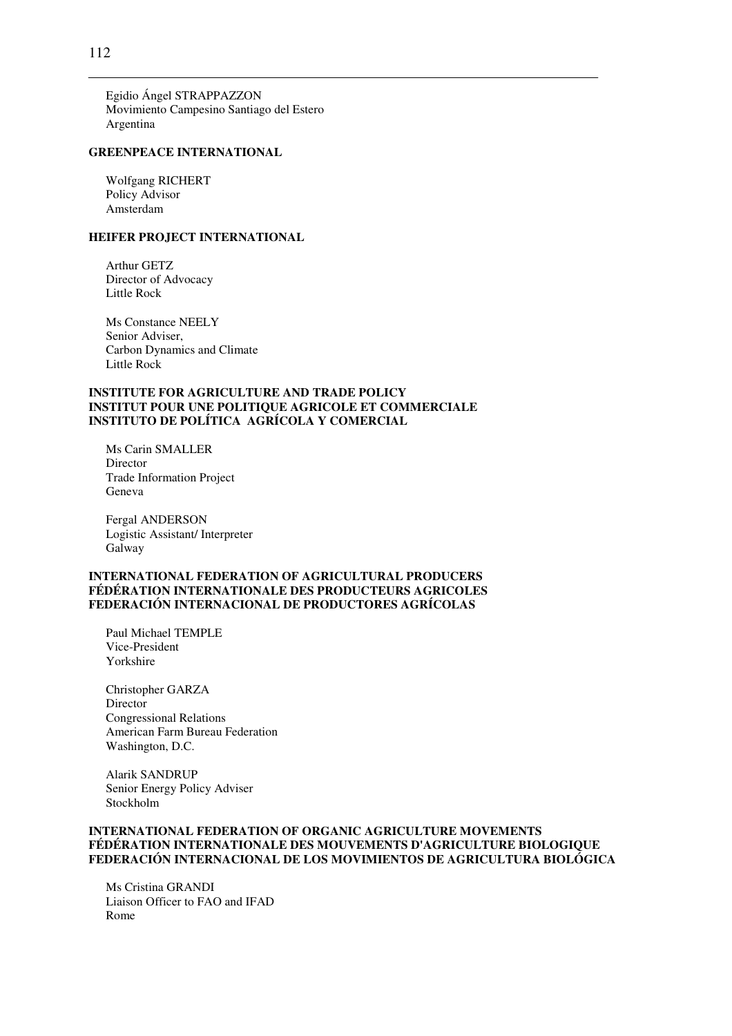Egidio Ángel STRAPPAZZON
Movimiento Campesino Santiago del Estero
Argentina

**GREENPEACE INTERNATIONAL**

Wolfgang RICHERT
Policy Advisor
Amsterdam

**HEIFER PROJECT INTERNATIONAL**

Arthur GETZ
Director of Advocacy
Little Rock

Ms Constance NEELY
Senior Adviser,
Carbon Dynamics and Climate
Little Rock

**INSTITUTE FOR AGRICULTURE AND TRADE POLICY**
**INSTITUT POUR UNE POLITIQUE AGRICOLE ET COMMERCIALE**
**INSTITUTO DE POLÍTICA AGRÍCOLA Y COMERCIAL**

Ms Carin SMALLER
Director
Trade Information Project
Geneva

Fergal ANDERSON
Logistic Assistant/ Interpreter
Galway

**INTERNATIONAL FEDERATION OF AGRICULTURAL PRODUCERS**
**FÉDÉRATION INTERNATIONALE DES PRODUCTEURS AGRICOLES**
**FEDERACIÓN INTERNACIONAL DE PRODUCTORES AGRÍCOLAS**

Paul Michael TEMPLE
Vice-President
Yorkshire

Christopher GARZA
Director
Congressional Relations
American Farm Bureau Federation
Washington, D.C.

Alarik SANDRUP
Senior Energy Policy Adviser
Stockholm

**INTERNATIONAL FEDERATION OF ORGANIC AGRICULTURE MOVEMENTS**
**FÉDÉRATION INTERNATIONALE DES MOUVEMENTS D'AGRICULTURE BIOLOGIQUE**
**FEDERACIÓN INTERNACIONAL DE LOS MOVIMIENTOS DE AGRICULTURA BIOLÓGICA**

Ms Cristina GRANDI
Liaison Officer to FAO and IFAD
Rome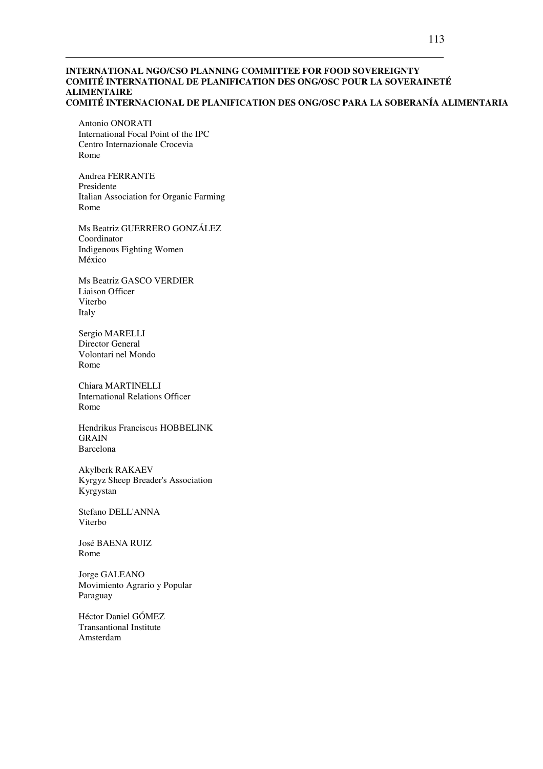**INTERNATIONAL NGO/CSO PLANNING COMMITTEE FOR FOOD SOVEREIGNTY**
**COMITÉ INTERNATIONAL DE PLANIFICATION DES ONG/OSC POUR LA SOVERAINETÉ ALIMENTAIRE**
**COMITÉ INTERNACIONAL DE PLANIFICATION DES ONG/OSC PARA LA SOBERANÍA ALIMENTARIA**

Antonio ONORATI
International Focal Point of the IPC
Centro Internazionale Crocevia
Rome

Andrea FERRANTE
Presidente
Italian Association for Organic Farming
Rome

Ms Beatriz GUERRERO GONZÁLEZ
Coordinator
Indigenous Fighting Women
México

Ms Beatriz GASCO VERDIER
Liaison Officer
Viterbo
Italy

Sergio MARELLI
Director General
Volontari nel Mondo
Rome

Chiara MARTINELLI
International Relations Officer
Rome

Hendrikus Franciscus HOBBELINK
GRAIN
Barcelona

Akylberk RAKAEV
Kyrgyz Sheep Breader's Association
Kyrgystan

Stefano DELL'ANNA
Viterbo

José BAENA RUIZ
Rome

Jorge GALEANO
Movimiento Agrario y Popular
Paraguay

Héctor Daniel GÓMEZ
Transantional Institute
Amsterdam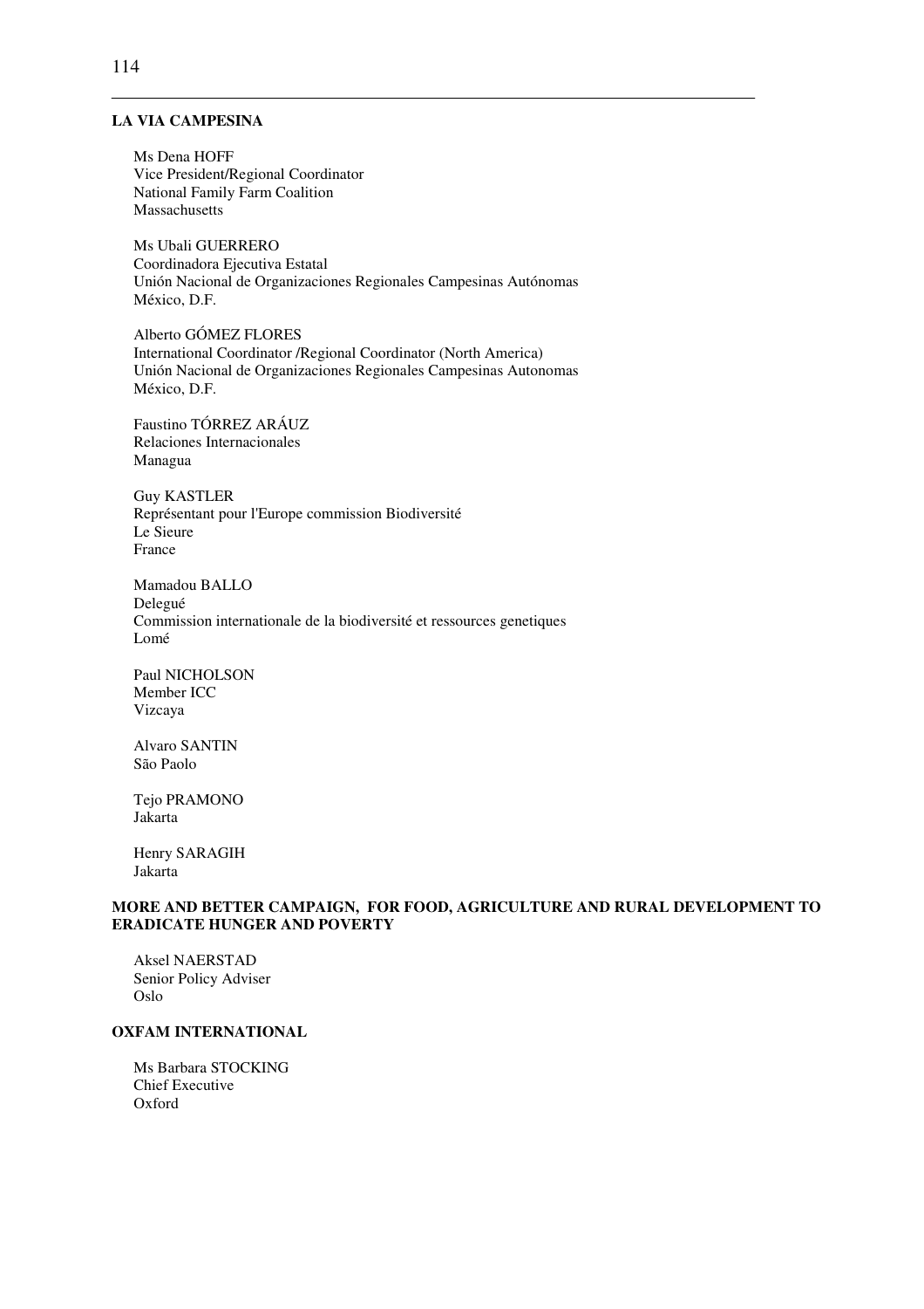**LA VIA CAMPESINA**

Ms Dena HOFF
Vice President/Regional Coordinator
National Family Farm Coalition
Massachusetts

Ms Ubali GUERRERO
Coordinadora Ejecutiva Estatal
Unión Nacional de Organizaciones Regionales Campesinas Autónomas
México, D.F.

Alberto GÓMEZ FLORES
International Coordinator /Regional Coordinator (North America)
Unión Nacional de Organizaciones Regionales Campesinas Autonomas
México, D.F.

Faustino TÓRREZ ARÁUZ
Relaciones Internacionales
Managua

Guy KASTLER
Représentant pour l'Europe commission Biodiversité
Le Sieure
France

Mamadou BALLO
Delegué
Commission internationale de la biodiversité et ressources genetiques
Lomé

Paul NICHOLSON
Member ICC
Vizcaya

Alvaro SANTIN
São Paolo

Tejo PRAMONO
Jakarta

Henry SARAGIH
Jakarta

**MORE AND BETTER CAMPAIGN, FOR FOOD, AGRICULTURE AND RURAL DEVELOPMENT TO ERADICATE HUNGER AND POVERTY**

Aksel NAERSTAD
Senior Policy Adviser
Oslo

**OXFAM INTERNATIONAL**

Ms Barbara STOCKING
Chief Executive
Oxford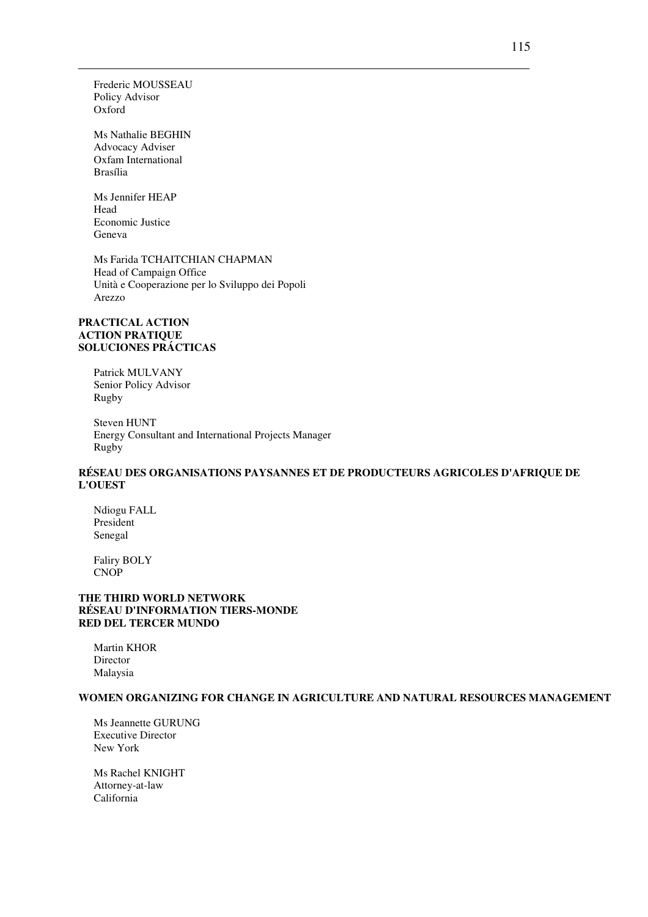Frederic MOUSSEAU
Policy Advisor
Oxford

Ms Nathalie BEGHIN
Advocacy Adviser
Oxfam International
Brasília

Ms Jennifer HEAP
Head
Economic Justice
Geneva

Ms Farida TCHAITCHIAN CHAPMAN
Head of Campaign Office
Unità e Cooperazione per lo Sviluppo dei Popoli
Arezzo

**PRACTICAL ACTION**
**ACTION PRATIQUE**
**SOLUCIONES PRÁCTICAS**

Patrick MULVANY
Senior Policy Advisor
Rugby

Steven HUNT
Energy Consultant and International Projects Manager
Rugby

**RÉSEAU DES ORGANISATIONS PAYSANNES ET DE PRODUCTEURS AGRICOLES D'AFRIQUE DE L'OUEST**

Ndiogu FALL
President
Senegal

Faliry BOLY
CNOP

**THE THIRD WORLD NETWORK**
**RÉSEAU D'INFORMATION TIERS-MONDE**
**RED DEL TERCER MUNDO**

Martin KHOR
Director
Malaysia

**WOMEN ORGANIZING FOR CHANGE IN AGRICULTURE AND NATURAL RESOURCES MANAGEMENT**

Ms Jeannette GURUNG
Executive Director
New York

Ms Rachel KNIGHT
Attorney-at-law
California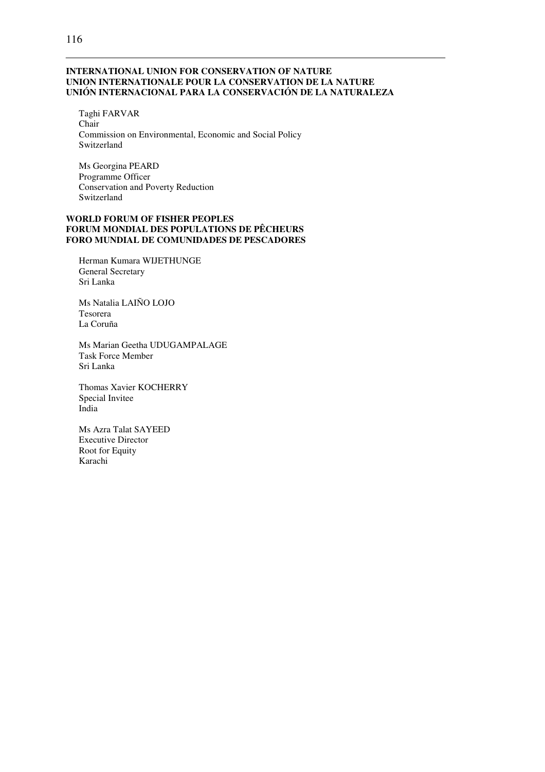**INTERNATIONAL UNION FOR CONSERVATION OF NATURE**
**UNION INTERNATIONALE POUR LA CONSERVATION DE LA NATURE**
**UNIÓN INTERNACIONAL PARA LA CONSERVACIÓN DE LA NATURALEZA**

Taghi FARVAR
Chair
Commission on Environmental, Economic and Social Policy
Switzerland

Ms Georgina PEARD
Programme Officer
Conservation and Poverty Reduction
Switzerland

**WORLD FORUM OF FISHER PEOPLES**
**FORUM MONDIAL DES POPULATIONS DE PÊCHEURS**
**FORO MUNDIAL DE COMUNIDADES DE PESCADORES**

Herman Kumara WIJETHUNGE
General Secretary
Sri Lanka

Ms Natalia LAIÑO LOJO
Tesorera
La Coruña

Ms Marian Geetha UDUGAMPALAGE
Task Force Member
Sri Lanka

Thomas Xavier KOCHERRY
Special Invitee
India

Ms Azra Talat SAYEED
Executive Director
Root for Equity
Karachi